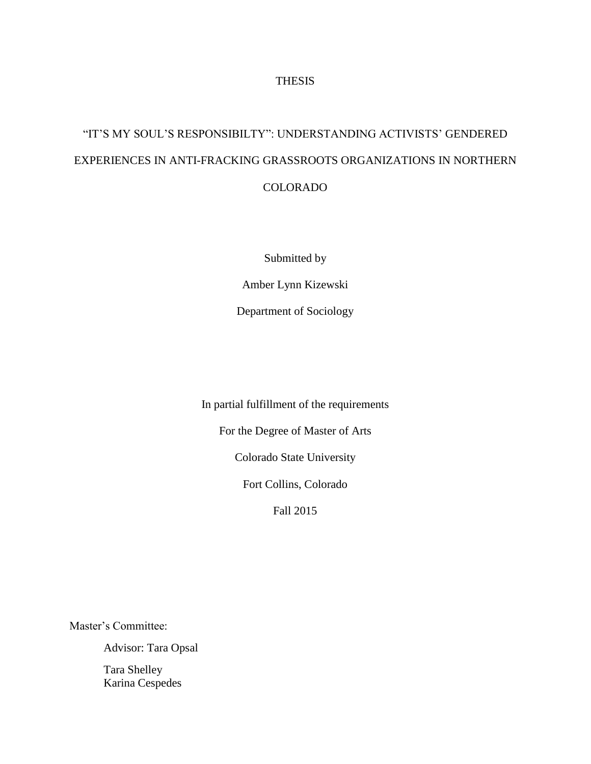THESIS

# "IT'S MY SOUL'S RESPONSIBILTY": UNDERSTANDING ACTIVISTS' GENDERED EXPERIENCES IN ANTI-FRACKING GRASSROOTS ORGANIZATIONS IN NORTHERN COLORADO

Submitted by

Amber Lynn Kizewski

Department of Sociology

In partial fulfillment of the requirements

For the Degree of Master of Arts

Colorado State University

Fort Collins, Colorado

Fall 2015

Master's Committee:

Advisor: Tara Opsal

Tara Shelley
Karina Cespedes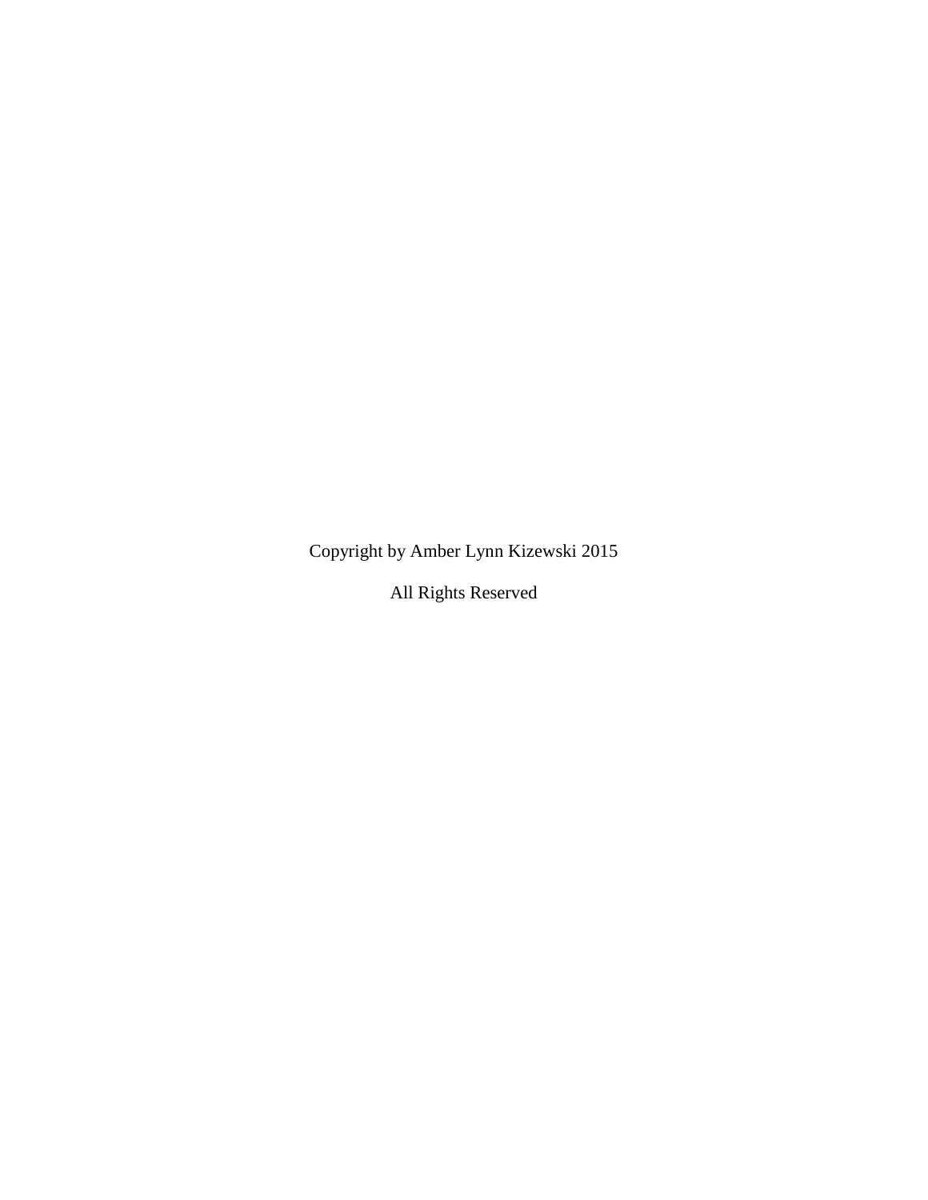Copyright by Amber Lynn Kizewski 2015

All Rights Reserved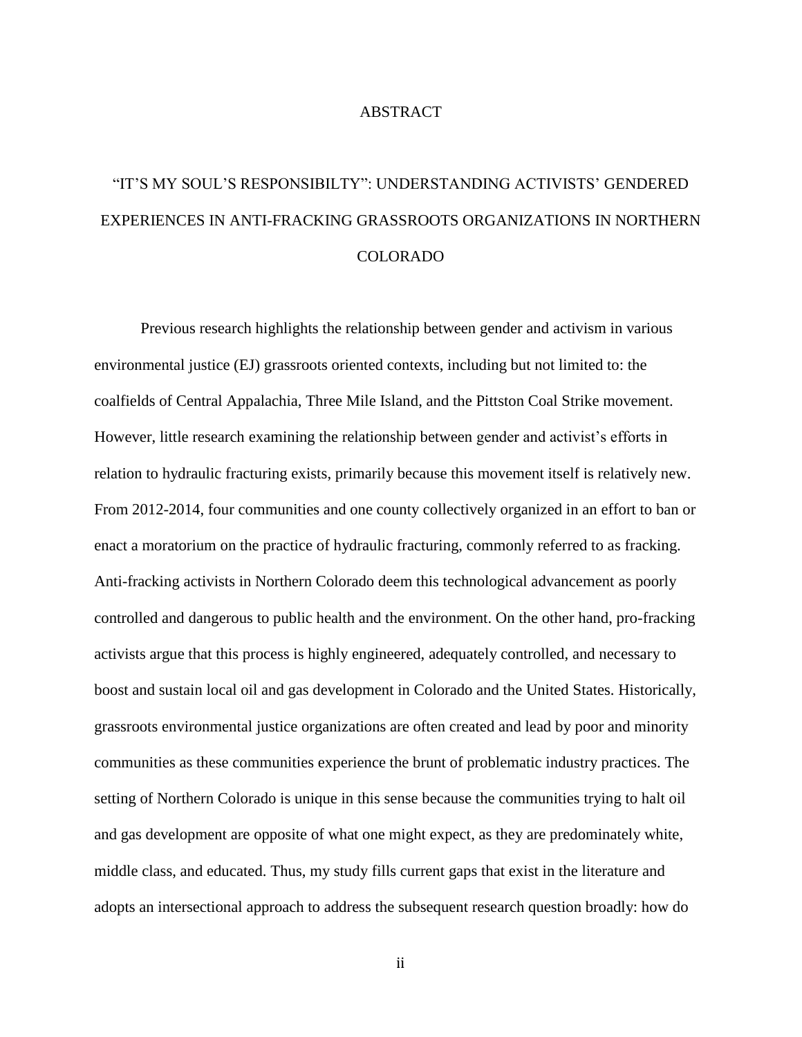# ABSTRACT

## "IT'S MY SOUL'S RESPONSIBILTY": UNDERSTANDING ACTIVISTS' GENDERED EXPERIENCES IN ANTI-FRACKING GRASSROOTS ORGANIZATIONS IN NORTHERN COLORADO

Previous research highlights the relationship between gender and activism in various environmental justice (EJ) grassroots oriented contexts, including but not limited to: the coalfields of Central Appalachia, Three Mile Island, and the Pittston Coal Strike movement. However, little research examining the relationship between gender and activist's efforts in relation to hydraulic fracturing exists, primarily because this movement itself is relatively new. From 2012-2014, four communities and one county collectively organized in an effort to ban or enact a moratorium on the practice of hydraulic fracturing, commonly referred to as fracking. Anti-fracking activists in Northern Colorado deem this technological advancement as poorly controlled and dangerous to public health and the environment. On the other hand, pro-fracking activists argue that this process is highly engineered, adequately controlled, and necessary to boost and sustain local oil and gas development in Colorado and the United States. Historically, grassroots environmental justice organizations are often created and lead by poor and minority communities as these communities experience the brunt of problematic industry practices. The setting of Northern Colorado is unique in this sense because the communities trying to halt oil and gas development are opposite of what one might expect, as they are predominately white, middle class, and educated. Thus, my study fills current gaps that exist in the literature and adopts an intersectional approach to address the subsequent research question broadly: how do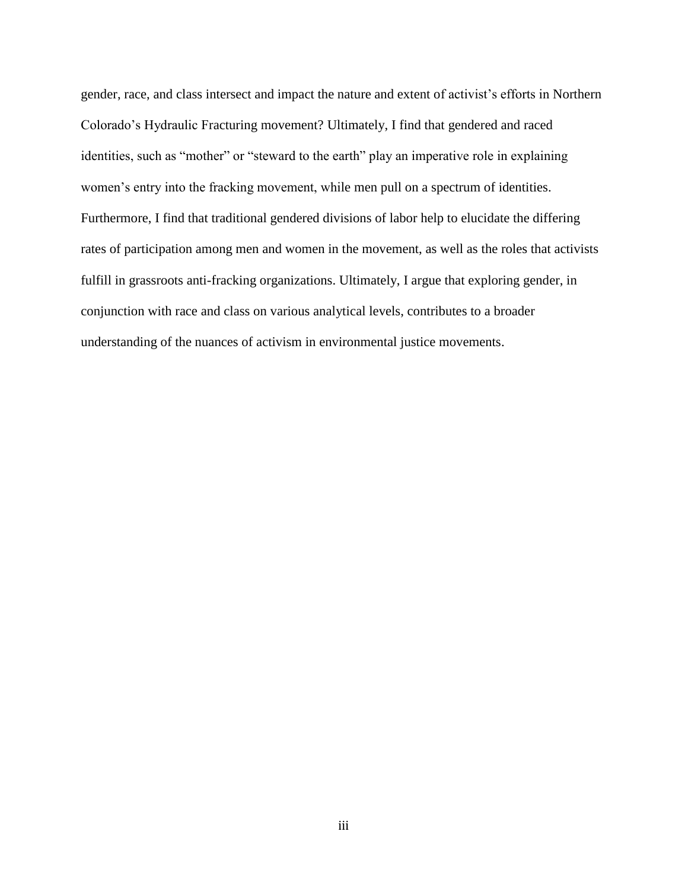gender, race, and class intersect and impact the nature and extent of activist's efforts in Northern Colorado's Hydraulic Fracturing movement? Ultimately, I find that gendered and raced identities, such as "mother" or "steward to the earth" play an imperative role in explaining women's entry into the fracking movement, while men pull on a spectrum of identities. Furthermore, I find that traditional gendered divisions of labor help to elucidate the differing rates of participation among men and women in the movement, as well as the roles that activists fulfill in grassroots anti-fracking organizations. Ultimately, I argue that exploring gender, in conjunction with race and class on various analytical levels, contributes to a broader understanding of the nuances of activism in environmental justice movements.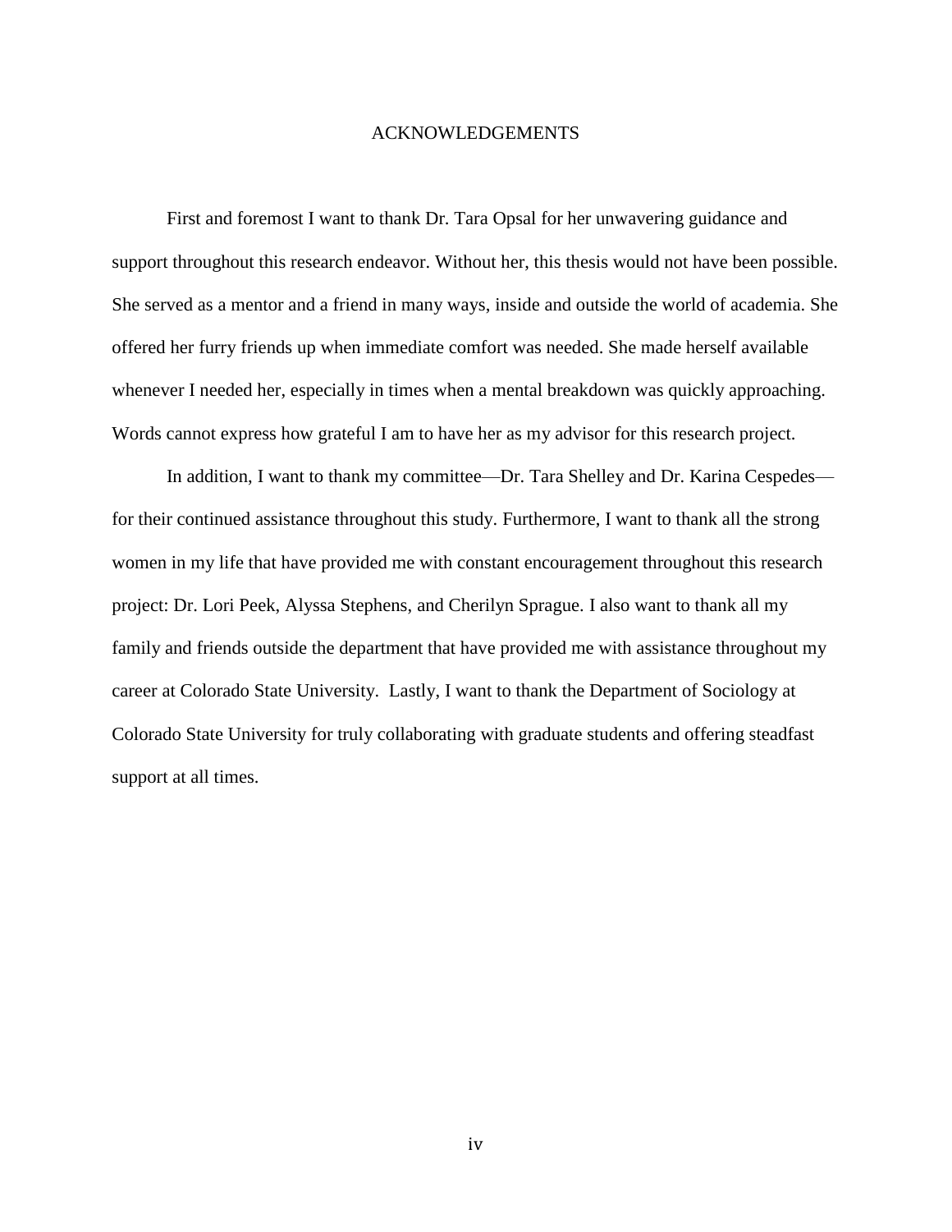# ACKNOWLEDGEMENTS

First and foremost I want to thank Dr. Tara Opsal for her unwavering guidance and support throughout this research endeavor. Without her, this thesis would not have been possible. She served as a mentor and a friend in many ways, inside and outside the world of academia. She offered her furry friends up when immediate comfort was needed. She made herself available whenever I needed her, especially in times when a mental breakdown was quickly approaching. Words cannot express how grateful I am to have her as my advisor for this research project.

In addition, I want to thank my committee—Dr. Tara Shelley and Dr. Karina Cespedes—for their continued assistance throughout this study. Furthermore, I want to thank all the strong women in my life that have provided me with constant encouragement throughout this research project: Dr. Lori Peek, Alyssa Stephens, and Cherilyn Sprague. I also want to thank all my family and friends outside the department that have provided me with assistance throughout my career at Colorado State University. Lastly, I want to thank the Department of Sociology at Colorado State University for truly collaborating with graduate students and offering steadfast support at all times.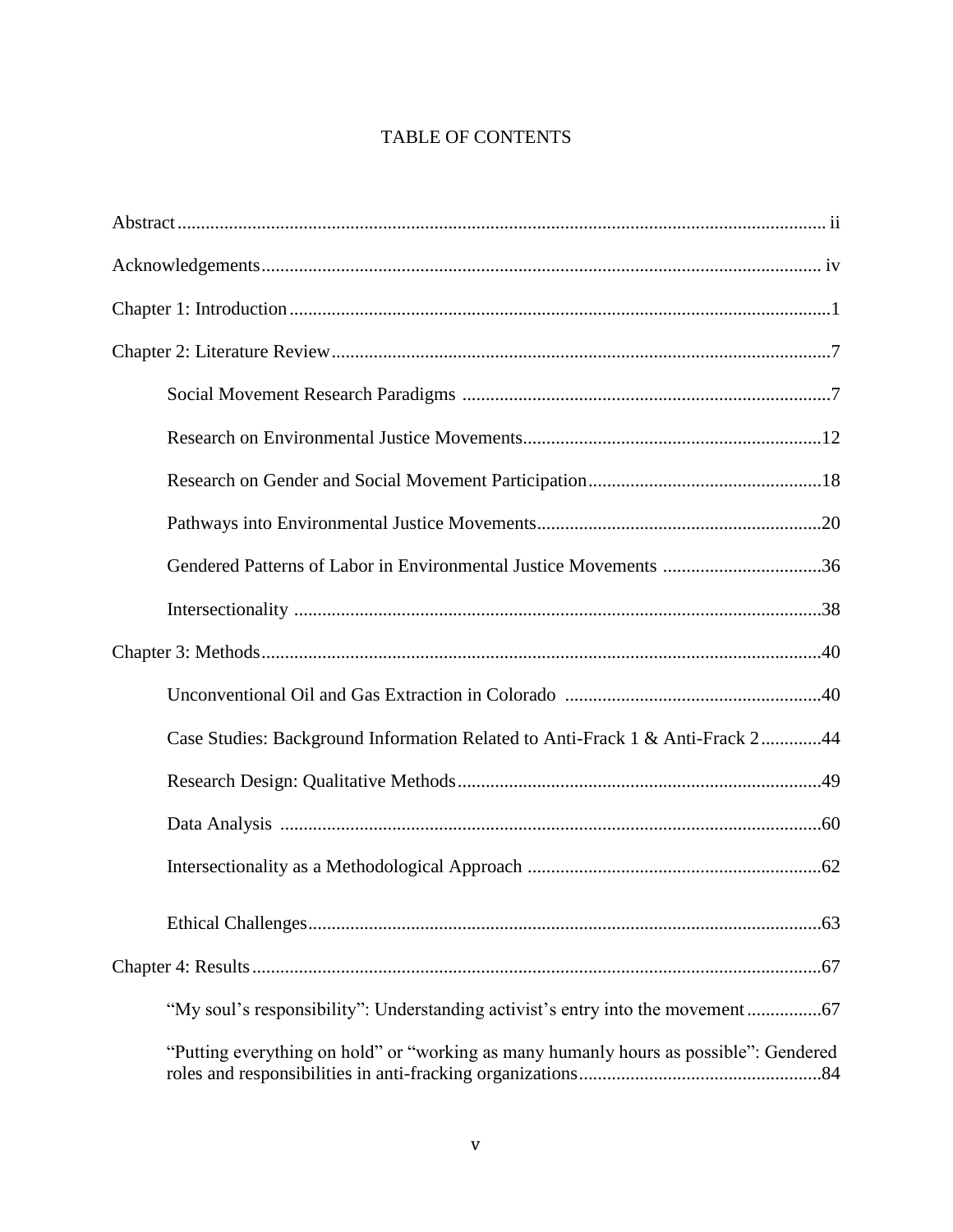# TABLE OF CONTENTS

Abstract .......... ii

Acknowledgements .......... iv

Chapter 1: Introduction .......... 1

Chapter 2: Literature Review .......... 7

- Social Movement Research Paradigms .......... 7
- Research on Environmental Justice Movements .......... 12
- Research on Gender and Social Movement Participation .......... 18
- Pathways into Environmental Justice Movements .......... 20
- Gendered Patterns of Labor in Environmental Justice Movements .......... 36
- Intersectionality .......... 38

Chapter 3: Methods .......... 40

- Unconventional Oil and Gas Extraction in Colorado .......... 40
- Case Studies: Background Information Related to Anti-Frack 1 & Anti-Frack 2 .......... 44
- Research Design: Qualitative Methods .......... 49
- Data Analysis .......... 60
- Intersectionality as a Methodological Approach .......... 62
- Ethical Challenges .......... 63

Chapter 4: Results .......... 67

- "My soul's responsibility": Understanding activist's entry into the movement .......... 67
- "Putting everything on hold" or "working as many humanly hours as possible": Gendered roles and responsibilities in anti-fracking organizations .......... 84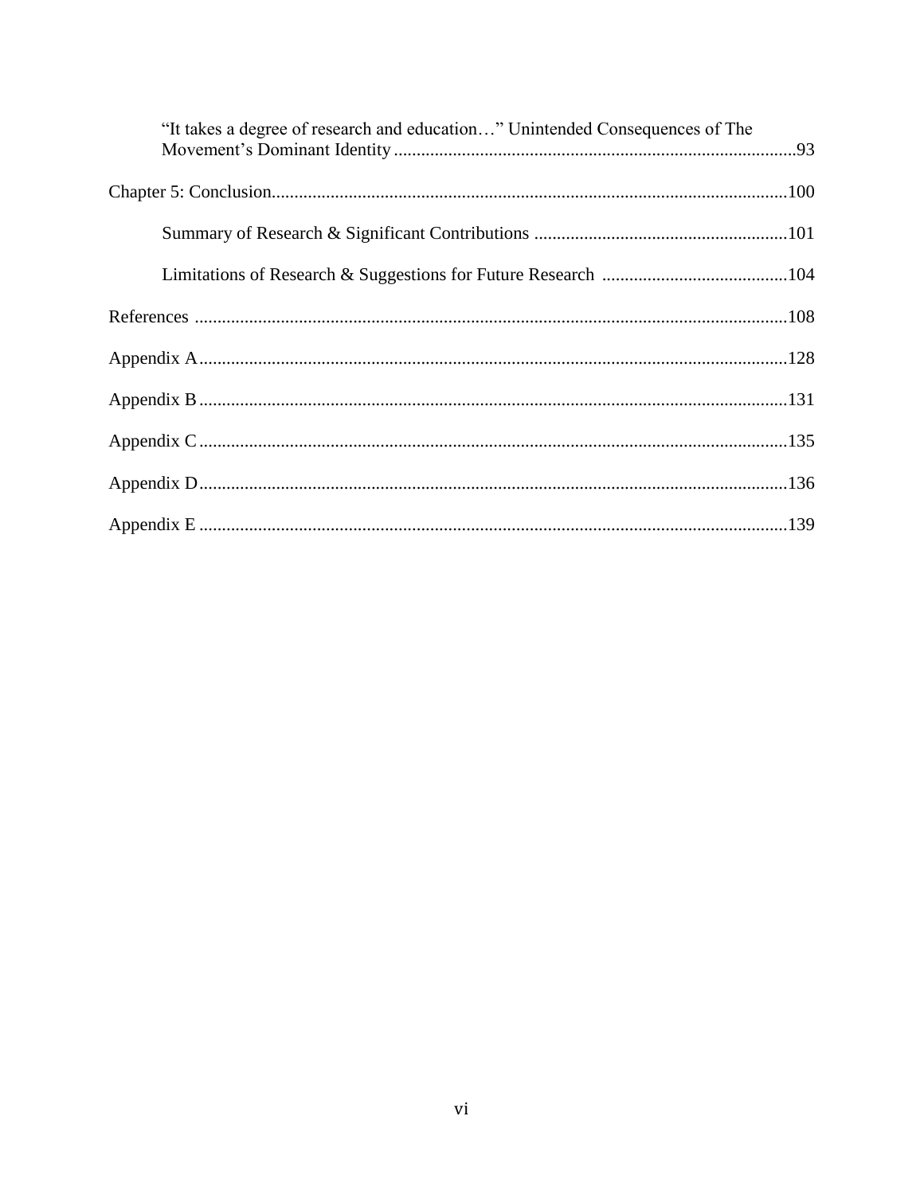"It takes a degree of research and education…" Unintended Consequences of The Movement's Dominant Identity ........................................................................................93

Chapter 5: Conclusion.................................................................................................................100

Summary of Research & Significant Contributions ........................................................101

Limitations of Research & Suggestions for Future Research .........................................104

References ..................................................................................................................................108

Appendix A.................................................................................................................................128

Appendix B.................................................................................................................................131

Appendix C.................................................................................................................................135

Appendix D.................................................................................................................................136

Appendix E .................................................................................................................................139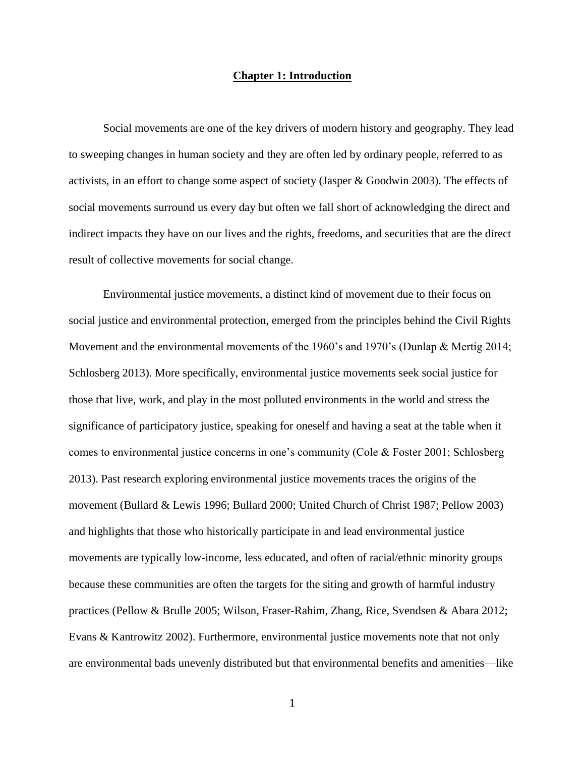# Chapter 1: Introduction

Social movements are one of the key drivers of modern history and geography. They lead to sweeping changes in human society and they are often led by ordinary people, referred to as activists, in an effort to change some aspect of society (Jasper & Goodwin 2003). The effects of social movements surround us every day but often we fall short of acknowledging the direct and indirect impacts they have on our lives and the rights, freedoms, and securities that are the direct result of collective movements for social change.

Environmental justice movements, a distinct kind of movement due to their focus on social justice and environmental protection, emerged from the principles behind the Civil Rights Movement and the environmental movements of the 1960's and 1970's (Dunlap & Mertig 2014; Schlosberg 2013). More specifically, environmental justice movements seek social justice for those that live, work, and play in the most polluted environments in the world and stress the significance of participatory justice, speaking for oneself and having a seat at the table when it comes to environmental justice concerns in one's community (Cole & Foster 2001; Schlosberg 2013). Past research exploring environmental justice movements traces the origins of the movement (Bullard & Lewis 1996; Bullard 2000; United Church of Christ 1987; Pellow 2003) and highlights that those who historically participate in and lead environmental justice movements are typically low-income, less educated, and often of racial/ethnic minority groups because these communities are often the targets for the siting and growth of harmful industry practices (Pellow & Brulle 2005; Wilson, Fraser-Rahim, Zhang, Rice, Svendsen & Abara 2012; Evans & Kantrowitz 2002). Furthermore, environmental justice movements note that not only are environmental bads unevenly distributed but that environmental benefits and amenities—like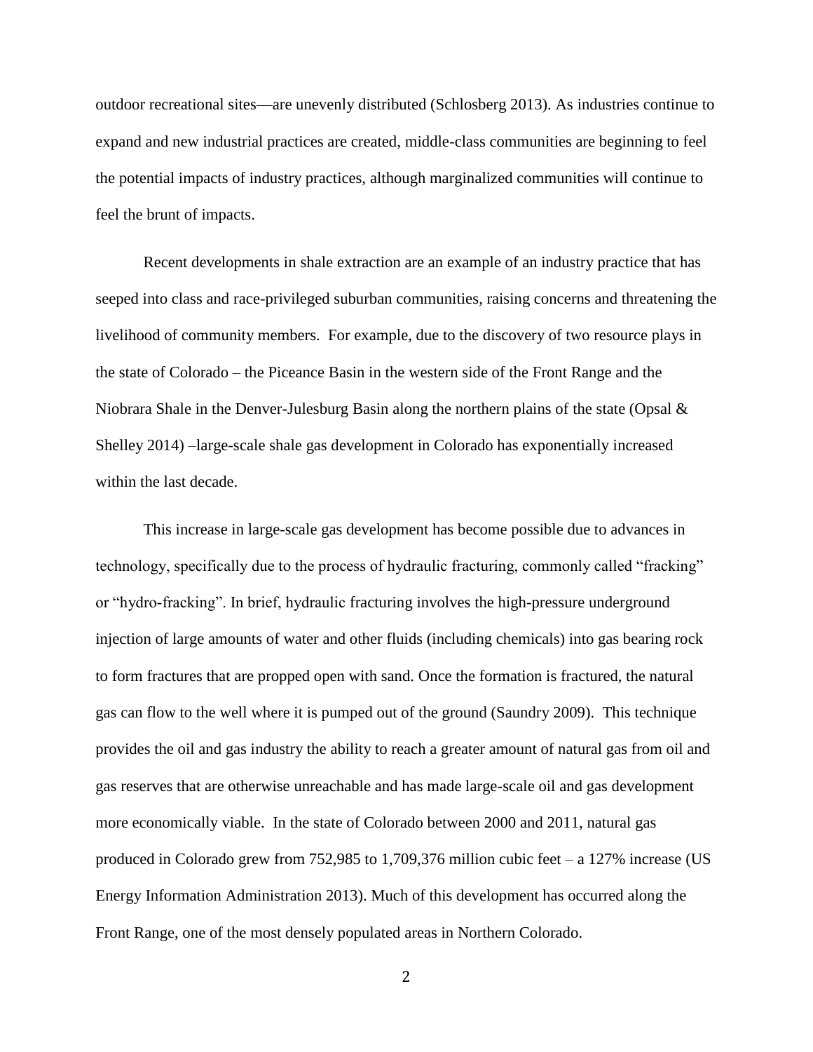outdoor recreational sites—are unevenly distributed (Schlosberg 2013). As industries continue to expand and new industrial practices are created, middle-class communities are beginning to feel the potential impacts of industry practices, although marginalized communities will continue to feel the brunt of impacts.

Recent developments in shale extraction are an example of an industry practice that has seeped into class and race-privileged suburban communities, raising concerns and threatening the livelihood of community members. For example, due to the discovery of two resource plays in the state of Colorado – the Piceance Basin in the western side of the Front Range and the Niobrara Shale in the Denver-Julesburg Basin along the northern plains of the state (Opsal & Shelley 2014) –large-scale shale gas development in Colorado has exponentially increased within the last decade.

This increase in large-scale gas development has become possible due to advances in technology, specifically due to the process of hydraulic fracturing, commonly called "fracking" or "hydro-fracking". In brief, hydraulic fracturing involves the high-pressure underground injection of large amounts of water and other fluids (including chemicals) into gas bearing rock to form fractures that are propped open with sand. Once the formation is fractured, the natural gas can flow to the well where it is pumped out of the ground (Saundry 2009). This technique provides the oil and gas industry the ability to reach a greater amount of natural gas from oil and gas reserves that are otherwise unreachable and has made large-scale oil and gas development more economically viable. In the state of Colorado between 2000 and 2011, natural gas produced in Colorado grew from 752,985 to 1,709,376 million cubic feet – a 127% increase (US Energy Information Administration 2013). Much of this development has occurred along the Front Range, one of the most densely populated areas in Northern Colorado.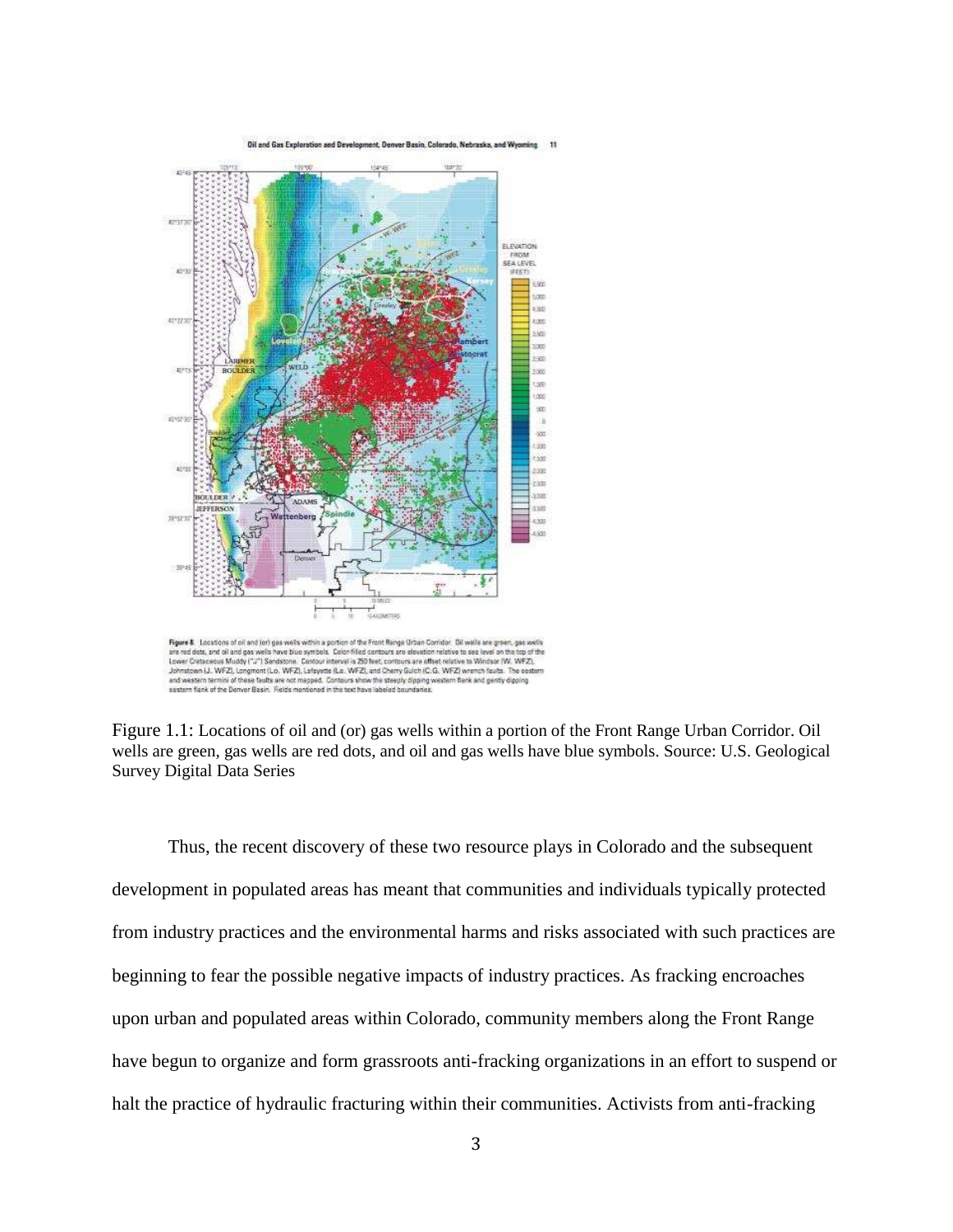Figure 1.1: Locations of oil and (or) gas wells within a portion of the Front Range Urban Corridor. Oil wells are green, gas wells are red dots, and oil and gas wells have blue symbols. Source: U.S. Geological Survey Digital Data Series

Thus, the recent discovery of these two resource plays in Colorado and the subsequent development in populated areas has meant that communities and individuals typically protected from industry practices and the environmental harms and risks associated with such practices are beginning to fear the possible negative impacts of industry practices. As fracking encroaches upon urban and populated areas within Colorado, community members along the Front Range have begun to organize and form grassroots anti-fracking organizations in an effort to suspend or halt the practice of hydraulic fracturing within their communities. Activists from anti-fracking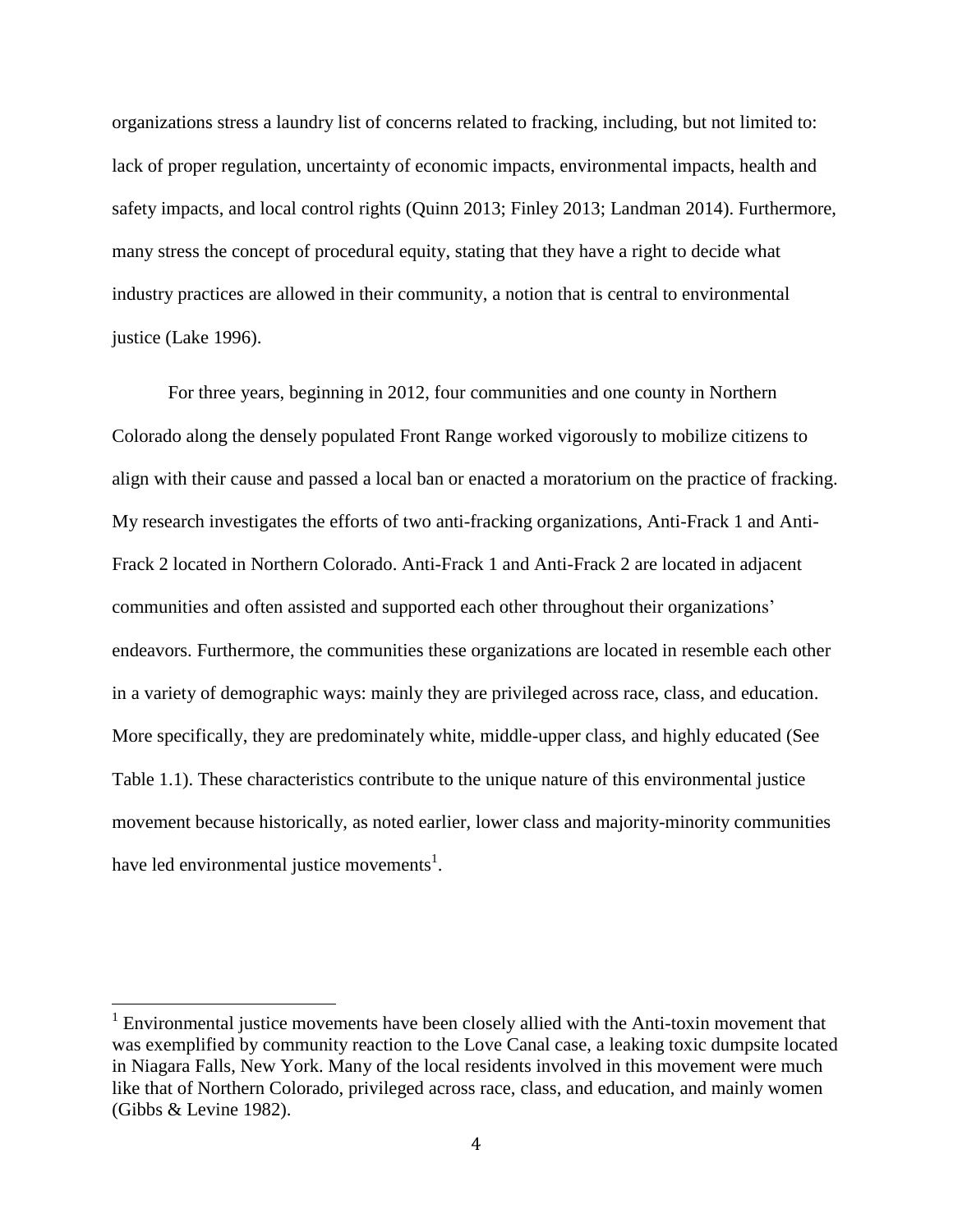organizations stress a laundry list of concerns related to fracking, including, but not limited to: lack of proper regulation, uncertainty of economic impacts, environmental impacts, health and safety impacts, and local control rights (Quinn 2013; Finley 2013; Landman 2014). Furthermore, many stress the concept of procedural equity, stating that they have a right to decide what industry practices are allowed in their community, a notion that is central to environmental justice (Lake 1996).

For three years, beginning in 2012, four communities and one county in Northern Colorado along the densely populated Front Range worked vigorously to mobilize citizens to align with their cause and passed a local ban or enacted a moratorium on the practice of fracking. My research investigates the efforts of two anti-fracking organizations, Anti-Frack 1 and Anti-Frack 2 located in Northern Colorado. Anti-Frack 1 and Anti-Frack 2 are located in adjacent communities and often assisted and supported each other throughout their organizations' endeavors. Furthermore, the communities these organizations are located in resemble each other in a variety of demographic ways: mainly they are privileged across race, class, and education. More specifically, they are predominately white, middle-upper class, and highly educated (See Table 1.1). These characteristics contribute to the unique nature of this environmental justice movement because historically, as noted earlier, lower class and majority-minority communities have led environmental justice movements[1].

[1] Environmental justice movements have been closely allied with the Anti-toxin movement that was exemplified by community reaction to the Love Canal case, a leaking toxic dumpsite located in Niagara Falls, New York. Many of the local residents involved in this movement were much like that of Northern Colorado, privileged across race, class, and education, and mainly women (Gibbs & Levine 1982).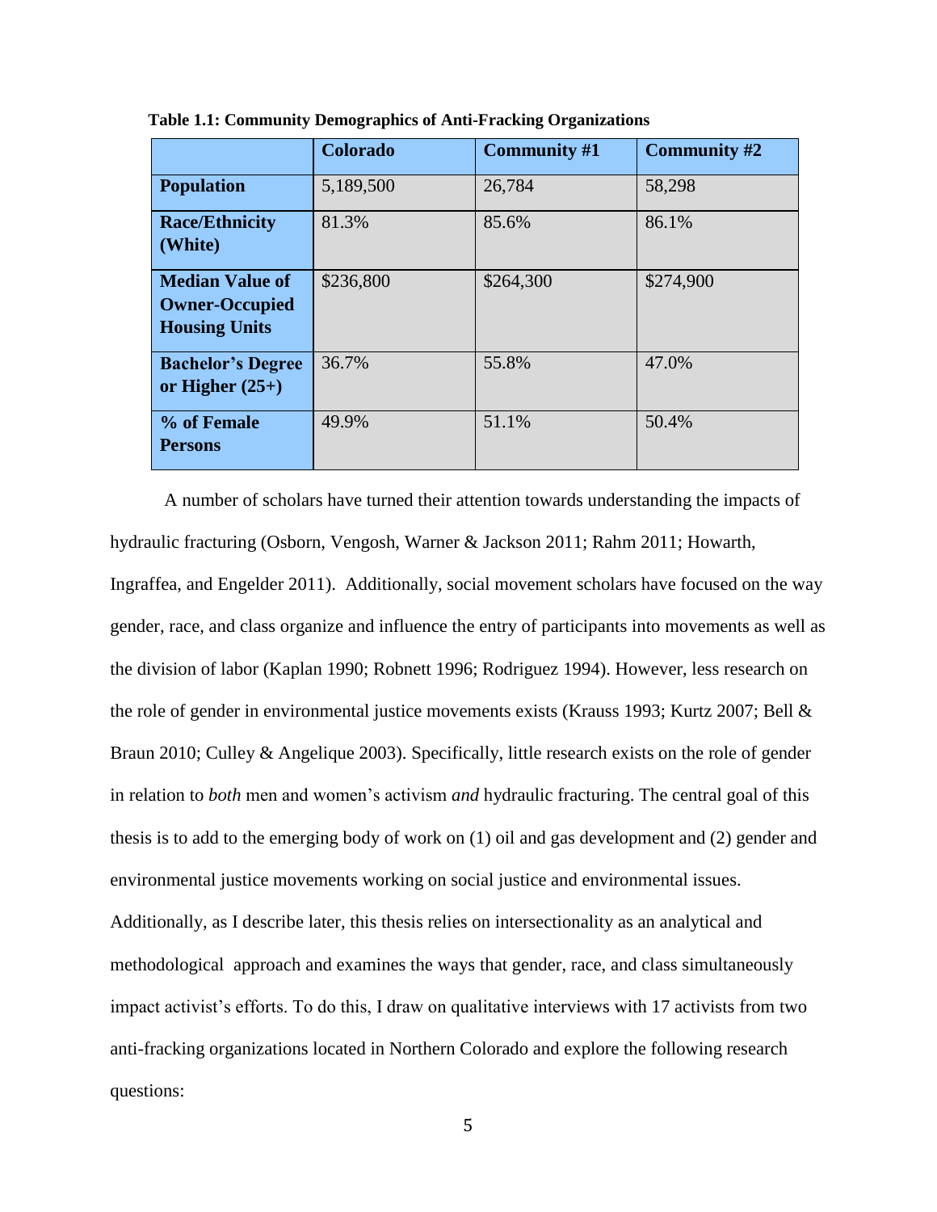**Table 1.1: Community Demographics of Anti-Fracking Organizations**

| | Colorado | Community #1 | Community #2 |
|---|---|---|---|
| **Population** | 5,189,500 | 26,784 | 58,298 |
| **Race/Ethnicity (White)** | 81.3% | 85.6% | 86.1% |
| **Median Value of Owner-Occupied Housing Units** | $236,800 | $264,300 | $274,900 |
| **Bachelor's Degree or Higher (25+)** | 36.7% | 55.8% | 47.0% |
| **% of Female Persons** | 49.9% | 51.1% | 50.4% |

A number of scholars have turned their attention towards understanding the impacts of hydraulic fracturing (Osborn, Vengosh, Warner & Jackson 2011; Rahm 2011; Howarth, Ingraffea, and Engelder 2011). Additionally, social movement scholars have focused on the way gender, race, and class organize and influence the entry of participants into movements as well as the division of labor (Kaplan 1990; Robnett 1996; Rodriguez 1994). However, less research on the role of gender in environmental justice movements exists (Krauss 1993; Kurtz 2007; Bell & Braun 2010; Culley & Angelique 2003). Specifically, little research exists on the role of gender in relation to *both* men and women's activism *and* hydraulic fracturing. The central goal of this thesis is to add to the emerging body of work on (1) oil and gas development and (2) gender and environmental justice movements working on social justice and environmental issues. Additionally, as I describe later, this thesis relies on intersectionality as an analytical and methodological approach and examines the ways that gender, race, and class simultaneously impact activist's efforts. To do this, I draw on qualitative interviews with 17 activists from two anti-fracking organizations located in Northern Colorado and explore the following research questions: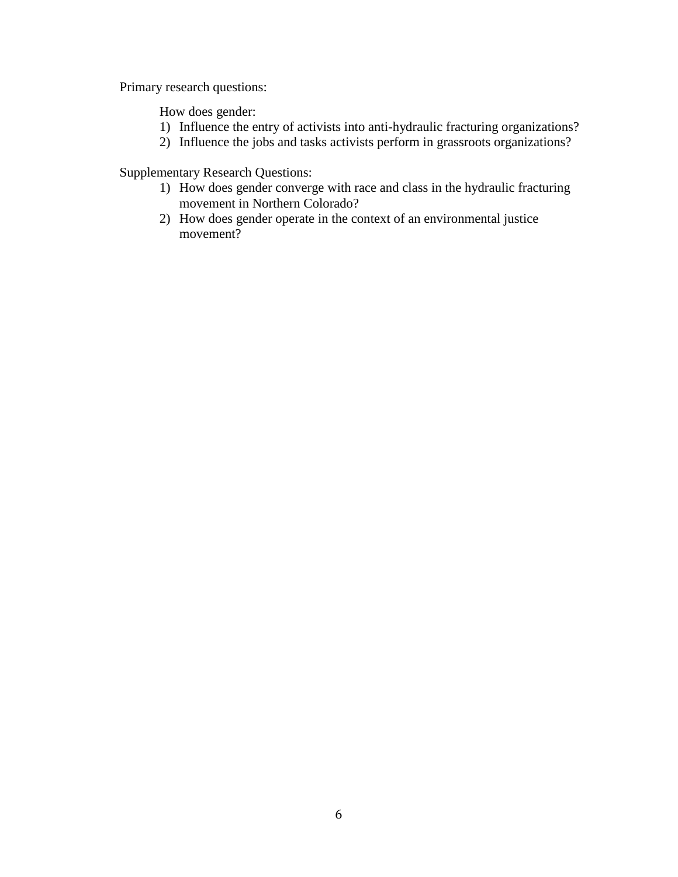Primary research questions:

How does gender:

1) Influence the entry of activists into anti-hydraulic fracturing organizations?
2) Influence the jobs and tasks activists perform in grassroots organizations?

Supplementary Research Questions:

1) How does gender converge with race and class in the hydraulic fracturing movement in Northern Colorado?
2) How does gender operate in the context of an environmental justice movement?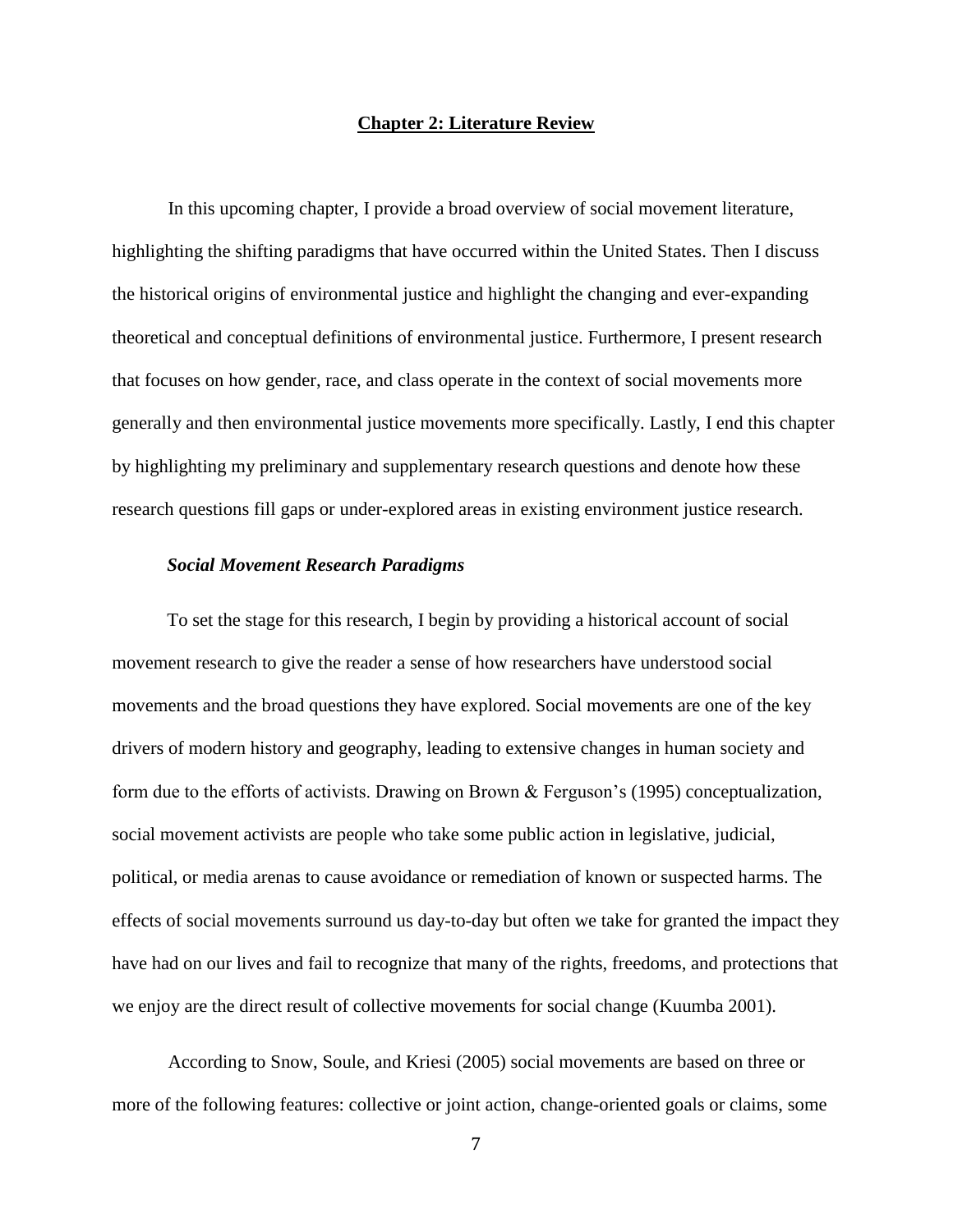## Chapter 2: Literature Review

In this upcoming chapter, I provide a broad overview of social movement literature, highlighting the shifting paradigms that have occurred within the United States. Then I discuss the historical origins of environmental justice and highlight the changing and ever-expanding theoretical and conceptual definitions of environmental justice. Furthermore, I present research that focuses on how gender, race, and class operate in the context of social movements more generally and then environmental justice movements more specifically. Lastly, I end this chapter by highlighting my preliminary and supplementary research questions and denote how these research questions fill gaps or under-explored areas in existing environment justice research.

### *Social Movement Research Paradigms*

To set the stage for this research, I begin by providing a historical account of social movement research to give the reader a sense of how researchers have understood social movements and the broad questions they have explored. Social movements are one of the key drivers of modern history and geography, leading to extensive changes in human society and form due to the efforts of activists. Drawing on Brown & Ferguson's (1995) conceptualization, social movement activists are people who take some public action in legislative, judicial, political, or media arenas to cause avoidance or remediation of known or suspected harms. The effects of social movements surround us day-to-day but often we take for granted the impact they have had on our lives and fail to recognize that many of the rights, freedoms, and protections that we enjoy are the direct result of collective movements for social change (Kuumba 2001).

According to Snow, Soule, and Kriesi (2005) social movements are based on three or more of the following features: collective or joint action, change-oriented goals or claims, some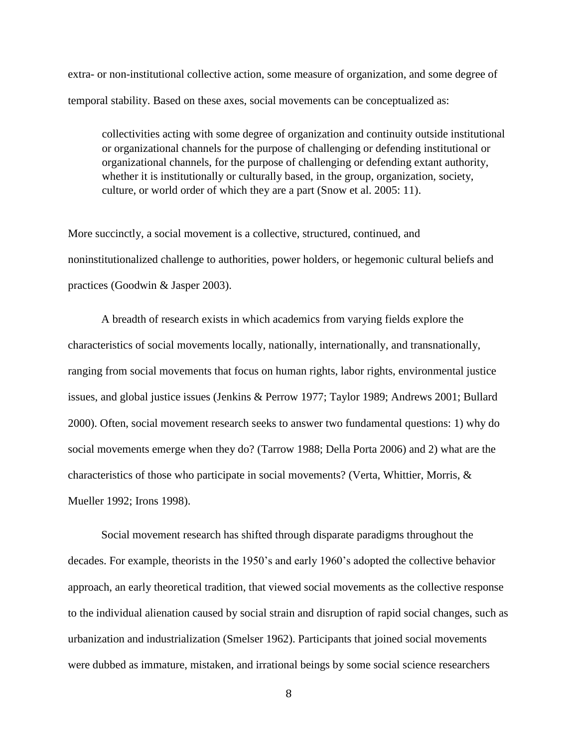extra- or non-institutional collective action, some measure of organization, and some degree of temporal stability. Based on these axes, social movements can be conceptualized as:

> collectivities acting with some degree of organization and continuity outside institutional or organizational channels for the purpose of challenging or defending institutional or organizational channels, for the purpose of challenging or defending extant authority, whether it is institutionally or culturally based, in the group, organization, society, culture, or world order of which they are a part (Snow et al. 2005: 11).

More succinctly, a social movement is a collective, structured, continued, and noninstitutionalized challenge to authorities, power holders, or hegemonic cultural beliefs and practices (Goodwin & Jasper 2003).

A breadth of research exists in which academics from varying fields explore the characteristics of social movements locally, nationally, internationally, and transnationally, ranging from social movements that focus on human rights, labor rights, environmental justice issues, and global justice issues (Jenkins & Perrow 1977; Taylor 1989; Andrews 2001; Bullard 2000). Often, social movement research seeks to answer two fundamental questions: 1) why do social movements emerge when they do? (Tarrow 1988; Della Porta 2006) and 2) what are the characteristics of those who participate in social movements? (Verta, Whittier, Morris, & Mueller 1992; Irons 1998).

Social movement research has shifted through disparate paradigms throughout the decades. For example, theorists in the 1950's and early 1960's adopted the collective behavior approach, an early theoretical tradition, that viewed social movements as the collective response to the individual alienation caused by social strain and disruption of rapid social changes, such as urbanization and industrialization (Smelser 1962). Participants that joined social movements were dubbed as immature, mistaken, and irrational beings by some social science researchers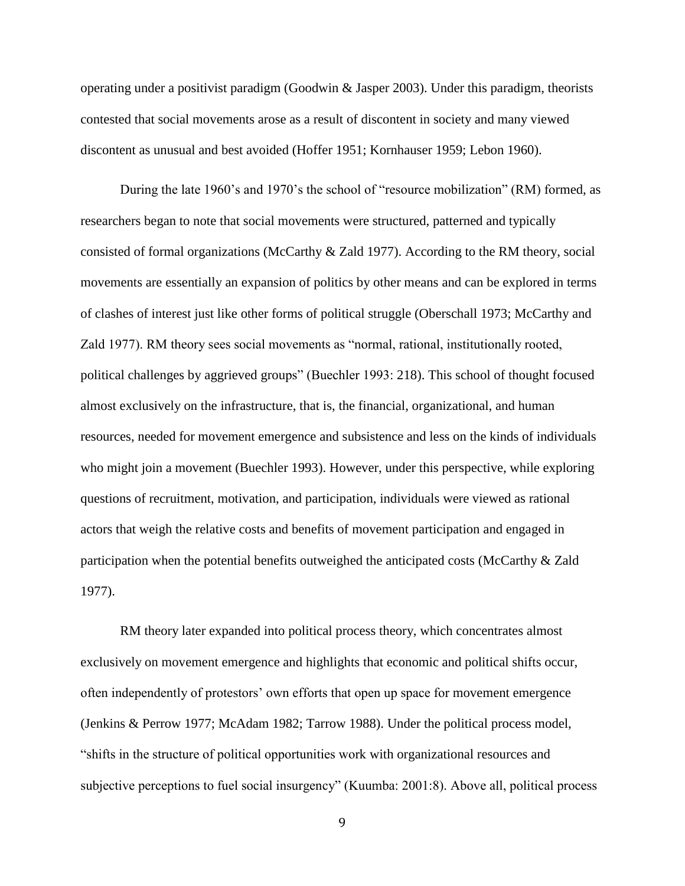operating under a positivist paradigm (Goodwin & Jasper 2003). Under this paradigm, theorists contested that social movements arose as a result of discontent in society and many viewed discontent as unusual and best avoided (Hoffer 1951; Kornhauser 1959; Lebon 1960).

During the late 1960's and 1970's the school of "resource mobilization" (RM) formed, as researchers began to note that social movements were structured, patterned and typically consisted of formal organizations (McCarthy & Zald 1977). According to the RM theory, social movements are essentially an expansion of politics by other means and can be explored in terms of clashes of interest just like other forms of political struggle (Oberschall 1973; McCarthy and Zald 1977). RM theory sees social movements as "normal, rational, institutionally rooted, political challenges by aggrieved groups" (Buechler 1993: 218). This school of thought focused almost exclusively on the infrastructure, that is, the financial, organizational, and human resources, needed for movement emergence and subsistence and less on the kinds of individuals who might join a movement (Buechler 1993). However, under this perspective, while exploring questions of recruitment, motivation, and participation, individuals were viewed as rational actors that weigh the relative costs and benefits of movement participation and engaged in participation when the potential benefits outweighed the anticipated costs (McCarthy & Zald 1977).

RM theory later expanded into political process theory, which concentrates almost exclusively on movement emergence and highlights that economic and political shifts occur, often independently of protestors' own efforts that open up space for movement emergence (Jenkins & Perrow 1977; McAdam 1982; Tarrow 1988). Under the political process model, "shifts in the structure of political opportunities work with organizational resources and subjective perceptions to fuel social insurgency" (Kuumba: 2001:8). Above all, political process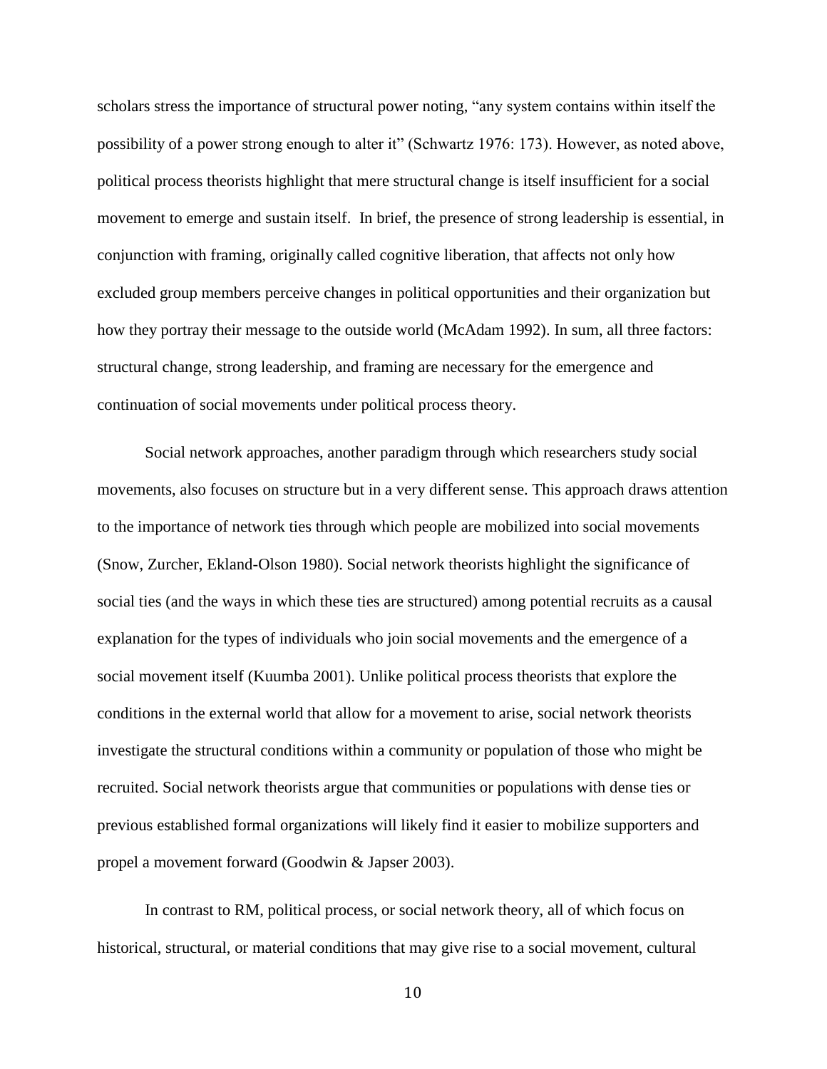scholars stress the importance of structural power noting, "any system contains within itself the possibility of a power strong enough to alter it" (Schwartz 1976: 173). However, as noted above, political process theorists highlight that mere structural change is itself insufficient for a social movement to emerge and sustain itself. In brief, the presence of strong leadership is essential, in conjunction with framing, originally called cognitive liberation, that affects not only how excluded group members perceive changes in political opportunities and their organization but how they portray their message to the outside world (McAdam 1992). In sum, all three factors: structural change, strong leadership, and framing are necessary for the emergence and continuation of social movements under political process theory.

Social network approaches, another paradigm through which researchers study social movements, also focuses on structure but in a very different sense. This approach draws attention to the importance of network ties through which people are mobilized into social movements (Snow, Zurcher, Ekland-Olson 1980). Social network theorists highlight the significance of social ties (and the ways in which these ties are structured) among potential recruits as a causal explanation for the types of individuals who join social movements and the emergence of a social movement itself (Kuumba 2001). Unlike political process theorists that explore the conditions in the external world that allow for a movement to arise, social network theorists investigate the structural conditions within a community or population of those who might be recruited. Social network theorists argue that communities or populations with dense ties or previous established formal organizations will likely find it easier to mobilize supporters and propel a movement forward (Goodwin & Japser 2003).

In contrast to RM, political process, or social network theory, all of which focus on historical, structural, or material conditions that may give rise to a social movement, cultural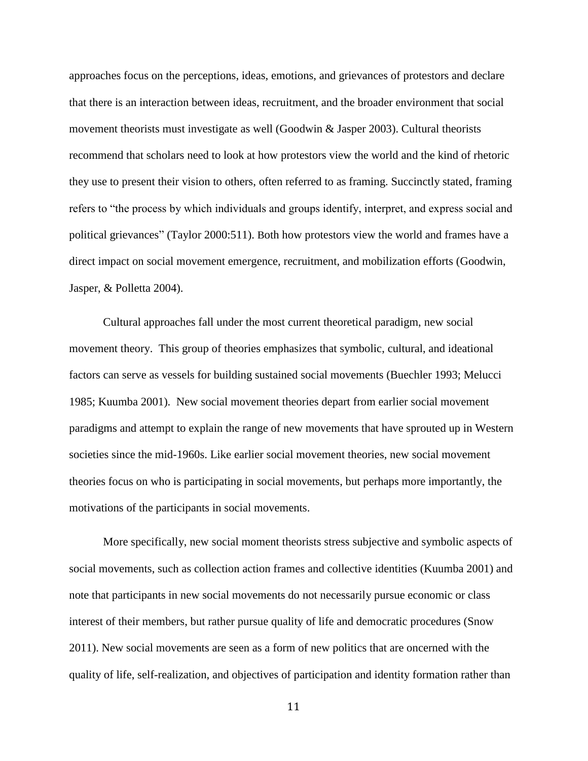approaches focus on the perceptions, ideas, emotions, and grievances of protestors and declare that there is an interaction between ideas, recruitment, and the broader environment that social movement theorists must investigate as well (Goodwin & Jasper 2003). Cultural theorists recommend that scholars need to look at how protestors view the world and the kind of rhetoric they use to present their vision to others, often referred to as framing. Succinctly stated, framing refers to "the process by which individuals and groups identify, interpret, and express social and political grievances" (Taylor 2000:511). Both how protestors view the world and frames have a direct impact on social movement emergence, recruitment, and mobilization efforts (Goodwin, Jasper, & Polletta 2004).

Cultural approaches fall under the most current theoretical paradigm, new social movement theory. This group of theories emphasizes that symbolic, cultural, and ideational factors can serve as vessels for building sustained social movements (Buechler 1993; Melucci 1985; Kuumba 2001). New social movement theories depart from earlier social movement paradigms and attempt to explain the range of new movements that have sprouted up in Western societies since the mid-1960s. Like earlier social movement theories, new social movement theories focus on who is participating in social movements, but perhaps more importantly, the motivations of the participants in social movements.

More specifically, new social moment theorists stress subjective and symbolic aspects of social movements, such as collection action frames and collective identities (Kuumba 2001) and note that participants in new social movements do not necessarily pursue economic or class interest of their members, but rather pursue quality of life and democratic procedures (Snow 2011). New social movements are seen as a form of new politics that are oncerned with the quality of life, self-realization, and objectives of participation and identity formation rather than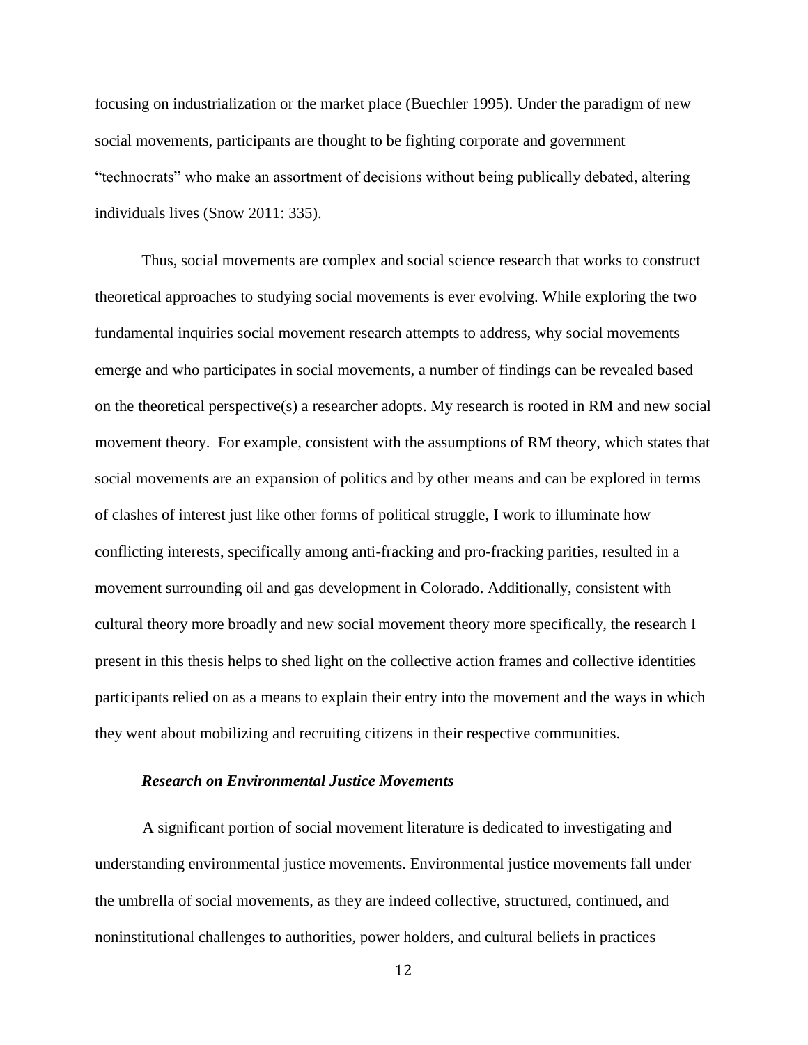focusing on industrialization or the market place (Buechler 1995). Under the paradigm of new social movements, participants are thought to be fighting corporate and government "technocrats" who make an assortment of decisions without being publically debated, altering individuals lives (Snow 2011: 335).

Thus, social movements are complex and social science research that works to construct theoretical approaches to studying social movements is ever evolving. While exploring the two fundamental inquiries social movement research attempts to address, why social movements emerge and who participates in social movements, a number of findings can be revealed based on the theoretical perspective(s) a researcher adopts. My research is rooted in RM and new social movement theory. For example, consistent with the assumptions of RM theory, which states that social movements are an expansion of politics and by other means and can be explored in terms of clashes of interest just like other forms of political struggle, I work to illuminate how conflicting interests, specifically among anti-fracking and pro-fracking parities, resulted in a movement surrounding oil and gas development in Colorado. Additionally, consistent with cultural theory more broadly and new social movement theory more specifically, the research I present in this thesis helps to shed light on the collective action frames and collective identities participants relied on as a means to explain their entry into the movement and the ways in which they went about mobilizing and recruiting citizens in their respective communities.

***Research on Environmental Justice Movements***

A significant portion of social movement literature is dedicated to investigating and understanding environmental justice movements. Environmental justice movements fall under the umbrella of social movements, as they are indeed collective, structured, continued, and noninstitutional challenges to authorities, power holders, and cultural beliefs in practices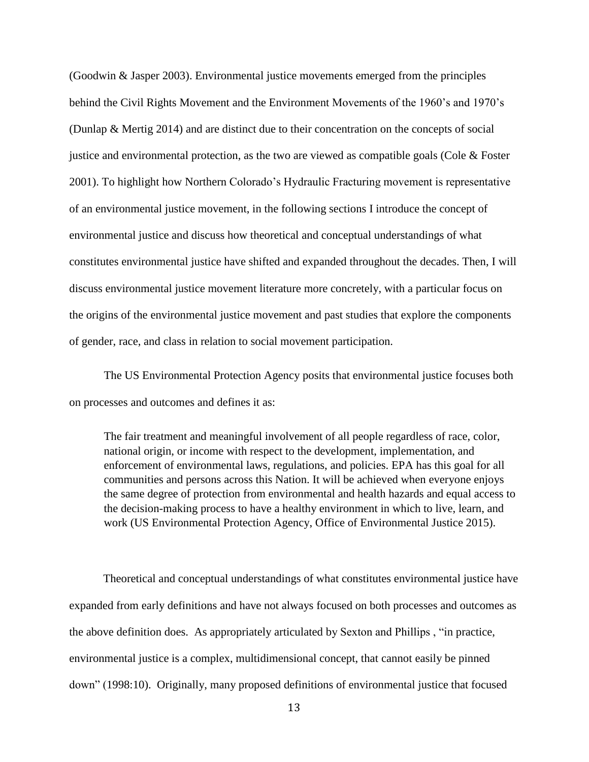(Goodwin & Jasper 2003). Environmental justice movements emerged from the principles behind the Civil Rights Movement and the Environment Movements of the 1960's and 1970's (Dunlap & Mertig 2014) and are distinct due to their concentration on the concepts of social justice and environmental protection, as the two are viewed as compatible goals (Cole & Foster 2001). To highlight how Northern Colorado's Hydraulic Fracturing movement is representative of an environmental justice movement, in the following sections I introduce the concept of environmental justice and discuss how theoretical and conceptual understandings of what constitutes environmental justice have shifted and expanded throughout the decades. Then, I will discuss environmental justice movement literature more concretely, with a particular focus on the origins of the environmental justice movement and past studies that explore the components of gender, race, and class in relation to social movement participation.

The US Environmental Protection Agency posits that environmental justice focuses both on processes and outcomes and defines it as:

> The fair treatment and meaningful involvement of all people regardless of race, color, national origin, or income with respect to the development, implementation, and enforcement of environmental laws, regulations, and policies. EPA has this goal for all communities and persons across this Nation. It will be achieved when everyone enjoys the same degree of protection from environmental and health hazards and equal access to the decision-making process to have a healthy environment in which to live, learn, and work (US Environmental Protection Agency, Office of Environmental Justice 2015).

Theoretical and conceptual understandings of what constitutes environmental justice have expanded from early definitions and have not always focused on both processes and outcomes as the above definition does. As appropriately articulated by Sexton and Phillips , "in practice, environmental justice is a complex, multidimensional concept, that cannot easily be pinned down" (1998:10). Originally, many proposed definitions of environmental justice that focused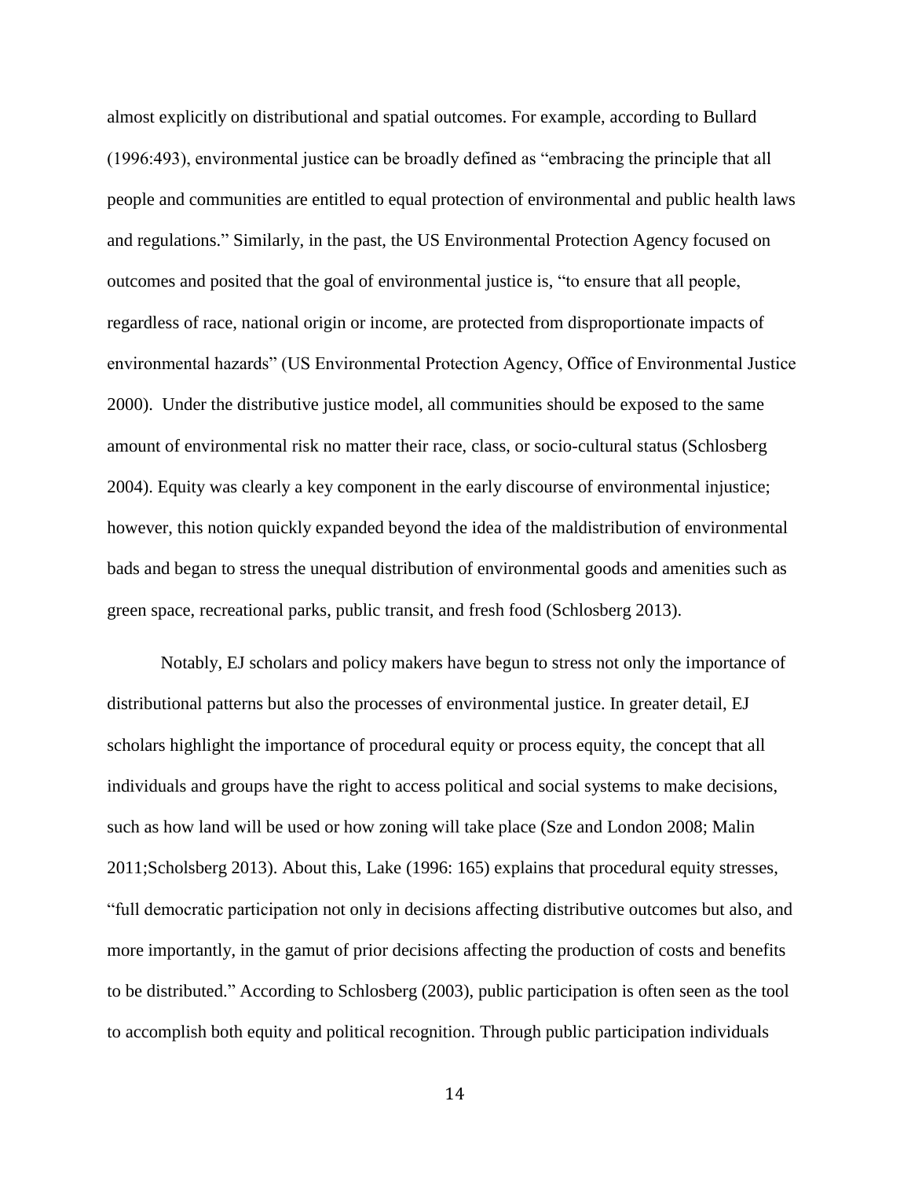almost explicitly on distributional and spatial outcomes. For example, according to Bullard (1996:493), environmental justice can be broadly defined as "embracing the principle that all people and communities are entitled to equal protection of environmental and public health laws and regulations." Similarly, in the past, the US Environmental Protection Agency focused on outcomes and posited that the goal of environmental justice is, "to ensure that all people, regardless of race, national origin or income, are protected from disproportionate impacts of environmental hazards" (US Environmental Protection Agency, Office of Environmental Justice 2000). Under the distributive justice model, all communities should be exposed to the same amount of environmental risk no matter their race, class, or socio-cultural status (Schlosberg 2004). Equity was clearly a key component in the early discourse of environmental injustice; however, this notion quickly expanded beyond the idea of the maldistribution of environmental bads and began to stress the unequal distribution of environmental goods and amenities such as green space, recreational parks, public transit, and fresh food (Schlosberg 2013).

Notably, EJ scholars and policy makers have begun to stress not only the importance of distributional patterns but also the processes of environmental justice. In greater detail, EJ scholars highlight the importance of procedural equity or process equity, the concept that all individuals and groups have the right to access political and social systems to make decisions, such as how land will be used or how zoning will take place (Sze and London 2008; Malin 2011;Scholsberg 2013). About this, Lake (1996: 165) explains that procedural equity stresses, "full democratic participation not only in decisions affecting distributive outcomes but also, and more importantly, in the gamut of prior decisions affecting the production of costs and benefits to be distributed." According to Schlosberg (2003), public participation is often seen as the tool to accomplish both equity and political recognition. Through public participation individuals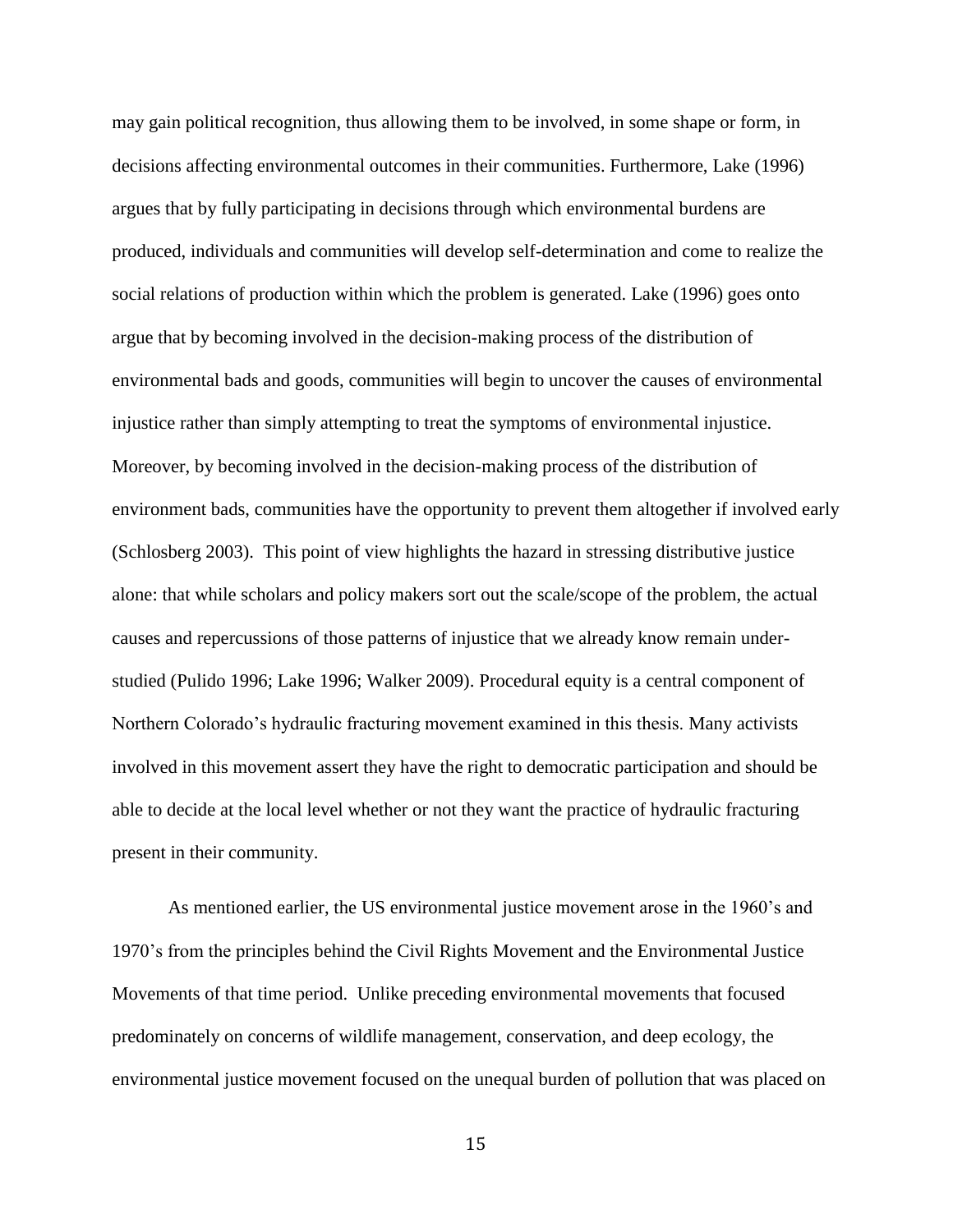may gain political recognition, thus allowing them to be involved, in some shape or form, in decisions affecting environmental outcomes in their communities. Furthermore, Lake (1996) argues that by fully participating in decisions through which environmental burdens are produced, individuals and communities will develop self-determination and come to realize the social relations of production within which the problem is generated. Lake (1996) goes onto argue that by becoming involved in the decision-making process of the distribution of environmental bads and goods, communities will begin to uncover the causes of environmental injustice rather than simply attempting to treat the symptoms of environmental injustice. Moreover, by becoming involved in the decision-making process of the distribution of environment bads, communities have the opportunity to prevent them altogether if involved early (Schlosberg 2003). This point of view highlights the hazard in stressing distributive justice alone: that while scholars and policy makers sort out the scale/scope of the problem, the actual causes and repercussions of those patterns of injustice that we already know remain under-studied (Pulido 1996; Lake 1996; Walker 2009). Procedural equity is a central component of Northern Colorado's hydraulic fracturing movement examined in this thesis. Many activists involved in this movement assert they have the right to democratic participation and should be able to decide at the local level whether or not they want the practice of hydraulic fracturing present in their community.

As mentioned earlier, the US environmental justice movement arose in the 1960's and 1970's from the principles behind the Civil Rights Movement and the Environmental Justice Movements of that time period. Unlike preceding environmental movements that focused predominately on concerns of wildlife management, conservation, and deep ecology, the environmental justice movement focused on the unequal burden of pollution that was placed on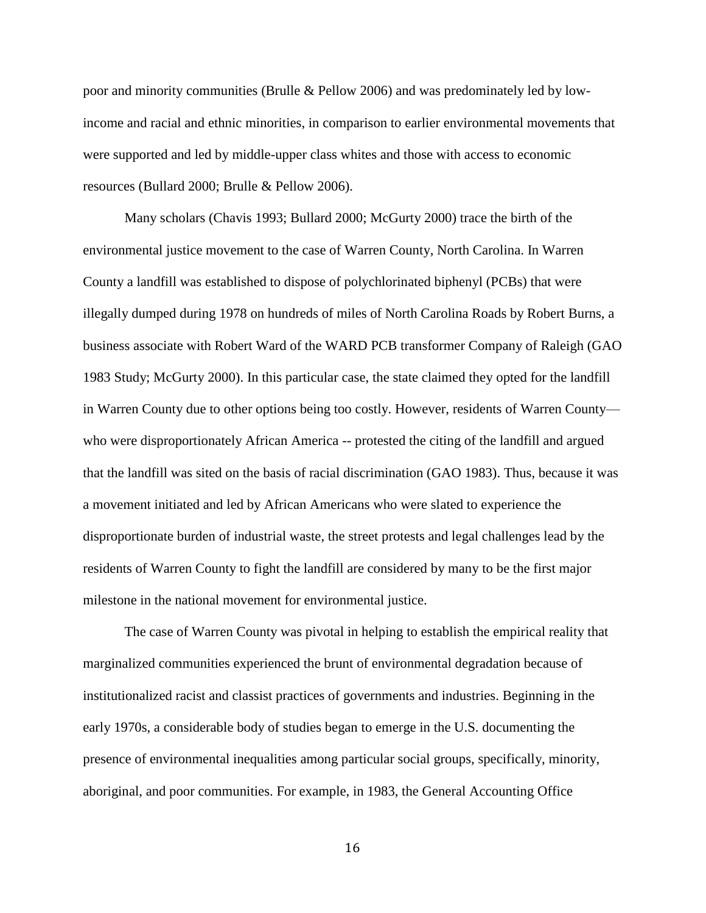poor and minority communities (Brulle & Pellow 2006) and was predominately led by low-income and racial and ethnic minorities, in comparison to earlier environmental movements that were supported and led by middle-upper class whites and those with access to economic resources (Bullard 2000; Brulle & Pellow 2006).

Many scholars (Chavis 1993; Bullard 2000; McGurty 2000) trace the birth of the environmental justice movement to the case of Warren County, North Carolina. In Warren County a landfill was established to dispose of polychlorinated biphenyl (PCBs) that were illegally dumped during 1978 on hundreds of miles of North Carolina Roads by Robert Burns, a business associate with Robert Ward of the WARD PCB transformer Company of Raleigh (GAO 1983 Study; McGurty 2000). In this particular case, the state claimed they opted for the landfill in Warren County due to other options being too costly. However, residents of Warren County—who were disproportionately African America -- protested the citing of the landfill and argued that the landfill was sited on the basis of racial discrimination (GAO 1983). Thus, because it was a movement initiated and led by African Americans who were slated to experience the disproportionate burden of industrial waste, the street protests and legal challenges lead by the residents of Warren County to fight the landfill are considered by many to be the first major milestone in the national movement for environmental justice.

The case of Warren County was pivotal in helping to establish the empirical reality that marginalized communities experienced the brunt of environmental degradation because of institutionalized racist and classist practices of governments and industries. Beginning in the early 1970s, a considerable body of studies began to emerge in the U.S. documenting the presence of environmental inequalities among particular social groups, specifically, minority, aboriginal, and poor communities. For example, in 1983, the General Accounting Office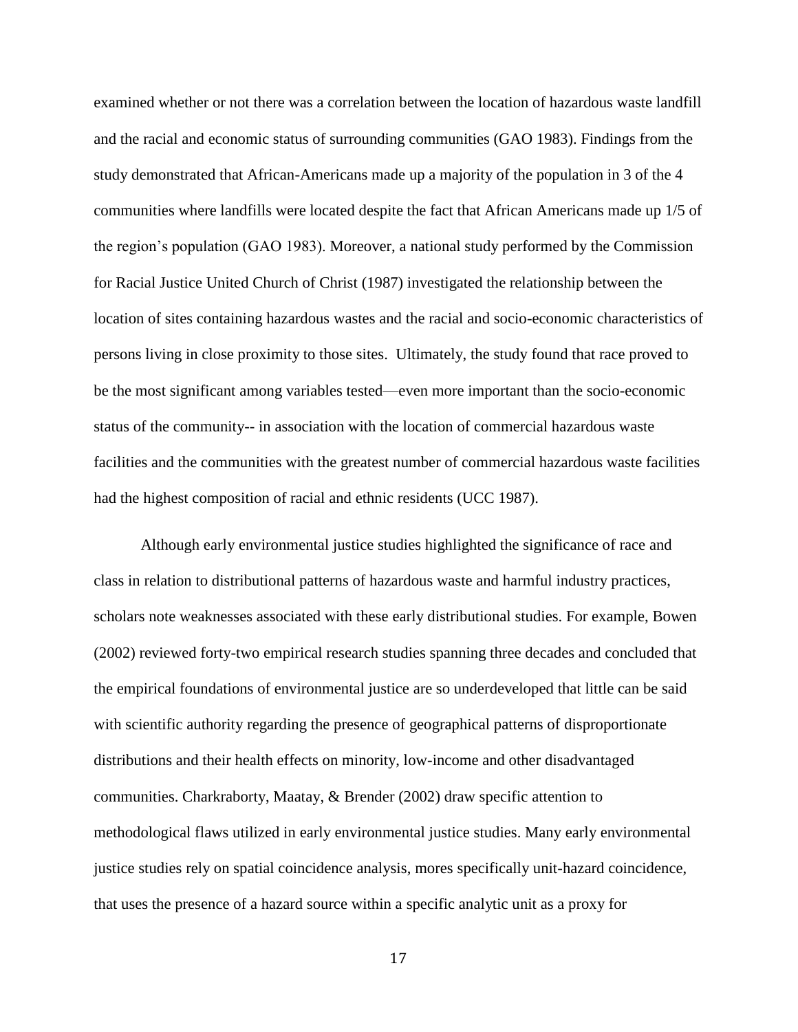examined whether or not there was a correlation between the location of hazardous waste landfill and the racial and economic status of surrounding communities (GAO 1983). Findings from the study demonstrated that African-Americans made up a majority of the population in 3 of the 4 communities where landfills were located despite the fact that African Americans made up 1/5 of the region's population (GAO 1983). Moreover, a national study performed by the Commission for Racial Justice United Church of Christ (1987) investigated the relationship between the location of sites containing hazardous wastes and the racial and socio-economic characteristics of persons living in close proximity to those sites. Ultimately, the study found that race proved to be the most significant among variables tested—even more important than the socio-economic status of the community-- in association with the location of commercial hazardous waste facilities and the communities with the greatest number of commercial hazardous waste facilities had the highest composition of racial and ethnic residents (UCC 1987).

Although early environmental justice studies highlighted the significance of race and class in relation to distributional patterns of hazardous waste and harmful industry practices, scholars note weaknesses associated with these early distributional studies. For example, Bowen (2002) reviewed forty-two empirical research studies spanning three decades and concluded that the empirical foundations of environmental justice are so underdeveloped that little can be said with scientific authority regarding the presence of geographical patterns of disproportionate distributions and their health effects on minority, low-income and other disadvantaged communities. Charkraborty, Maatay, & Brender (2002) draw specific attention to methodological flaws utilized in early environmental justice studies. Many early environmental justice studies rely on spatial coincidence analysis, mores specifically unit-hazard coincidence, that uses the presence of a hazard source within a specific analytic unit as a proxy for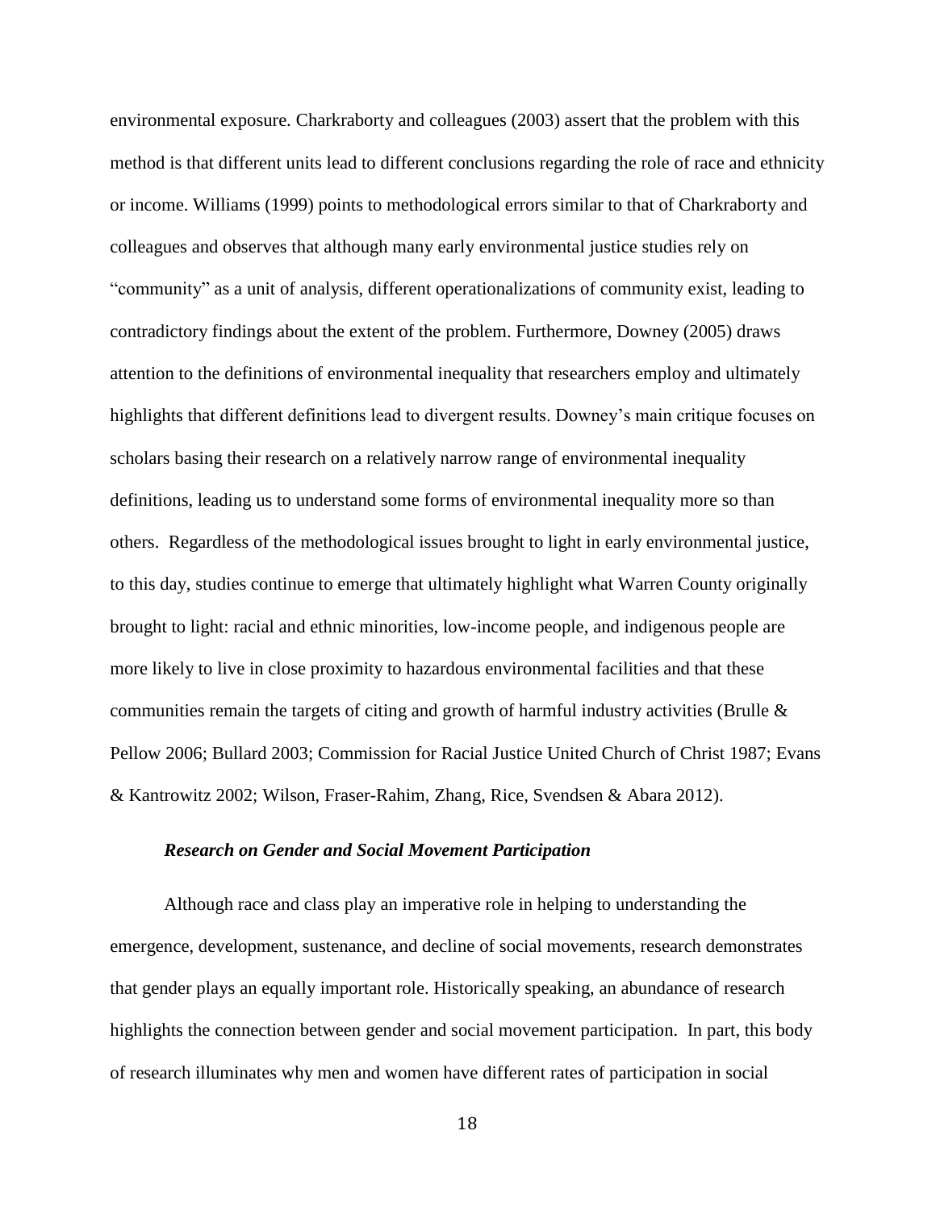environmental exposure. Charkraborty and colleagues (2003) assert that the problem with this method is that different units lead to different conclusions regarding the role of race and ethnicity or income. Williams (1999) points to methodological errors similar to that of Charkraborty and colleagues and observes that although many early environmental justice studies rely on "community" as a unit of analysis, different operationalizations of community exist, leading to contradictory findings about the extent of the problem. Furthermore, Downey (2005) draws attention to the definitions of environmental inequality that researchers employ and ultimately highlights that different definitions lead to divergent results. Downey's main critique focuses on scholars basing their research on a relatively narrow range of environmental inequality definitions, leading us to understand some forms of environmental inequality more so than others. Regardless of the methodological issues brought to light in early environmental justice, to this day, studies continue to emerge that ultimately highlight what Warren County originally brought to light: racial and ethnic minorities, low-income people, and indigenous people are more likely to live in close proximity to hazardous environmental facilities and that these communities remain the targets of citing and growth of harmful industry activities (Brulle & Pellow 2006; Bullard 2003; Commission for Racial Justice United Church of Christ 1987; Evans & Kantrowitz 2002; Wilson, Fraser-Rahim, Zhang, Rice, Svendsen & Abara 2012).

### *Research on Gender and Social Movement Participation*

Although race and class play an imperative role in helping to understanding the emergence, development, sustenance, and decline of social movements, research demonstrates that gender plays an equally important role. Historically speaking, an abundance of research highlights the connection between gender and social movement participation. In part, this body of research illuminates why men and women have different rates of participation in social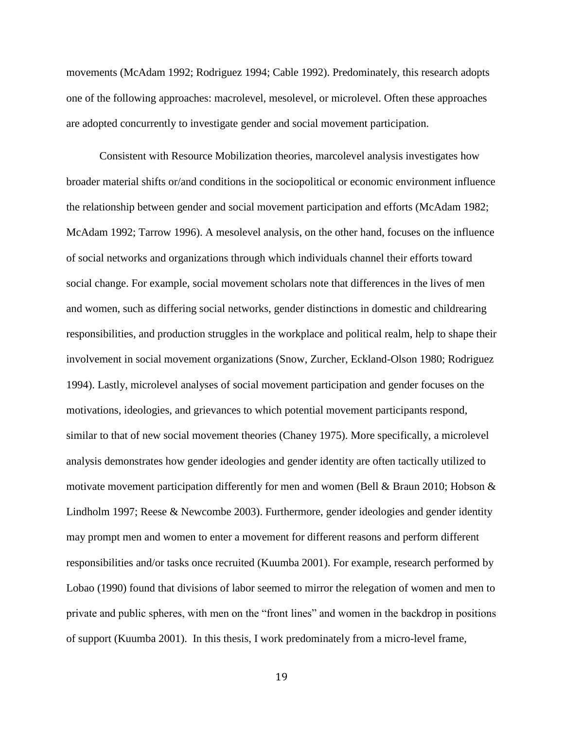movements (McAdam 1992; Rodriguez 1994; Cable 1992). Predominately, this research adopts one of the following approaches: macrolevel, mesolevel, or microlevel. Often these approaches are adopted concurrently to investigate gender and social movement participation.

Consistent with Resource Mobilization theories, marcolevel analysis investigates how broader material shifts or/and conditions in the sociopolitical or economic environment influence the relationship between gender and social movement participation and efforts (McAdam 1982; McAdam 1992; Tarrow 1996). A mesolevel analysis, on the other hand, focuses on the influence of social networks and organizations through which individuals channel their efforts toward social change. For example, social movement scholars note that differences in the lives of men and women, such as differing social networks, gender distinctions in domestic and childrearing responsibilities, and production struggles in the workplace and political realm, help to shape their involvement in social movement organizations (Snow, Zurcher, Eckland-Olson 1980; Rodriguez 1994). Lastly, microlevel analyses of social movement participation and gender focuses on the motivations, ideologies, and grievances to which potential movement participants respond, similar to that of new social movement theories (Chaney 1975). More specifically, a microlevel analysis demonstrates how gender ideologies and gender identity are often tactically utilized to motivate movement participation differently for men and women (Bell & Braun 2010; Hobson & Lindholm 1997; Reese & Newcombe 2003). Furthermore, gender ideologies and gender identity may prompt men and women to enter a movement for different reasons and perform different responsibilities and/or tasks once recruited (Kuumba 2001). For example, research performed by Lobao (1990) found that divisions of labor seemed to mirror the relegation of women and men to private and public spheres, with men on the "front lines" and women in the backdrop in positions of support (Kuumba 2001). In this thesis, I work predominately from a micro-level frame,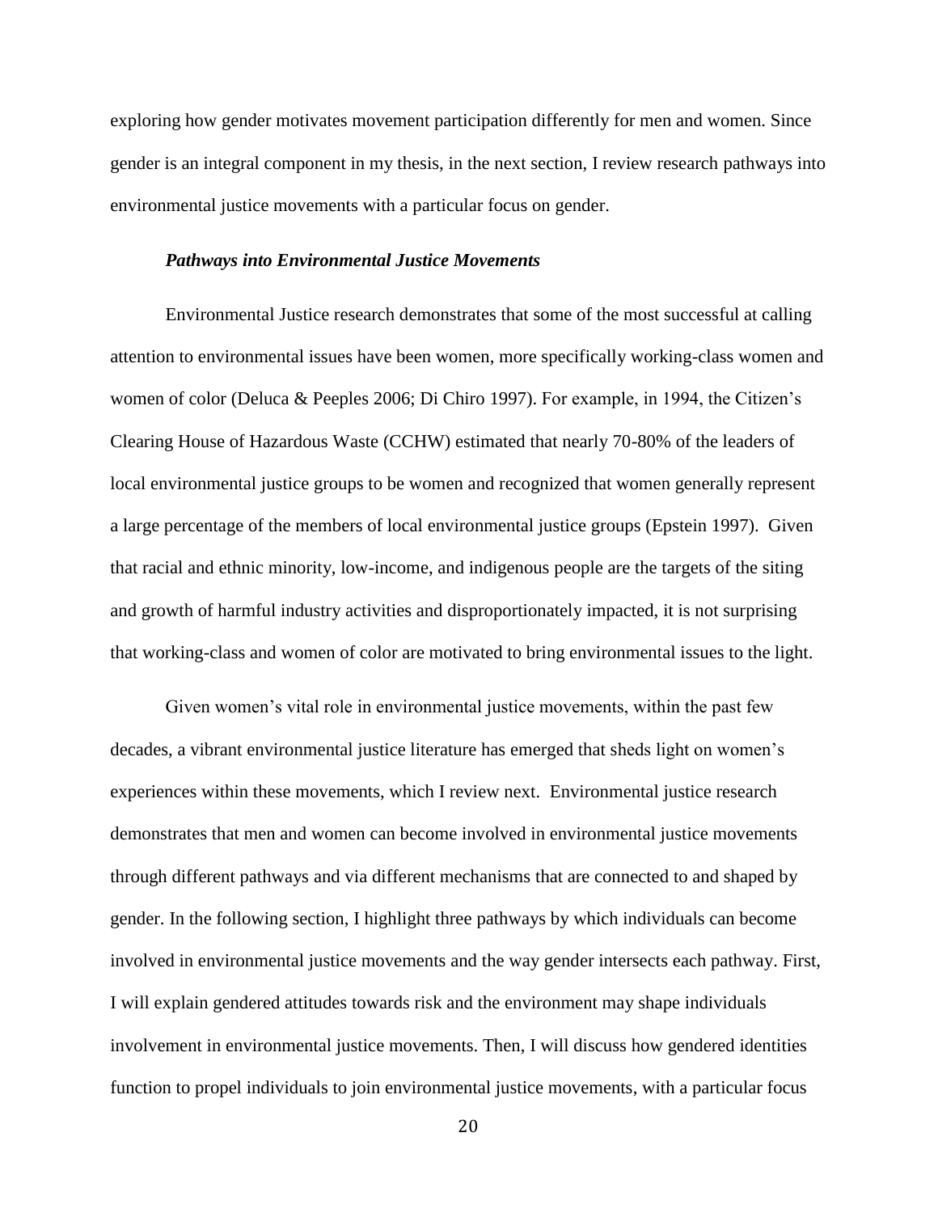exploring how gender motivates movement participation differently for men and women. Since gender is an integral component in my thesis, in the next section, I review research pathways into environmental justice movements with a particular focus on gender.

### *Pathways into Environmental Justice Movements*

Environmental Justice research demonstrates that some of the most successful at calling attention to environmental issues have been women, more specifically working-class women and women of color (Deluca & Peeples 2006; Di Chiro 1997). For example, in 1994, the Citizen's Clearing House of Hazardous Waste (CCHW) estimated that nearly 70-80% of the leaders of local environmental justice groups to be women and recognized that women generally represent a large percentage of the members of local environmental justice groups (Epstein 1997). Given that racial and ethnic minority, low-income, and indigenous people are the targets of the siting and growth of harmful industry activities and disproportionately impacted, it is not surprising that working-class and women of color are motivated to bring environmental issues to the light.

Given women's vital role in environmental justice movements, within the past few decades, a vibrant environmental justice literature has emerged that sheds light on women's experiences within these movements, which I review next. Environmental justice research demonstrates that men and women can become involved in environmental justice movements through different pathways and via different mechanisms that are connected to and shaped by gender. In the following section, I highlight three pathways by which individuals can become involved in environmental justice movements and the way gender intersects each pathway. First, I will explain gendered attitudes towards risk and the environment may shape individuals involvement in environmental justice movements. Then, I will discuss how gendered identities function to propel individuals to join environmental justice movements, with a particular focus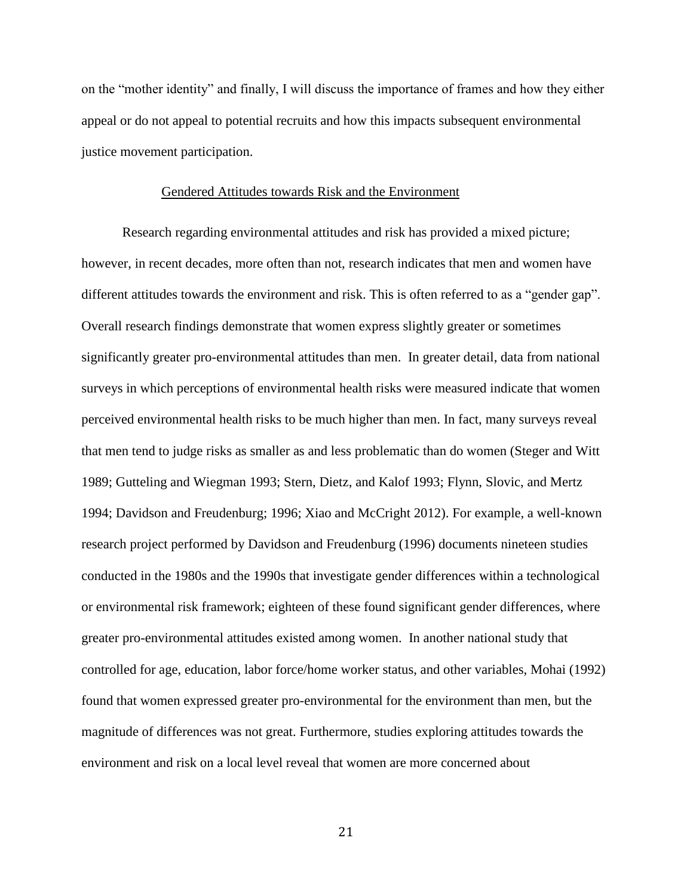on the "mother identity" and finally, I will discuss the importance of frames and how they either appeal or do not appeal to potential recruits and how this impacts subsequent environmental justice movement participation.

## Gendered Attitudes towards Risk and the Environment

Research regarding environmental attitudes and risk has provided a mixed picture; however, in recent decades, more often than not, research indicates that men and women have different attitudes towards the environment and risk. This is often referred to as a "gender gap". Overall research findings demonstrate that women express slightly greater or sometimes significantly greater pro-environmental attitudes than men. In greater detail, data from national surveys in which perceptions of environmental health risks were measured indicate that women perceived environmental health risks to be much higher than men. In fact, many surveys reveal that men tend to judge risks as smaller as and less problematic than do women (Steger and Witt 1989; Gutteling and Wiegman 1993; Stern, Dietz, and Kalof 1993; Flynn, Slovic, and Mertz 1994; Davidson and Freudenburg; 1996; Xiao and McCright 2012). For example, a well-known research project performed by Davidson and Freudenburg (1996) documents nineteen studies conducted in the 1980s and the 1990s that investigate gender differences within a technological or environmental risk framework; eighteen of these found significant gender differences, where greater pro-environmental attitudes existed among women. In another national study that controlled for age, education, labor force/home worker status, and other variables, Mohai (1992) found that women expressed greater pro-environmental for the environment than men, but the magnitude of differences was not great. Furthermore, studies exploring attitudes towards the environment and risk on a local level reveal that women are more concerned about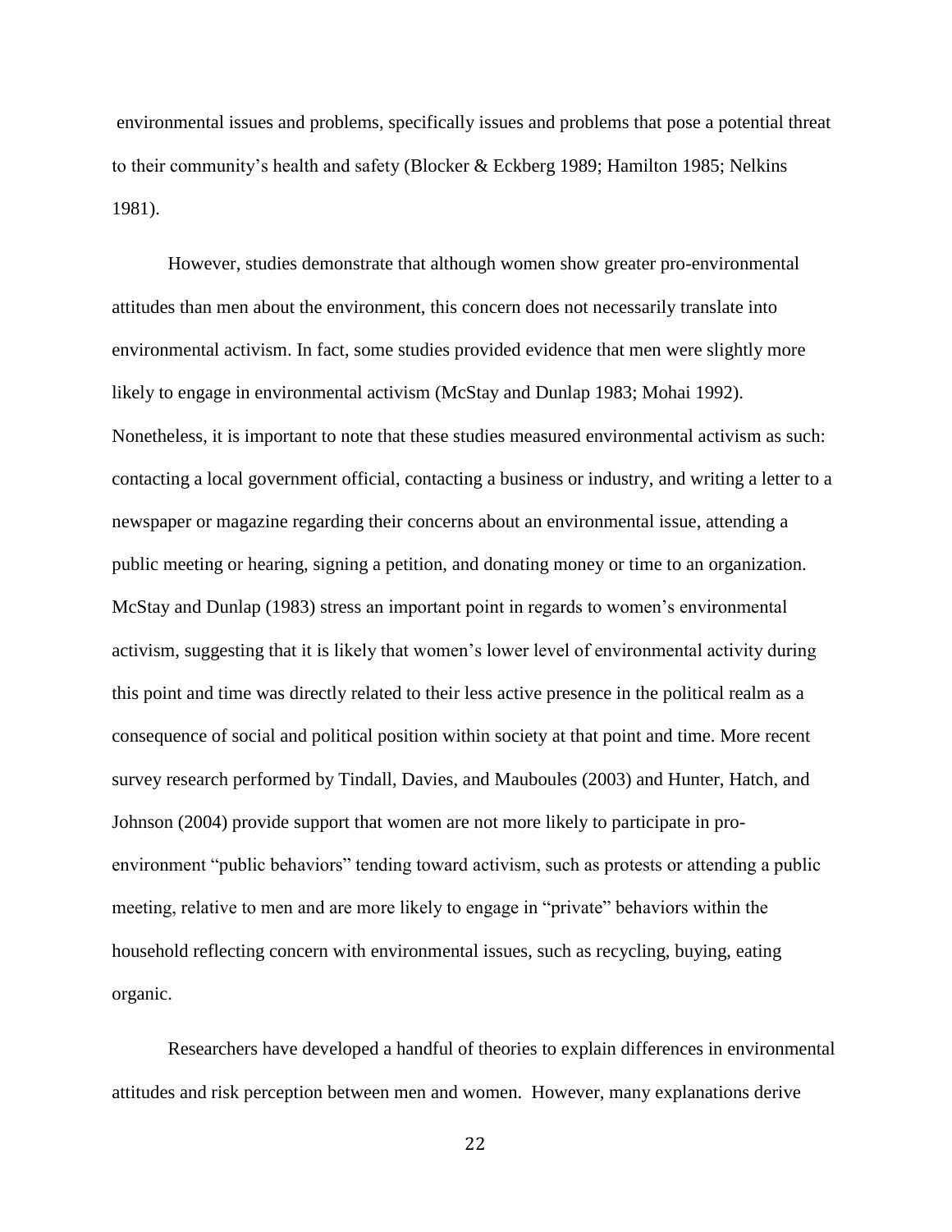environmental issues and problems, specifically issues and problems that pose a potential threat to their community's health and safety (Blocker & Eckberg 1989; Hamilton 1985; Nelkins 1981).

However, studies demonstrate that although women show greater pro-environmental attitudes than men about the environment, this concern does not necessarily translate into environmental activism. In fact, some studies provided evidence that men were slightly more likely to engage in environmental activism (McStay and Dunlap 1983; Mohai 1992). Nonetheless, it is important to note that these studies measured environmental activism as such: contacting a local government official, contacting a business or industry, and writing a letter to a newspaper or magazine regarding their concerns about an environmental issue, attending a public meeting or hearing, signing a petition, and donating money or time to an organization. McStay and Dunlap (1983) stress an important point in regards to women's environmental activism, suggesting that it is likely that women's lower level of environmental activity during this point and time was directly related to their less active presence in the political realm as a consequence of social and political position within society at that point and time. More recent survey research performed by Tindall, Davies, and Mauboules (2003) and Hunter, Hatch, and Johnson (2004) provide support that women are not more likely to participate in pro-environment "public behaviors" tending toward activism, such as protests or attending a public meeting, relative to men and are more likely to engage in "private" behaviors within the household reflecting concern with environmental issues, such as recycling, buying, eating organic.

Researchers have developed a handful of theories to explain differences in environmental attitudes and risk perception between men and women. However, many explanations derive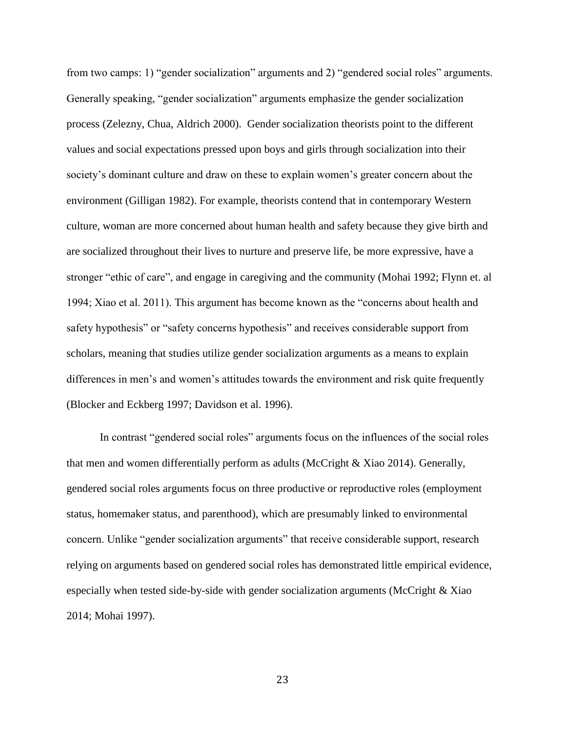from two camps: 1) "gender socialization" arguments and 2) "gendered social roles" arguments. Generally speaking, "gender socialization" arguments emphasize the gender socialization process (Zelezny, Chua, Aldrich 2000). Gender socialization theorists point to the different values and social expectations pressed upon boys and girls through socialization into their society's dominant culture and draw on these to explain women's greater concern about the environment (Gilligan 1982). For example, theorists contend that in contemporary Western culture, woman are more concerned about human health and safety because they give birth and are socialized throughout their lives to nurture and preserve life, be more expressive, have a stronger "ethic of care", and engage in caregiving and the community (Mohai 1992; Flynn et. al 1994; Xiao et al. 2011). This argument has become known as the "concerns about health and safety hypothesis" or "safety concerns hypothesis" and receives considerable support from scholars, meaning that studies utilize gender socialization arguments as a means to explain differences in men's and women's attitudes towards the environment and risk quite frequently (Blocker and Eckberg 1997; Davidson et al. 1996).

In contrast "gendered social roles" arguments focus on the influences of the social roles that men and women differentially perform as adults (McCright & Xiao 2014). Generally, gendered social roles arguments focus on three productive or reproductive roles (employment status, homemaker status, and parenthood), which are presumably linked to environmental concern. Unlike "gender socialization arguments" that receive considerable support, research relying on arguments based on gendered social roles has demonstrated little empirical evidence, especially when tested side-by-side with gender socialization arguments (McCright & Xiao 2014; Mohai 1997).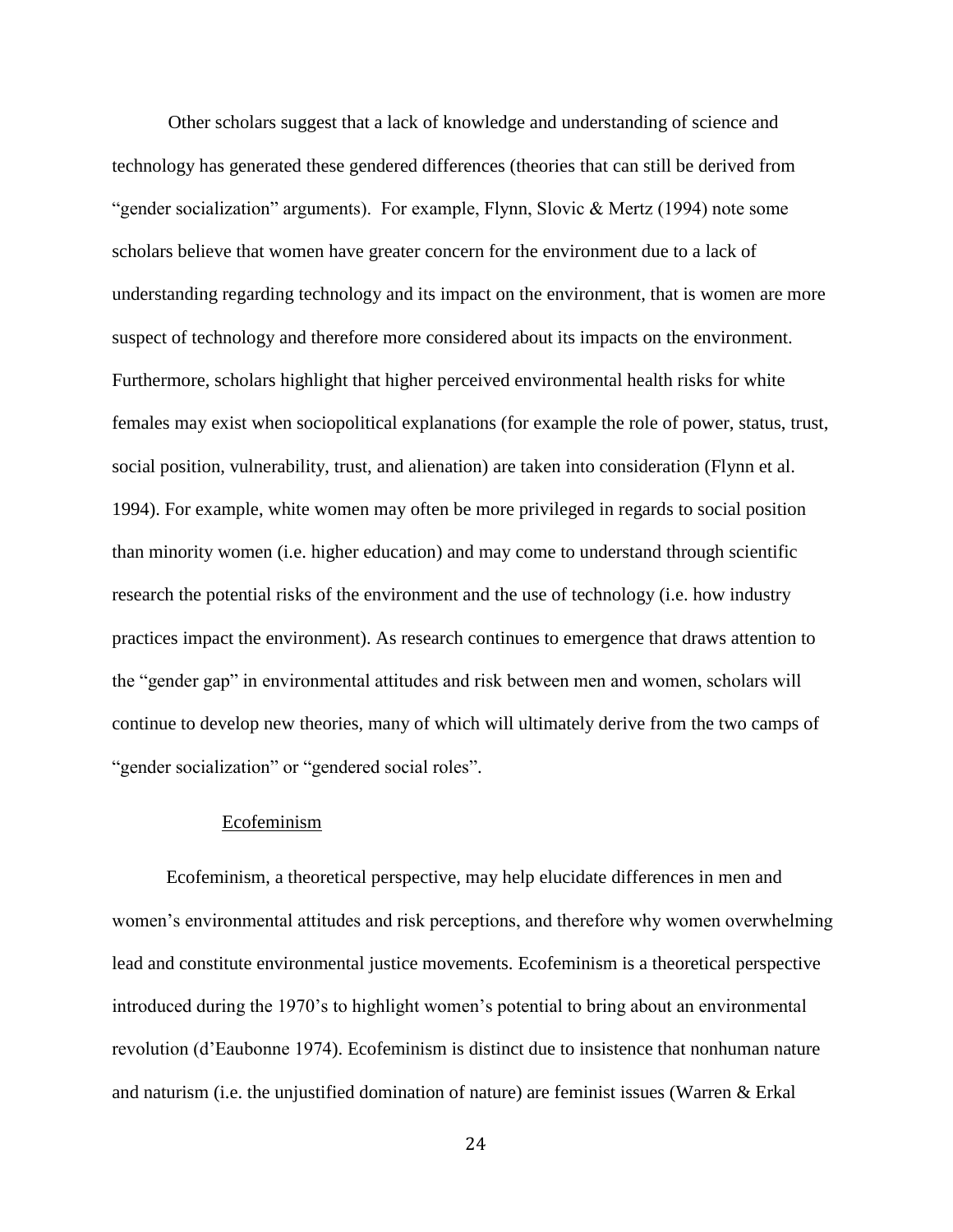Other scholars suggest that a lack of knowledge and understanding of science and technology has generated these gendered differences (theories that can still be derived from "gender socialization" arguments). For example, Flynn, Slovic & Mertz (1994) note some scholars believe that women have greater concern for the environment due to a lack of understanding regarding technology and its impact on the environment, that is women are more suspect of technology and therefore more considered about its impacts on the environment. Furthermore, scholars highlight that higher perceived environmental health risks for white females may exist when sociopolitical explanations (for example the role of power, status, trust, social position, vulnerability, trust, and alienation) are taken into consideration (Flynn et al. 1994). For example, white women may often be more privileged in regards to social position than minority women (i.e. higher education) and may come to understand through scientific research the potential risks of the environment and the use of technology (i.e. how industry practices impact the environment). As research continues to emergence that draws attention to the "gender gap" in environmental attitudes and risk between men and women, scholars will continue to develop new theories, many of which will ultimately derive from the two camps of "gender socialization" or "gendered social roles".

### Ecofeminism

Ecofeminism, a theoretical perspective, may help elucidate differences in men and women's environmental attitudes and risk perceptions, and therefore why women overwhelming lead and constitute environmental justice movements. Ecofeminism is a theoretical perspective introduced during the 1970's to highlight women's potential to bring about an environmental revolution (d'Eaubonne 1974). Ecofeminism is distinct due to insistence that nonhuman nature and naturism (i.e. the unjustified domination of nature) are feminist issues (Warren & Erkal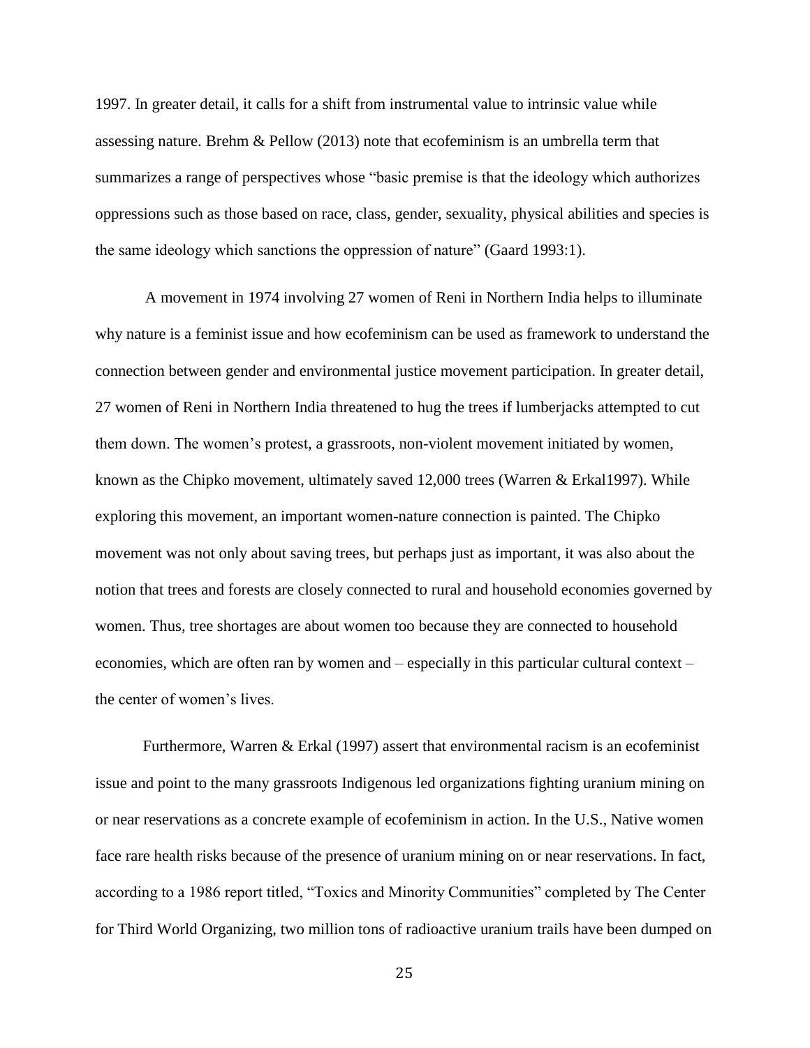1997. In greater detail, it calls for a shift from instrumental value to intrinsic value while assessing nature. Brehm & Pellow (2013) note that ecofeminism is an umbrella term that summarizes a range of perspectives whose "basic premise is that the ideology which authorizes oppressions such as those based on race, class, gender, sexuality, physical abilities and species is the same ideology which sanctions the oppression of nature" (Gaard 1993:1).

A movement in 1974 involving 27 women of Reni in Northern India helps to illuminate why nature is a feminist issue and how ecofeminism can be used as framework to understand the connection between gender and environmental justice movement participation. In greater detail, 27 women of Reni in Northern India threatened to hug the trees if lumberjacks attempted to cut them down. The women's protest, a grassroots, non-violent movement initiated by women, known as the Chipko movement, ultimately saved 12,000 trees (Warren & Erkal1997). While exploring this movement, an important women-nature connection is painted. The Chipko movement was not only about saving trees, but perhaps just as important, it was also about the notion that trees and forests are closely connected to rural and household economies governed by women. Thus, tree shortages are about women too because they are connected to household economies, which are often ran by women and – especially in this particular cultural context – the center of women's lives.

Furthermore, Warren & Erkal (1997) assert that environmental racism is an ecofeminist issue and point to the many grassroots Indigenous led organizations fighting uranium mining on or near reservations as a concrete example of ecofeminism in action. In the U.S., Native women face rare health risks because of the presence of uranium mining on or near reservations. In fact, according to a 1986 report titled, "Toxics and Minority Communities" completed by The Center for Third World Organizing, two million tons of radioactive uranium trails have been dumped on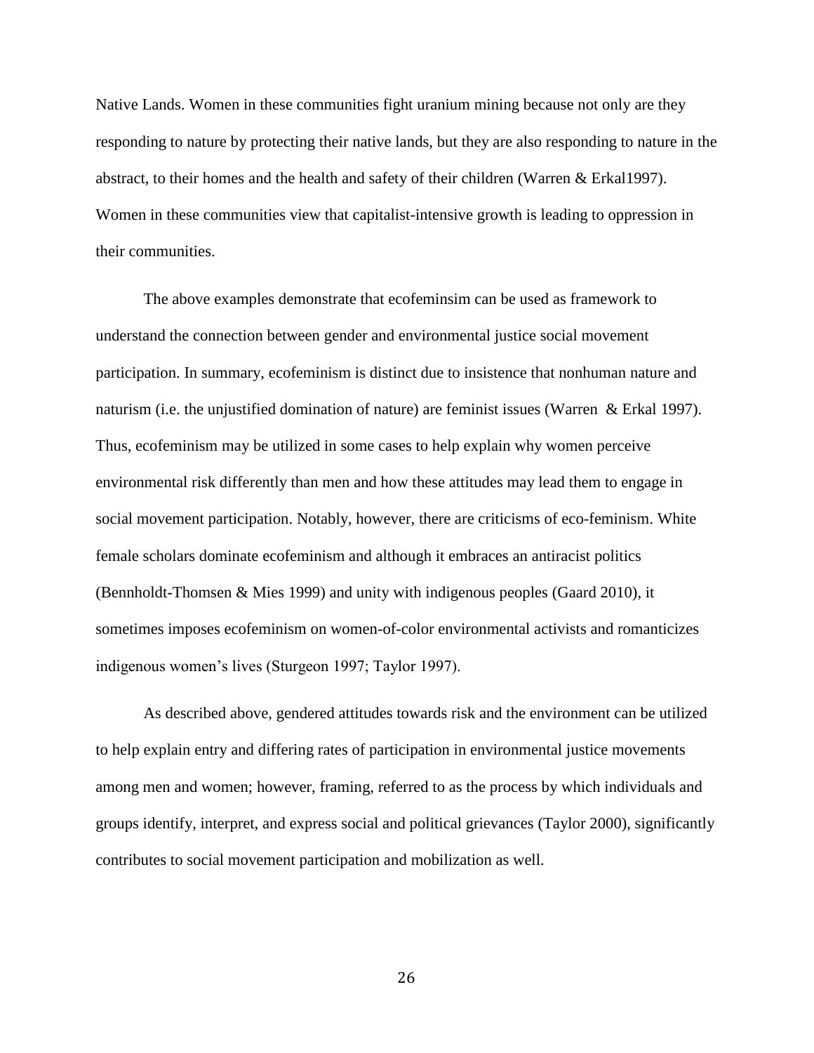Native Lands. Women in these communities fight uranium mining because not only are they responding to nature by protecting their native lands, but they are also responding to nature in the abstract, to their homes and the health and safety of their children (Warren & Erkal1997). Women in these communities view that capitalist-intensive growth is leading to oppression in their communities.

The above examples demonstrate that ecofeminsim can be used as framework to understand the connection between gender and environmental justice social movement participation. In summary, ecofeminism is distinct due to insistence that nonhuman nature and naturism (i.e. the unjustified domination of nature) are feminist issues (Warren & Erkal 1997). Thus, ecofeminism may be utilized in some cases to help explain why women perceive environmental risk differently than men and how these attitudes may lead them to engage in social movement participation. Notably, however, there are criticisms of eco-feminism. White female scholars dominate ecofeminism and although it embraces an antiracist politics (Bennholdt-Thomsen & Mies 1999) and unity with indigenous peoples (Gaard 2010), it sometimes imposes ecofeminism on women-of-color environmental activists and romanticizes indigenous women's lives (Sturgeon 1997; Taylor 1997).

As described above, gendered attitudes towards risk and the environment can be utilized to help explain entry and differing rates of participation in environmental justice movements among men and women; however, framing, referred to as the process by which individuals and groups identify, interpret, and express social and political grievances (Taylor 2000), significantly contributes to social movement participation and mobilization as well.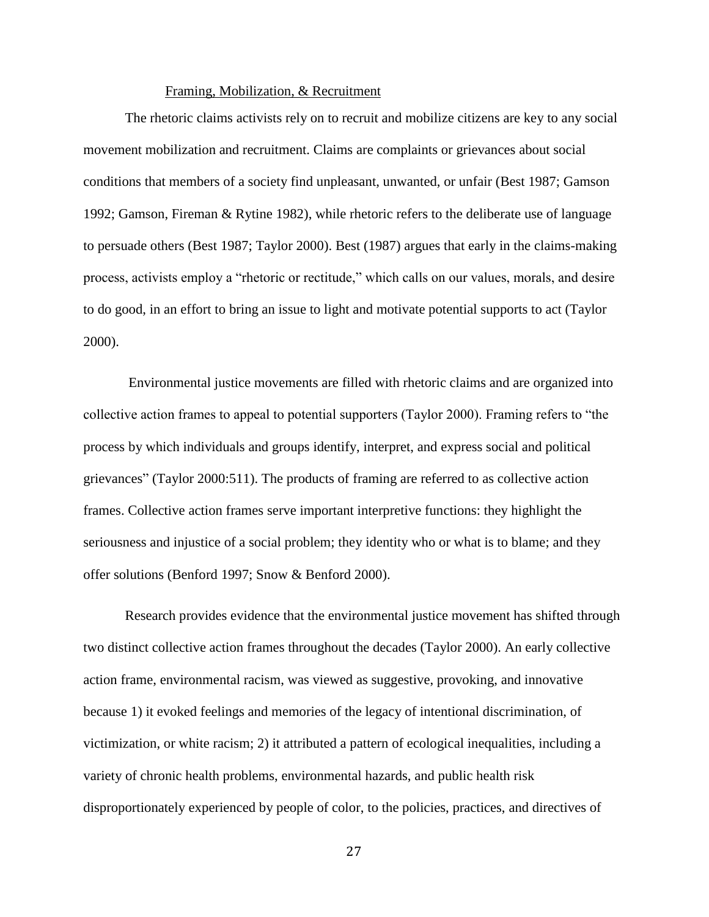Framing, Mobilization, & Recruitment

The rhetoric claims activists rely on to recruit and mobilize citizens are key to any social movement mobilization and recruitment. Claims are complaints or grievances about social conditions that members of a society find unpleasant, unwanted, or unfair (Best 1987; Gamson 1992; Gamson, Fireman & Rytine 1982), while rhetoric refers to the deliberate use of language to persuade others (Best 1987; Taylor 2000). Best (1987) argues that early in the claims-making process, activists employ a "rhetoric or rectitude," which calls on our values, morals, and desire to do good, in an effort to bring an issue to light and motivate potential supports to act (Taylor 2000).

Environmental justice movements are filled with rhetoric claims and are organized into collective action frames to appeal to potential supporters (Taylor 2000). Framing refers to "the process by which individuals and groups identify, interpret, and express social and political grievances" (Taylor 2000:511). The products of framing are referred to as collective action frames. Collective action frames serve important interpretive functions: they highlight the seriousness and injustice of a social problem; they identity who or what is to blame; and they offer solutions (Benford 1997; Snow & Benford 2000).

Research provides evidence that the environmental justice movement has shifted through two distinct collective action frames throughout the decades (Taylor 2000). An early collective action frame, environmental racism, was viewed as suggestive, provoking, and innovative because 1) it evoked feelings and memories of the legacy of intentional discrimination, of victimization, or white racism; 2) it attributed a pattern of ecological inequalities, including a variety of chronic health problems, environmental hazards, and public health risk disproportionately experienced by people of color, to the policies, practices, and directives of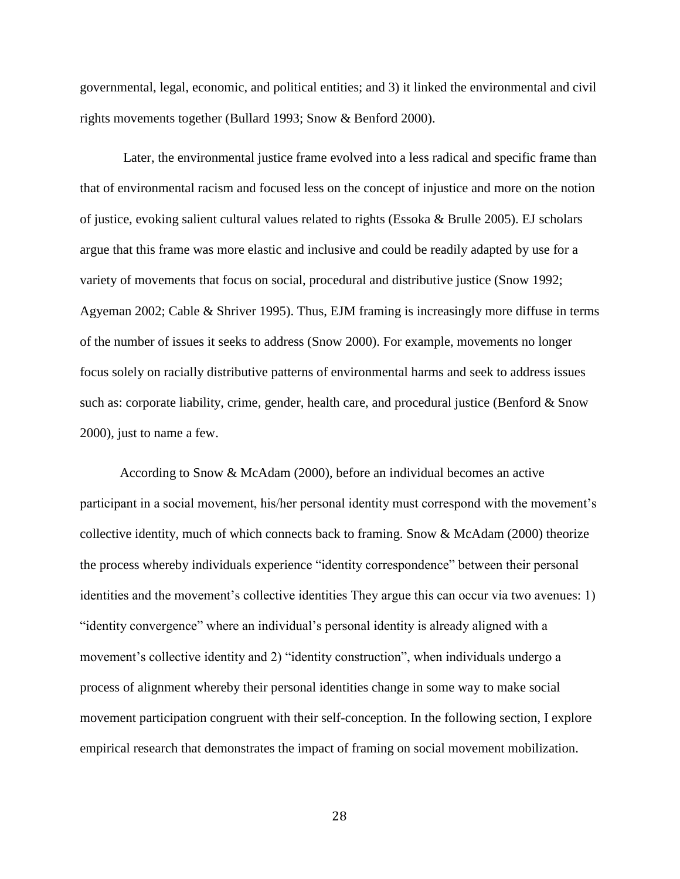governmental, legal, economic, and political entities; and 3) it linked the environmental and civil rights movements together (Bullard 1993; Snow & Benford 2000).

Later, the environmental justice frame evolved into a less radical and specific frame than that of environmental racism and focused less on the concept of injustice and more on the notion of justice, evoking salient cultural values related to rights (Essoka & Brulle 2005). EJ scholars argue that this frame was more elastic and inclusive and could be readily adapted by use for a variety of movements that focus on social, procedural and distributive justice (Snow 1992; Agyeman 2002; Cable & Shriver 1995). Thus, EJM framing is increasingly more diffuse in terms of the number of issues it seeks to address (Snow 2000). For example, movements no longer focus solely on racially distributive patterns of environmental harms and seek to address issues such as: corporate liability, crime, gender, health care, and procedural justice (Benford & Snow 2000), just to name a few.

According to Snow & McAdam (2000), before an individual becomes an active participant in a social movement, his/her personal identity must correspond with the movement's collective identity, much of which connects back to framing. Snow & McAdam (2000) theorize the process whereby individuals experience "identity correspondence" between their personal identities and the movement's collective identities They argue this can occur via two avenues: 1) "identity convergence" where an individual's personal identity is already aligned with a movement's collective identity and 2) "identity construction", when individuals undergo a process of alignment whereby their personal identities change in some way to make social movement participation congruent with their self-conception. In the following section, I explore empirical research that demonstrates the impact of framing on social movement mobilization.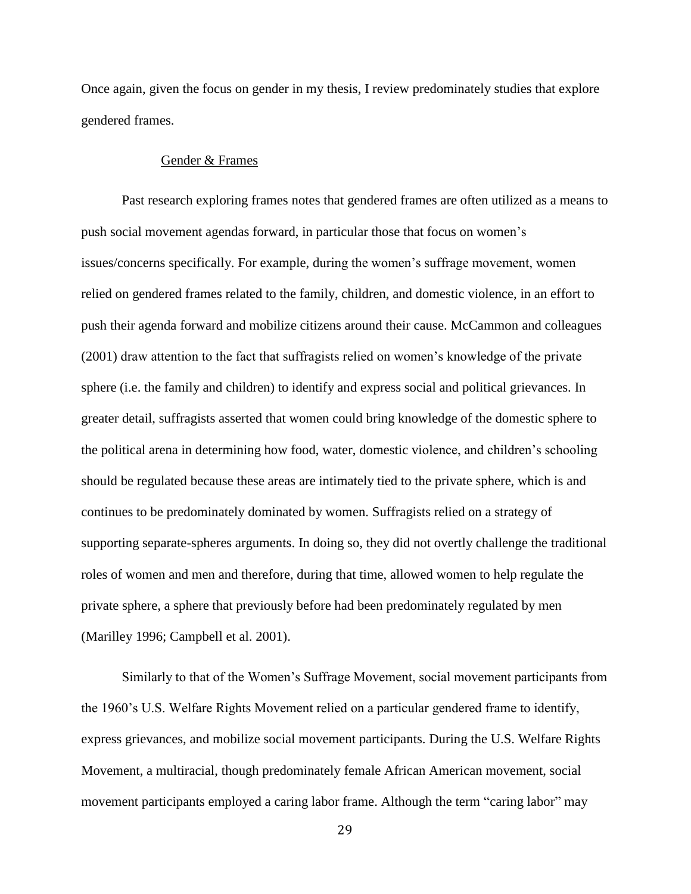Once again, given the focus on gender in my thesis, I review predominately studies that explore gendered frames.

### Gender & Frames

Past research exploring frames notes that gendered frames are often utilized as a means to push social movement agendas forward, in particular those that focus on women's issues/concerns specifically. For example, during the women's suffrage movement, women relied on gendered frames related to the family, children, and domestic violence, in an effort to push their agenda forward and mobilize citizens around their cause. McCammon and colleagues (2001) draw attention to the fact that suffragists relied on women's knowledge of the private sphere (i.e. the family and children) to identify and express social and political grievances. In greater detail, suffragists asserted that women could bring knowledge of the domestic sphere to the political arena in determining how food, water, domestic violence, and children's schooling should be regulated because these areas are intimately tied to the private sphere, which is and continues to be predominately dominated by women. Suffragists relied on a strategy of supporting separate-spheres arguments. In doing so, they did not overtly challenge the traditional roles of women and men and therefore, during that time, allowed women to help regulate the private sphere, a sphere that previously before had been predominately regulated by men (Marilley 1996; Campbell et al. 2001).

Similarly to that of the Women's Suffrage Movement, social movement participants from the 1960's U.S. Welfare Rights Movement relied on a particular gendered frame to identify, express grievances, and mobilize social movement participants. During the U.S. Welfare Rights Movement, a multiracial, though predominately female African American movement, social movement participants employed a caring labor frame. Although the term "caring labor" may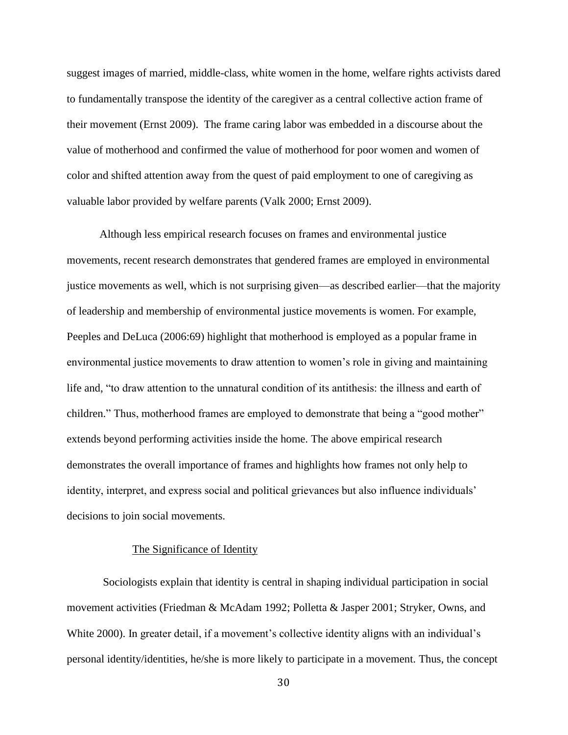suggest images of married, middle-class, white women in the home, welfare rights activists dared to fundamentally transpose the identity of the caregiver as a central collective action frame of their movement (Ernst 2009). The frame caring labor was embedded in a discourse about the value of motherhood and confirmed the value of motherhood for poor women and women of color and shifted attention away from the quest of paid employment to one of caregiving as valuable labor provided by welfare parents (Valk 2000; Ernst 2009).

Although less empirical research focuses on frames and environmental justice movements, recent research demonstrates that gendered frames are employed in environmental justice movements as well, which is not surprising given—as described earlier—that the majority of leadership and membership of environmental justice movements is women. For example, Peeples and DeLuca (2006:69) highlight that motherhood is employed as a popular frame in environmental justice movements to draw attention to women's role in giving and maintaining life and, "to draw attention to the unnatural condition of its antithesis: the illness and earth of children." Thus, motherhood frames are employed to demonstrate that being a "good mother" extends beyond performing activities inside the home. The above empirical research demonstrates the overall importance of frames and highlights how frames not only help to identity, interpret, and express social and political grievances but also influence individuals' decisions to join social movements.

### The Significance of Identity

Sociologists explain that identity is central in shaping individual participation in social movement activities (Friedman & McAdam 1992; Polletta & Jasper 2001; Stryker, Owns, and White 2000). In greater detail, if a movement's collective identity aligns with an individual's personal identity/identities, he/she is more likely to participate in a movement. Thus, the concept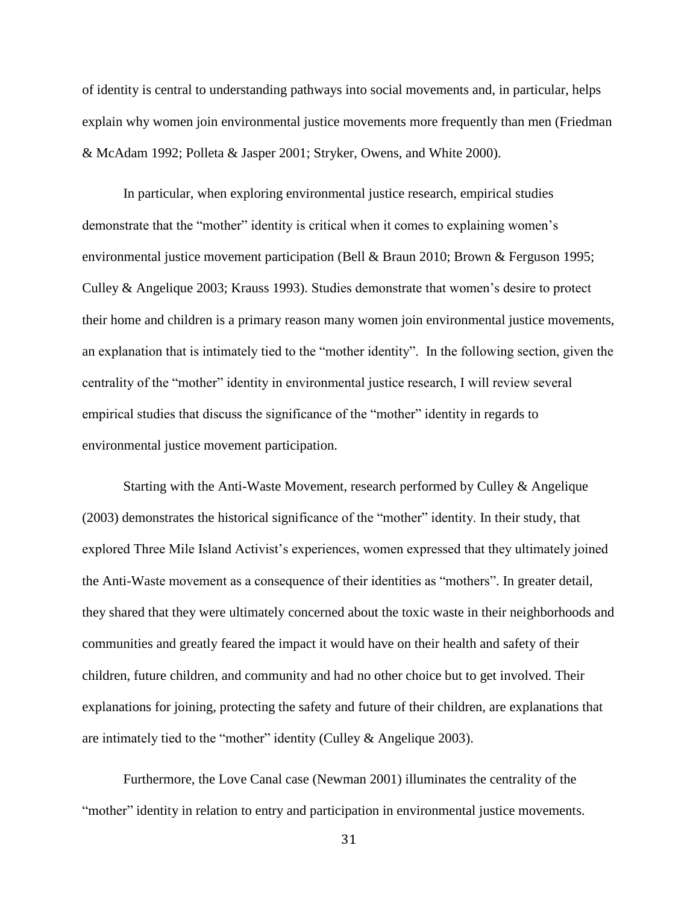of identity is central to understanding pathways into social movements and, in particular, helps explain why women join environmental justice movements more frequently than men (Friedman & McAdam 1992; Polleta & Jasper 2001; Stryker, Owens, and White 2000).

In particular, when exploring environmental justice research, empirical studies demonstrate that the "mother" identity is critical when it comes to explaining women's environmental justice movement participation (Bell & Braun 2010; Brown & Ferguson 1995; Culley & Angelique 2003; Krauss 1993). Studies demonstrate that women's desire to protect their home and children is a primary reason many women join environmental justice movements, an explanation that is intimately tied to the "mother identity". In the following section, given the centrality of the "mother" identity in environmental justice research, I will review several empirical studies that discuss the significance of the "mother" identity in regards to environmental justice movement participation.

Starting with the Anti-Waste Movement, research performed by Culley & Angelique (2003) demonstrates the historical significance of the "mother" identity. In their study, that explored Three Mile Island Activist's experiences, women expressed that they ultimately joined the Anti-Waste movement as a consequence of their identities as "mothers". In greater detail, they shared that they were ultimately concerned about the toxic waste in their neighborhoods and communities and greatly feared the impact it would have on their health and safety of their children, future children, and community and had no other choice but to get involved. Their explanations for joining, protecting the safety and future of their children, are explanations that are intimately tied to the "mother" identity (Culley & Angelique 2003).

Furthermore, the Love Canal case (Newman 2001) illuminates the centrality of the "mother" identity in relation to entry and participation in environmental justice movements.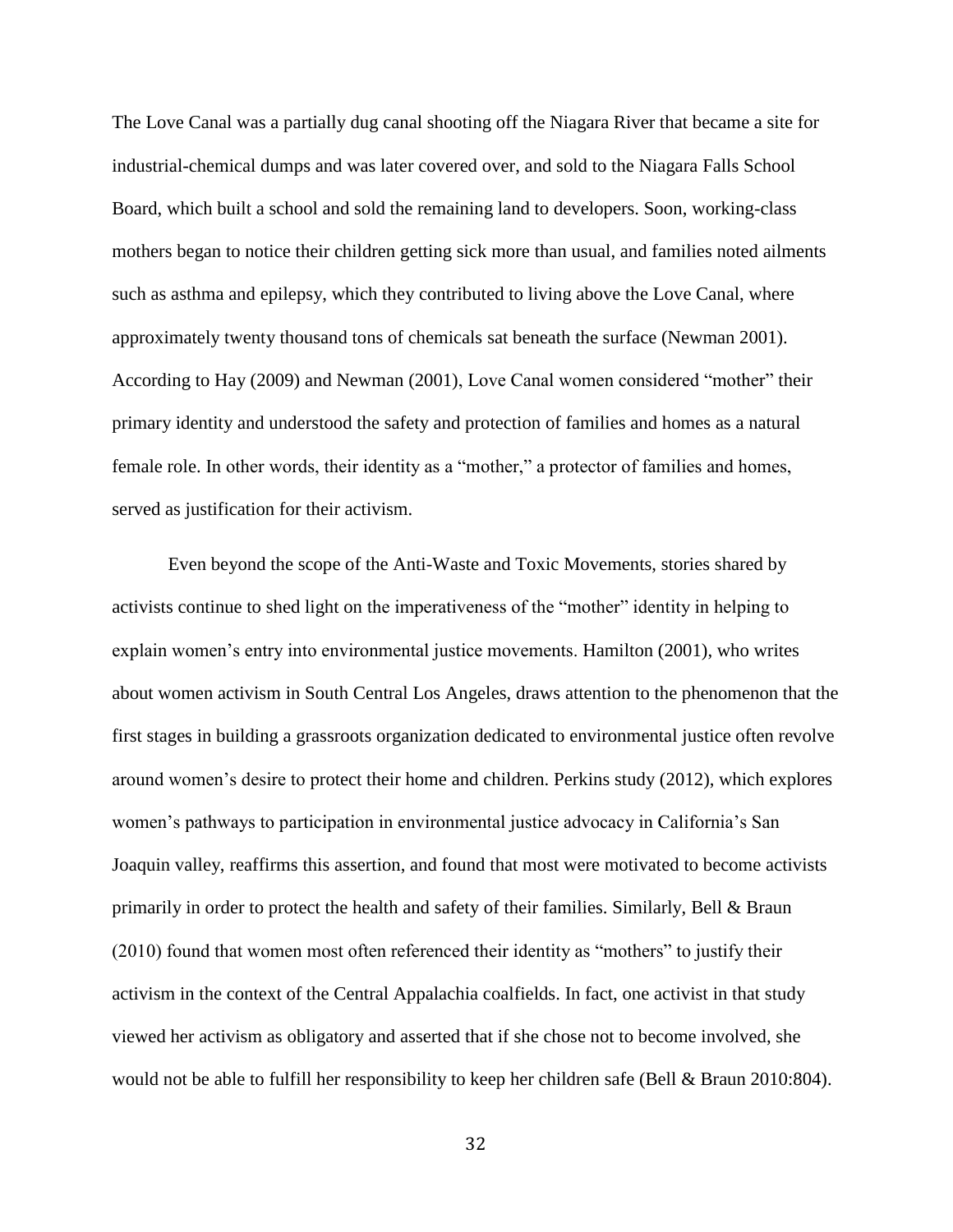The Love Canal was a partially dug canal shooting off the Niagara River that became a site for industrial-chemical dumps and was later covered over, and sold to the Niagara Falls School Board, which built a school and sold the remaining land to developers. Soon, working-class mothers began to notice their children getting sick more than usual, and families noted ailments such as asthma and epilepsy, which they contributed to living above the Love Canal, where approximately twenty thousand tons of chemicals sat beneath the surface (Newman 2001). According to Hay (2009) and Newman (2001), Love Canal women considered "mother" their primary identity and understood the safety and protection of families and homes as a natural female role. In other words, their identity as a "mother," a protector of families and homes, served as justification for their activism.

Even beyond the scope of the Anti-Waste and Toxic Movements, stories shared by activists continue to shed light on the imperativeness of the "mother" identity in helping to explain women's entry into environmental justice movements. Hamilton (2001), who writes about women activism in South Central Los Angeles, draws attention to the phenomenon that the first stages in building a grassroots organization dedicated to environmental justice often revolve around women's desire to protect their home and children. Perkins study (2012), which explores women's pathways to participation in environmental justice advocacy in California's San Joaquin valley, reaffirms this assertion, and found that most were motivated to become activists primarily in order to protect the health and safety of their families. Similarly, Bell & Braun (2010) found that women most often referenced their identity as "mothers" to justify their activism in the context of the Central Appalachia coalfields. In fact, one activist in that study viewed her activism as obligatory and asserted that if she chose not to become involved, she would not be able to fulfill her responsibility to keep her children safe (Bell & Braun 2010:804).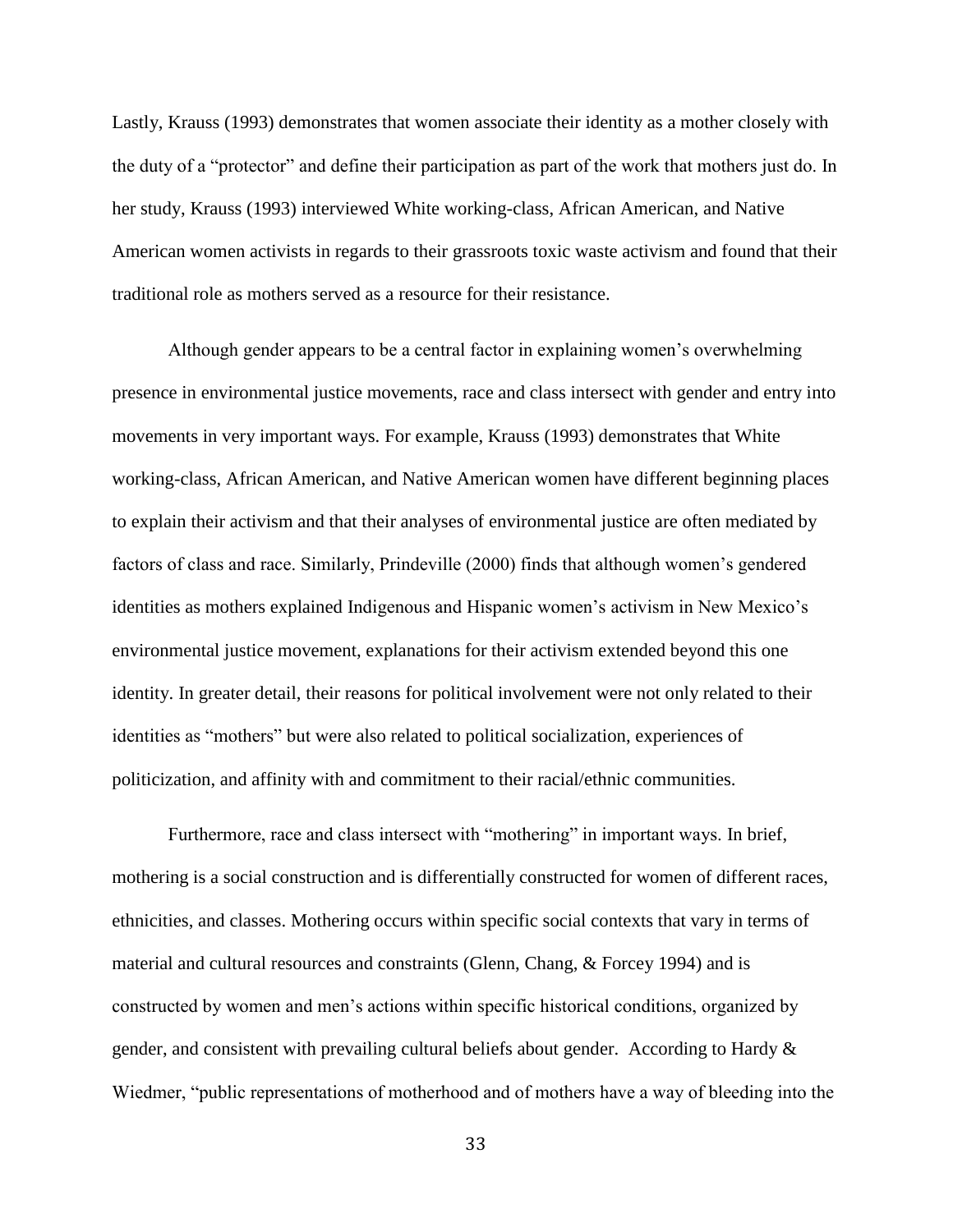Lastly, Krauss (1993) demonstrates that women associate their identity as a mother closely with the duty of a "protector" and define their participation as part of the work that mothers just do. In her study, Krauss (1993) interviewed White working-class, African American, and Native American women activists in regards to their grassroots toxic waste activism and found that their traditional role as mothers served as a resource for their resistance.

Although gender appears to be a central factor in explaining women's overwhelming presence in environmental justice movements, race and class intersect with gender and entry into movements in very important ways. For example, Krauss (1993) demonstrates that White working-class, African American, and Native American women have different beginning places to explain their activism and that their analyses of environmental justice are often mediated by factors of class and race. Similarly, Prindeville (2000) finds that although women's gendered identities as mothers explained Indigenous and Hispanic women's activism in New Mexico's environmental justice movement, explanations for their activism extended beyond this one identity. In greater detail, their reasons for political involvement were not only related to their identities as "mothers" but were also related to political socialization, experiences of politicization, and affinity with and commitment to their racial/ethnic communities.

Furthermore, race and class intersect with "mothering" in important ways. In brief, mothering is a social construction and is differentially constructed for women of different races, ethnicities, and classes. Mothering occurs within specific social contexts that vary in terms of material and cultural resources and constraints (Glenn, Chang, & Forcey 1994) and is constructed by women and men's actions within specific historical conditions, organized by gender, and consistent with prevailing cultural beliefs about gender. According to Hardy & Wiedmer, "public representations of motherhood and of mothers have a way of bleeding into the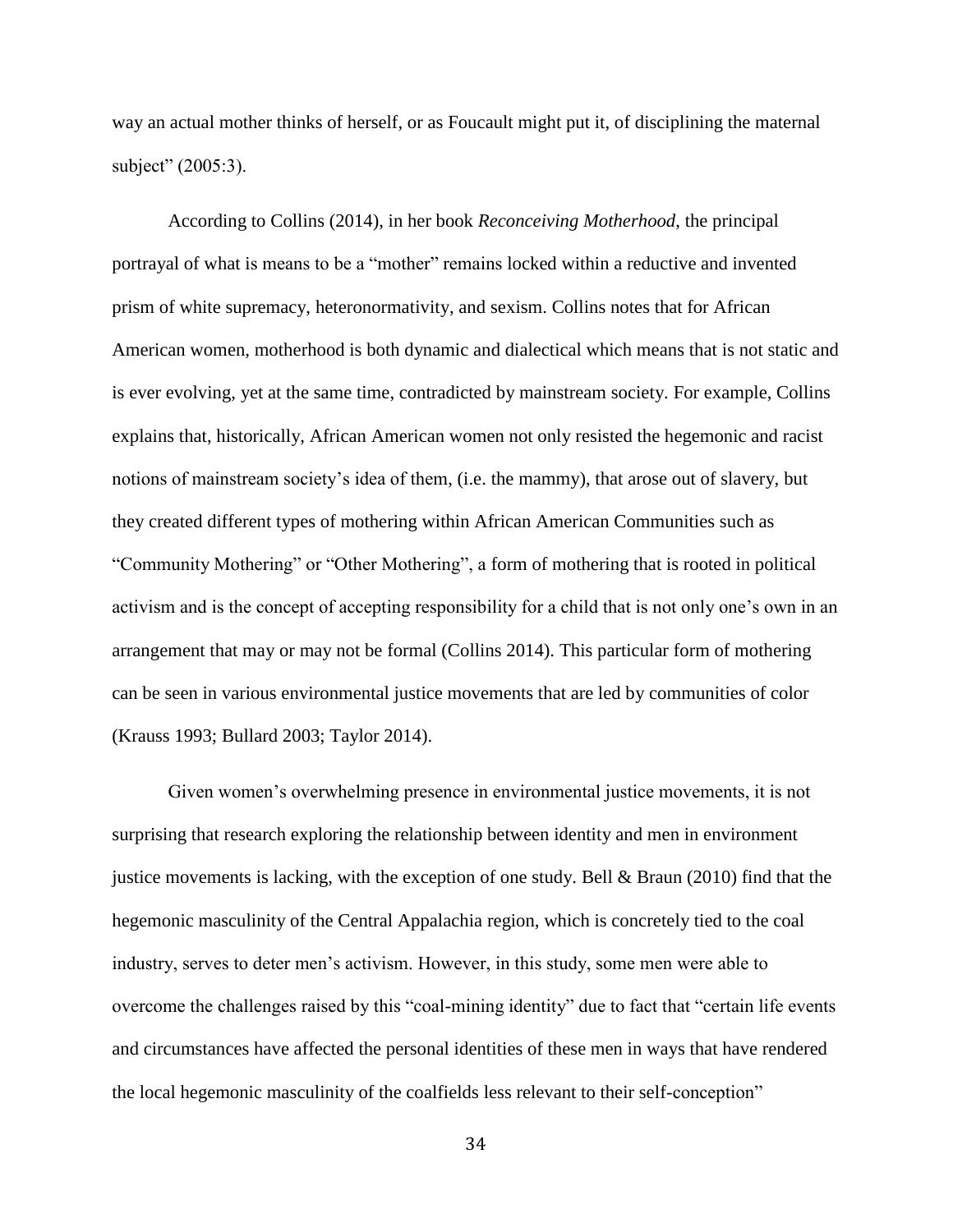way an actual mother thinks of herself, or as Foucault might put it, of disciplining the maternal subject" (2005:3).

According to Collins (2014), in her book *Reconceiving Motherhood*, the principal portrayal of what is means to be a "mother" remains locked within a reductive and invented prism of white supremacy, heteronormativity, and sexism. Collins notes that for African American women, motherhood is both dynamic and dialectical which means that is not static and is ever evolving, yet at the same time, contradicted by mainstream society. For example, Collins explains that, historically, African American women not only resisted the hegemonic and racist notions of mainstream society's idea of them, (i.e. the mammy), that arose out of slavery, but they created different types of mothering within African American Communities such as "Community Mothering" or "Other Mothering", a form of mothering that is rooted in political activism and is the concept of accepting responsibility for a child that is not only one's own in an arrangement that may or may not be formal (Collins 2014). This particular form of mothering can be seen in various environmental justice movements that are led by communities of color (Krauss 1993; Bullard 2003; Taylor 2014).

Given women's overwhelming presence in environmental justice movements, it is not surprising that research exploring the relationship between identity and men in environment justice movements is lacking, with the exception of one study. Bell & Braun (2010) find that the hegemonic masculinity of the Central Appalachia region, which is concretely tied to the coal industry, serves to deter men's activism. However, in this study, some men were able to overcome the challenges raised by this "coal-mining identity" due to fact that "certain life events and circumstances have affected the personal identities of these men in ways that have rendered the local hegemonic masculinity of the coalfields less relevant to their self-conception"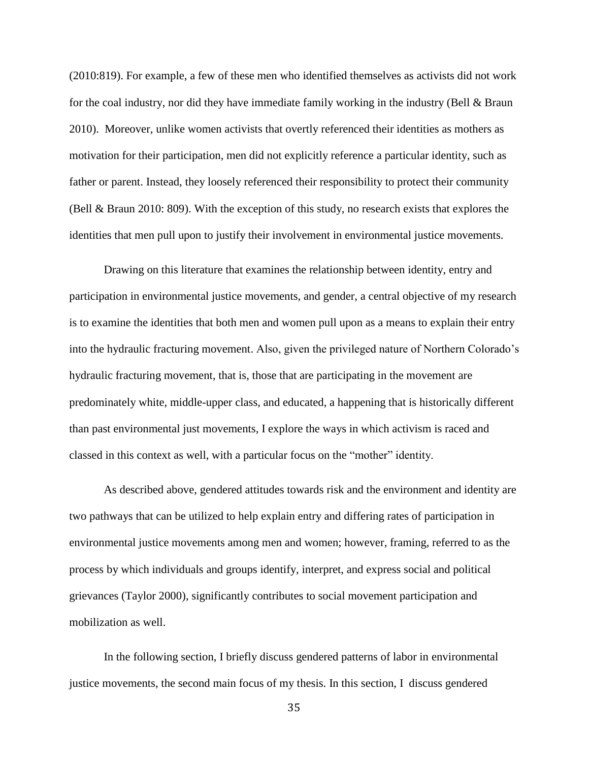(2010:819). For example, a few of these men who identified themselves as activists did not work for the coal industry, nor did they have immediate family working in the industry (Bell & Braun 2010). Moreover, unlike women activists that overtly referenced their identities as mothers as motivation for their participation, men did not explicitly reference a particular identity, such as father or parent. Instead, they loosely referenced their responsibility to protect their community (Bell & Braun 2010: 809). With the exception of this study, no research exists that explores the identities that men pull upon to justify their involvement in environmental justice movements.

Drawing on this literature that examines the relationship between identity, entry and participation in environmental justice movements, and gender, a central objective of my research is to examine the identities that both men and women pull upon as a means to explain their entry into the hydraulic fracturing movement. Also, given the privileged nature of Northern Colorado's hydraulic fracturing movement, that is, those that are participating in the movement are predominately white, middle-upper class, and educated, a happening that is historically different than past environmental just movements, I explore the ways in which activism is raced and classed in this context as well, with a particular focus on the "mother" identity.

As described above, gendered attitudes towards risk and the environment and identity are two pathways that can be utilized to help explain entry and differing rates of participation in environmental justice movements among men and women; however, framing, referred to as the process by which individuals and groups identify, interpret, and express social and political grievances (Taylor 2000), significantly contributes to social movement participation and mobilization as well.

In the following section, I briefly discuss gendered patterns of labor in environmental justice movements, the second main focus of my thesis. In this section, I discuss gendered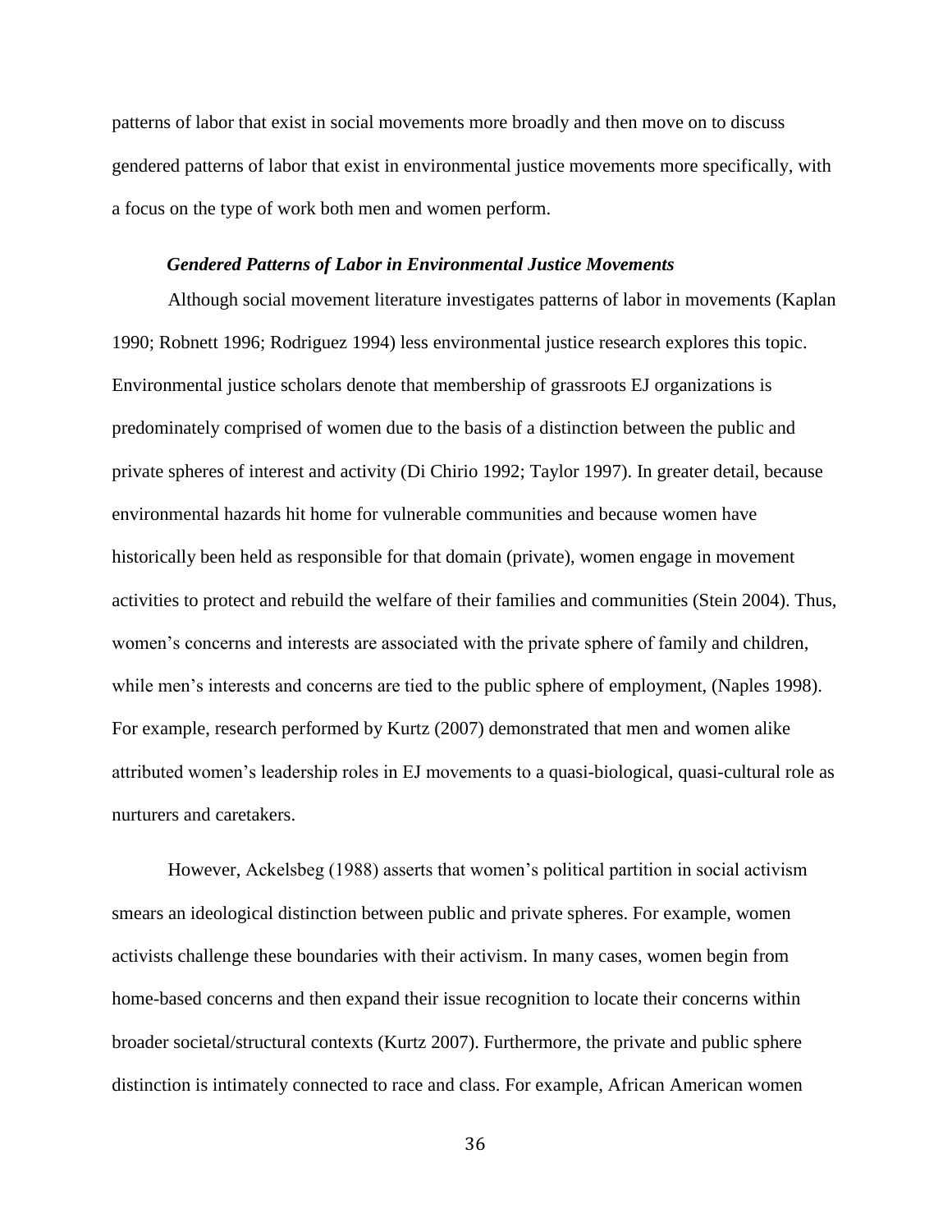patterns of labor that exist in social movements more broadly and then move on to discuss gendered patterns of labor that exist in environmental justice movements more specifically, with a focus on the type of work both men and women perform.

### *Gendered Patterns of Labor in Environmental Justice Movements*

Although social movement literature investigates patterns of labor in movements (Kaplan 1990; Robnett 1996; Rodriguez 1994) less environmental justice research explores this topic. Environmental justice scholars denote that membership of grassroots EJ organizations is predominately comprised of women due to the basis of a distinction between the public and private spheres of interest and activity (Di Chirio 1992; Taylor 1997). In greater detail, because environmental hazards hit home for vulnerable communities and because women have historically been held as responsible for that domain (private), women engage in movement activities to protect and rebuild the welfare of their families and communities (Stein 2004). Thus, women's concerns and interests are associated with the private sphere of family and children, while men's interests and concerns are tied to the public sphere of employment, (Naples 1998). For example, research performed by Kurtz (2007) demonstrated that men and women alike attributed women's leadership roles in EJ movements to a quasi-biological, quasi-cultural role as nurturers and caretakers.

However, Ackelsbeg (1988) asserts that women's political partition in social activism smears an ideological distinction between public and private spheres. For example, women activists challenge these boundaries with their activism. In many cases, women begin from home-based concerns and then expand their issue recognition to locate their concerns within broader societal/structural contexts (Kurtz 2007). Furthermore, the private and public sphere distinction is intimately connected to race and class. For example, African American women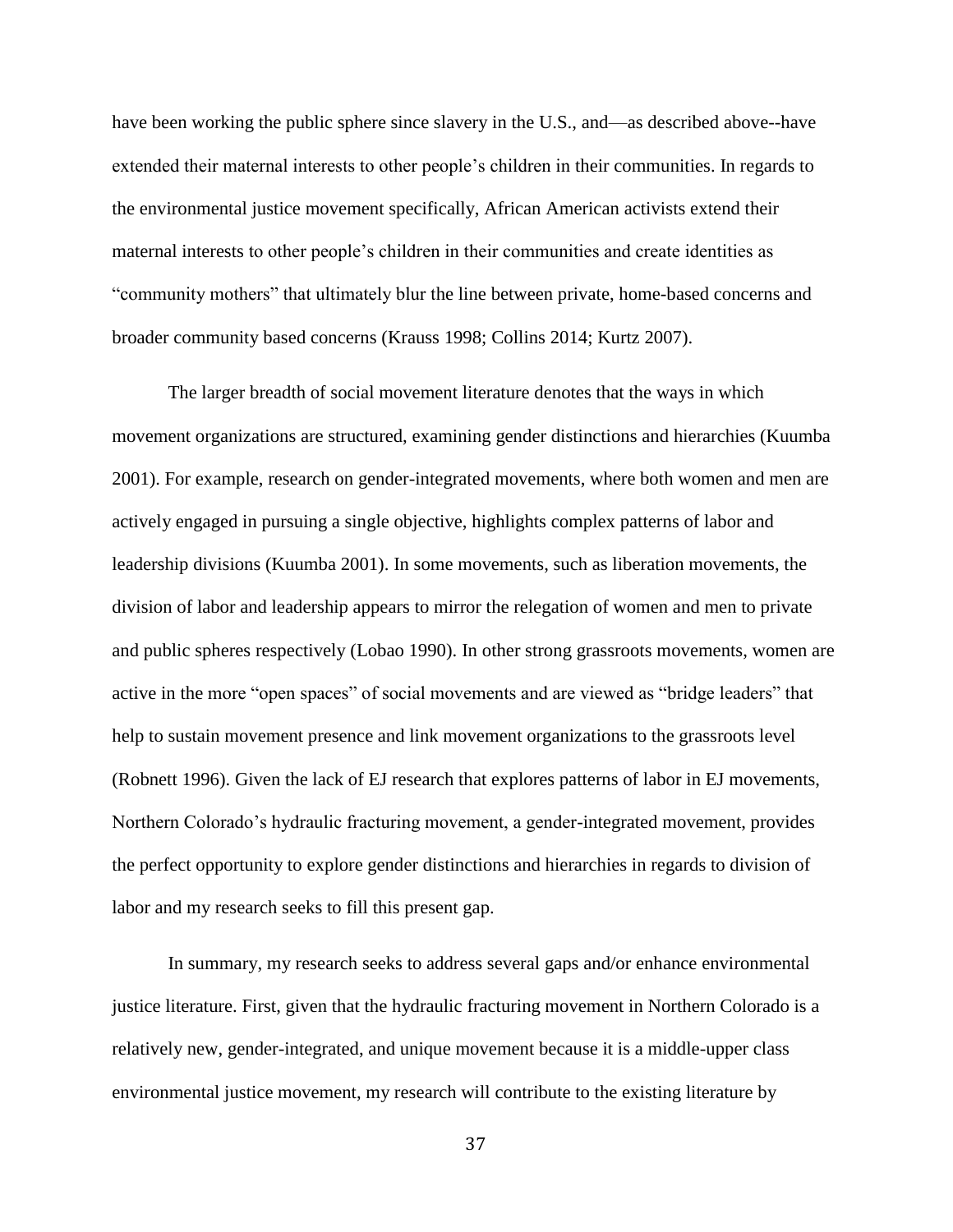have been working the public sphere since slavery in the U.S., and—as described above--have extended their maternal interests to other people's children in their communities. In regards to the environmental justice movement specifically, African American activists extend their maternal interests to other people's children in their communities and create identities as "community mothers" that ultimately blur the line between private, home-based concerns and broader community based concerns (Krauss 1998; Collins 2014; Kurtz 2007).

The larger breadth of social movement literature denotes that the ways in which movement organizations are structured, examining gender distinctions and hierarchies (Kuumba 2001). For example, research on gender-integrated movements, where both women and men are actively engaged in pursuing a single objective, highlights complex patterns of labor and leadership divisions (Kuumba 2001). In some movements, such as liberation movements, the division of labor and leadership appears to mirror the relegation of women and men to private and public spheres respectively (Lobao 1990). In other strong grassroots movements, women are active in the more "open spaces" of social movements and are viewed as "bridge leaders" that help to sustain movement presence and link movement organizations to the grassroots level (Robnett 1996). Given the lack of EJ research that explores patterns of labor in EJ movements, Northern Colorado's hydraulic fracturing movement, a gender-integrated movement, provides the perfect opportunity to explore gender distinctions and hierarchies in regards to division of labor and my research seeks to fill this present gap.

In summary, my research seeks to address several gaps and/or enhance environmental justice literature. First, given that the hydraulic fracturing movement in Northern Colorado is a relatively new, gender-integrated, and unique movement because it is a middle-upper class environmental justice movement, my research will contribute to the existing literature by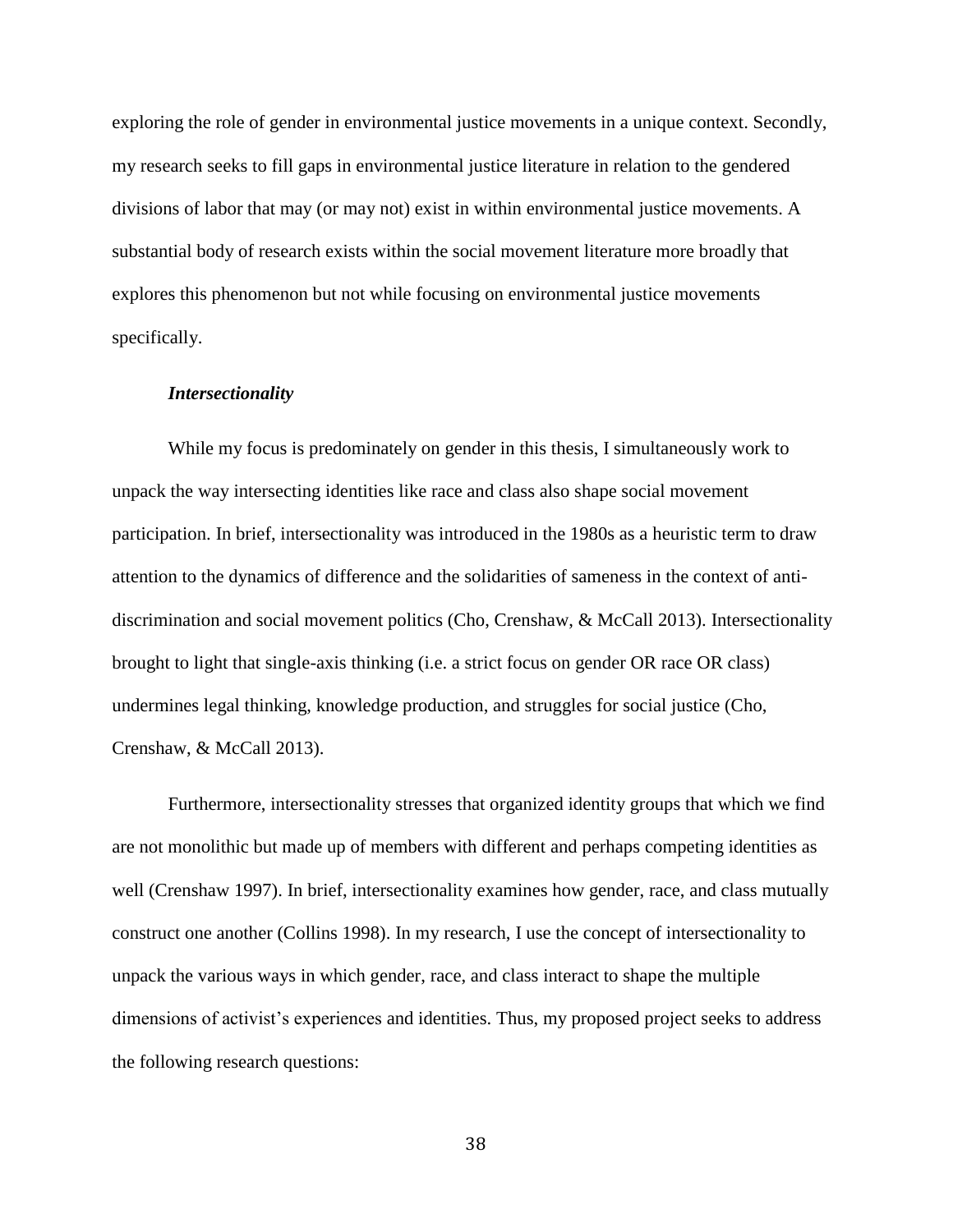exploring the role of gender in environmental justice movements in a unique context. Secondly, my research seeks to fill gaps in environmental justice literature in relation to the gendered divisions of labor that may (or may not) exist in within environmental justice movements. A substantial body of research exists within the social movement literature more broadly that explores this phenomenon but not while focusing on environmental justice movements specifically.

### ***Intersectionality***

While my focus is predominately on gender in this thesis, I simultaneously work to unpack the way intersecting identities like race and class also shape social movement participation. In brief, intersectionality was introduced in the 1980s as a heuristic term to draw attention to the dynamics of difference and the solidarities of sameness in the context of anti-discrimination and social movement politics (Cho, Crenshaw, & McCall 2013). Intersectionality brought to light that single-axis thinking (i.e. a strict focus on gender OR race OR class) undermines legal thinking, knowledge production, and struggles for social justice (Cho, Crenshaw, & McCall 2013).

Furthermore, intersectionality stresses that organized identity groups that which we find are not monolithic but made up of members with different and perhaps competing identities as well (Crenshaw 1997). In brief, intersectionality examines how gender, race, and class mutually construct one another (Collins 1998). In my research, I use the concept of intersectionality to unpack the various ways in which gender, race, and class interact to shape the multiple dimensions of activist's experiences and identities. Thus, my proposed project seeks to address the following research questions: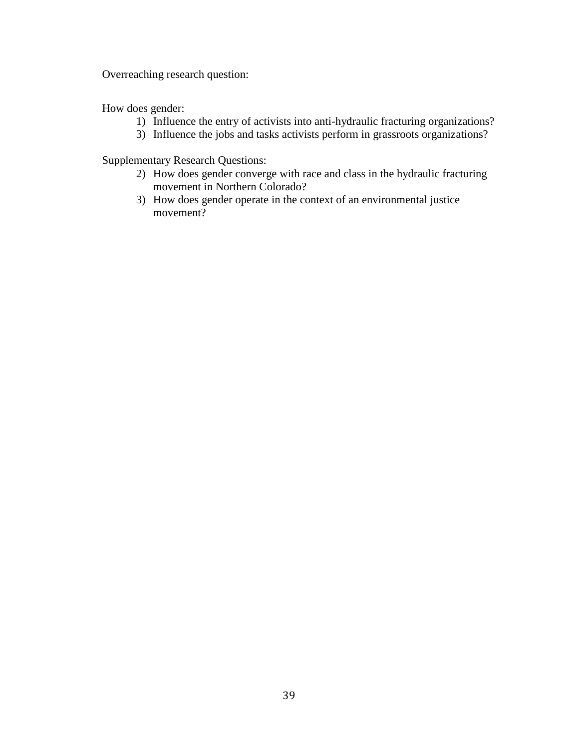Overreaching research question:

How does gender:

1) Influence the entry of activists into anti-hydraulic fracturing organizations?
3) Influence the jobs and tasks activists perform in grassroots organizations?

Supplementary Research Questions:

2) How does gender converge with race and class in the hydraulic fracturing movement in Northern Colorado?
3) How does gender operate in the context of an environmental justice movement?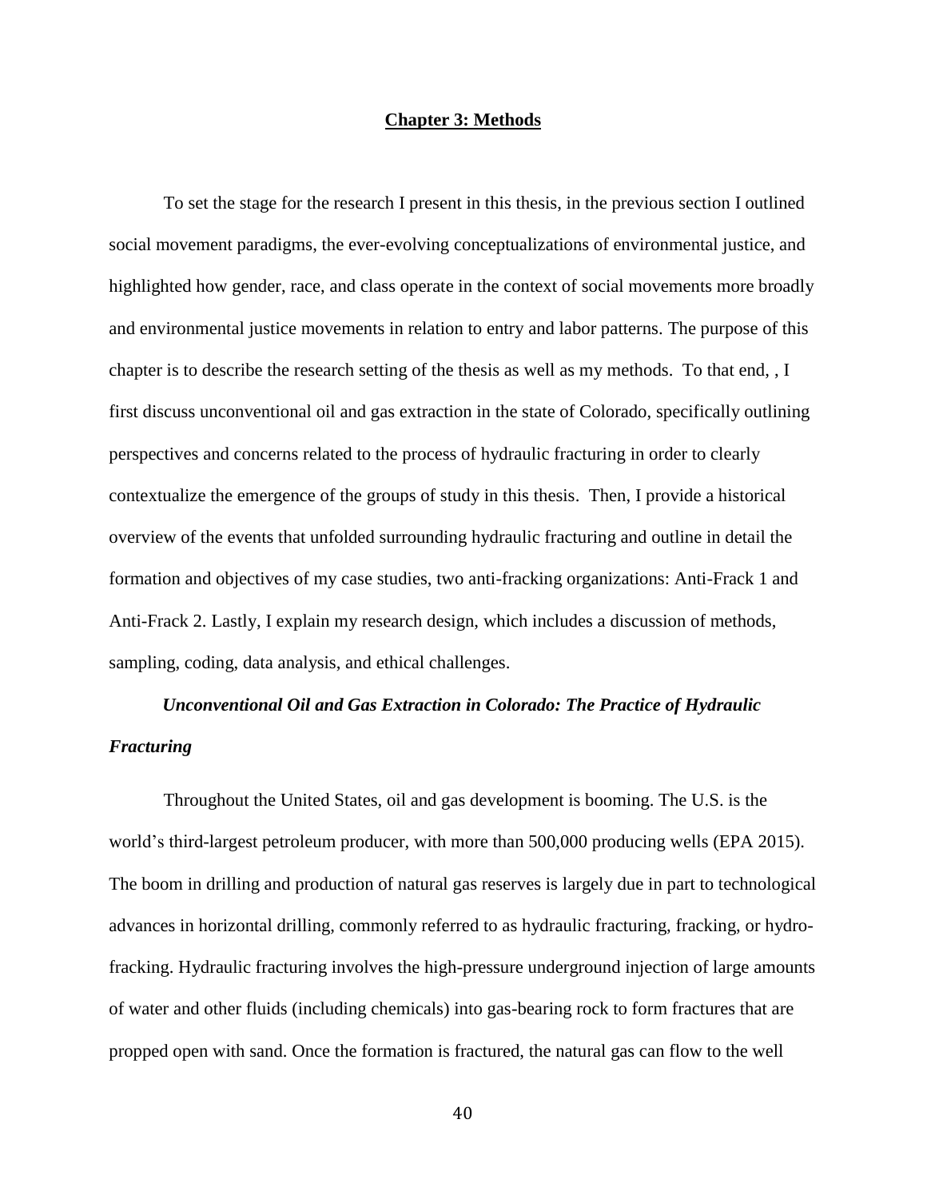# Chapter 3: Methods

To set the stage for the research I present in this thesis, in the previous section I outlined social movement paradigms, the ever-evolving conceptualizations of environmental justice, and highlighted how gender, race, and class operate in the context of social movements more broadly and environmental justice movements in relation to entry and labor patterns. The purpose of this chapter is to describe the research setting of the thesis as well as my methods. To that end, , I first discuss unconventional oil and gas extraction in the state of Colorado, specifically outlining perspectives and concerns related to the process of hydraulic fracturing in order to clearly contextualize the emergence of the groups of study in this thesis. Then, I provide a historical overview of the events that unfolded surrounding hydraulic fracturing and outline in detail the formation and objectives of my case studies, two anti-fracking organizations: Anti-Frack 1 and Anti-Frack 2. Lastly, I explain my research design, which includes a discussion of methods, sampling, coding, data analysis, and ethical challenges.

## *Unconventional Oil and Gas Extraction in Colorado: The Practice of Hydraulic Fracturing*

Throughout the United States, oil and gas development is booming. The U.S. is the world's third-largest petroleum producer, with more than 500,000 producing wells (EPA 2015). The boom in drilling and production of natural gas reserves is largely due in part to technological advances in horizontal drilling, commonly referred to as hydraulic fracturing, fracking, or hydro-fracking. Hydraulic fracturing involves the high-pressure underground injection of large amounts of water and other fluids (including chemicals) into gas-bearing rock to form fractures that are propped open with sand. Once the formation is fractured, the natural gas can flow to the well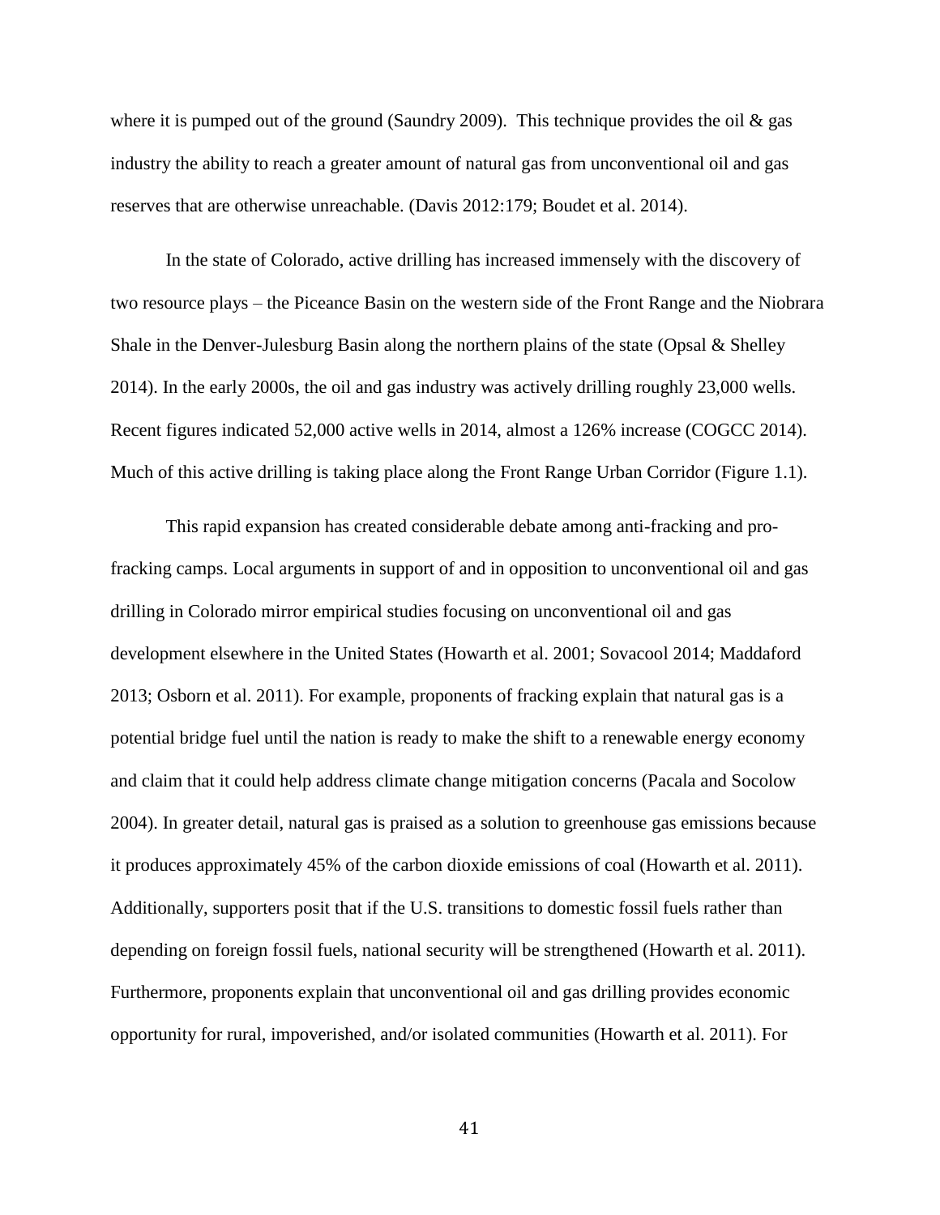where it is pumped out of the ground (Saundry 2009). This technique provides the oil & gas industry the ability to reach a greater amount of natural gas from unconventional oil and gas reserves that are otherwise unreachable. (Davis 2012:179; Boudet et al. 2014).

In the state of Colorado, active drilling has increased immensely with the discovery of two resource plays – the Piceance Basin on the western side of the Front Range and the Niobrara Shale in the Denver-Julesburg Basin along the northern plains of the state (Opsal & Shelley 2014). In the early 2000s, the oil and gas industry was actively drilling roughly 23,000 wells. Recent figures indicated 52,000 active wells in 2014, almost a 126% increase (COGCC 2014). Much of this active drilling is taking place along the Front Range Urban Corridor (Figure 1.1).

This rapid expansion has created considerable debate among anti-fracking and pro-fracking camps. Local arguments in support of and in opposition to unconventional oil and gas drilling in Colorado mirror empirical studies focusing on unconventional oil and gas development elsewhere in the United States (Howarth et al. 2001; Sovacool 2014; Maddaford 2013; Osborn et al. 2011). For example, proponents of fracking explain that natural gas is a potential bridge fuel until the nation is ready to make the shift to a renewable energy economy and claim that it could help address climate change mitigation concerns (Pacala and Socolow 2004). In greater detail, natural gas is praised as a solution to greenhouse gas emissions because it produces approximately 45% of the carbon dioxide emissions of coal (Howarth et al. 2011). Additionally, supporters posit that if the U.S. transitions to domestic fossil fuels rather than depending on foreign fossil fuels, national security will be strengthened (Howarth et al. 2011). Furthermore, proponents explain that unconventional oil and gas drilling provides economic opportunity for rural, impoverished, and/or isolated communities (Howarth et al. 2011). For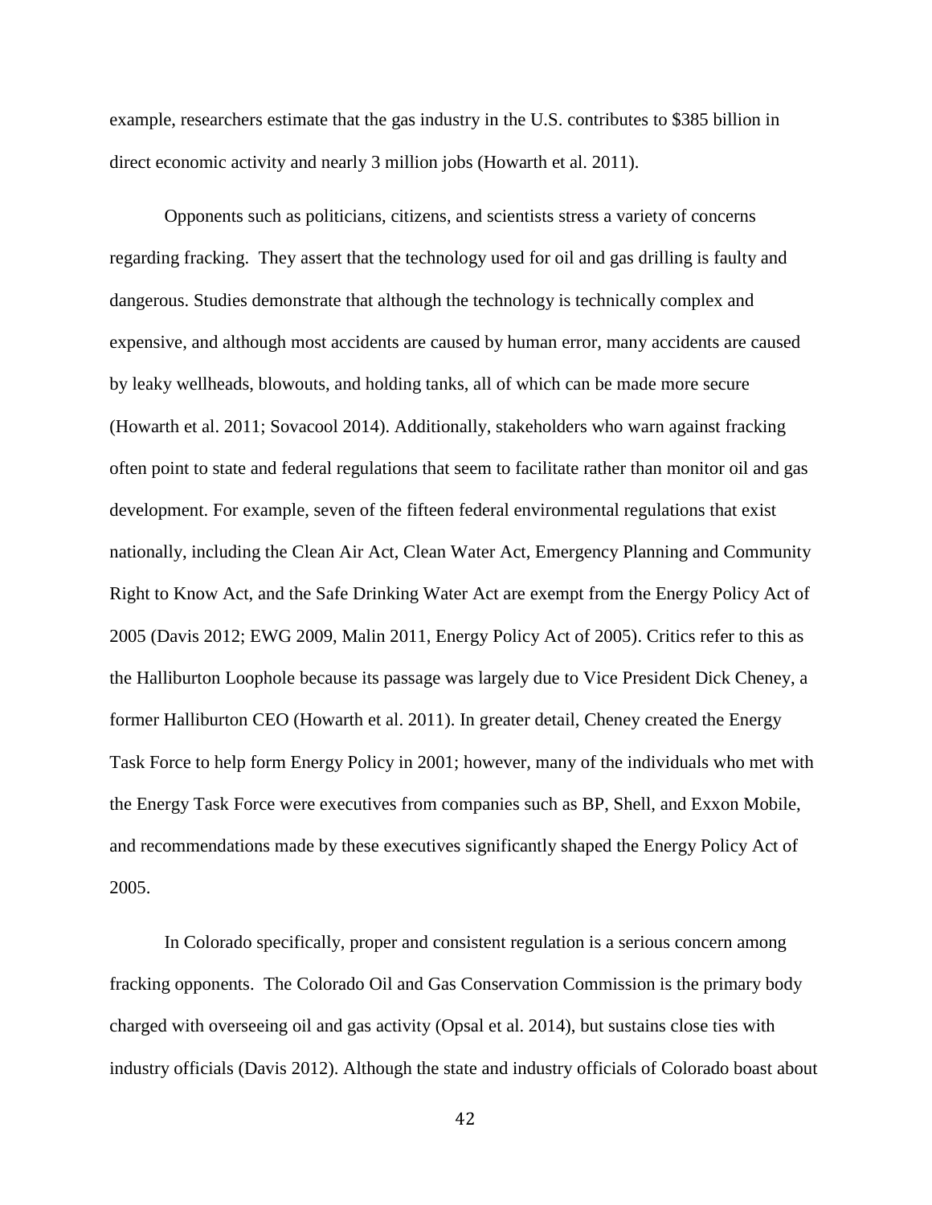example, researchers estimate that the gas industry in the U.S. contributes to $385 billion in direct economic activity and nearly 3 million jobs (Howarth et al. 2011).

Opponents such as politicians, citizens, and scientists stress a variety of concerns regarding fracking. They assert that the technology used for oil and gas drilling is faulty and dangerous. Studies demonstrate that although the technology is technically complex and expensive, and although most accidents are caused by human error, many accidents are caused by leaky wellheads, blowouts, and holding tanks, all of which can be made more secure (Howarth et al. 2011; Sovacool 2014). Additionally, stakeholders who warn against fracking often point to state and federal regulations that seem to facilitate rather than monitor oil and gas development. For example, seven of the fifteen federal environmental regulations that exist nationally, including the Clean Air Act, Clean Water Act, Emergency Planning and Community Right to Know Act, and the Safe Drinking Water Act are exempt from the Energy Policy Act of 2005 (Davis 2012; EWG 2009, Malin 2011, Energy Policy Act of 2005). Critics refer to this as the Halliburton Loophole because its passage was largely due to Vice President Dick Cheney, a former Halliburton CEO (Howarth et al. 2011). In greater detail, Cheney created the Energy Task Force to help form Energy Policy in 2001; however, many of the individuals who met with the Energy Task Force were executives from companies such as BP, Shell, and Exxon Mobile, and recommendations made by these executives significantly shaped the Energy Policy Act of 2005.

In Colorado specifically, proper and consistent regulation is a serious concern among fracking opponents. The Colorado Oil and Gas Conservation Commission is the primary body charged with overseeing oil and gas activity (Opsal et al. 2014), but sustains close ties with industry officials (Davis 2012). Although the state and industry officials of Colorado boast about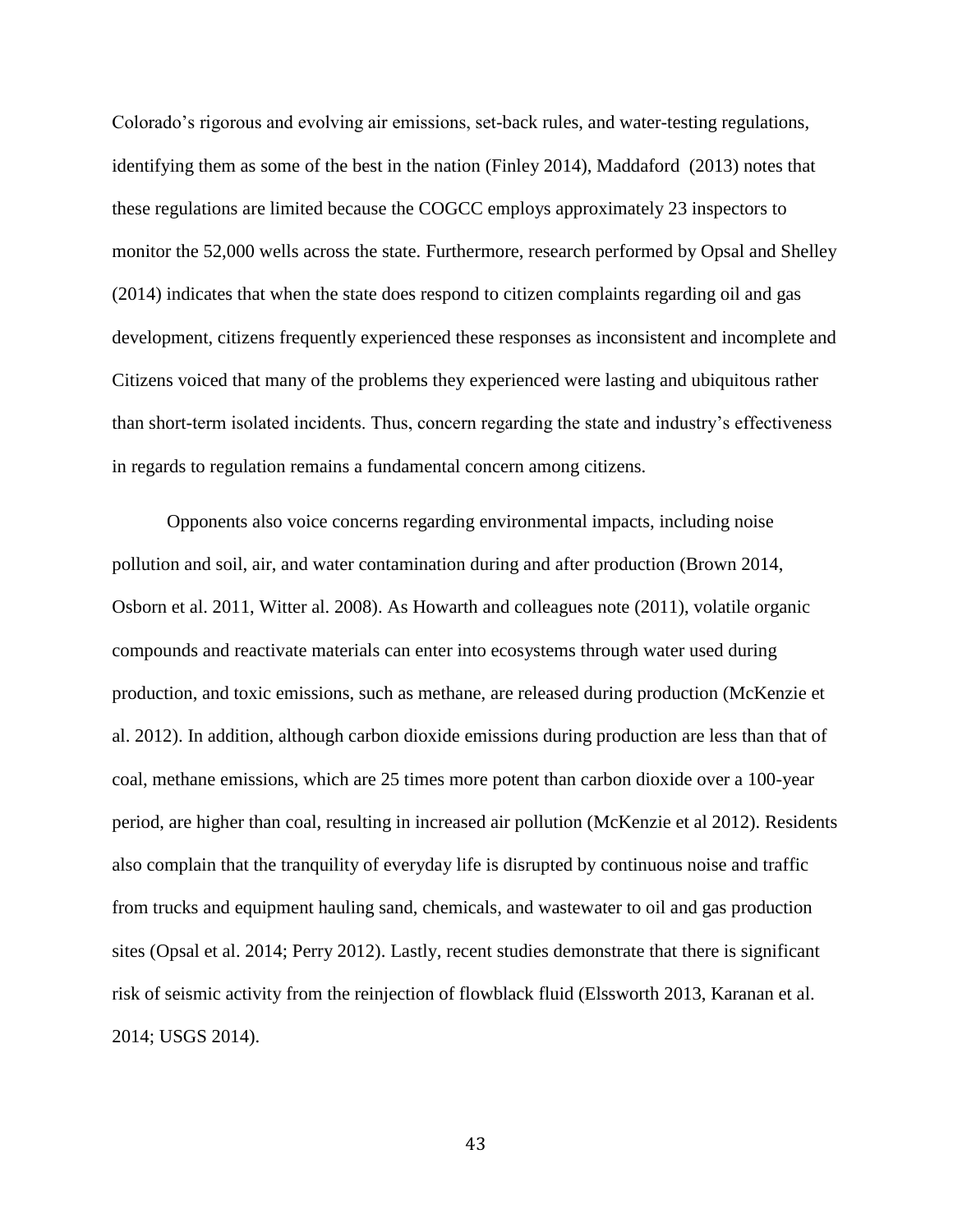Colorado's rigorous and evolving air emissions, set-back rules, and water-testing regulations, identifying them as some of the best in the nation (Finley 2014), Maddaford (2013) notes that these regulations are limited because the COGCC employs approximately 23 inspectors to monitor the 52,000 wells across the state. Furthermore, research performed by Opsal and Shelley (2014) indicates that when the state does respond to citizen complaints regarding oil and gas development, citizens frequently experienced these responses as inconsistent and incomplete and Citizens voiced that many of the problems they experienced were lasting and ubiquitous rather than short-term isolated incidents. Thus, concern regarding the state and industry's effectiveness in regards to regulation remains a fundamental concern among citizens.

Opponents also voice concerns regarding environmental impacts, including noise pollution and soil, air, and water contamination during and after production (Brown 2014, Osborn et al. 2011, Witter al. 2008). As Howarth and colleagues note (2011), volatile organic compounds and reactivate materials can enter into ecosystems through water used during production, and toxic emissions, such as methane, are released during production (McKenzie et al. 2012). In addition, although carbon dioxide emissions during production are less than that of coal, methane emissions, which are 25 times more potent than carbon dioxide over a 100-year period, are higher than coal, resulting in increased air pollution (McKenzie et al 2012). Residents also complain that the tranquility of everyday life is disrupted by continuous noise and traffic from trucks and equipment hauling sand, chemicals, and wastewater to oil and gas production sites (Opsal et al. 2014; Perry 2012). Lastly, recent studies demonstrate that there is significant risk of seismic activity from the reinjection of flowblack fluid (Elssworth 2013, Karanan et al. 2014; USGS 2014).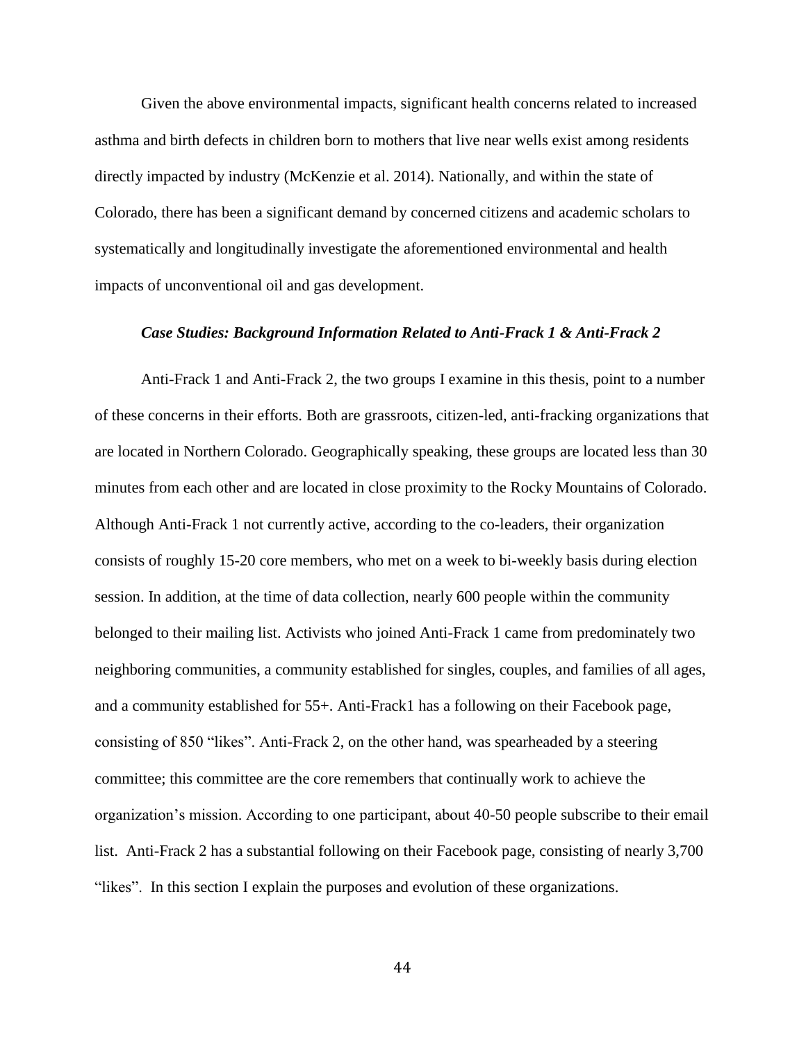Given the above environmental impacts, significant health concerns related to increased asthma and birth defects in children born to mothers that live near wells exist among residents directly impacted by industry (McKenzie et al. 2014). Nationally, and within the state of Colorado, there has been a significant demand by concerned citizens and academic scholars to systematically and longitudinally investigate the aforementioned environmental and health impacts of unconventional oil and gas development.

### *Case Studies: Background Information Related to Anti-Frack 1 & Anti-Frack 2*

Anti-Frack 1 and Anti-Frack 2, the two groups I examine in this thesis, point to a number of these concerns in their efforts. Both are grassroots, citizen-led, anti-fracking organizations that are located in Northern Colorado. Geographically speaking, these groups are located less than 30 minutes from each other and are located in close proximity to the Rocky Mountains of Colorado. Although Anti-Frack 1 not currently active, according to the co-leaders, their organization consists of roughly 15-20 core members, who met on a week to bi-weekly basis during election session. In addition, at the time of data collection, nearly 600 people within the community belonged to their mailing list. Activists who joined Anti-Frack 1 came from predominately two neighboring communities, a community established for singles, couples, and families of all ages, and a community established for 55+. Anti-Frack1 has a following on their Facebook page, consisting of 850 "likes". Anti-Frack 2, on the other hand, was spearheaded by a steering committee; this committee are the core remembers that continually work to achieve the organization's mission. According to one participant, about 40-50 people subscribe to their email list. Anti-Frack 2 has a substantial following on their Facebook page, consisting of nearly 3,700 "likes". In this section I explain the purposes and evolution of these organizations.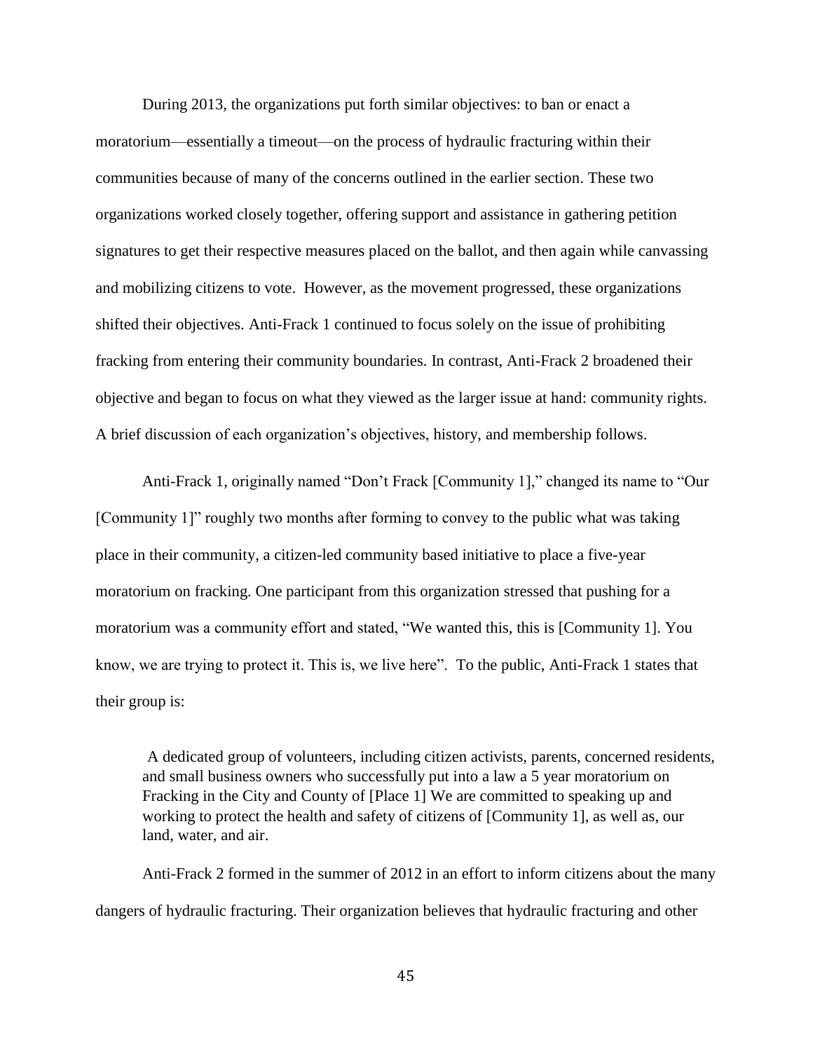During 2013, the organizations put forth similar objectives: to ban or enact a moratorium—essentially a timeout—on the process of hydraulic fracturing within their communities because of many of the concerns outlined in the earlier section. These two organizations worked closely together, offering support and assistance in gathering petition signatures to get their respective measures placed on the ballot, and then again while canvassing and mobilizing citizens to vote. However, as the movement progressed, these organizations shifted their objectives. Anti-Frack 1 continued to focus solely on the issue of prohibiting fracking from entering their community boundaries. In contrast, Anti-Frack 2 broadened their objective and began to focus on what they viewed as the larger issue at hand: community rights. A brief discussion of each organization's objectives, history, and membership follows.

Anti-Frack 1, originally named "Don't Frack [Community 1]," changed its name to "Our [Community 1]" roughly two months after forming to convey to the public what was taking place in their community, a citizen-led community based initiative to place a five-year moratorium on fracking. One participant from this organization stressed that pushing for a moratorium was a community effort and stated, "We wanted this, this is [Community 1]. You know, we are trying to protect it. This is, we live here". To the public, Anti-Frack 1 states that their group is:

> A dedicated group of volunteers, including citizen activists, parents, concerned residents, and small business owners who successfully put into a law a 5 year moratorium on Fracking in the City and County of [Place 1] We are committed to speaking up and working to protect the health and safety of citizens of [Community 1], as well as, our land, water, and air.

Anti-Frack 2 formed in the summer of 2012 in an effort to inform citizens about the many dangers of hydraulic fracturing. Their organization believes that hydraulic fracturing and other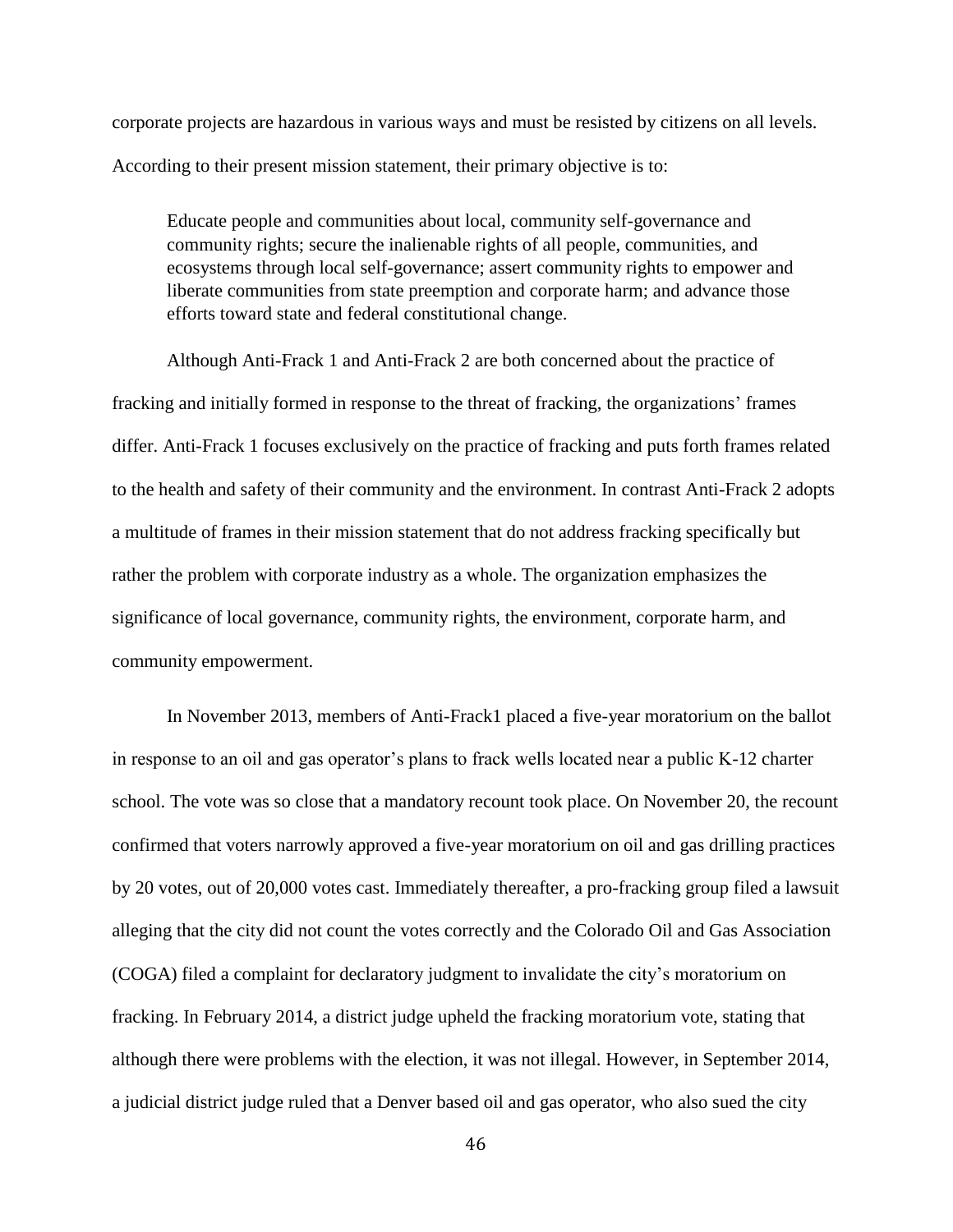corporate projects are hazardous in various ways and must be resisted by citizens on all levels. According to their present mission statement, their primary objective is to:

> Educate people and communities about local, community self-governance and community rights; secure the inalienable rights of all people, communities, and ecosystems through local self-governance; assert community rights to empower and liberate communities from state preemption and corporate harm; and advance those efforts toward state and federal constitutional change.

Although Anti-Frack 1 and Anti-Frack 2 are both concerned about the practice of fracking and initially formed in response to the threat of fracking, the organizations' frames differ. Anti-Frack 1 focuses exclusively on the practice of fracking and puts forth frames related to the health and safety of their community and the environment. In contrast Anti-Frack 2 adopts a multitude of frames in their mission statement that do not address fracking specifically but rather the problem with corporate industry as a whole. The organization emphasizes the significance of local governance, community rights, the environment, corporate harm, and community empowerment.

In November 2013, members of Anti-Frack1 placed a five-year moratorium on the ballot in response to an oil and gas operator's plans to frack wells located near a public K-12 charter school. The vote was so close that a mandatory recount took place. On November 20, the recount confirmed that voters narrowly approved a five-year moratorium on oil and gas drilling practices by 20 votes, out of 20,000 votes cast. Immediately thereafter, a pro-fracking group filed a lawsuit alleging that the city did not count the votes correctly and the Colorado Oil and Gas Association (COGA) filed a complaint for declaratory judgment to invalidate the city's moratorium on fracking. In February 2014, a district judge upheld the fracking moratorium vote, stating that although there were problems with the election, it was not illegal. However, in September 2014, a judicial district judge ruled that a Denver based oil and gas operator, who also sued the city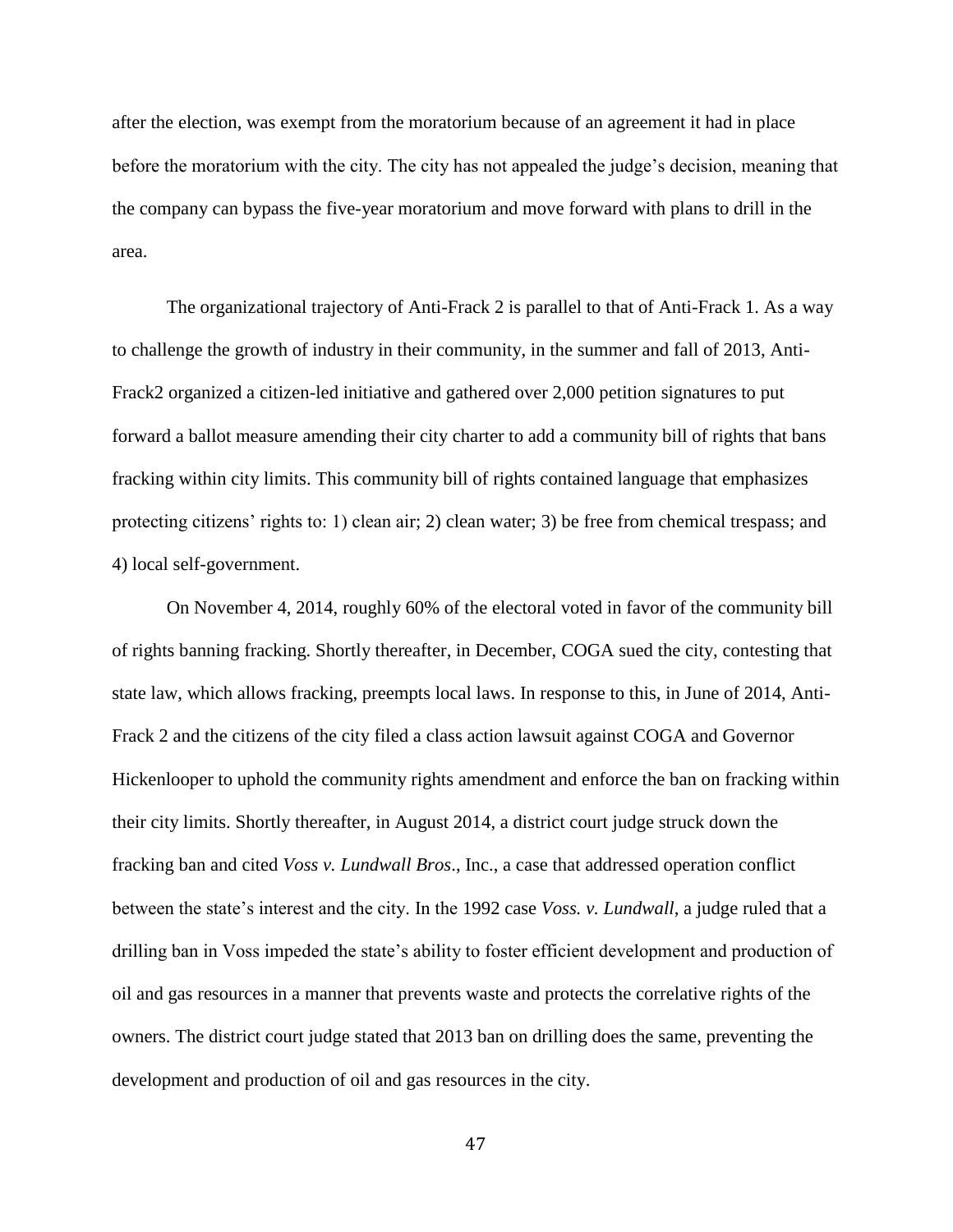after the election, was exempt from the moratorium because of an agreement it had in place before the moratorium with the city. The city has not appealed the judge's decision, meaning that the company can bypass the five-year moratorium and move forward with plans to drill in the area.

The organizational trajectory of Anti-Frack 2 is parallel to that of Anti-Frack 1. As a way to challenge the growth of industry in their community, in the summer and fall of 2013, Anti-Frack2 organized a citizen-led initiative and gathered over 2,000 petition signatures to put forward a ballot measure amending their city charter to add a community bill of rights that bans fracking within city limits. This community bill of rights contained language that emphasizes protecting citizens' rights to: 1) clean air; 2) clean water; 3) be free from chemical trespass; and 4) local self-government.

On November 4, 2014, roughly 60% of the electoral voted in favor of the community bill of rights banning fracking. Shortly thereafter, in December, COGA sued the city, contesting that state law, which allows fracking, preempts local laws. In response to this, in June of 2014, Anti-Frack 2 and the citizens of the city filed a class action lawsuit against COGA and Governor Hickenlooper to uphold the community rights amendment and enforce the ban on fracking within their city limits. Shortly thereafter, in August 2014, a district court judge struck down the fracking ban and cited *Voss v. Lundwall Bros*., Inc., a case that addressed operation conflict between the state's interest and the city. In the 1992 case *Voss. v. Lundwall*, a judge ruled that a drilling ban in Voss impeded the state's ability to foster efficient development and production of oil and gas resources in a manner that prevents waste and protects the correlative rights of the owners. The district court judge stated that 2013 ban on drilling does the same, preventing the development and production of oil and gas resources in the city.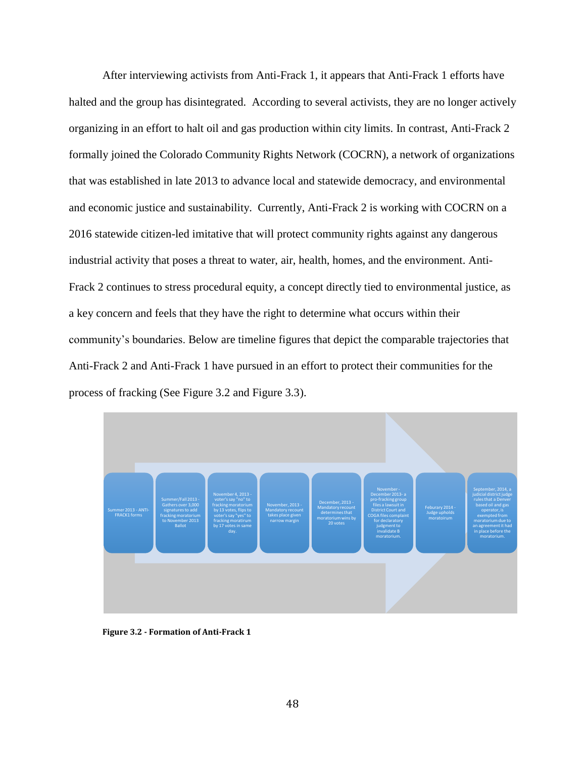After interviewing activists from Anti-Frack 1, it appears that Anti-Frack 1 efforts have halted and the group has disintegrated. According to several activists, they are no longer actively organizing in an effort to halt oil and gas production within city limits. In contrast, Anti-Frack 2 formally joined the Colorado Community Rights Network (COCRN), a network of organizations that was established in late 2013 to advance local and statewide democracy, and environmental and economic justice and sustainability. Currently, Anti-Frack 2 is working with COCRN on a 2016 statewide citizen-led imitative that will protect community rights against any dangerous industrial activity that poses a threat to water, air, health, homes, and the environment. Anti-Frack 2 continues to stress procedural equity, a concept directly tied to environmental justice, as a key concern and feels that they have the right to determine what occurs within their community's boundaries. Below are timeline figures that depict the comparable trajectories that Anti-Frack 2 and Anti-Frack 1 have pursued in an effort to protect their communities for the process of fracking (See Figure 3.2 and Figure 3.3).

Summer 2013 - ANTI-FRACK1 forms

Summer/Fall 2013 - Gathers over 3,000 signatures to add fracking moratorium to November 2013 Ballot

November 4, 2013 - voter's say "no" to fracking moratorium by 13 votes, flips to voter's say "yes" to fracking moratirum by 17 votes in same day.

November, 2013 - Mandatory recount takes place given narrow margin

December, 2013 - Mandatory recount determines that moratorium wins by 20 votes

November - December 2013- a pro-fracking group files a lawsuit in District Court and COGA files complaint for declaratory judgment to invalidate B moratorium.

Feburary 2014 - Judge upholds moratoirum

September, 2014, a judicial district judge rules that a Denver based oil and gas operator, is exempted from moratorium due to an agreement it had in place before the moratorium.

**Figure 3.2 - Formation of Anti-Frack 1**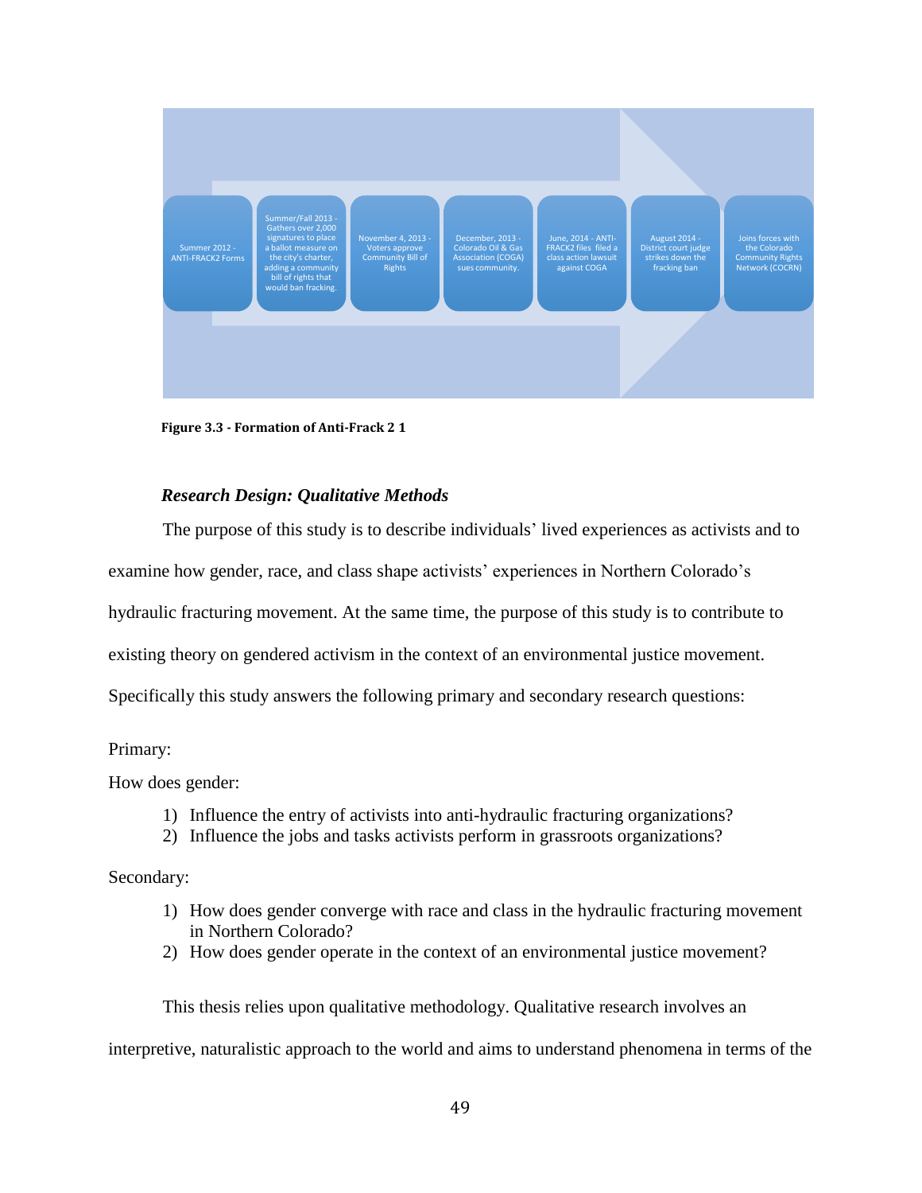Summer 2012 - ANTI-FRACK2 Forms

Summer/Fall 2013 - Gathers over 2,000 signatures to place a ballot measure on the city's charter, adding a community bill of rights that would ban fracking.

November 4, 2013 - Voters approve Community Bill of Rights

December, 2013 - Colorado Oil & Gas Association (COGA) sues community.

June, 2014 - ANTI-FRACK2 files filed a class action lawsuit against COGA

August 2014 - District court judge strikes down the fracking ban

Joins forces with the Colorado Community Rights Network (COCRN)

**Figure 3.3 - Formation of Anti-Frack 2 1**

### *Research Design: Qualitative Methods*

The purpose of this study is to describe individuals' lived experiences as activists and to examine how gender, race, and class shape activists' experiences in Northern Colorado's hydraulic fracturing movement. At the same time, the purpose of this study is to contribute to existing theory on gendered activism in the context of an environmental justice movement. Specifically this study answers the following primary and secondary research questions:

Primary:

How does gender:

1) Influence the entry of activists into anti-hydraulic fracturing organizations?
2) Influence the jobs and tasks activists perform in grassroots organizations?

Secondary:

1) How does gender converge with race and class in the hydraulic fracturing movement in Northern Colorado?
2) How does gender operate in the context of an environmental justice movement?

This thesis relies upon qualitative methodology. Qualitative research involves an interpretive, naturalistic approach to the world and aims to understand phenomena in terms of the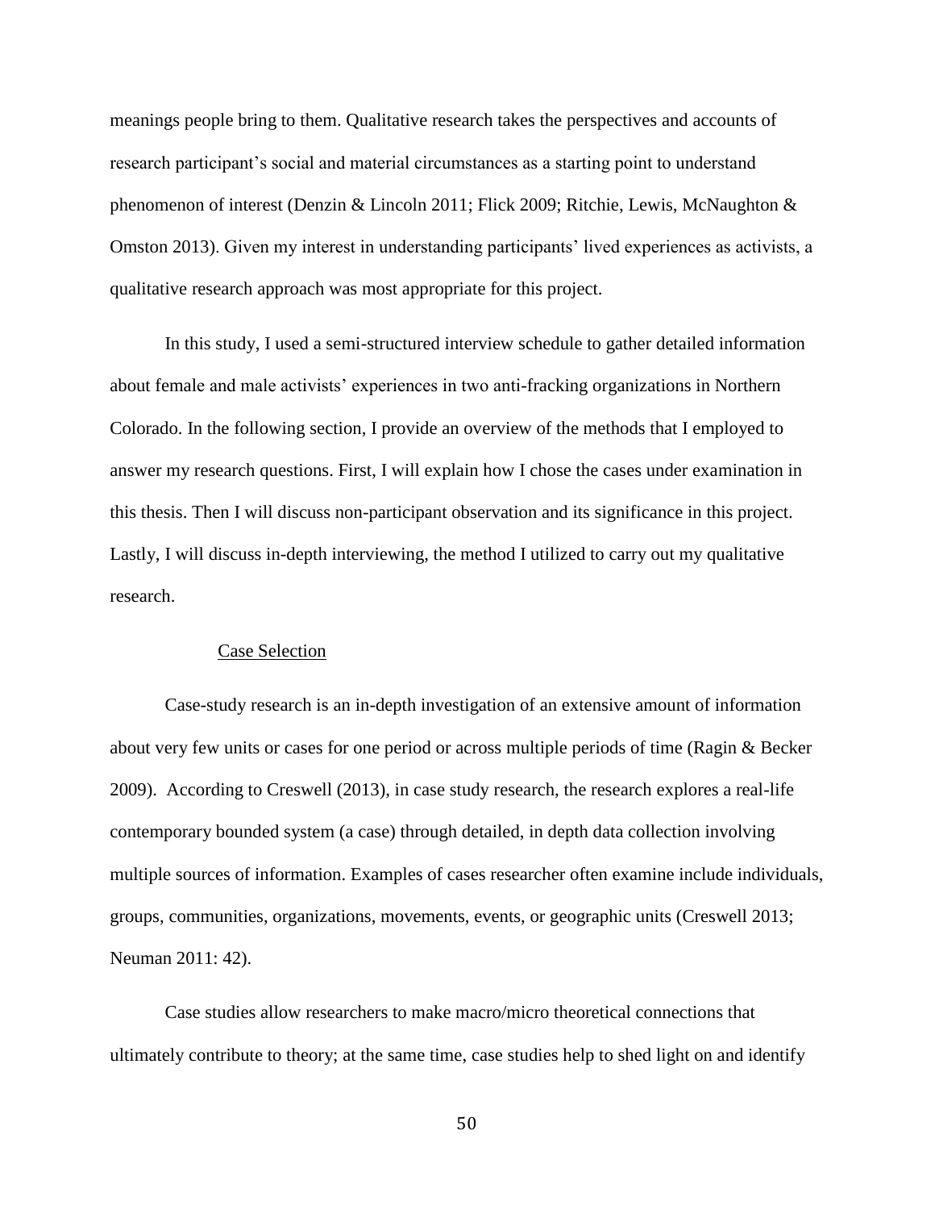meanings people bring to them. Qualitative research takes the perspectives and accounts of research participant's social and material circumstances as a starting point to understand phenomenon of interest (Denzin & Lincoln 2011; Flick 2009; Ritchie, Lewis, McNaughton & Omston 2013). Given my interest in understanding participants' lived experiences as activists, a qualitative research approach was most appropriate for this project.

In this study, I used a semi-structured interview schedule to gather detailed information about female and male activists' experiences in two anti-fracking organizations in Northern Colorado. In the following section, I provide an overview of the methods that I employed to answer my research questions. First, I will explain how I chose the cases under examination in this thesis. Then I will discuss non-participant observation and its significance in this project. Lastly, I will discuss in-depth interviewing, the method I utilized to carry out my qualitative research.

### Case Selection

Case-study research is an in-depth investigation of an extensive amount of information about very few units or cases for one period or across multiple periods of time (Ragin & Becker 2009). According to Creswell (2013), in case study research, the research explores a real-life contemporary bounded system (a case) through detailed, in depth data collection involving multiple sources of information. Examples of cases researcher often examine include individuals, groups, communities, organizations, movements, events, or geographic units (Creswell 2013; Neuman 2011: 42).

Case studies allow researchers to make macro/micro theoretical connections that ultimately contribute to theory; at the same time, case studies help to shed light on and identify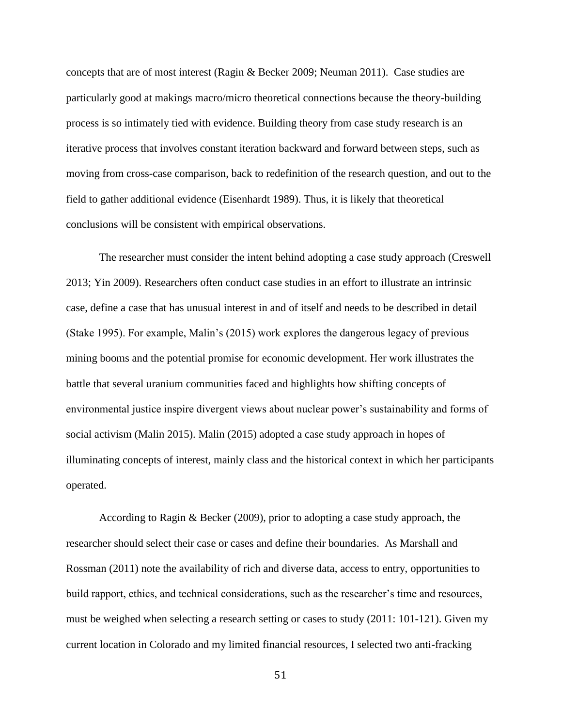concepts that are of most interest (Ragin & Becker 2009; Neuman 2011). Case studies are particularly good at makings macro/micro theoretical connections because the theory-building process is so intimately tied with evidence. Building theory from case study research is an iterative process that involves constant iteration backward and forward between steps, such as moving from cross-case comparison, back to redefinition of the research question, and out to the field to gather additional evidence (Eisenhardt 1989). Thus, it is likely that theoretical conclusions will be consistent with empirical observations.

The researcher must consider the intent behind adopting a case study approach (Creswell 2013; Yin 2009). Researchers often conduct case studies in an effort to illustrate an intrinsic case, define a case that has unusual interest in and of itself and needs to be described in detail (Stake 1995). For example, Malin's (2015) work explores the dangerous legacy of previous mining booms and the potential promise for economic development. Her work illustrates the battle that several uranium communities faced and highlights how shifting concepts of environmental justice inspire divergent views about nuclear power's sustainability and forms of social activism (Malin 2015). Malin (2015) adopted a case study approach in hopes of illuminating concepts of interest, mainly class and the historical context in which her participants operated.

According to Ragin & Becker (2009), prior to adopting a case study approach, the researcher should select their case or cases and define their boundaries. As Marshall and Rossman (2011) note the availability of rich and diverse data, access to entry, opportunities to build rapport, ethics, and technical considerations, such as the researcher's time and resources, must be weighed when selecting a research setting or cases to study (2011: 101-121). Given my current location in Colorado and my limited financial resources, I selected two anti-fracking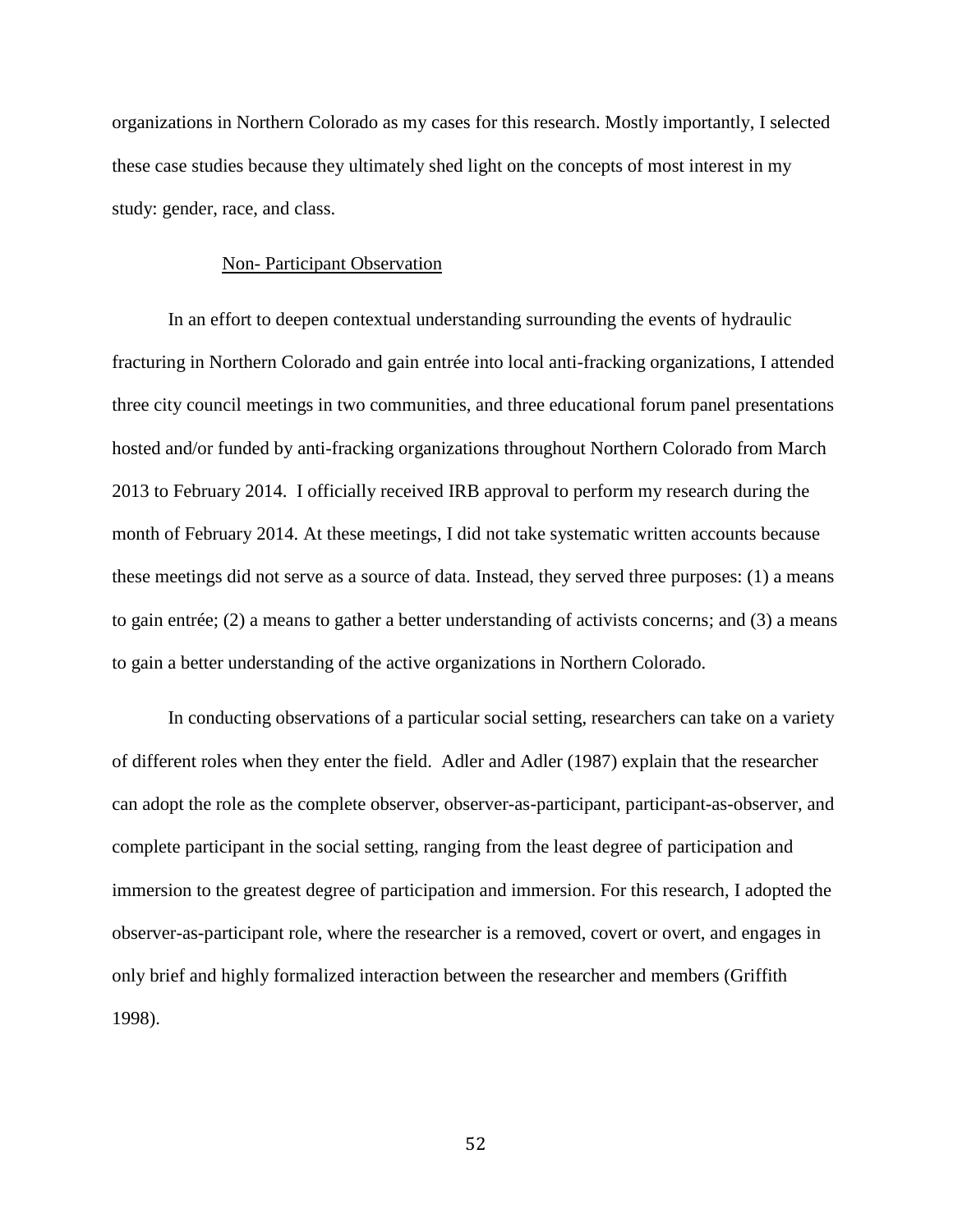organizations in Northern Colorado as my cases for this research. Mostly importantly, I selected these case studies because they ultimately shed light on the concepts of most interest in my study: gender, race, and class.

### Non- Participant Observation

In an effort to deepen contextual understanding surrounding the events of hydraulic fracturing in Northern Colorado and gain entrée into local anti-fracking organizations, I attended three city council meetings in two communities, and three educational forum panel presentations hosted and/or funded by anti-fracking organizations throughout Northern Colorado from March 2013 to February 2014. I officially received IRB approval to perform my research during the month of February 2014. At these meetings, I did not take systematic written accounts because these meetings did not serve as a source of data. Instead, they served three purposes: (1) a means to gain entrée; (2) a means to gather a better understanding of activists concerns; and (3) a means to gain a better understanding of the active organizations in Northern Colorado.

In conducting observations of a particular social setting, researchers can take on a variety of different roles when they enter the field. Adler and Adler (1987) explain that the researcher can adopt the role as the complete observer, observer-as-participant, participant-as-observer, and complete participant in the social setting, ranging from the least degree of participation and immersion to the greatest degree of participation and immersion. For this research, I adopted the observer-as-participant role, where the researcher is a removed, covert or overt, and engages in only brief and highly formalized interaction between the researcher and members (Griffith 1998).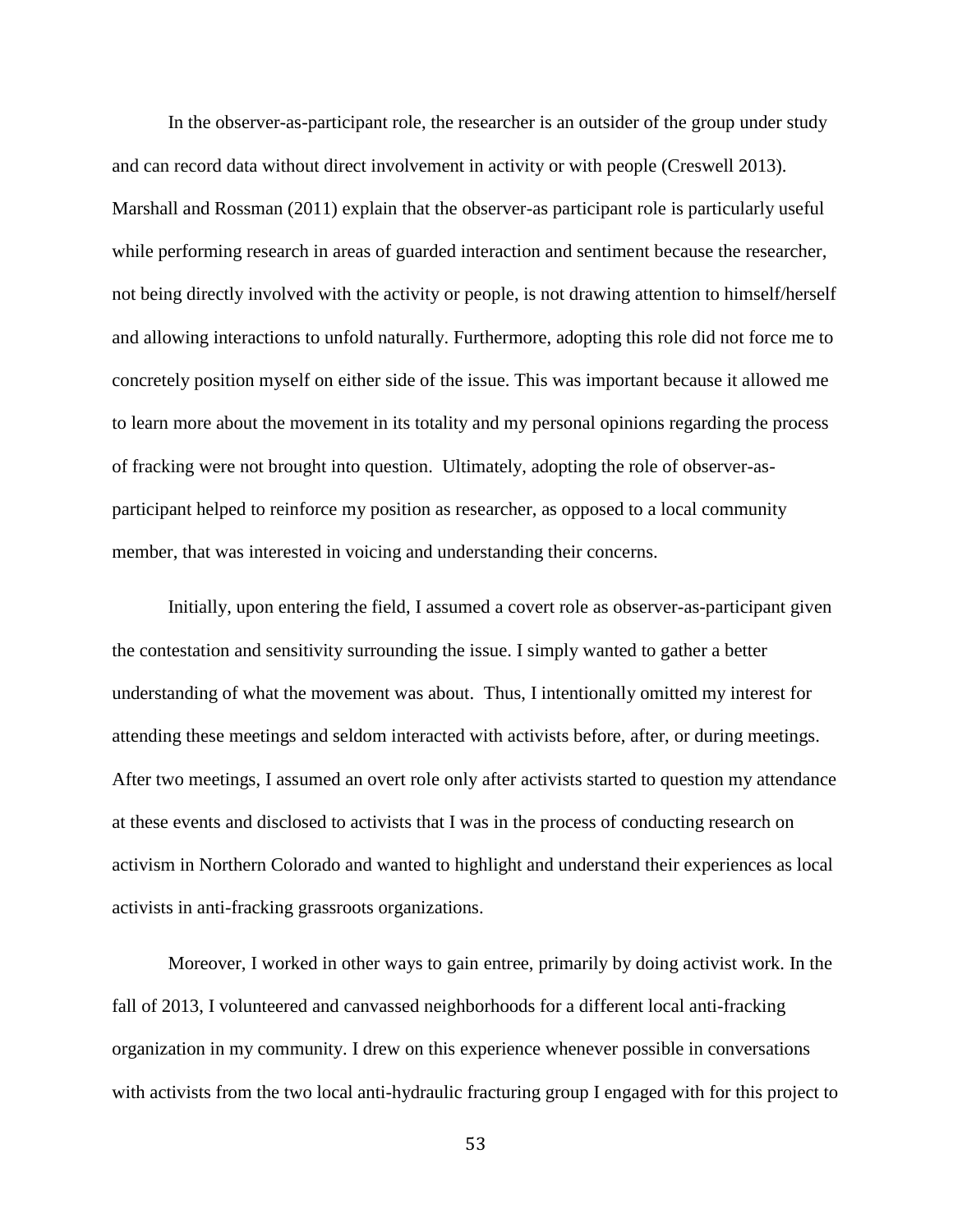In the observer-as-participant role, the researcher is an outsider of the group under study and can record data without direct involvement in activity or with people (Creswell 2013). Marshall and Rossman (2011) explain that the observer-as participant role is particularly useful while performing research in areas of guarded interaction and sentiment because the researcher, not being directly involved with the activity or people, is not drawing attention to himself/herself and allowing interactions to unfold naturally. Furthermore, adopting this role did not force me to concretely position myself on either side of the issue. This was important because it allowed me to learn more about the movement in its totality and my personal opinions regarding the process of fracking were not brought into question. Ultimately, adopting the role of observer-as-participant helped to reinforce my position as researcher, as opposed to a local community member, that was interested in voicing and understanding their concerns.

Initially, upon entering the field, I assumed a covert role as observer-as-participant given the contestation and sensitivity surrounding the issue. I simply wanted to gather a better understanding of what the movement was about. Thus, I intentionally omitted my interest for attending these meetings and seldom interacted with activists before, after, or during meetings. After two meetings, I assumed an overt role only after activists started to question my attendance at these events and disclosed to activists that I was in the process of conducting research on activism in Northern Colorado and wanted to highlight and understand their experiences as local activists in anti-fracking grassroots organizations.

Moreover, I worked in other ways to gain entree, primarily by doing activist work. In the fall of 2013, I volunteered and canvassed neighborhoods for a different local anti-fracking organization in my community. I drew on this experience whenever possible in conversations with activists from the two local anti-hydraulic fracturing group I engaged with for this project to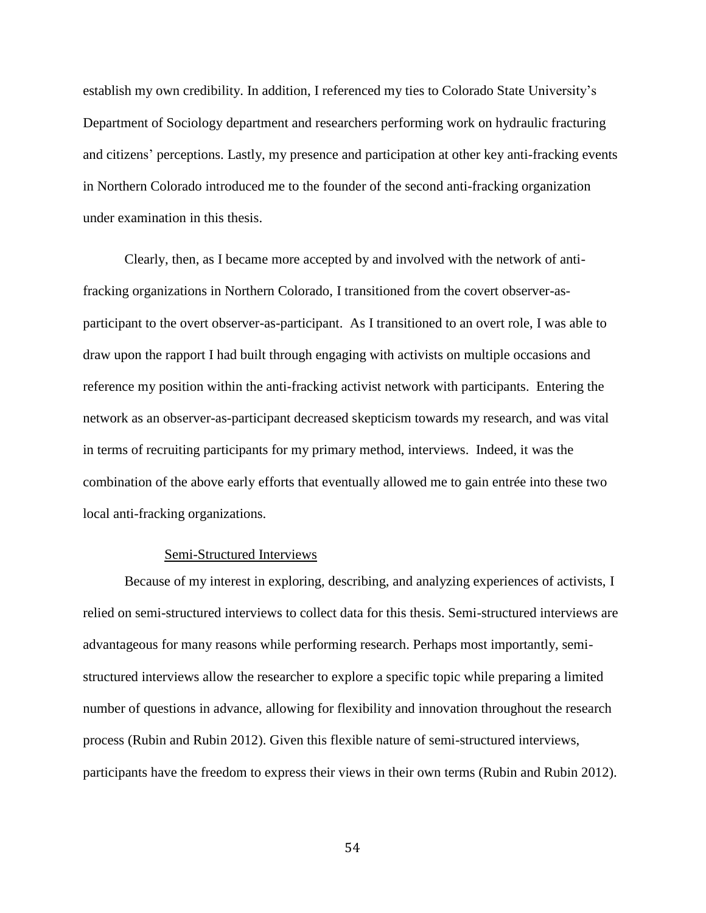establish my own credibility. In addition, I referenced my ties to Colorado State University's Department of Sociology department and researchers performing work on hydraulic fracturing and citizens' perceptions. Lastly, my presence and participation at other key anti-fracking events in Northern Colorado introduced me to the founder of the second anti-fracking organization under examination in this thesis.

Clearly, then, as I became more accepted by and involved with the network of anti-fracking organizations in Northern Colorado, I transitioned from the covert observer-as-participant to the overt observer-as-participant. As I transitioned to an overt role, I was able to draw upon the rapport I had built through engaging with activists on multiple occasions and reference my position within the anti-fracking activist network with participants. Entering the network as an observer-as-participant decreased skepticism towards my research, and was vital in terms of recruiting participants for my primary method, interviews. Indeed, it was the combination of the above early efforts that eventually allowed me to gain entrée into these two local anti-fracking organizations.

### Semi-Structured Interviews

Because of my interest in exploring, describing, and analyzing experiences of activists, I relied on semi-structured interviews to collect data for this thesis. Semi-structured interviews are advantageous for many reasons while performing research. Perhaps most importantly, semi-structured interviews allow the researcher to explore a specific topic while preparing a limited number of questions in advance, allowing for flexibility and innovation throughout the research process (Rubin and Rubin 2012). Given this flexible nature of semi-structured interviews, participants have the freedom to express their views in their own terms (Rubin and Rubin 2012).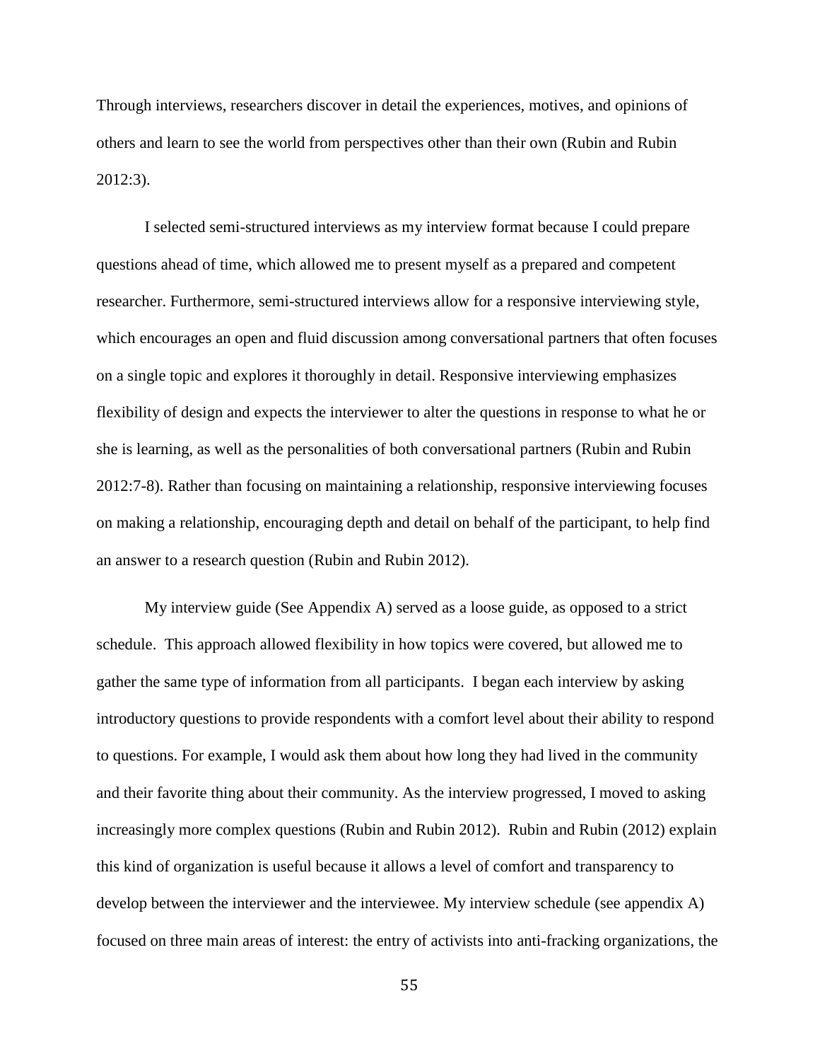Through interviews, researchers discover in detail the experiences, motives, and opinions of others and learn to see the world from perspectives other than their own (Rubin and Rubin 2012:3).

I selected semi-structured interviews as my interview format because I could prepare questions ahead of time, which allowed me to present myself as a prepared and competent researcher. Furthermore, semi-structured interviews allow for a responsive interviewing style, which encourages an open and fluid discussion among conversational partners that often focuses on a single topic and explores it thoroughly in detail. Responsive interviewing emphasizes flexibility of design and expects the interviewer to alter the questions in response to what he or she is learning, as well as the personalities of both conversational partners (Rubin and Rubin 2012:7-8). Rather than focusing on maintaining a relationship, responsive interviewing focuses on making a relationship, encouraging depth and detail on behalf of the participant, to help find an answer to a research question (Rubin and Rubin 2012).

My interview guide (See Appendix A) served as a loose guide, as opposed to a strict schedule. This approach allowed flexibility in how topics were covered, but allowed me to gather the same type of information from all participants. I began each interview by asking introductory questions to provide respondents with a comfort level about their ability to respond to questions. For example, I would ask them about how long they had lived in the community and their favorite thing about their community. As the interview progressed, I moved to asking increasingly more complex questions (Rubin and Rubin 2012). Rubin and Rubin (2012) explain this kind of organization is useful because it allows a level of comfort and transparency to develop between the interviewer and the interviewee. My interview schedule (see appendix A) focused on three main areas of interest: the entry of activists into anti-fracking organizations, the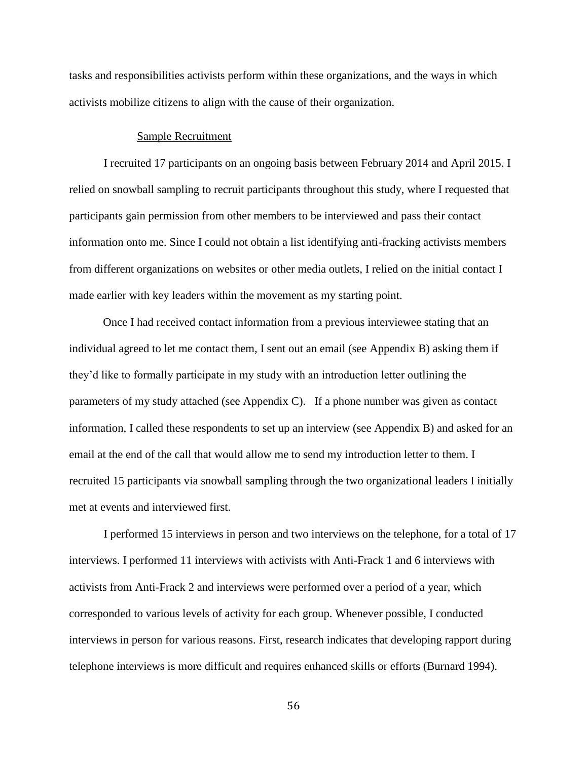tasks and responsibilities activists perform within these organizations, and the ways in which activists mobilize citizens to align with the cause of their organization.

## Sample Recruitment

I recruited 17 participants on an ongoing basis between February 2014 and April 2015. I relied on snowball sampling to recruit participants throughout this study, where I requested that participants gain permission from other members to be interviewed and pass their contact information onto me. Since I could not obtain a list identifying anti-fracking activists members from different organizations on websites or other media outlets, I relied on the initial contact I made earlier with key leaders within the movement as my starting point.

Once I had received contact information from a previous interviewee stating that an individual agreed to let me contact them, I sent out an email (see Appendix B) asking them if they'd like to formally participate in my study with an introduction letter outlining the parameters of my study attached (see Appendix C). If a phone number was given as contact information, I called these respondents to set up an interview (see Appendix B) and asked for an email at the end of the call that would allow me to send my introduction letter to them. I recruited 15 participants via snowball sampling through the two organizational leaders I initially met at events and interviewed first.

I performed 15 interviews in person and two interviews on the telephone, for a total of 17 interviews. I performed 11 interviews with activists with Anti-Frack 1 and 6 interviews with activists from Anti-Frack 2 and interviews were performed over a period of a year, which corresponded to various levels of activity for each group. Whenever possible, I conducted interviews in person for various reasons. First, research indicates that developing rapport during telephone interviews is more difficult and requires enhanced skills or efforts (Burnard 1994).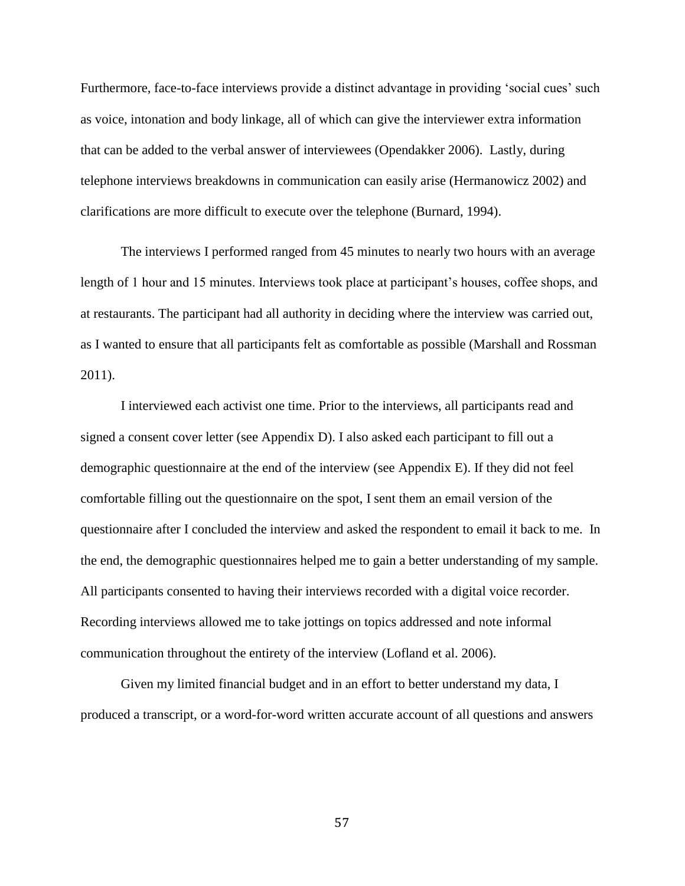Furthermore, face-to-face interviews provide a distinct advantage in providing 'social cues' such as voice, intonation and body linkage, all of which can give the interviewer extra information that can be added to the verbal answer of interviewees (Opendakker 2006). Lastly, during telephone interviews breakdowns in communication can easily arise (Hermanowicz 2002) and clarifications are more difficult to execute over the telephone (Burnard, 1994).

The interviews I performed ranged from 45 minutes to nearly two hours with an average length of 1 hour and 15 minutes. Interviews took place at participant's houses, coffee shops, and at restaurants. The participant had all authority in deciding where the interview was carried out, as I wanted to ensure that all participants felt as comfortable as possible (Marshall and Rossman 2011).

I interviewed each activist one time. Prior to the interviews, all participants read and signed a consent cover letter (see Appendix D). I also asked each participant to fill out a demographic questionnaire at the end of the interview (see Appendix E). If they did not feel comfortable filling out the questionnaire on the spot, I sent them an email version of the questionnaire after I concluded the interview and asked the respondent to email it back to me. In the end, the demographic questionnaires helped me to gain a better understanding of my sample. All participants consented to having their interviews recorded with a digital voice recorder. Recording interviews allowed me to take jottings on topics addressed and note informal communication throughout the entirety of the interview (Lofland et al. 2006).

Given my limited financial budget and in an effort to better understand my data, I produced a transcript, or a word-for-word written accurate account of all questions and answers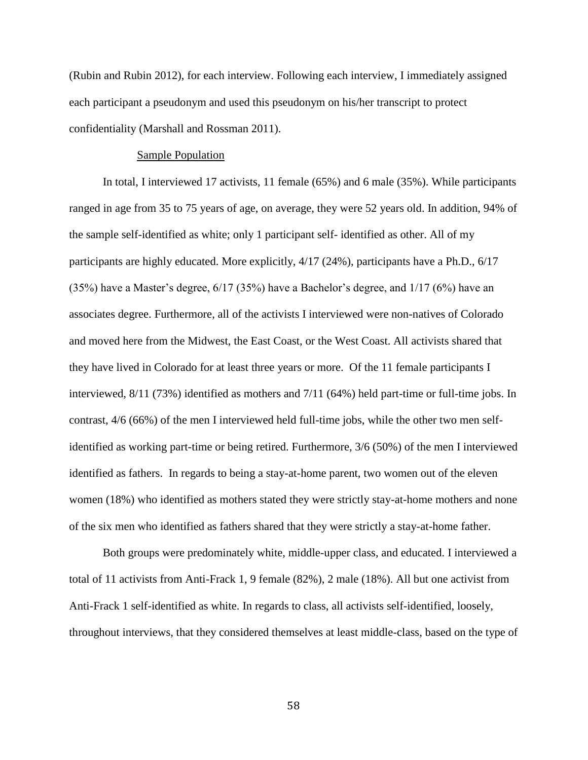(Rubin and Rubin 2012), for each interview. Following each interview, I immediately assigned each participant a pseudonym and used this pseudonym on his/her transcript to protect confidentiality (Marshall and Rossman 2011).

### Sample Population

In total, I interviewed 17 activists, 11 female (65%) and 6 male (35%). While participants ranged in age from 35 to 75 years of age, on average, they were 52 years old. In addition, 94% of the sample self-identified as white; only 1 participant self- identified as other. All of my participants are highly educated. More explicitly, 4/17 (24%), participants have a Ph.D., 6/17 (35%) have a Master's degree, 6/17 (35%) have a Bachelor's degree, and 1/17 (6%) have an associates degree. Furthermore, all of the activists I interviewed were non-natives of Colorado and moved here from the Midwest, the East Coast, or the West Coast. All activists shared that they have lived in Colorado for at least three years or more. Of the 11 female participants I interviewed, 8/11 (73%) identified as mothers and 7/11 (64%) held part-time or full-time jobs. In contrast, 4/6 (66%) of the men I interviewed held full-time jobs, while the other two men self-identified as working part-time or being retired. Furthermore, 3/6 (50%) of the men I interviewed identified as fathers. In regards to being a stay-at-home parent, two women out of the eleven women (18%) who identified as mothers stated they were strictly stay-at-home mothers and none of the six men who identified as fathers shared that they were strictly a stay-at-home father.

Both groups were predominately white, middle-upper class, and educated. I interviewed a total of 11 activists from Anti-Frack 1, 9 female (82%), 2 male (18%). All but one activist from Anti-Frack 1 self-identified as white. In regards to class, all activists self-identified, loosely, throughout interviews, that they considered themselves at least middle-class, based on the type of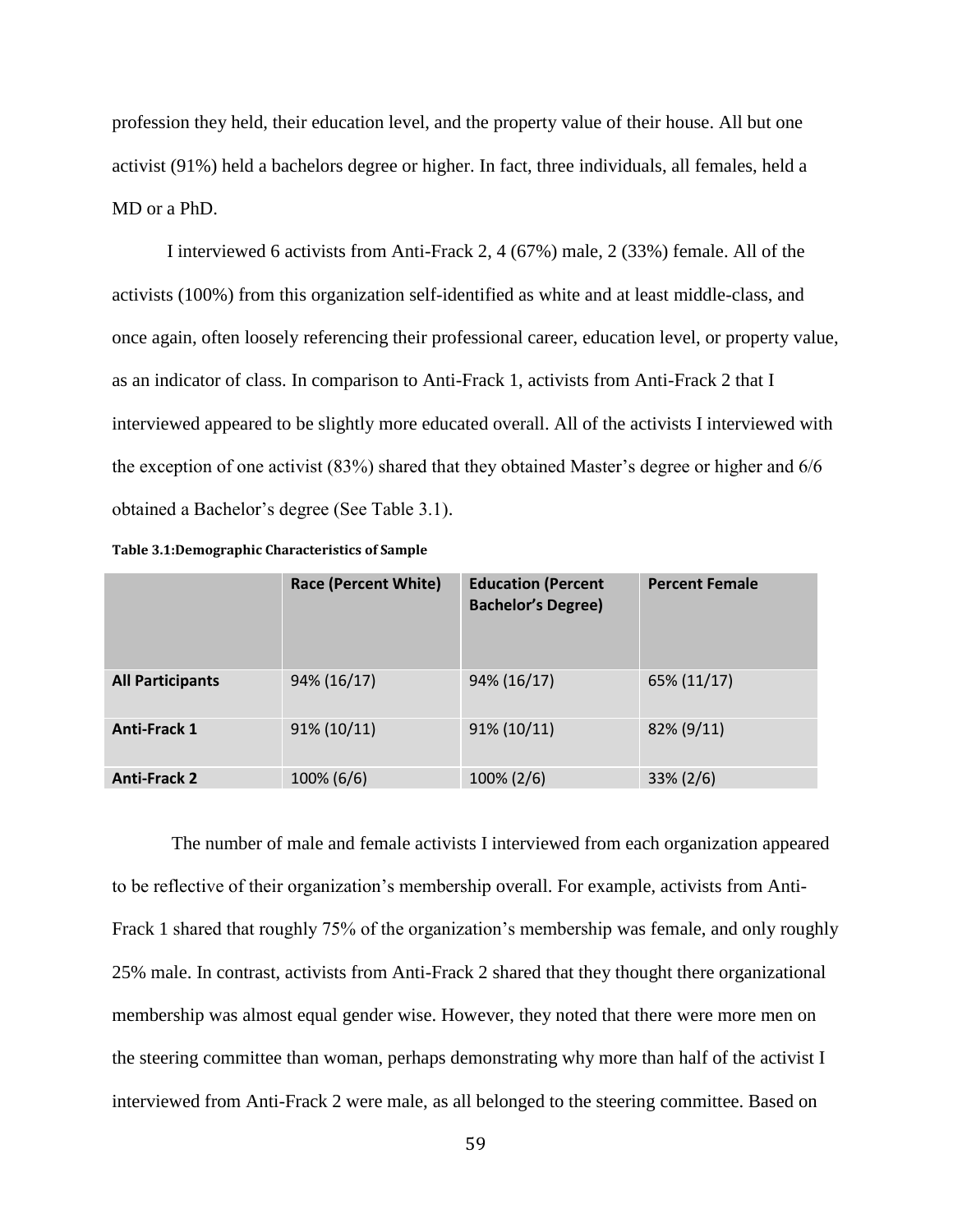profession they held, their education level, and the property value of their house. All but one activist (91%) held a bachelors degree or higher. In fact, three individuals, all females, held a MD or a PhD.

I interviewed 6 activists from Anti-Frack 2, 4 (67%) male, 2 (33%) female. All of the activists (100%) from this organization self-identified as white and at least middle-class, and once again, often loosely referencing their professional career, education level, or property value, as an indicator of class. In comparison to Anti-Frack 1, activists from Anti-Frack 2 that I interviewed appeared to be slightly more educated overall. All of the activists I interviewed with the exception of one activist (83%) shared that they obtained Master's degree or higher and 6/6 obtained a Bachelor's degree (See Table 3.1).

**Table 3.1:Demographic Characteristics of Sample**

| | Race (Percent White) | Education (Percent Bachelor's Degree) | Percent Female |
|---|---|---|---|
| **All Participants** | 94% (16/17) | 94% (16/17) | 65% (11/17) |
| **Anti-Frack 1** | 91% (10/11) | 91% (10/11) | 82% (9/11) |
| **Anti-Frack 2** | 100% (6/6) | 100% (2/6) | 33% (2/6) |

The number of male and female activists I interviewed from each organization appeared to be reflective of their organization's membership overall. For example, activists from Anti-Frack 1 shared that roughly 75% of the organization's membership was female, and only roughly 25% male. In contrast, activists from Anti-Frack 2 shared that they thought there organizational membership was almost equal gender wise. However, they noted that there were more men on the steering committee than woman, perhaps demonstrating why more than half of the activist I interviewed from Anti-Frack 2 were male, as all belonged to the steering committee. Based on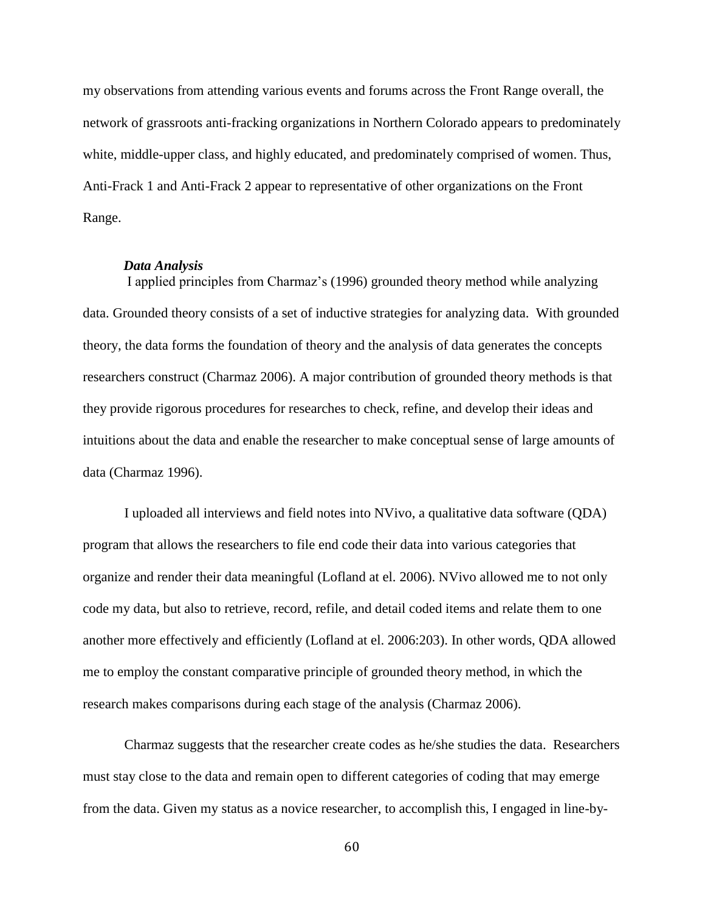my observations from attending various events and forums across the Front Range overall, the network of grassroots anti-fracking organizations in Northern Colorado appears to predominately white, middle-upper class, and highly educated, and predominately comprised of women. Thus, Anti-Frack 1 and Anti-Frack 2 appear to representative of other organizations on the Front Range.

***Data Analysis***

I applied principles from Charmaz's (1996) grounded theory method while analyzing data. Grounded theory consists of a set of inductive strategies for analyzing data. With grounded theory, the data forms the foundation of theory and the analysis of data generates the concepts researchers construct (Charmaz 2006). A major contribution of grounded theory methods is that they provide rigorous procedures for researches to check, refine, and develop their ideas and intuitions about the data and enable the researcher to make conceptual sense of large amounts of data (Charmaz 1996).

I uploaded all interviews and field notes into NVivo, a qualitative data software (QDA) program that allows the researchers to file end code their data into various categories that organize and render their data meaningful (Lofland at el. 2006). NVivo allowed me to not only code my data, but also to retrieve, record, refile, and detail coded items and relate them to one another more effectively and efficiently (Lofland at el. 2006:203). In other words, QDA allowed me to employ the constant comparative principle of grounded theory method, in which the research makes comparisons during each stage of the analysis (Charmaz 2006).

Charmaz suggests that the researcher create codes as he/she studies the data. Researchers must stay close to the data and remain open to different categories of coding that may emerge from the data. Given my status as a novice researcher, to accomplish this, I engaged in line-by-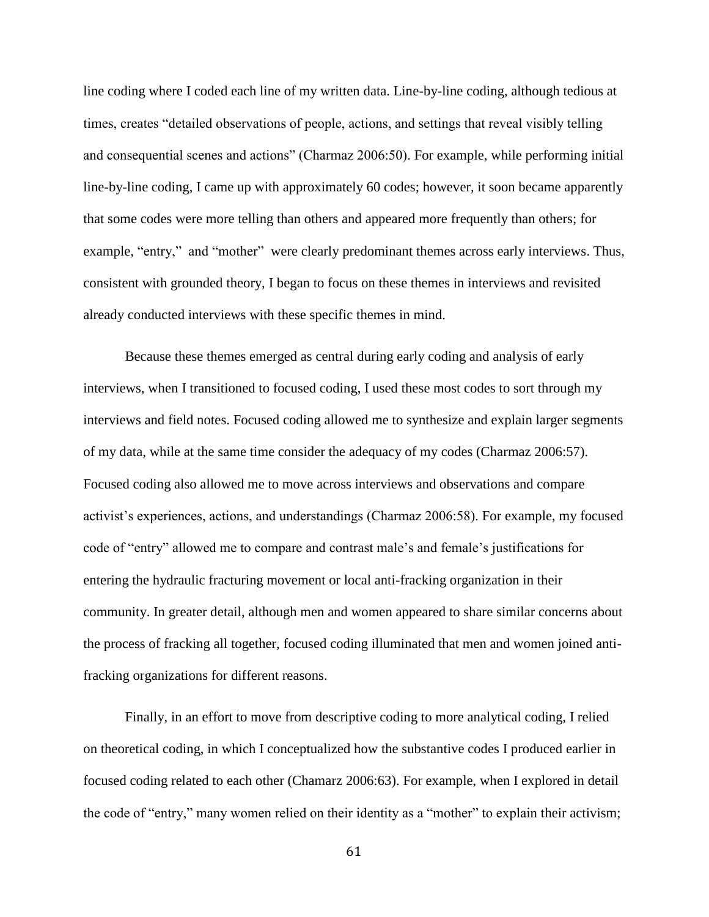line coding where I coded each line of my written data. Line-by-line coding, although tedious at times, creates "detailed observations of people, actions, and settings that reveal visibly telling and consequential scenes and actions" (Charmaz 2006:50). For example, while performing initial line-by-line coding, I came up with approximately 60 codes; however, it soon became apparently that some codes were more telling than others and appeared more frequently than others; for example, "entry," and "mother" were clearly predominant themes across early interviews. Thus, consistent with grounded theory, I began to focus on these themes in interviews and revisited already conducted interviews with these specific themes in mind.

Because these themes emerged as central during early coding and analysis of early interviews, when I transitioned to focused coding, I used these most codes to sort through my interviews and field notes. Focused coding allowed me to synthesize and explain larger segments of my data, while at the same time consider the adequacy of my codes (Charmaz 2006:57). Focused coding also allowed me to move across interviews and observations and compare activist's experiences, actions, and understandings (Charmaz 2006:58). For example, my focused code of "entry" allowed me to compare and contrast male's and female's justifications for entering the hydraulic fracturing movement or local anti-fracking organization in their community. In greater detail, although men and women appeared to share similar concerns about the process of fracking all together, focused coding illuminated that men and women joined anti-fracking organizations for different reasons.

Finally, in an effort to move from descriptive coding to more analytical coding, I relied on theoretical coding, in which I conceptualized how the substantive codes I produced earlier in focused coding related to each other (Chamarz 2006:63). For example, when I explored in detail the code of "entry," many women relied on their identity as a "mother" to explain their activism;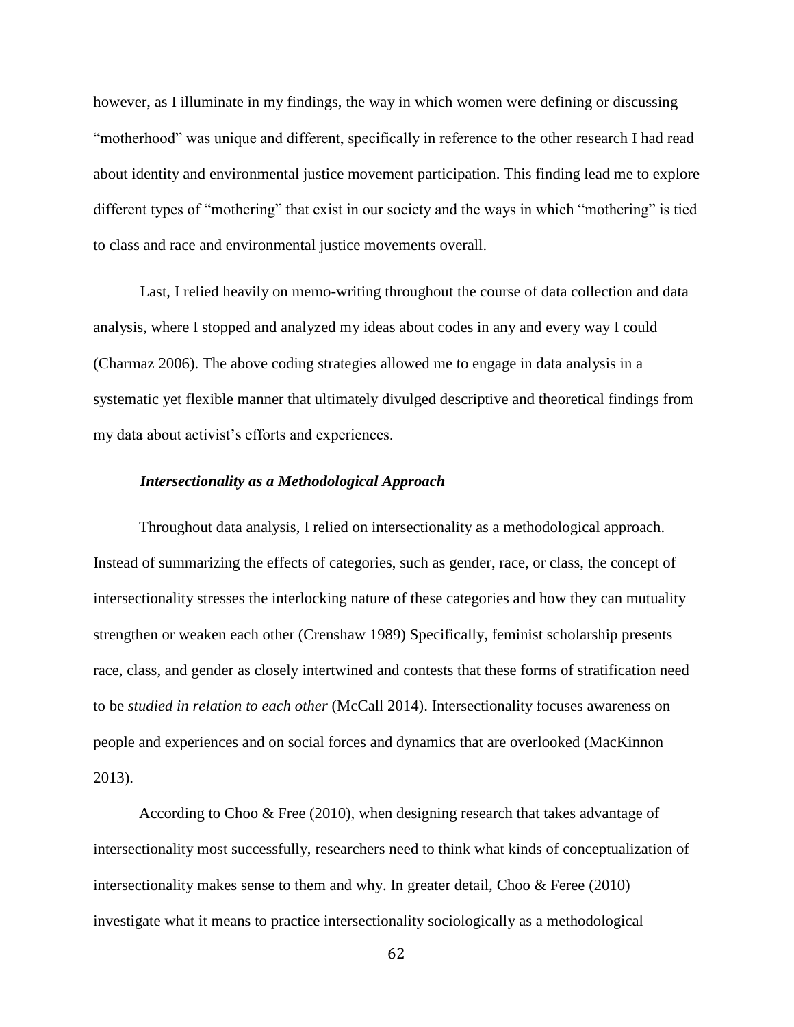however, as I illuminate in my findings, the way in which women were defining or discussing "motherhood" was unique and different, specifically in reference to the other research I had read about identity and environmental justice movement participation. This finding lead me to explore different types of "mothering" that exist in our society and the ways in which "mothering" is tied to class and race and environmental justice movements overall.

Last, I relied heavily on memo-writing throughout the course of data collection and data analysis, where I stopped and analyzed my ideas about codes in any and every way I could (Charmaz 2006). The above coding strategies allowed me to engage in data analysis in a systematic yet flexible manner that ultimately divulged descriptive and theoretical findings from my data about activist's efforts and experiences.

***Intersectionality as a Methodological Approach***

Throughout data analysis, I relied on intersectionality as a methodological approach. Instead of summarizing the effects of categories, such as gender, race, or class, the concept of intersectionality stresses the interlocking nature of these categories and how they can mutuality strengthen or weaken each other (Crenshaw 1989) Specifically, feminist scholarship presents race, class, and gender as closely intertwined and contests that these forms of stratification need to be *studied in relation to each other* (McCall 2014). Intersectionality focuses awareness on people and experiences and on social forces and dynamics that are overlooked (MacKinnon 2013).

According to Choo & Free (2010), when designing research that takes advantage of intersectionality most successfully, researchers need to think what kinds of conceptualization of intersectionality makes sense to them and why. In greater detail, Choo & Feree (2010) investigate what it means to practice intersectionality sociologically as a methodological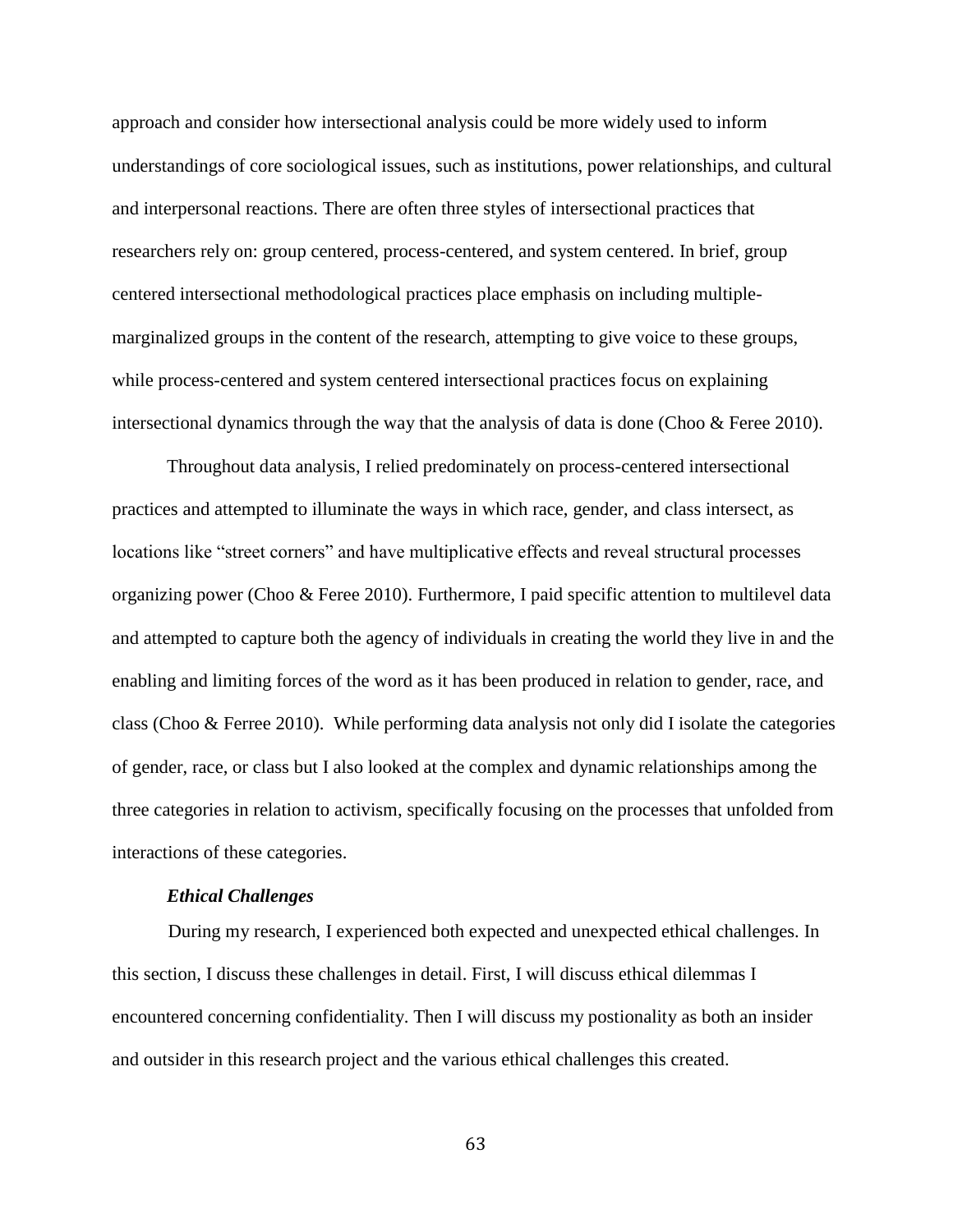approach and consider how intersectional analysis could be more widely used to inform understandings of core sociological issues, such as institutions, power relationships, and cultural and interpersonal reactions. There are often three styles of intersectional practices that researchers rely on: group centered, process-centered, and system centered. In brief, group centered intersectional methodological practices place emphasis on including multiple-marginalized groups in the content of the research, attempting to give voice to these groups, while process-centered and system centered intersectional practices focus on explaining intersectional dynamics through the way that the analysis of data is done (Choo & Feree 2010).

Throughout data analysis, I relied predominately on process-centered intersectional practices and attempted to illuminate the ways in which race, gender, and class intersect, as locations like "street corners" and have multiplicative effects and reveal structural processes organizing power (Choo & Feree 2010). Furthermore, I paid specific attention to multilevel data and attempted to capture both the agency of individuals in creating the world they live in and the enabling and limiting forces of the word as it has been produced in relation to gender, race, and class (Choo & Ferree 2010). While performing data analysis not only did I isolate the categories of gender, race, or class but I also looked at the complex and dynamic relationships among the three categories in relation to activism, specifically focusing on the processes that unfolded from interactions of these categories.

***Ethical Challenges***

During my research, I experienced both expected and unexpected ethical challenges. In this section, I discuss these challenges in detail. First, I will discuss ethical dilemmas I encountered concerning confidentiality. Then I will discuss my postionality as both an insider and outsider in this research project and the various ethical challenges this created.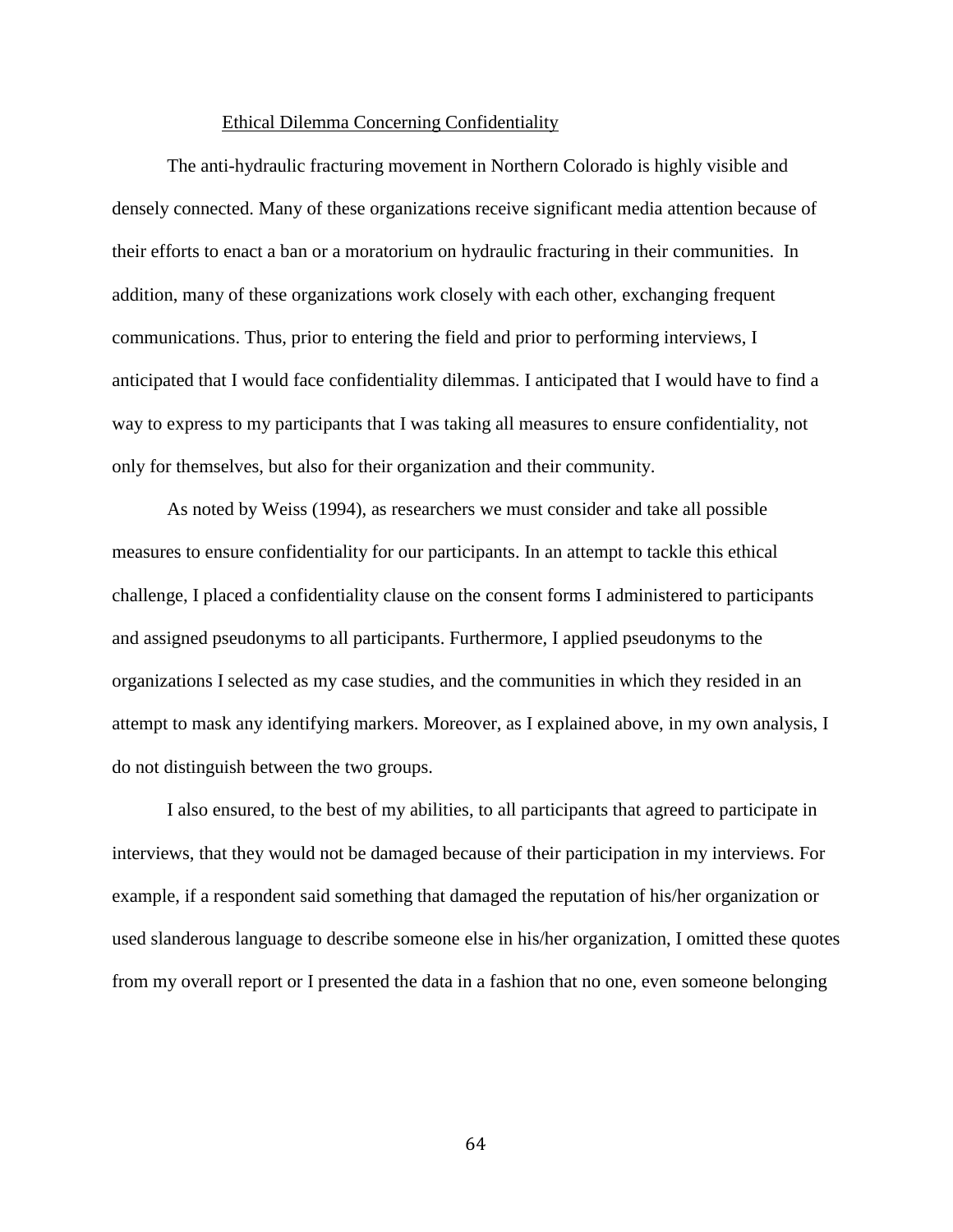## Ethical Dilemma Concerning Confidentiality

The anti-hydraulic fracturing movement in Northern Colorado is highly visible and densely connected. Many of these organizations receive significant media attention because of their efforts to enact a ban or a moratorium on hydraulic fracturing in their communities. In addition, many of these organizations work closely with each other, exchanging frequent communications. Thus, prior to entering the field and prior to performing interviews, I anticipated that I would face confidentiality dilemmas. I anticipated that I would have to find a way to express to my participants that I was taking all measures to ensure confidentiality, not only for themselves, but also for their organization and their community.

As noted by Weiss (1994), as researchers we must consider and take all possible measures to ensure confidentiality for our participants. In an attempt to tackle this ethical challenge, I placed a confidentiality clause on the consent forms I administered to participants and assigned pseudonyms to all participants. Furthermore, I applied pseudonyms to the organizations I selected as my case studies, and the communities in which they resided in an attempt to mask any identifying markers. Moreover, as I explained above, in my own analysis, I do not distinguish between the two groups.

I also ensured, to the best of my abilities, to all participants that agreed to participate in interviews, that they would not be damaged because of their participation in my interviews. For example, if a respondent said something that damaged the reputation of his/her organization or used slanderous language to describe someone else in his/her organization, I omitted these quotes from my overall report or I presented the data in a fashion that no one, even someone belonging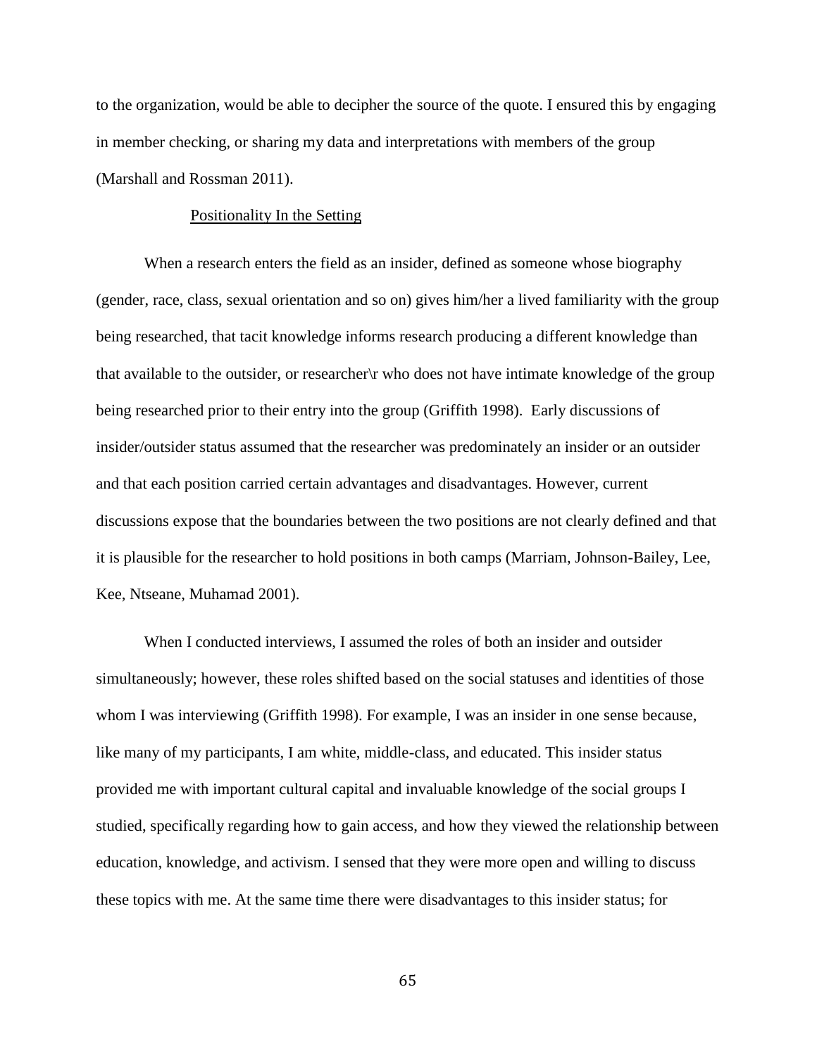to the organization, would be able to decipher the source of the quote. I ensured this by engaging in member checking, or sharing my data and interpretations with members of the group (Marshall and Rossman 2011).

## Positionality In the Setting

When a research enters the field as an insider, defined as someone whose biography (gender, race, class, sexual orientation and so on) gives him/her a lived familiarity with the group being researched, that tacit knowledge informs research producing a different knowledge than that available to the outsider, or researcher\r who does not have intimate knowledge of the group being researched prior to their entry into the group (Griffith 1998). Early discussions of insider/outsider status assumed that the researcher was predominately an insider or an outsider and that each position carried certain advantages and disadvantages. However, current discussions expose that the boundaries between the two positions are not clearly defined and that it is plausible for the researcher to hold positions in both camps (Marriam, Johnson-Bailey, Lee, Kee, Ntseane, Muhamad 2001).

When I conducted interviews, I assumed the roles of both an insider and outsider simultaneously; however, these roles shifted based on the social statuses and identities of those whom I was interviewing (Griffith 1998). For example, I was an insider in one sense because, like many of my participants, I am white, middle-class, and educated. This insider status provided me with important cultural capital and invaluable knowledge of the social groups I studied, specifically regarding how to gain access, and how they viewed the relationship between education, knowledge, and activism. I sensed that they were more open and willing to discuss these topics with me. At the same time there were disadvantages to this insider status; for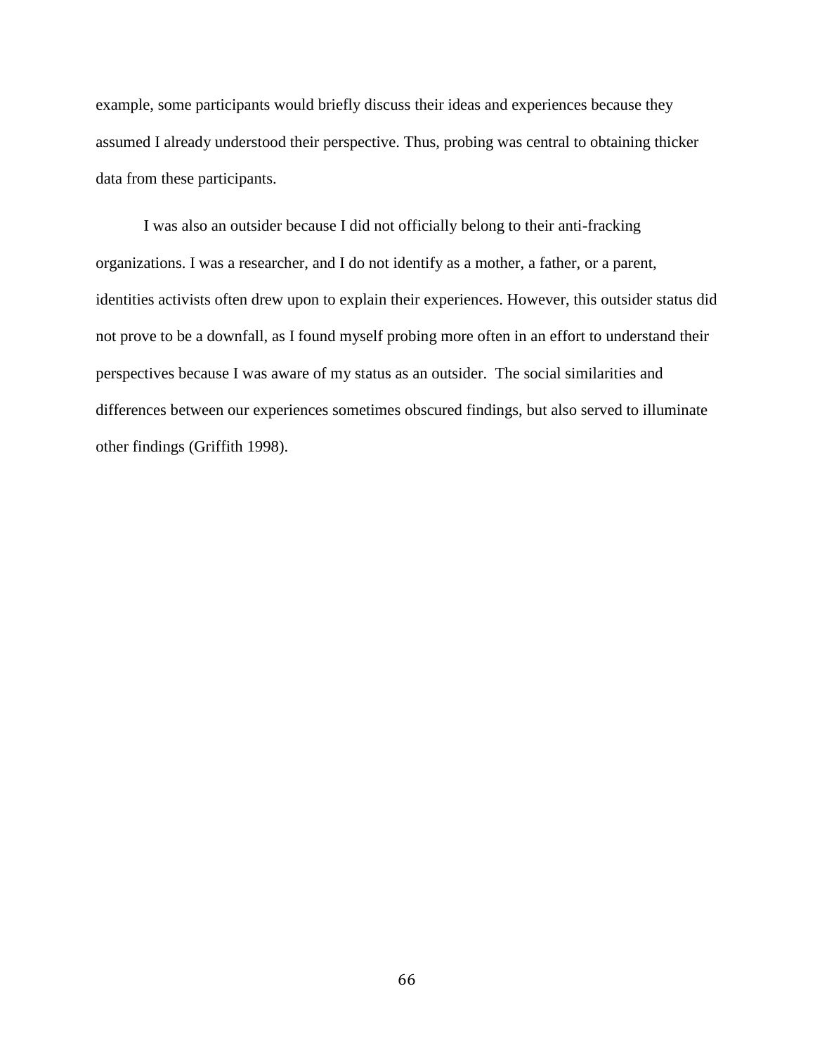example, some participants would briefly discuss their ideas and experiences because they assumed I already understood their perspective. Thus, probing was central to obtaining thicker data from these participants.

I was also an outsider because I did not officially belong to their anti-fracking organizations. I was a researcher, and I do not identify as a mother, a father, or a parent, identities activists often drew upon to explain their experiences. However, this outsider status did not prove to be a downfall, as I found myself probing more often in an effort to understand their perspectives because I was aware of my status as an outsider. The social similarities and differences between our experiences sometimes obscured findings, but also served to illuminate other findings (Griffith 1998).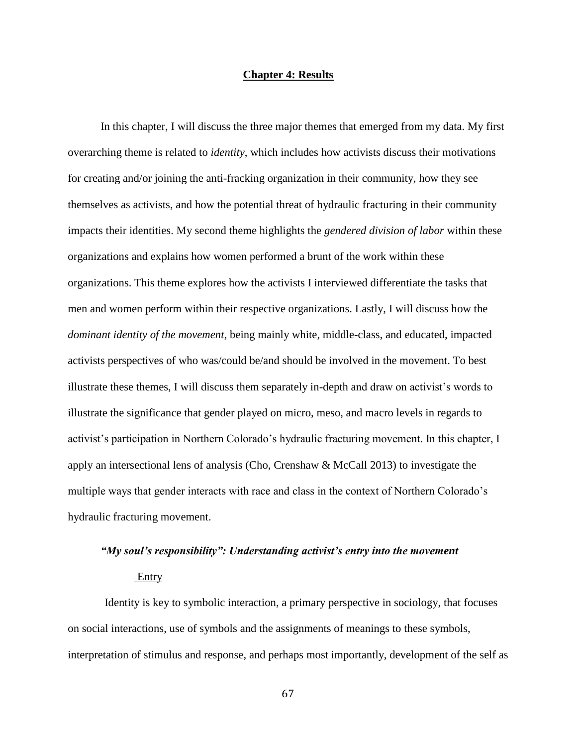## Chapter 4: Results

In this chapter, I will discuss the three major themes that emerged from my data. My first overarching theme is related to *identity*, which includes how activists discuss their motivations for creating and/or joining the anti-fracking organization in their community, how they see themselves as activists, and how the potential threat of hydraulic fracturing in their community impacts their identities. My second theme highlights the *gendered division of labor* within these organizations and explains how women performed a brunt of the work within these organizations. This theme explores how the activists I interviewed differentiate the tasks that men and women perform within their respective organizations. Lastly, I will discuss how the *dominant identity of the movement*, being mainly white, middle-class, and educated, impacted activists perspectives of who was/could be/and should be involved in the movement. To best illustrate these themes, I will discuss them separately in-depth and draw on activist's words to illustrate the significance that gender played on micro, meso, and macro levels in regards to activist's participation in Northern Colorado's hydraulic fracturing movement. In this chapter, I apply an intersectional lens of analysis (Cho, Crenshaw & McCall 2013) to investigate the multiple ways that gender interacts with race and class in the context of Northern Colorado's hydraulic fracturing movement.

### *"My soul's responsibility": Understanding activist's entry into the movement*

#### Entry

Identity is key to symbolic interaction, a primary perspective in sociology, that focuses on social interactions, use of symbols and the assignments of meanings to these symbols, interpretation of stimulus and response, and perhaps most importantly, development of the self as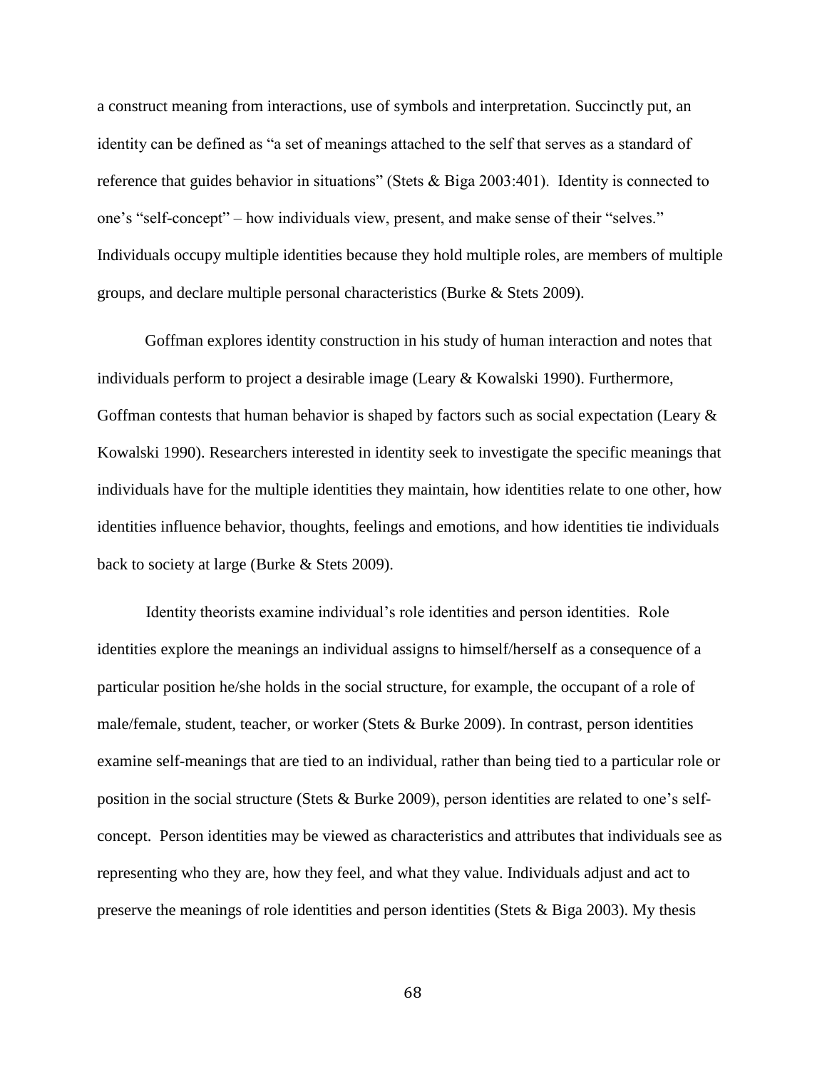a construct meaning from interactions, use of symbols and interpretation. Succinctly put, an identity can be defined as "a set of meanings attached to the self that serves as a standard of reference that guides behavior in situations" (Stets & Biga 2003:401). Identity is connected to one's "self-concept" – how individuals view, present, and make sense of their "selves." Individuals occupy multiple identities because they hold multiple roles, are members of multiple groups, and declare multiple personal characteristics (Burke & Stets 2009).

Goffman explores identity construction in his study of human interaction and notes that individuals perform to project a desirable image (Leary & Kowalski 1990). Furthermore, Goffman contests that human behavior is shaped by factors such as social expectation (Leary & Kowalski 1990). Researchers interested in identity seek to investigate the specific meanings that individuals have for the multiple identities they maintain, how identities relate to one other, how identities influence behavior, thoughts, feelings and emotions, and how identities tie individuals back to society at large (Burke & Stets 2009).

Identity theorists examine individual's role identities and person identities. Role identities explore the meanings an individual assigns to himself/herself as a consequence of a particular position he/she holds in the social structure, for example, the occupant of a role of male/female, student, teacher, or worker (Stets & Burke 2009). In contrast, person identities examine self-meanings that are tied to an individual, rather than being tied to a particular role or position in the social structure (Stets & Burke 2009), person identities are related to one's self-concept. Person identities may be viewed as characteristics and attributes that individuals see as representing who they are, how they feel, and what they value. Individuals adjust and act to preserve the meanings of role identities and person identities (Stets & Biga 2003). My thesis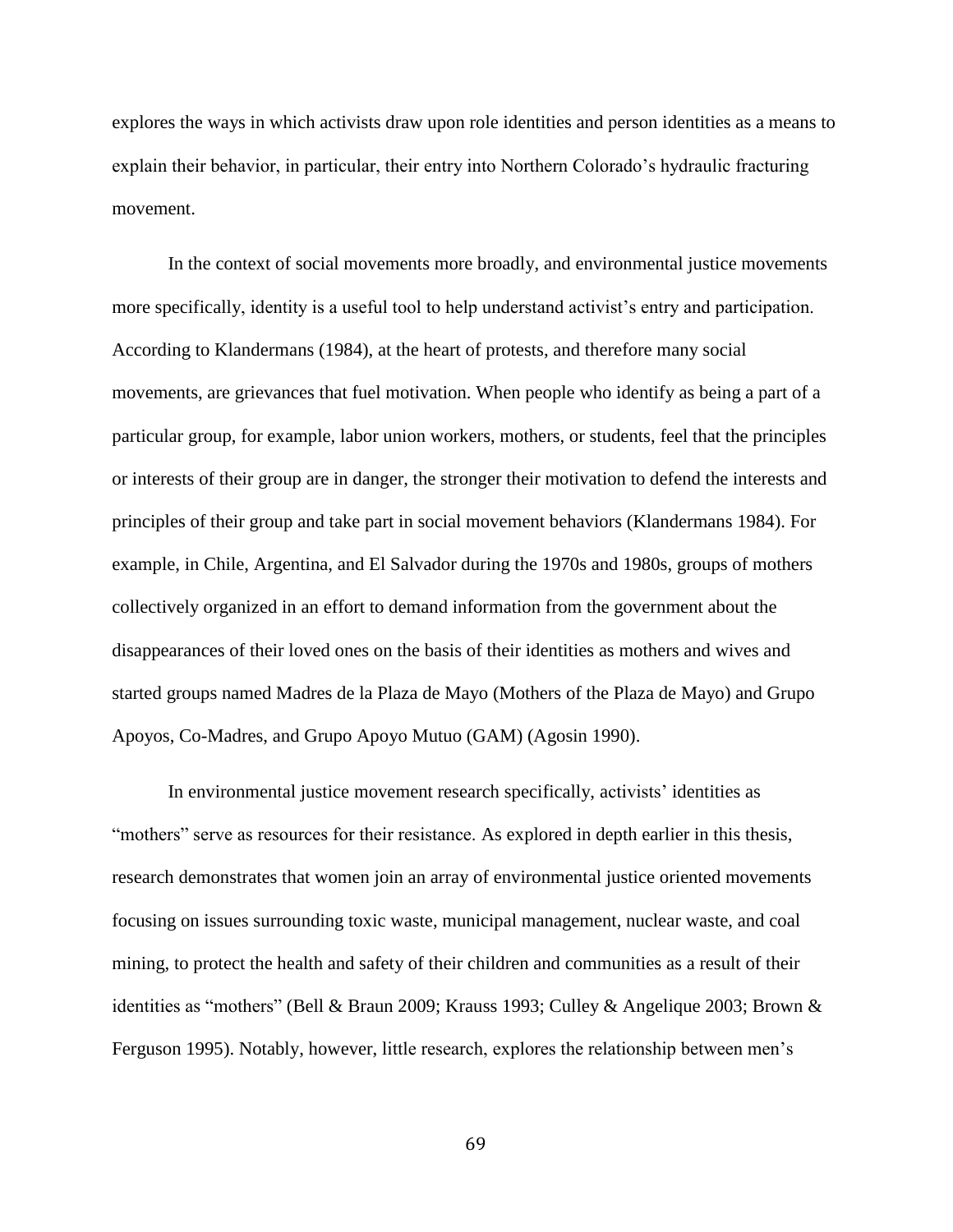explores the ways in which activists draw upon role identities and person identities as a means to explain their behavior, in particular, their entry into Northern Colorado's hydraulic fracturing movement.

In the context of social movements more broadly, and environmental justice movements more specifically, identity is a useful tool to help understand activist's entry and participation. According to Klandermans (1984), at the heart of protests, and therefore many social movements, are grievances that fuel motivation. When people who identify as being a part of a particular group, for example, labor union workers, mothers, or students, feel that the principles or interests of their group are in danger, the stronger their motivation to defend the interests and principles of their group and take part in social movement behaviors (Klandermans 1984). For example, in Chile, Argentina, and El Salvador during the 1970s and 1980s, groups of mothers collectively organized in an effort to demand information from the government about the disappearances of their loved ones on the basis of their identities as mothers and wives and started groups named Madres de la Plaza de Mayo (Mothers of the Plaza de Mayo) and Grupo Apoyos, Co-Madres, and Grupo Apoyo Mutuo (GAM) (Agosin 1990).

In environmental justice movement research specifically, activists' identities as "mothers" serve as resources for their resistance. As explored in depth earlier in this thesis, research demonstrates that women join an array of environmental justice oriented movements focusing on issues surrounding toxic waste, municipal management, nuclear waste, and coal mining, to protect the health and safety of their children and communities as a result of their identities as "mothers" (Bell & Braun 2009; Krauss 1993; Culley & Angelique 2003; Brown & Ferguson 1995). Notably, however, little research, explores the relationship between men's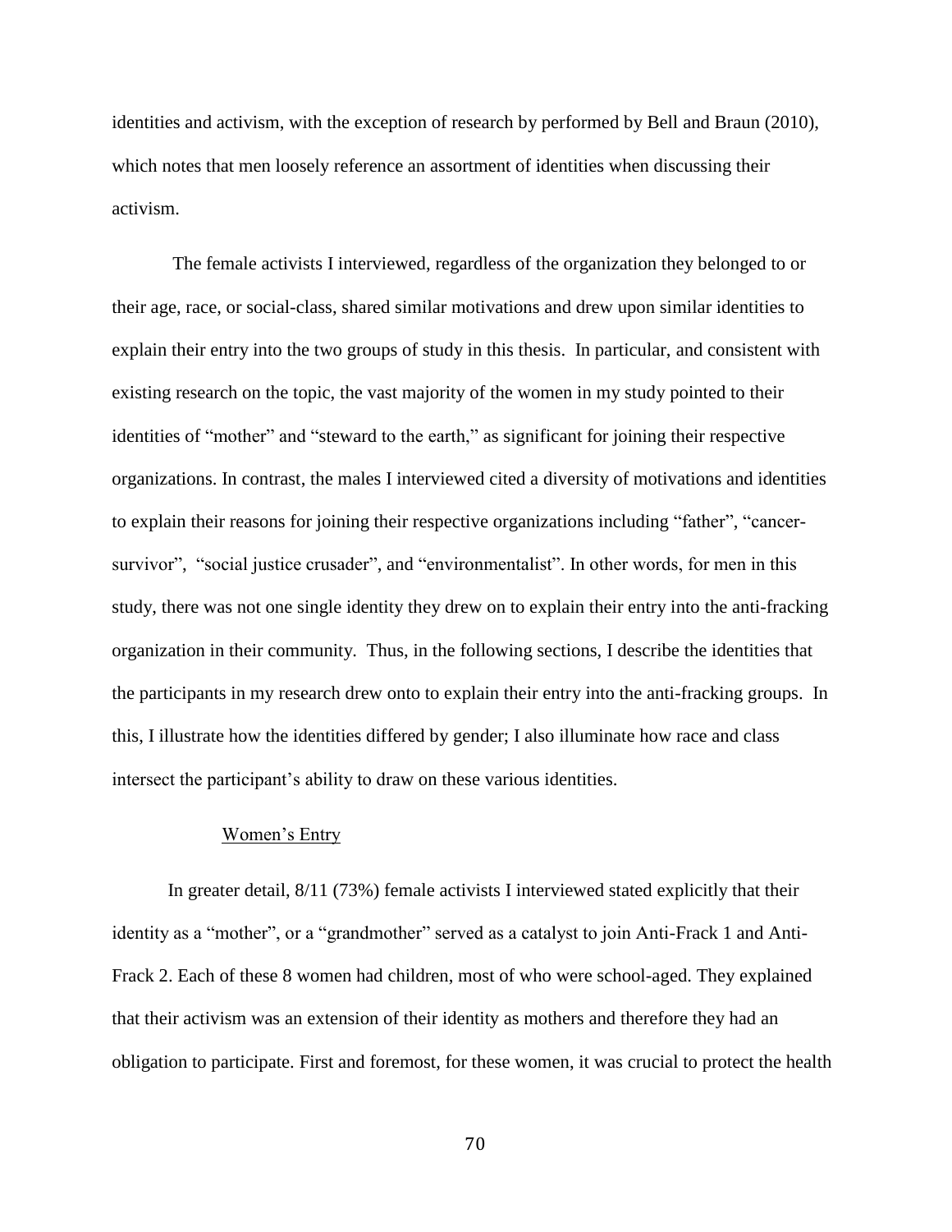identities and activism, with the exception of research by performed by Bell and Braun (2010), which notes that men loosely reference an assortment of identities when discussing their activism.

The female activists I interviewed, regardless of the organization they belonged to or their age, race, or social-class, shared similar motivations and drew upon similar identities to explain their entry into the two groups of study in this thesis. In particular, and consistent with existing research on the topic, the vast majority of the women in my study pointed to their identities of "mother" and "steward to the earth," as significant for joining their respective organizations. In contrast, the males I interviewed cited a diversity of motivations and identities to explain their reasons for joining their respective organizations including "father", "cancer-survivor", "social justice crusader", and "environmentalist". In other words, for men in this study, there was not one single identity they drew on to explain their entry into the anti-fracking organization in their community. Thus, in the following sections, I describe the identities that the participants in my research drew onto to explain their entry into the anti-fracking groups. In this, I illustrate how the identities differed by gender; I also illuminate how race and class intersect the participant's ability to draw on these various identities.

## Women's Entry

In greater detail, 8/11 (73%) female activists I interviewed stated explicitly that their identity as a "mother", or a "grandmother" served as a catalyst to join Anti-Frack 1 and Anti-Frack 2. Each of these 8 women had children, most of who were school-aged. They explained that their activism was an extension of their identity as mothers and therefore they had an obligation to participate. First and foremost, for these women, it was crucial to protect the health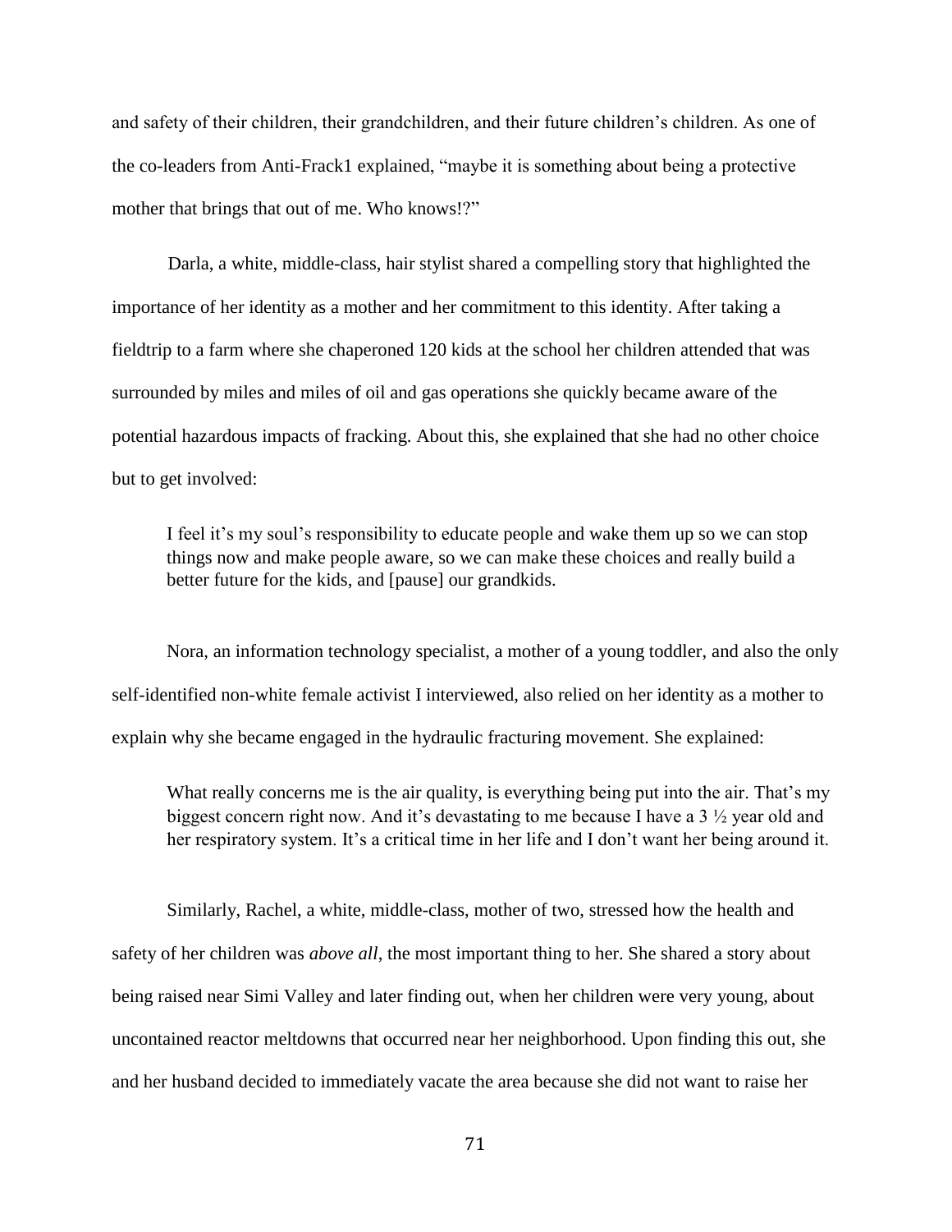and safety of their children, their grandchildren, and their future children's children. As one of the co-leaders from Anti-Frack1 explained, "maybe it is something about being a protective mother that brings that out of me. Who knows!?"

Darla, a white, middle-class, hair stylist shared a compelling story that highlighted the importance of her identity as a mother and her commitment to this identity. After taking a fieldtrip to a farm where she chaperoned 120 kids at the school her children attended that was surrounded by miles and miles of oil and gas operations she quickly became aware of the potential hazardous impacts of fracking. About this, she explained that she had no other choice but to get involved:

> I feel it's my soul's responsibility to educate people and wake them up so we can stop things now and make people aware, so we can make these choices and really build a better future for the kids, and [pause] our grandkids.

Nora, an information technology specialist, a mother of a young toddler, and also the only self-identified non-white female activist I interviewed, also relied on her identity as a mother to explain why she became engaged in the hydraulic fracturing movement. She explained:

> What really concerns me is the air quality, is everything being put into the air. That's my biggest concern right now. And it's devastating to me because I have a 3 ½ year old and her respiratory system. It's a critical time in her life and I don't want her being around it.

Similarly, Rachel, a white, middle-class, mother of two, stressed how the health and safety of her children was *above all*, the most important thing to her. She shared a story about being raised near Simi Valley and later finding out, when her children were very young, about uncontained reactor meltdowns that occurred near her neighborhood. Upon finding this out, she and her husband decided to immediately vacate the area because she did not want to raise her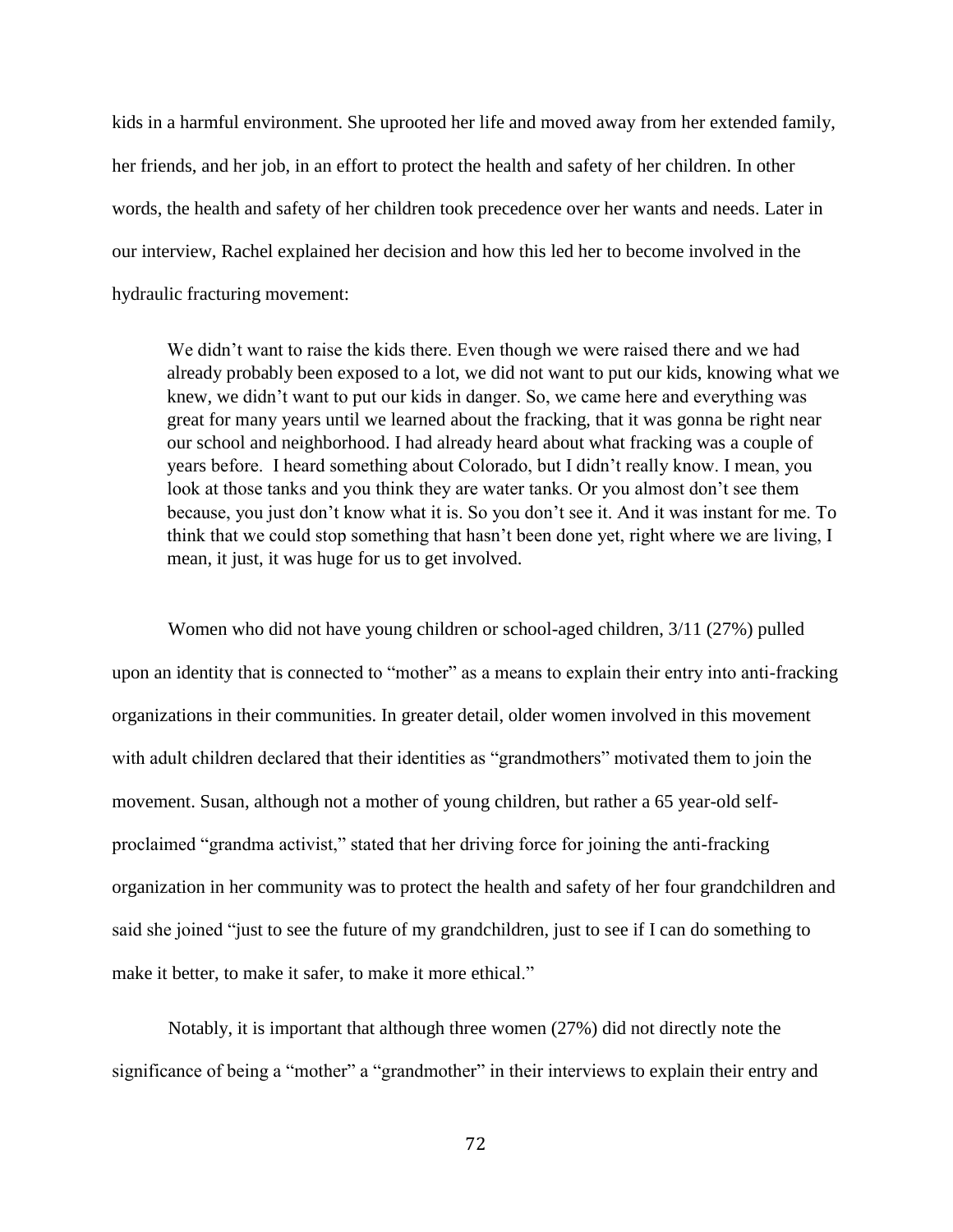kids in a harmful environment. She uprooted her life and moved away from her extended family, her friends, and her job, in an effort to protect the health and safety of her children. In other words, the health and safety of her children took precedence over her wants and needs. Later in our interview, Rachel explained her decision and how this led her to become involved in the hydraulic fracturing movement:

> We didn't want to raise the kids there. Even though we were raised there and we had already probably been exposed to a lot, we did not want to put our kids, knowing what we knew, we didn't want to put our kids in danger. So, we came here and everything was great for many years until we learned about the fracking, that it was gonna be right near our school and neighborhood. I had already heard about what fracking was a couple of years before. I heard something about Colorado, but I didn't really know. I mean, you look at those tanks and you think they are water tanks. Or you almost don't see them because, you just don't know what it is. So you don't see it. And it was instant for me. To think that we could stop something that hasn't been done yet, right where we are living, I mean, it just, it was huge for us to get involved.

Women who did not have young children or school-aged children, 3/11 (27%) pulled upon an identity that is connected to "mother" as a means to explain their entry into anti-fracking organizations in their communities. In greater detail, older women involved in this movement with adult children declared that their identities as "grandmothers" motivated them to join the movement. Susan, although not a mother of young children, but rather a 65 year-old self-proclaimed "grandma activist," stated that her driving force for joining the anti-fracking organization in her community was to protect the health and safety of her four grandchildren and said she joined "just to see the future of my grandchildren, just to see if I can do something to make it better, to make it safer, to make it more ethical."

Notably, it is important that although three women (27%) did not directly note the significance of being a "mother" a "grandmother" in their interviews to explain their entry and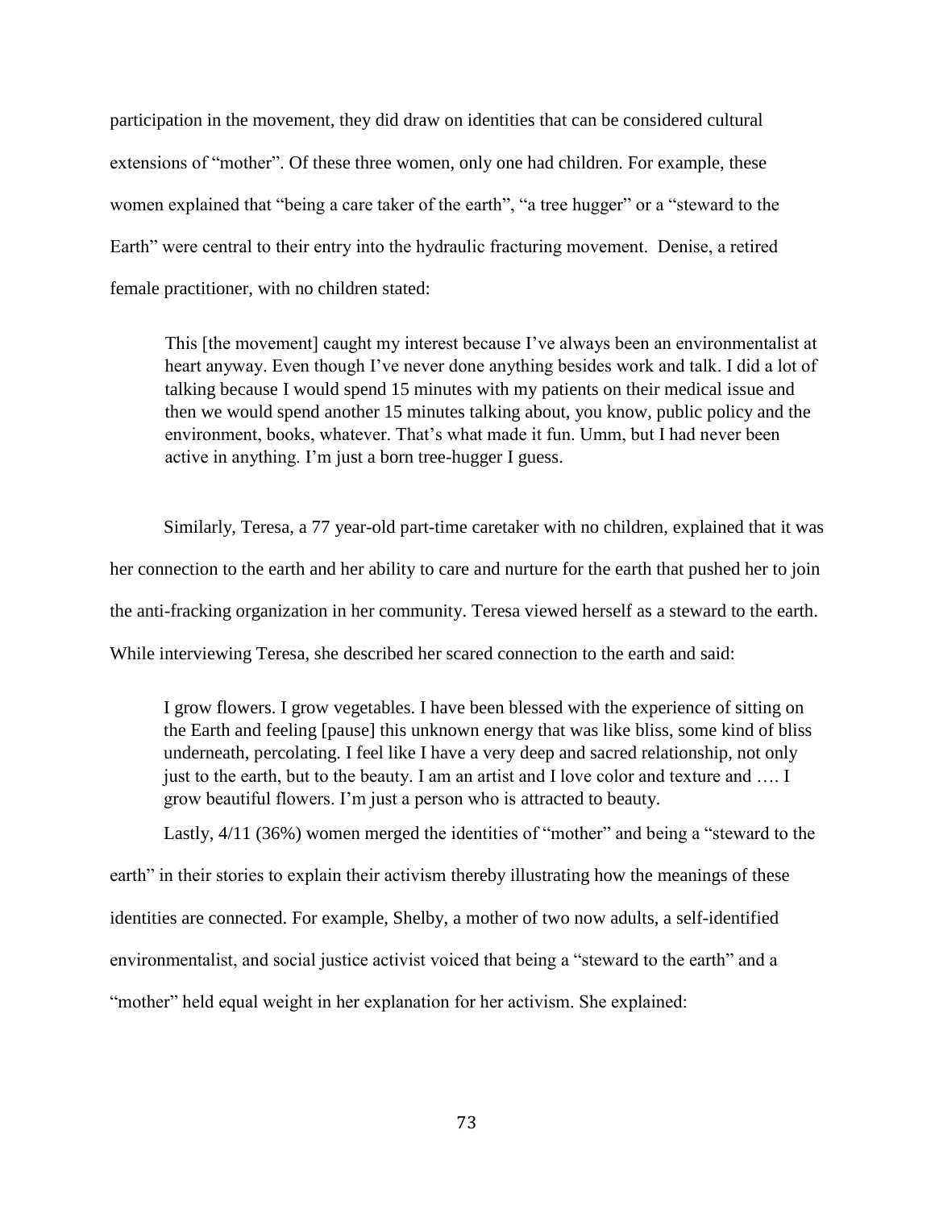participation in the movement, they did draw on identities that can be considered cultural extensions of "mother". Of these three women, only one had children. For example, these women explained that "being a care taker of the earth", "a tree hugger" or a "steward to the Earth" were central to their entry into the hydraulic fracturing movement. Denise, a retired female practitioner, with no children stated:

> This [the movement] caught my interest because I've always been an environmentalist at heart anyway. Even though I've never done anything besides work and talk. I did a lot of talking because I would spend 15 minutes with my patients on their medical issue and then we would spend another 15 minutes talking about, you know, public policy and the environment, books, whatever. That's what made it fun. Umm, but I had never been active in anything. I'm just a born tree-hugger I guess.

Similarly, Teresa, a 77 year-old part-time caretaker with no children, explained that it was her connection to the earth and her ability to care and nurture for the earth that pushed her to join the anti-fracking organization in her community. Teresa viewed herself as a steward to the earth. While interviewing Teresa, she described her scared connection to the earth and said:

> I grow flowers. I grow vegetables. I have been blessed with the experience of sitting on the Earth and feeling [pause] this unknown energy that was like bliss, some kind of bliss underneath, percolating. I feel like I have a very deep and sacred relationship, not only just to the earth, but to the beauty. I am an artist and I love color and texture and …. I grow beautiful flowers. I'm just a person who is attracted to beauty.

Lastly, 4/11 (36%) women merged the identities of "mother" and being a "steward to the earth" in their stories to explain their activism thereby illustrating how the meanings of these identities are connected. For example, Shelby, a mother of two now adults, a self-identified environmentalist, and social justice activist voiced that being a "steward to the earth" and a "mother" held equal weight in her explanation for her activism. She explained: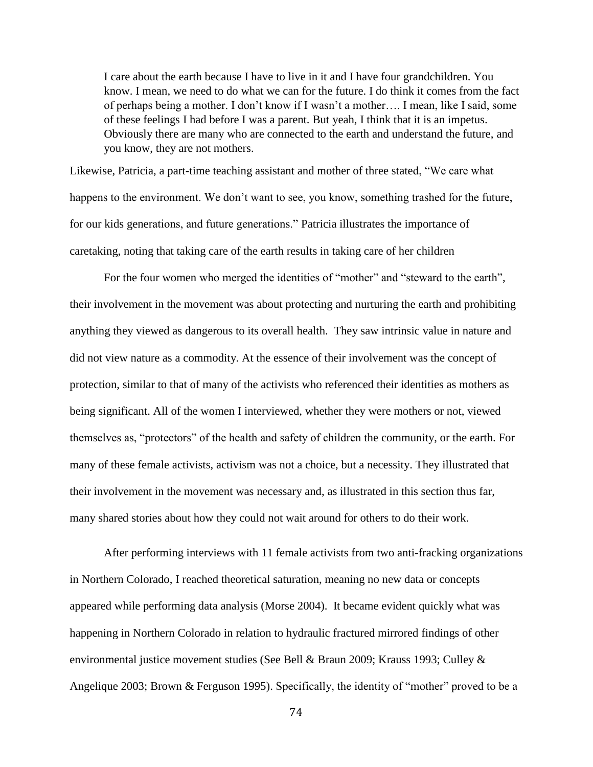> I care about the earth because I have to live in it and I have four grandchildren. You know. I mean, we need to do what we can for the future. I do think it comes from the fact of perhaps being a mother. I don't know if I wasn't a mother…. I mean, like I said, some of these feelings I had before I was a parent. But yeah, I think that it is an impetus. Obviously there are many who are connected to the earth and understand the future, and you know, they are not mothers.

Likewise, Patricia, a part-time teaching assistant and mother of three stated, "We care what happens to the environment. We don't want to see, you know, something trashed for the future, for our kids generations, and future generations." Patricia illustrates the importance of caretaking, noting that taking care of the earth results in taking care of her children

For the four women who merged the identities of "mother" and "steward to the earth", their involvement in the movement was about protecting and nurturing the earth and prohibiting anything they viewed as dangerous to its overall health. They saw intrinsic value in nature and did not view nature as a commodity. At the essence of their involvement was the concept of protection, similar to that of many of the activists who referenced their identities as mothers as being significant. All of the women I interviewed, whether they were mothers or not, viewed themselves as, "protectors" of the health and safety of children the community, or the earth. For many of these female activists, activism was not a choice, but a necessity. They illustrated that their involvement in the movement was necessary and, as illustrated in this section thus far, many shared stories about how they could not wait around for others to do their work.

After performing interviews with 11 female activists from two anti-fracking organizations in Northern Colorado, I reached theoretical saturation, meaning no new data or concepts appeared while performing data analysis (Morse 2004). It became evident quickly what was happening in Northern Colorado in relation to hydraulic fractured mirrored findings of other environmental justice movement studies (See Bell & Braun 2009; Krauss 1993; Culley & Angelique 2003; Brown & Ferguson 1995). Specifically, the identity of "mother" proved to be a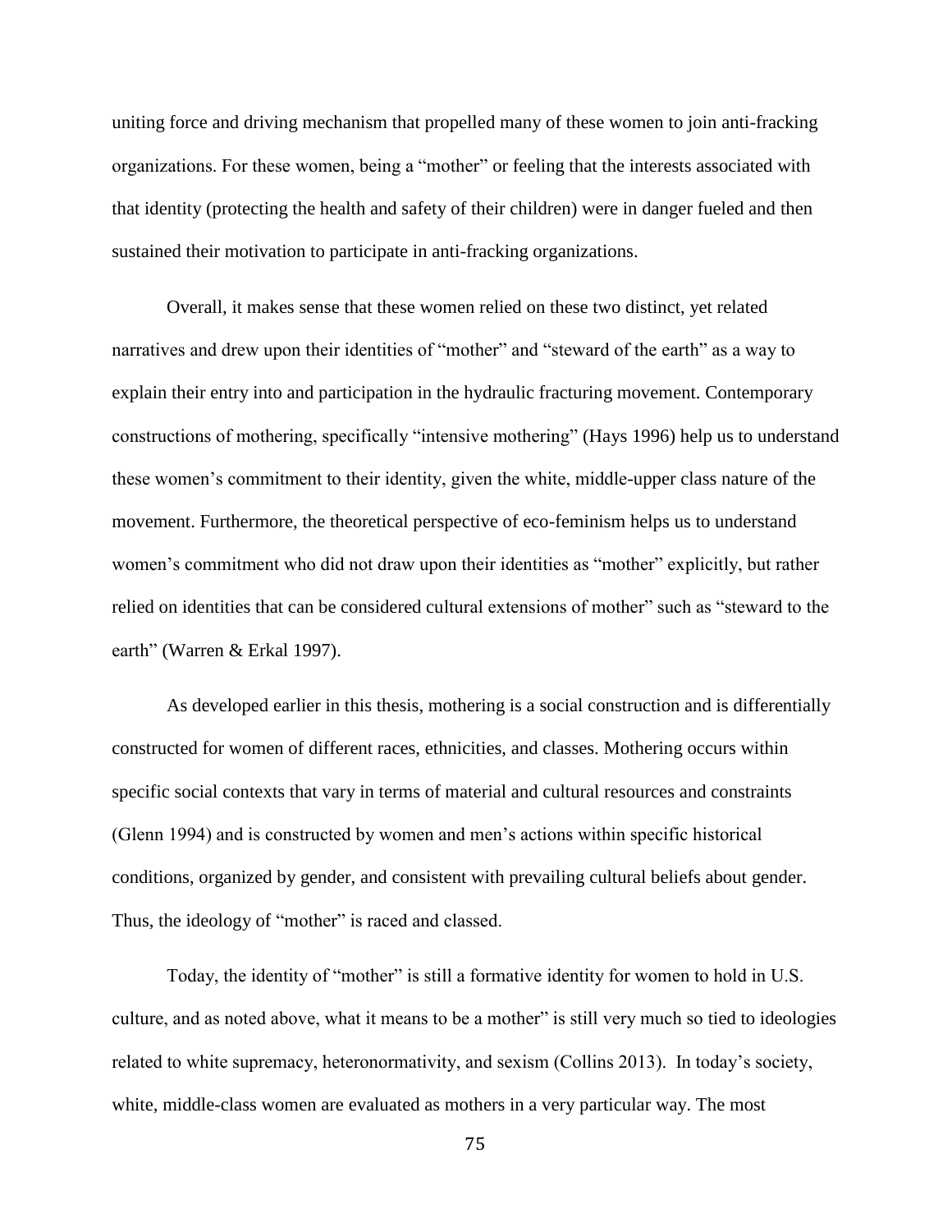uniting force and driving mechanism that propelled many of these women to join anti-fracking organizations. For these women, being a "mother" or feeling that the interests associated with that identity (protecting the health and safety of their children) were in danger fueled and then sustained their motivation to participate in anti-fracking organizations.

Overall, it makes sense that these women relied on these two distinct, yet related narratives and drew upon their identities of "mother" and "steward of the earth" as a way to explain their entry into and participation in the hydraulic fracturing movement. Contemporary constructions of mothering, specifically "intensive mothering" (Hays 1996) help us to understand these women's commitment to their identity, given the white, middle-upper class nature of the movement. Furthermore, the theoretical perspective of eco-feminism helps us to understand women's commitment who did not draw upon their identities as "mother" explicitly, but rather relied on identities that can be considered cultural extensions of mother" such as "steward to the earth" (Warren & Erkal 1997).

As developed earlier in this thesis, mothering is a social construction and is differentially constructed for women of different races, ethnicities, and classes. Mothering occurs within specific social contexts that vary in terms of material and cultural resources and constraints (Glenn 1994) and is constructed by women and men's actions within specific historical conditions, organized by gender, and consistent with prevailing cultural beliefs about gender. Thus, the ideology of "mother" is raced and classed.

Today, the identity of "mother" is still a formative identity for women to hold in U.S. culture, and as noted above, what it means to be a mother" is still very much so tied to ideologies related to white supremacy, heteronormativity, and sexism (Collins 2013). In today's society, white, middle-class women are evaluated as mothers in a very particular way. The most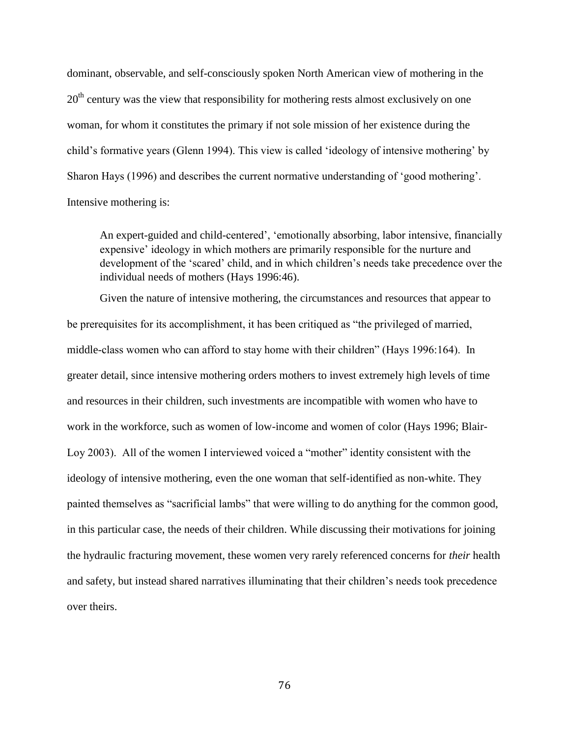dominant, observable, and self-consciously spoken North American view of mothering in the 20th century was the view that responsibility for mothering rests almost exclusively on one woman, for whom it constitutes the primary if not sole mission of her existence during the child's formative years (Glenn 1994). This view is called 'ideology of intensive mothering' by Sharon Hays (1996) and describes the current normative understanding of 'good mothering'. Intensive mothering is:

> An expert-guided and child-centered', 'emotionally absorbing, labor intensive, financially expensive' ideology in which mothers are primarily responsible for the nurture and development of the 'scared' child, and in which children's needs take precedence over the individual needs of mothers (Hays 1996:46).

Given the nature of intensive mothering, the circumstances and resources that appear to be prerequisites for its accomplishment, it has been critiqued as "the privileged of married, middle-class women who can afford to stay home with their children" (Hays 1996:164). In greater detail, since intensive mothering orders mothers to invest extremely high levels of time and resources in their children, such investments are incompatible with women who have to work in the workforce, such as women of low-income and women of color (Hays 1996; Blair-Loy 2003). All of the women I interviewed voiced a "mother" identity consistent with the ideology of intensive mothering, even the one woman that self-identified as non-white. They painted themselves as "sacrificial lambs" that were willing to do anything for the common good, in this particular case, the needs of their children. While discussing their motivations for joining the hydraulic fracturing movement, these women very rarely referenced concerns for *their* health and safety, but instead shared narratives illuminating that their children's needs took precedence over theirs.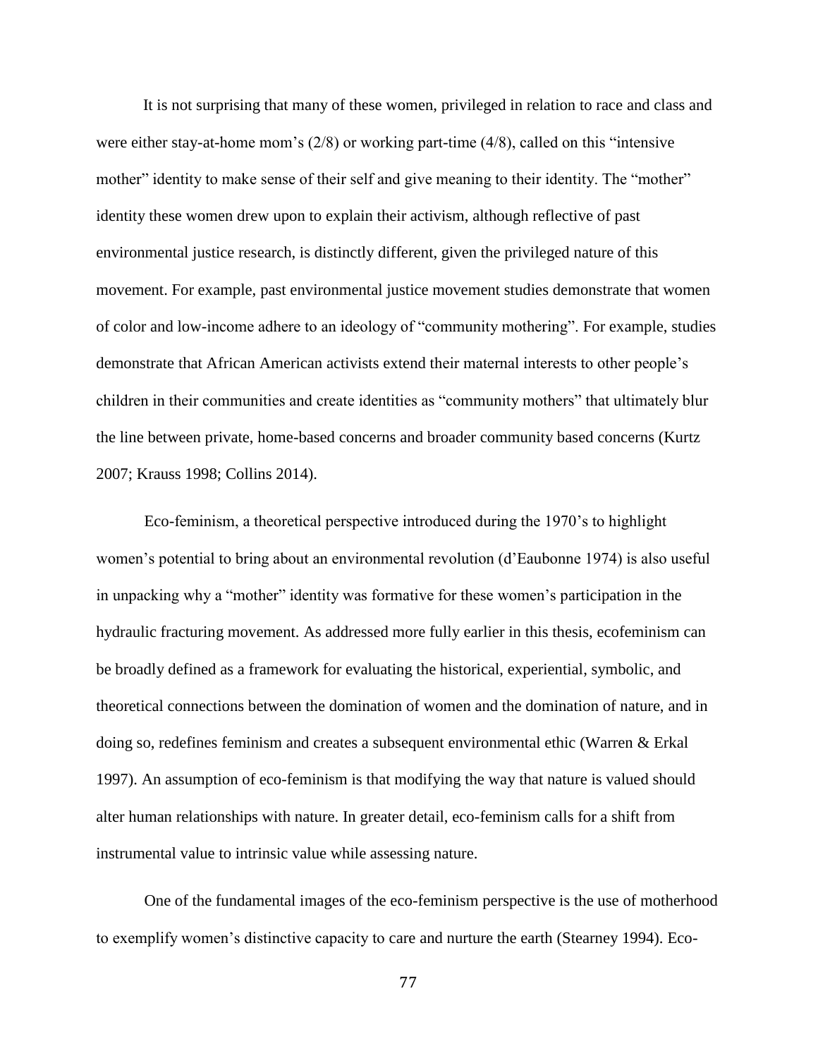It is not surprising that many of these women, privileged in relation to race and class and were either stay-at-home mom's (2/8) or working part-time (4/8), called on this "intensive mother" identity to make sense of their self and give meaning to their identity. The "mother" identity these women drew upon to explain their activism, although reflective of past environmental justice research, is distinctly different, given the privileged nature of this movement. For example, past environmental justice movement studies demonstrate that women of color and low-income adhere to an ideology of "community mothering". For example, studies demonstrate that African American activists extend their maternal interests to other people's children in their communities and create identities as "community mothers" that ultimately blur the line between private, home-based concerns and broader community based concerns (Kurtz 2007; Krauss 1998; Collins 2014).

Eco-feminism, a theoretical perspective introduced during the 1970's to highlight women's potential to bring about an environmental revolution (d'Eaubonne 1974) is also useful in unpacking why a "mother" identity was formative for these women's participation in the hydraulic fracturing movement. As addressed more fully earlier in this thesis, ecofeminism can be broadly defined as a framework for evaluating the historical, experiential, symbolic, and theoretical connections between the domination of women and the domination of nature, and in doing so, redefines feminism and creates a subsequent environmental ethic (Warren & Erkal 1997). An assumption of eco-feminism is that modifying the way that nature is valued should alter human relationships with nature. In greater detail, eco-feminism calls for a shift from instrumental value to intrinsic value while assessing nature.

One of the fundamental images of the eco-feminism perspective is the use of motherhood to exemplify women's distinctive capacity to care and nurture the earth (Stearney 1994). Eco-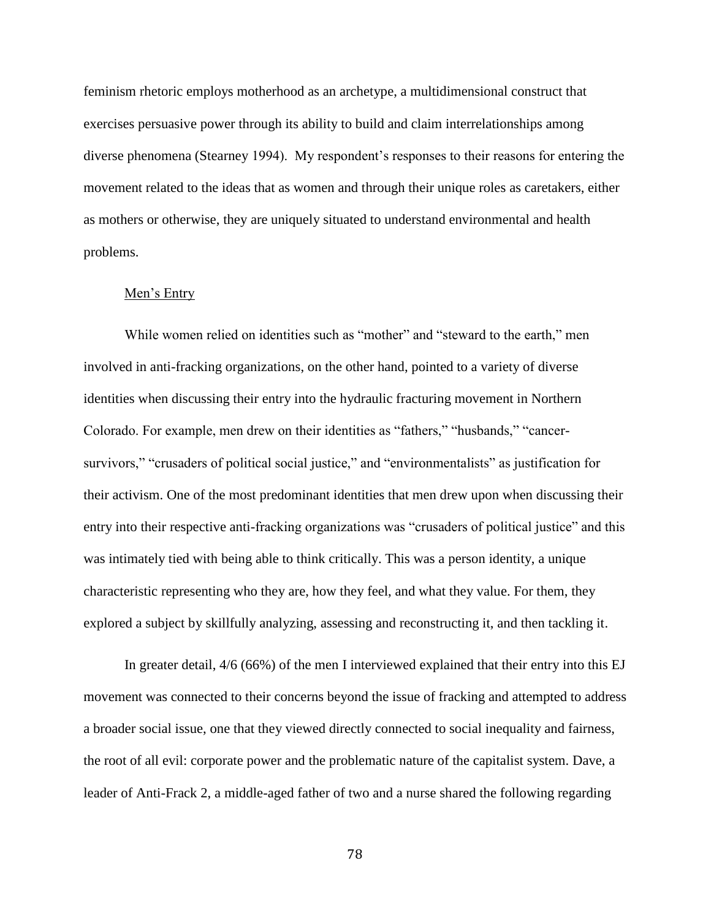feminism rhetoric employs motherhood as an archetype, a multidimensional construct that exercises persuasive power through its ability to build and claim interrelationships among diverse phenomena (Stearney 1994). My respondent's responses to their reasons for entering the movement related to the ideas that as women and through their unique roles as caretakers, either as mothers or otherwise, they are uniquely situated to understand environmental and health problems.

### Men's Entry

While women relied on identities such as "mother" and "steward to the earth," men involved in anti-fracking organizations, on the other hand, pointed to a variety of diverse identities when discussing their entry into the hydraulic fracturing movement in Northern Colorado. For example, men drew on their identities as "fathers," "husbands," "cancer-survivors," "crusaders of political social justice," and "environmentalists" as justification for their activism. One of the most predominant identities that men drew upon when discussing their entry into their respective anti-fracking organizations was "crusaders of political justice" and this was intimately tied with being able to think critically. This was a person identity, a unique characteristic representing who they are, how they feel, and what they value. For them, they explored a subject by skillfully analyzing, assessing and reconstructing it, and then tackling it.

In greater detail, 4/6 (66%) of the men I interviewed explained that their entry into this EJ movement was connected to their concerns beyond the issue of fracking and attempted to address a broader social issue, one that they viewed directly connected to social inequality and fairness, the root of all evil: corporate power and the problematic nature of the capitalist system. Dave, a leader of Anti-Frack 2, a middle-aged father of two and a nurse shared the following regarding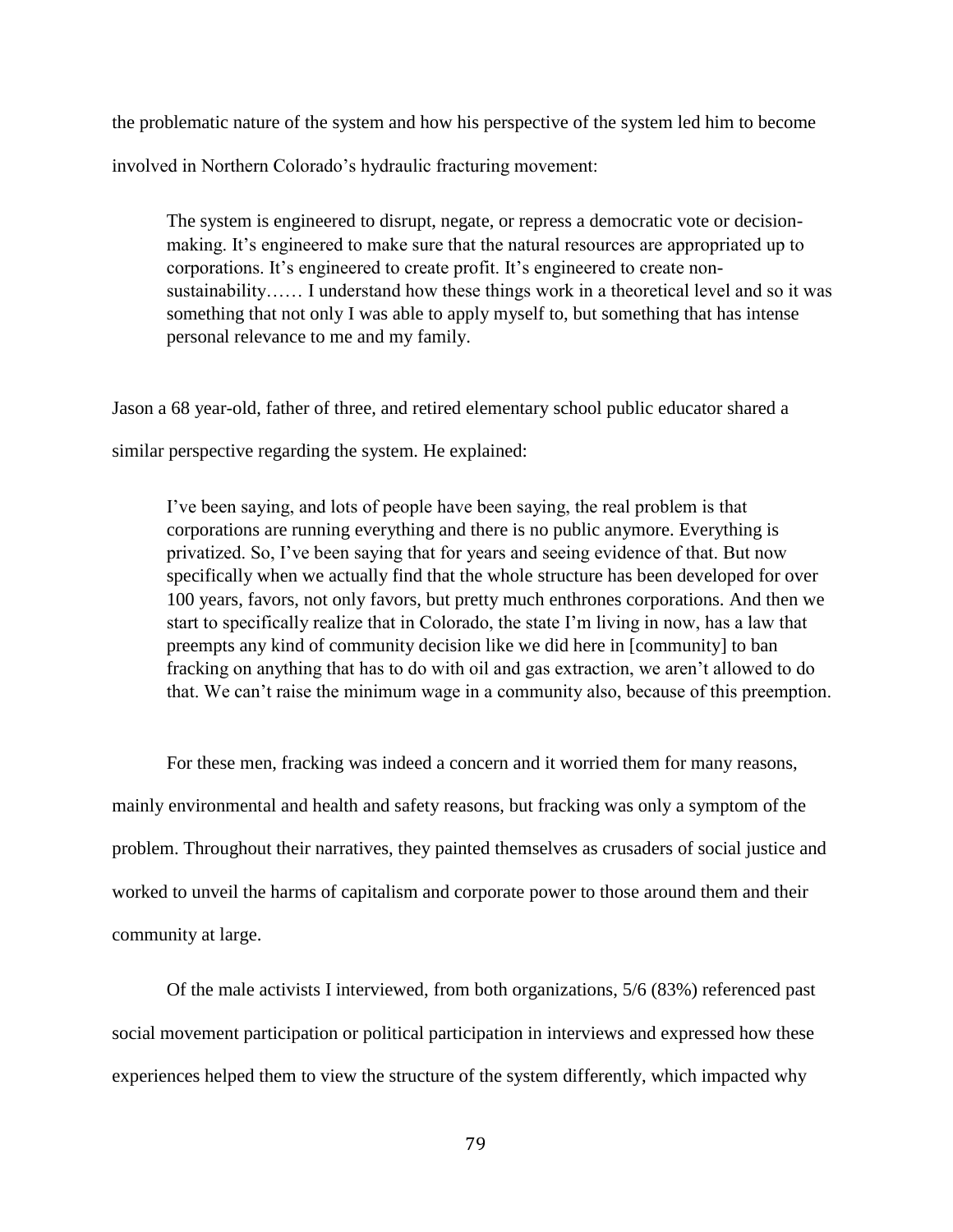the problematic nature of the system and how his perspective of the system led him to become involved in Northern Colorado's hydraulic fracturing movement:

> The system is engineered to disrupt, negate, or repress a democratic vote or decision-making. It's engineered to make sure that the natural resources are appropriated up to corporations. It's engineered to create profit. It's engineered to create non-sustainability…… I understand how these things work in a theoretical level and so it was something that not only I was able to apply myself to, but something that has intense personal relevance to me and my family.

Jason a 68 year-old, father of three, and retired elementary school public educator shared a similar perspective regarding the system. He explained:

> I've been saying, and lots of people have been saying, the real problem is that corporations are running everything and there is no public anymore. Everything is privatized. So, I've been saying that for years and seeing evidence of that. But now specifically when we actually find that the whole structure has been developed for over 100 years, favors, not only favors, but pretty much enthrones corporations. And then we start to specifically realize that in Colorado, the state I'm living in now, has a law that preempts any kind of community decision like we did here in [community] to ban fracking on anything that has to do with oil and gas extraction, we aren't allowed to do that. We can't raise the minimum wage in a community also, because of this preemption.

For these men, fracking was indeed a concern and it worried them for many reasons, mainly environmental and health and safety reasons, but fracking was only a symptom of the problem. Throughout their narratives, they painted themselves as crusaders of social justice and worked to unveil the harms of capitalism and corporate power to those around them and their community at large.

Of the male activists I interviewed, from both organizations, 5/6 (83%) referenced past social movement participation or political participation in interviews and expressed how these experiences helped them to view the structure of the system differently, which impacted why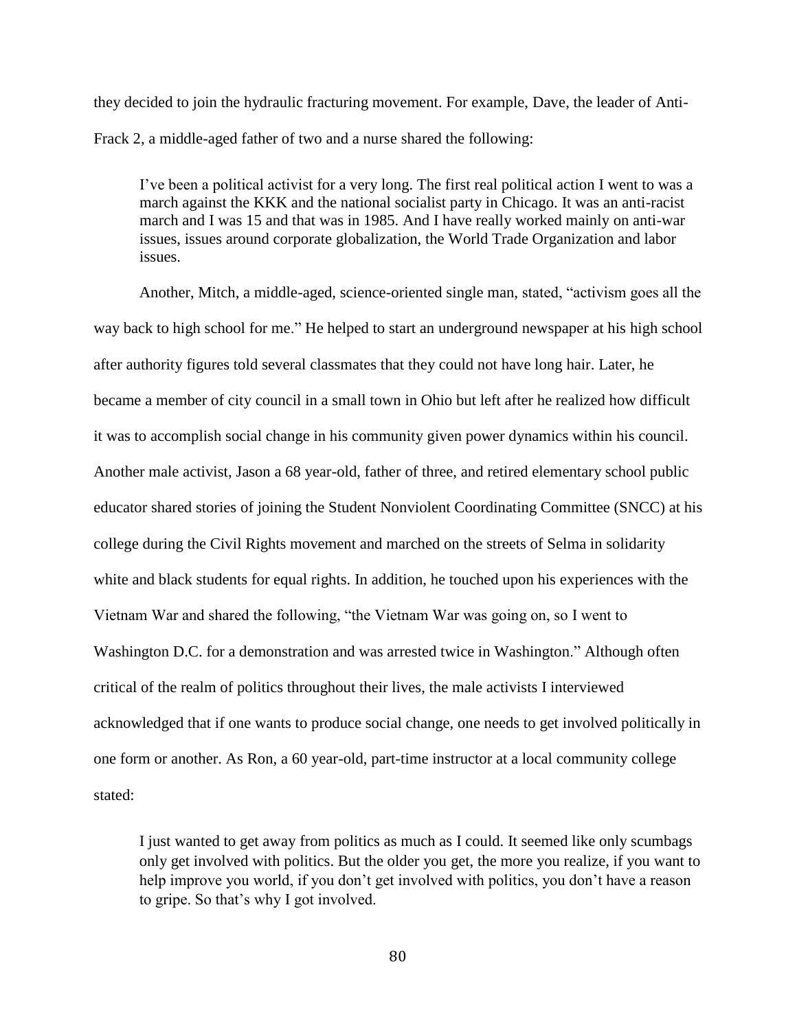they decided to join the hydraulic fracturing movement. For example, Dave, the leader of Anti-Frack 2, a middle-aged father of two and a nurse shared the following:

> I've been a political activist for a very long. The first real political action I went to was a march against the KKK and the national socialist party in Chicago. It was an anti-racist march and I was 15 and that was in 1985. And I have really worked mainly on anti-war issues, issues around corporate globalization, the World Trade Organization and labor issues.

Another, Mitch, a middle-aged, science-oriented single man, stated, "activism goes all the way back to high school for me." He helped to start an underground newspaper at his high school after authority figures told several classmates that they could not have long hair. Later, he became a member of city council in a small town in Ohio but left after he realized how difficult it was to accomplish social change in his community given power dynamics within his council. Another male activist, Jason a 68 year-old, father of three, and retired elementary school public educator shared stories of joining the Student Nonviolent Coordinating Committee (SNCC) at his college during the Civil Rights movement and marched on the streets of Selma in solidarity white and black students for equal rights. In addition, he touched upon his experiences with the Vietnam War and shared the following, "the Vietnam War was going on, so I went to Washington D.C. for a demonstration and was arrested twice in Washington." Although often critical of the realm of politics throughout their lives, the male activists I interviewed acknowledged that if one wants to produce social change, one needs to get involved politically in one form or another. As Ron, a 60 year-old, part-time instructor at a local community college stated:

> I just wanted to get away from politics as much as I could. It seemed like only scumbags only get involved with politics. But the older you get, the more you realize, if you want to help improve you world, if you don't get involved with politics, you don't have a reason to gripe. So that's why I got involved.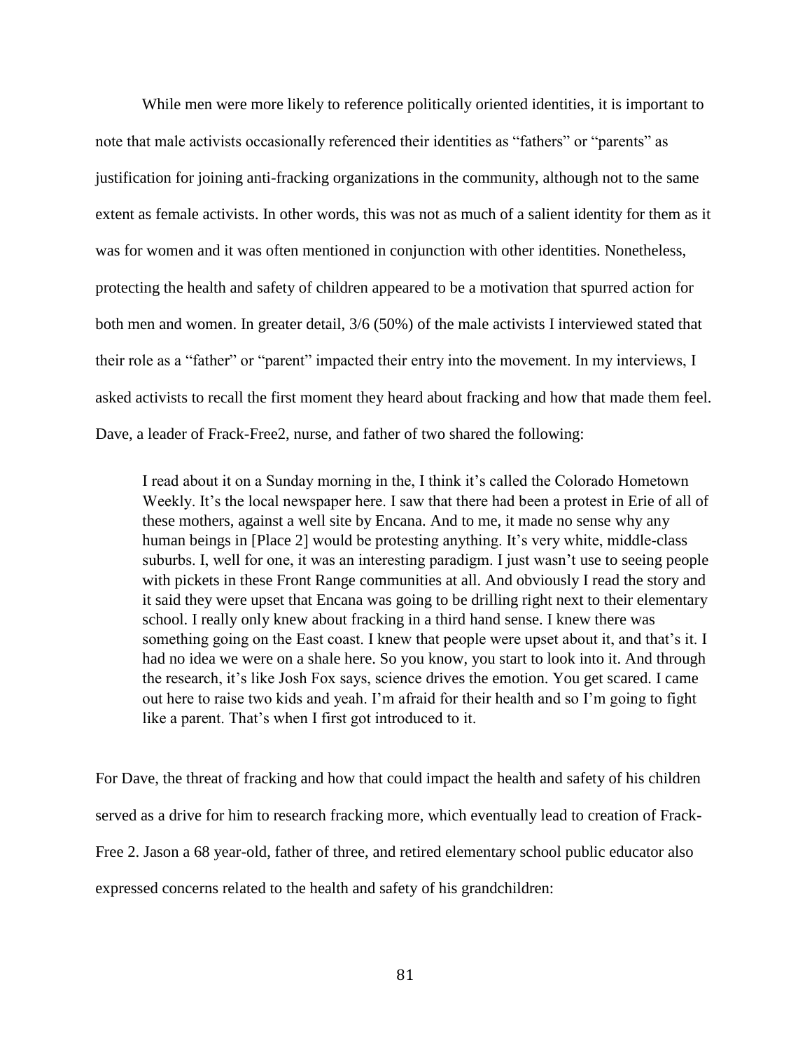While men were more likely to reference politically oriented identities, it is important to note that male activists occasionally referenced their identities as "fathers" or "parents" as justification for joining anti-fracking organizations in the community, although not to the same extent as female activists. In other words, this was not as much of a salient identity for them as it was for women and it was often mentioned in conjunction with other identities. Nonetheless, protecting the health and safety of children appeared to be a motivation that spurred action for both men and women. In greater detail, 3/6 (50%) of the male activists I interviewed stated that their role as a "father" or "parent" impacted their entry into the movement. In my interviews, I asked activists to recall the first moment they heard about fracking and how that made them feel. Dave, a leader of Frack-Free2, nurse, and father of two shared the following:

> I read about it on a Sunday morning in the, I think it's called the Colorado Hometown Weekly. It's the local newspaper here. I saw that there had been a protest in Erie of all of these mothers, against a well site by Encana. And to me, it made no sense why any human beings in [Place 2] would be protesting anything. It's very white, middle-class suburbs. I, well for one, it was an interesting paradigm. I just wasn't use to seeing people with pickets in these Front Range communities at all. And obviously I read the story and it said they were upset that Encana was going to be drilling right next to their elementary school. I really only knew about fracking in a third hand sense. I knew there was something going on the East coast. I knew that people were upset about it, and that's it. I had no idea we were on a shale here. So you know, you start to look into it. And through the research, it's like Josh Fox says, science drives the emotion. You get scared. I came out here to raise two kids and yeah. I'm afraid for their health and so I'm going to fight like a parent. That's when I first got introduced to it.

For Dave, the threat of fracking and how that could impact the health and safety of his children served as a drive for him to research fracking more, which eventually lead to creation of Frack-Free 2. Jason a 68 year-old, father of three, and retired elementary school public educator also expressed concerns related to the health and safety of his grandchildren: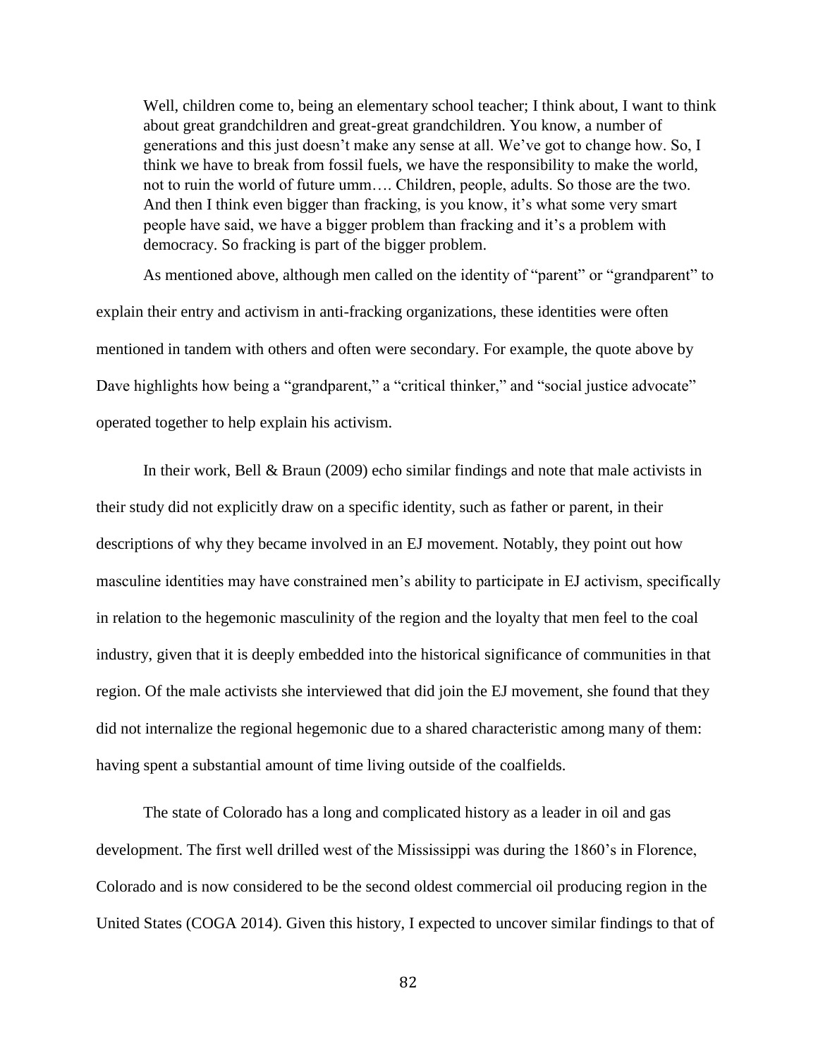> Well, children come to, being an elementary school teacher; I think about, I want to think about great grandchildren and great-great grandchildren. You know, a number of generations and this just doesn't make any sense at all. We've got to change how. So, I think we have to break from fossil fuels, we have the responsibility to make the world, not to ruin the world of future umm…. Children, people, adults. So those are the two. And then I think even bigger than fracking, is you know, it's what some very smart people have said, we have a bigger problem than fracking and it's a problem with democracy. So fracking is part of the bigger problem.

As mentioned above, although men called on the identity of "parent" or "grandparent" to explain their entry and activism in anti-fracking organizations, these identities were often mentioned in tandem with others and often were secondary. For example, the quote above by Dave highlights how being a "grandparent," a "critical thinker," and "social justice advocate" operated together to help explain his activism.

In their work, Bell & Braun (2009) echo similar findings and note that male activists in their study did not explicitly draw on a specific identity, such as father or parent, in their descriptions of why they became involved in an EJ movement. Notably, they point out how masculine identities may have constrained men's ability to participate in EJ activism, specifically in relation to the hegemonic masculinity of the region and the loyalty that men feel to the coal industry, given that it is deeply embedded into the historical significance of communities in that region. Of the male activists she interviewed that did join the EJ movement, she found that they did not internalize the regional hegemonic due to a shared characteristic among many of them: having spent a substantial amount of time living outside of the coalfields.

The state of Colorado has a long and complicated history as a leader in oil and gas development. The first well drilled west of the Mississippi was during the 1860's in Florence, Colorado and is now considered to be the second oldest commercial oil producing region in the United States (COGA 2014). Given this history, I expected to uncover similar findings to that of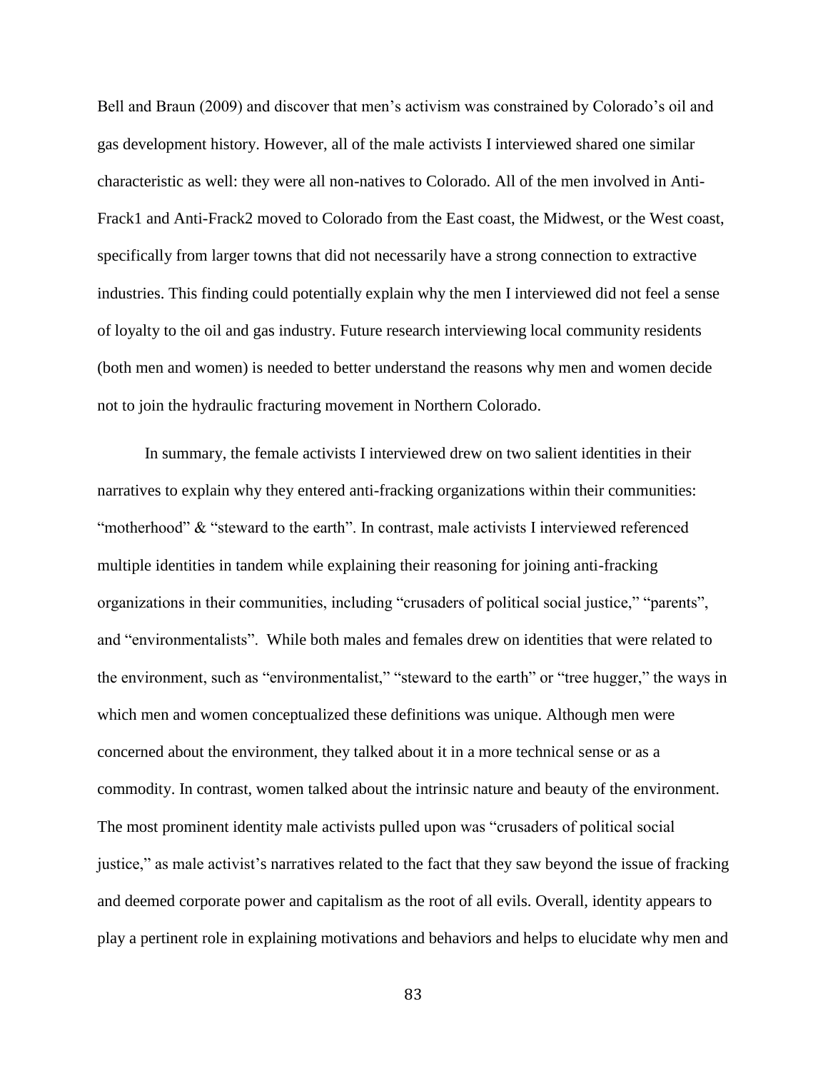Bell and Braun (2009) and discover that men's activism was constrained by Colorado's oil and gas development history. However, all of the male activists I interviewed shared one similar characteristic as well: they were all non-natives to Colorado. All of the men involved in Anti-Frack1 and Anti-Frack2 moved to Colorado from the East coast, the Midwest, or the West coast, specifically from larger towns that did not necessarily have a strong connection to extractive industries. This finding could potentially explain why the men I interviewed did not feel a sense of loyalty to the oil and gas industry. Future research interviewing local community residents (both men and women) is needed to better understand the reasons why men and women decide not to join the hydraulic fracturing movement in Northern Colorado.

In summary, the female activists I interviewed drew on two salient identities in their narratives to explain why they entered anti-fracking organizations within their communities: "motherhood" & "steward to the earth". In contrast, male activists I interviewed referenced multiple identities in tandem while explaining their reasoning for joining anti-fracking organizations in their communities, including "crusaders of political social justice," "parents", and "environmentalists". While both males and females drew on identities that were related to the environment, such as "environmentalist," "steward to the earth" or "tree hugger," the ways in which men and women conceptualized these definitions was unique. Although men were concerned about the environment, they talked about it in a more technical sense or as a commodity. In contrast, women talked about the intrinsic nature and beauty of the environment. The most prominent identity male activists pulled upon was "crusaders of political social justice," as male activist's narratives related to the fact that they saw beyond the issue of fracking and deemed corporate power and capitalism as the root of all evils. Overall, identity appears to play a pertinent role in explaining motivations and behaviors and helps to elucidate why men and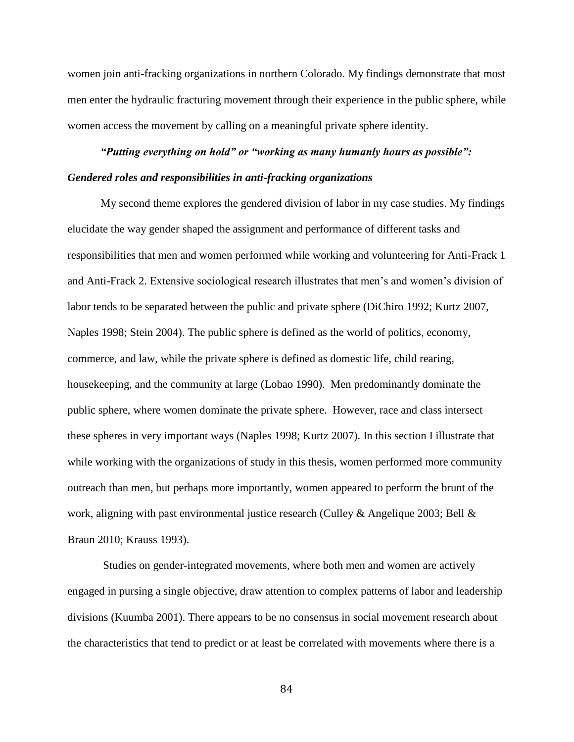women join anti-fracking organizations in northern Colorado. My findings demonstrate that most men enter the hydraulic fracturing movement through their experience in the public sphere, while women access the movement by calling on a meaningful private sphere identity.

### *"Putting everything on hold" or "working as many humanly hours as possible": Gendered roles and responsibilities in anti-fracking organizations*

My second theme explores the gendered division of labor in my case studies. My findings elucidate the way gender shaped the assignment and performance of different tasks and responsibilities that men and women performed while working and volunteering for Anti-Frack 1 and Anti-Frack 2. Extensive sociological research illustrates that men's and women's division of labor tends to be separated between the public and private sphere (DiChiro 1992; Kurtz 2007, Naples 1998; Stein 2004). The public sphere is defined as the world of politics, economy, commerce, and law, while the private sphere is defined as domestic life, child rearing, housekeeping, and the community at large (Lobao 1990). Men predominantly dominate the public sphere, where women dominate the private sphere. However, race and class intersect these spheres in very important ways (Naples 1998; Kurtz 2007). In this section I illustrate that while working with the organizations of study in this thesis, women performed more community outreach than men, but perhaps more importantly, women appeared to perform the brunt of the work, aligning with past environmental justice research (Culley & Angelique 2003; Bell & Braun 2010; Krauss 1993).

Studies on gender-integrated movements, where both men and women are actively engaged in pursing a single objective, draw attention to complex patterns of labor and leadership divisions (Kuumba 2001). There appears to be no consensus in social movement research about the characteristics that tend to predict or at least be correlated with movements where there is a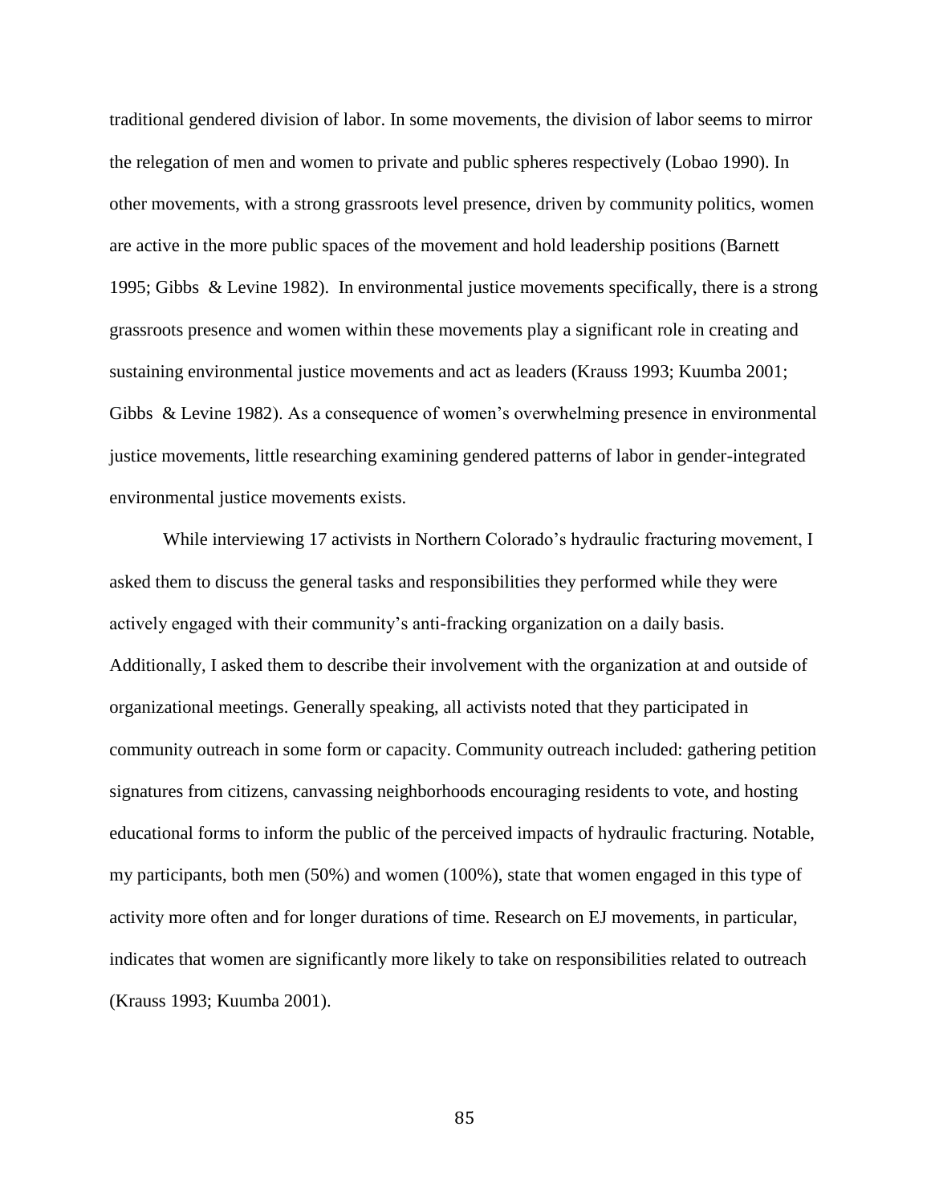traditional gendered division of labor. In some movements, the division of labor seems to mirror the relegation of men and women to private and public spheres respectively (Lobao 1990). In other movements, with a strong grassroots level presence, driven by community politics, women are active in the more public spaces of the movement and hold leadership positions (Barnett 1995; Gibbs & Levine 1982). In environmental justice movements specifically, there is a strong grassroots presence and women within these movements play a significant role in creating and sustaining environmental justice movements and act as leaders (Krauss 1993; Kuumba 2001; Gibbs & Levine 1982). As a consequence of women's overwhelming presence in environmental justice movements, little researching examining gendered patterns of labor in gender-integrated environmental justice movements exists.

While interviewing 17 activists in Northern Colorado's hydraulic fracturing movement, I asked them to discuss the general tasks and responsibilities they performed while they were actively engaged with their community's anti-fracking organization on a daily basis. Additionally, I asked them to describe their involvement with the organization at and outside of organizational meetings. Generally speaking, all activists noted that they participated in community outreach in some form or capacity. Community outreach included: gathering petition signatures from citizens, canvassing neighborhoods encouraging residents to vote, and hosting educational forms to inform the public of the perceived impacts of hydraulic fracturing. Notable, my participants, both men (50%) and women (100%), state that women engaged in this type of activity more often and for longer durations of time. Research on EJ movements, in particular, indicates that women are significantly more likely to take on responsibilities related to outreach (Krauss 1993; Kuumba 2001).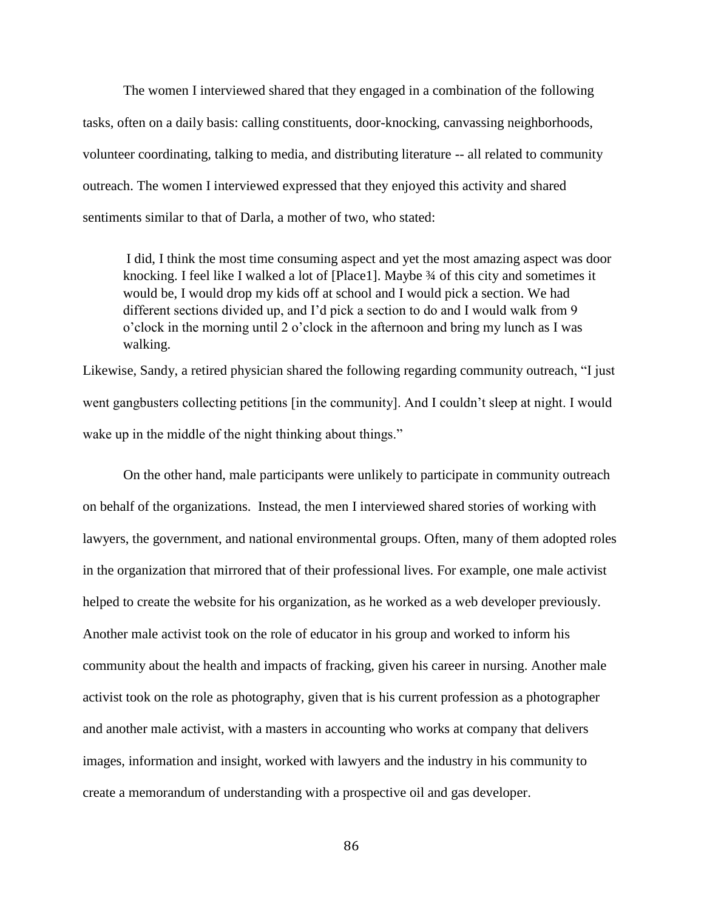The women I interviewed shared that they engaged in a combination of the following tasks, often on a daily basis: calling constituents, door-knocking, canvassing neighborhoods, volunteer coordinating, talking to media, and distributing literature -- all related to community outreach. The women I interviewed expressed that they enjoyed this activity and shared sentiments similar to that of Darla, a mother of two, who stated:

> I did, I think the most time consuming aspect and yet the most amazing aspect was door knocking. I feel like I walked a lot of [Place1]. Maybe ¾ of this city and sometimes it would be, I would drop my kids off at school and I would pick a section. We had different sections divided up, and I'd pick a section to do and I would walk from 9 o'clock in the morning until 2 o'clock in the afternoon and bring my lunch as I was walking.

Likewise, Sandy, a retired physician shared the following regarding community outreach, "I just went gangbusters collecting petitions [in the community]. And I couldn't sleep at night. I would wake up in the middle of the night thinking about things."

On the other hand, male participants were unlikely to participate in community outreach on behalf of the organizations. Instead, the men I interviewed shared stories of working with lawyers, the government, and national environmental groups. Often, many of them adopted roles in the organization that mirrored that of their professional lives. For example, one male activist helped to create the website for his organization, as he worked as a web developer previously. Another male activist took on the role of educator in his group and worked to inform his community about the health and impacts of fracking, given his career in nursing. Another male activist took on the role as photography, given that is his current profession as a photographer and another male activist, with a masters in accounting who works at company that delivers images, information and insight, worked with lawyers and the industry in his community to create a memorandum of understanding with a prospective oil and gas developer.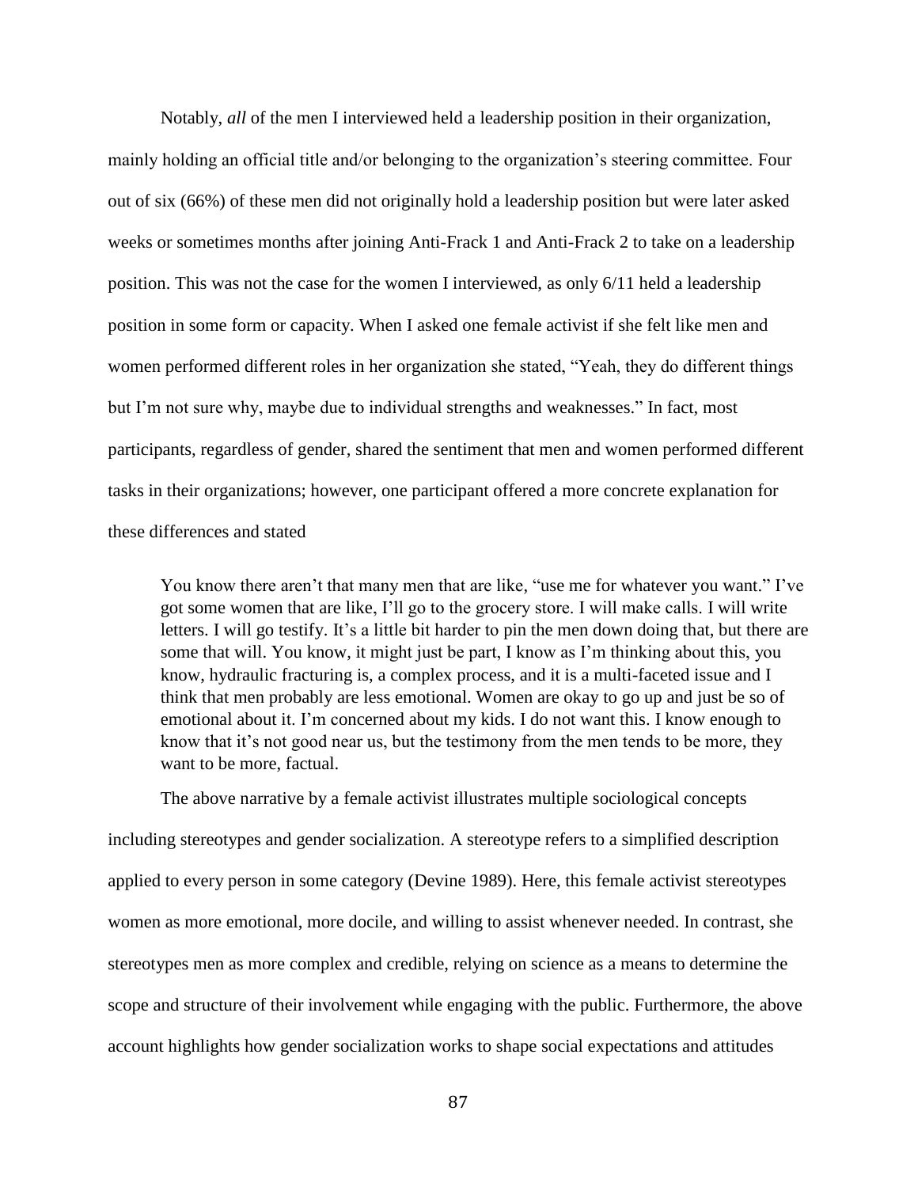Notably, *all* of the men I interviewed held a leadership position in their organization, mainly holding an official title and/or belonging to the organization's steering committee. Four out of six (66%) of these men did not originally hold a leadership position but were later asked weeks or sometimes months after joining Anti-Frack 1 and Anti-Frack 2 to take on a leadership position. This was not the case for the women I interviewed, as only 6/11 held a leadership position in some form or capacity. When I asked one female activist if she felt like men and women performed different roles in her organization she stated, "Yeah, they do different things but I'm not sure why, maybe due to individual strengths and weaknesses." In fact, most participants, regardless of gender, shared the sentiment that men and women performed different tasks in their organizations; however, one participant offered a more concrete explanation for these differences and stated

> You know there aren't that many men that are like, "use me for whatever you want." I've got some women that are like, I'll go to the grocery store. I will make calls. I will write letters. I will go testify. It's a little bit harder to pin the men down doing that, but there are some that will. You know, it might just be part, I know as I'm thinking about this, you know, hydraulic fracturing is, a complex process, and it is a multi-faceted issue and I think that men probably are less emotional. Women are okay to go up and just be so of emotional about it. I'm concerned about my kids. I do not want this. I know enough to know that it's not good near us, but the testimony from the men tends to be more, they want to be more, factual.

The above narrative by a female activist illustrates multiple sociological concepts including stereotypes and gender socialization. A stereotype refers to a simplified description applied to every person in some category (Devine 1989). Here, this female activist stereotypes women as more emotional, more docile, and willing to assist whenever needed. In contrast, she stereotypes men as more complex and credible, relying on science as a means to determine the scope and structure of their involvement while engaging with the public. Furthermore, the above account highlights how gender socialization works to shape social expectations and attitudes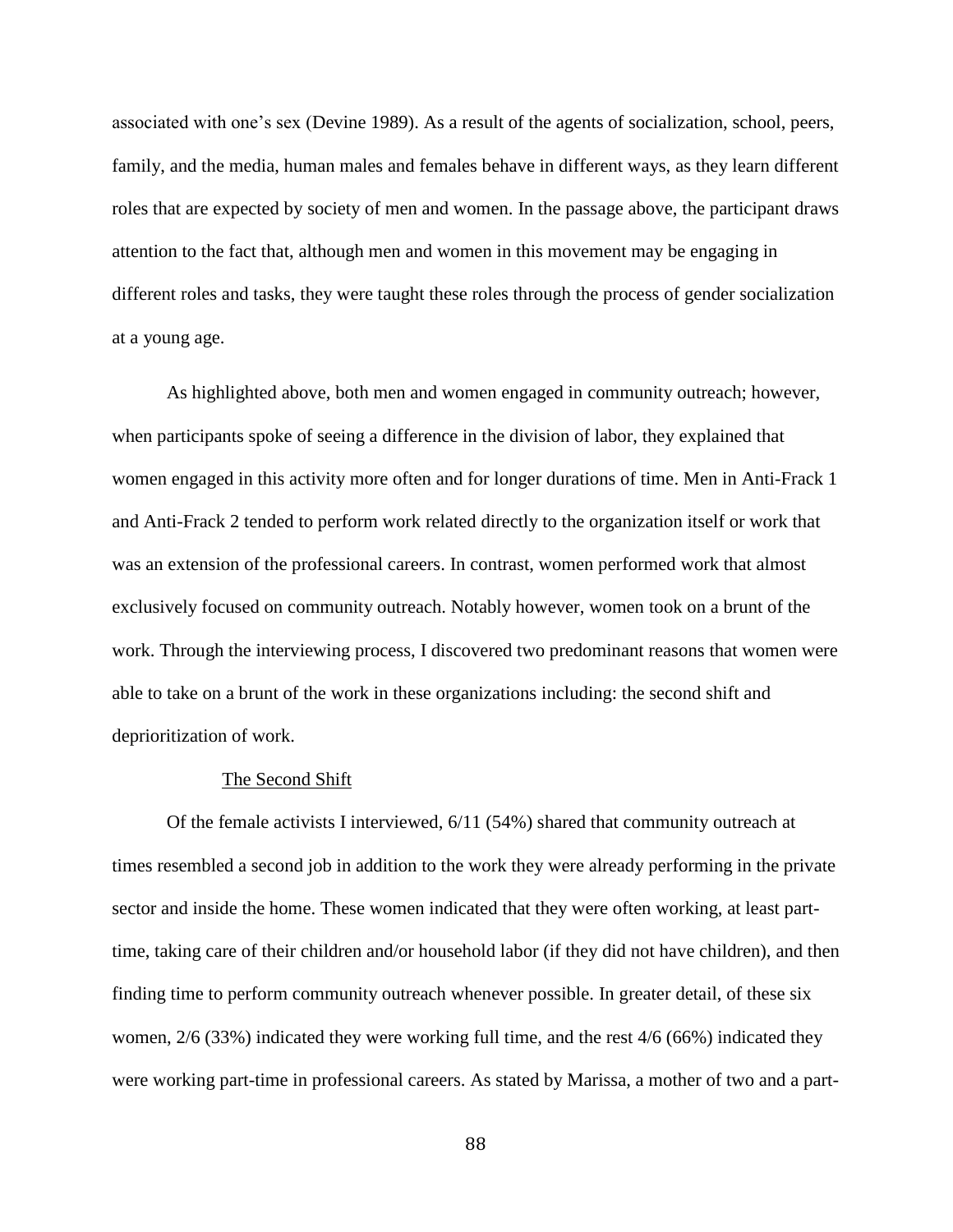associated with one's sex (Devine 1989). As a result of the agents of socialization, school, peers, family, and the media, human males and females behave in different ways, as they learn different roles that are expected by society of men and women. In the passage above, the participant draws attention to the fact that, although men and women in this movement may be engaging in different roles and tasks, they were taught these roles through the process of gender socialization at a young age.

As highlighted above, both men and women engaged in community outreach; however, when participants spoke of seeing a difference in the division of labor, they explained that women engaged in this activity more often and for longer durations of time. Men in Anti-Frack 1 and Anti-Frack 2 tended to perform work related directly to the organization itself or work that was an extension of the professional careers. In contrast, women performed work that almost exclusively focused on community outreach. Notably however, women took on a brunt of the work. Through the interviewing process, I discovered two predominant reasons that women were able to take on a brunt of the work in these organizations including: the second shift and deprioritization of work.

<u>The Second Shift</u>

Of the female activists I interviewed, 6/11 (54%) shared that community outreach at times resembled a second job in addition to the work they were already performing in the private sector and inside the home. These women indicated that they were often working, at least part-time, taking care of their children and/or household labor (if they did not have children), and then finding time to perform community outreach whenever possible. In greater detail, of these six women, 2/6 (33%) indicated they were working full time, and the rest 4/6 (66%) indicated they were working part-time in professional careers. As stated by Marissa, a mother of two and a part-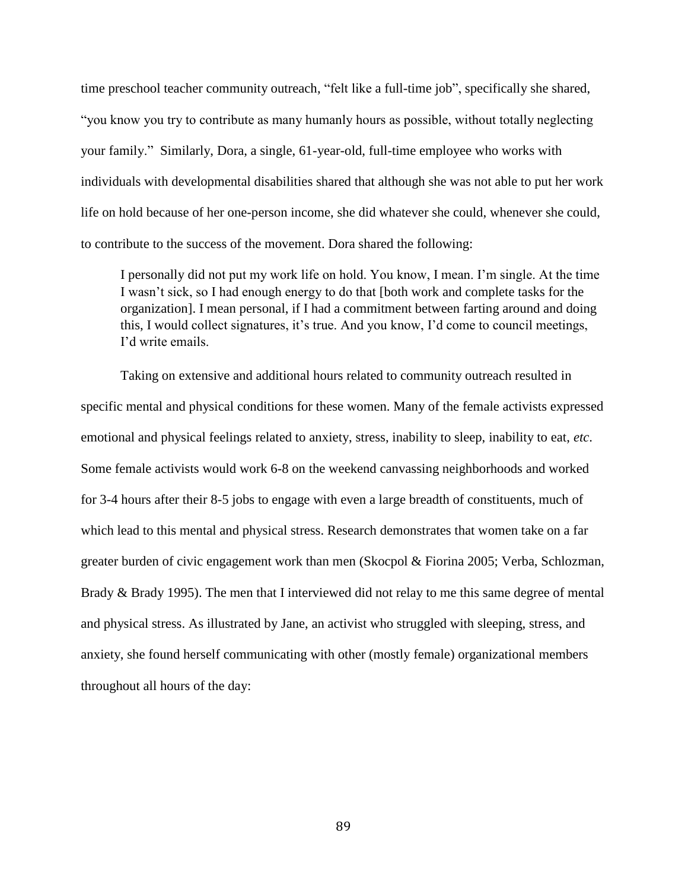time preschool teacher community outreach, "felt like a full-time job", specifically she shared, "you know you try to contribute as many humanly hours as possible, without totally neglecting your family." Similarly, Dora, a single, 61-year-old, full-time employee who works with individuals with developmental disabilities shared that although she was not able to put her work life on hold because of her one-person income, she did whatever she could, whenever she could, to contribute to the success of the movement. Dora shared the following:

> I personally did not put my work life on hold. You know, I mean. I'm single. At the time I wasn't sick, so I had enough energy to do that [both work and complete tasks for the organization]. I mean personal, if I had a commitment between farting around and doing this, I would collect signatures, it's true. And you know, I'd come to council meetings, I'd write emails.

Taking on extensive and additional hours related to community outreach resulted in specific mental and physical conditions for these women. Many of the female activists expressed emotional and physical feelings related to anxiety, stress, inability to sleep, inability to eat, *etc*. Some female activists would work 6-8 on the weekend canvassing neighborhoods and worked for 3-4 hours after their 8-5 jobs to engage with even a large breadth of constituents, much of which lead to this mental and physical stress. Research demonstrates that women take on a far greater burden of civic engagement work than men (Skocpol & Fiorina 2005; Verba, Schlozman, Brady & Brady 1995). The men that I interviewed did not relay to me this same degree of mental and physical stress. As illustrated by Jane, an activist who struggled with sleeping, stress, and anxiety, she found herself communicating with other (mostly female) organizational members throughout all hours of the day: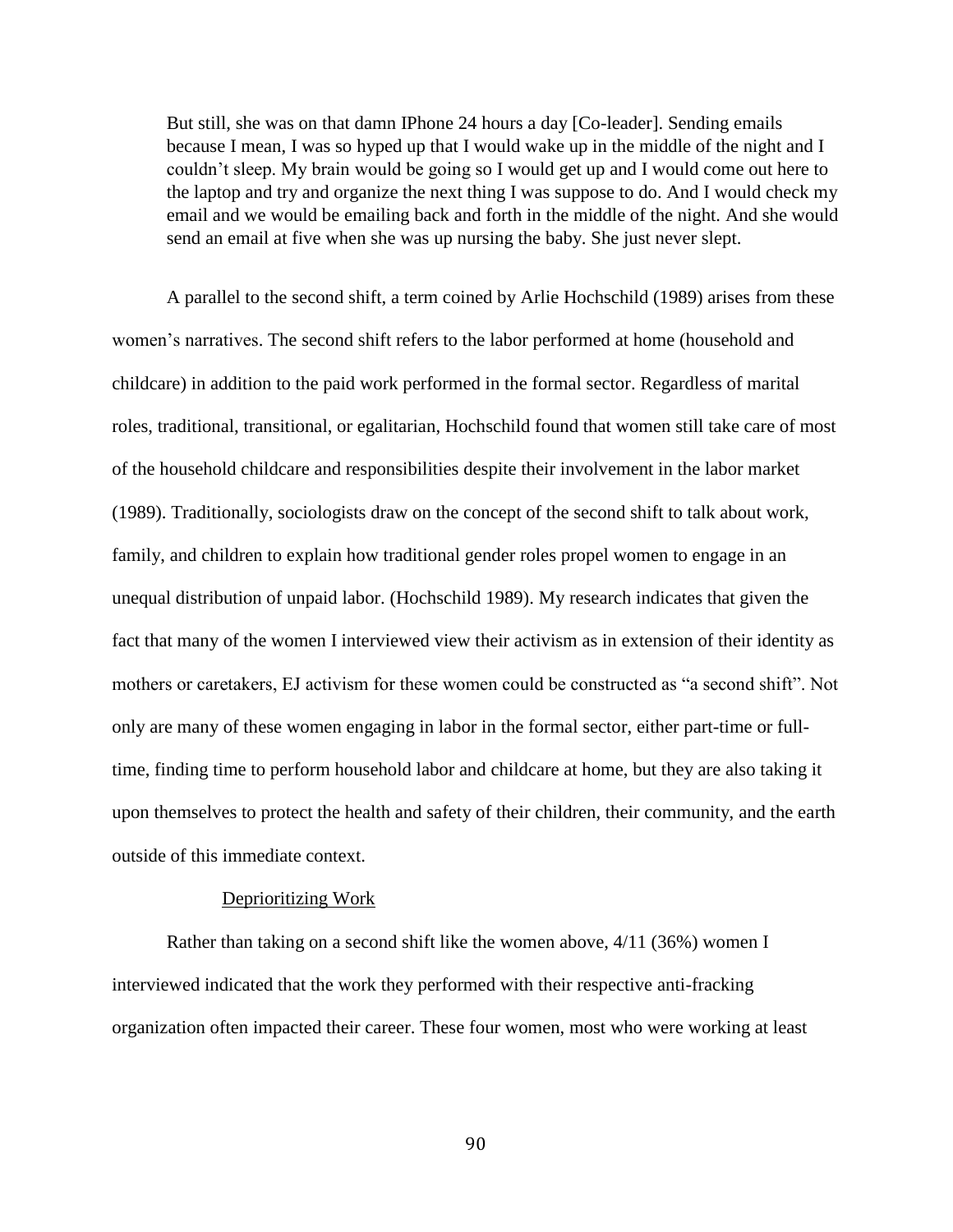> But still, she was on that damn IPhone 24 hours a day [Co-leader]. Sending emails because I mean, I was so hyped up that I would wake up in the middle of the night and I couldn't sleep. My brain would be going so I would get up and I would come out here to the laptop and try and organize the next thing I was suppose to do. And I would check my email and we would be emailing back and forth in the middle of the night. And she would send an email at five when she was up nursing the baby. She just never slept.

A parallel to the second shift, a term coined by Arlie Hochschild (1989) arises from these women's narratives. The second shift refers to the labor performed at home (household and childcare) in addition to the paid work performed in the formal sector. Regardless of marital roles, traditional, transitional, or egalitarian, Hochschild found that women still take care of most of the household childcare and responsibilities despite their involvement in the labor market (1989). Traditionally, sociologists draw on the concept of the second shift to talk about work, family, and children to explain how traditional gender roles propel women to engage in an unequal distribution of unpaid labor. (Hochschild 1989). My research indicates that given the fact that many of the women I interviewed view their activism as in extension of their identity as mothers or caretakers, EJ activism for these women could be constructed as "a second shift". Not only are many of these women engaging in labor in the formal sector, either part-time or full-time, finding time to perform household labor and childcare at home, but they are also taking it upon themselves to protect the health and safety of their children, their community, and the earth outside of this immediate context.

<u>Deprioritizing Work</u>

Rather than taking on a second shift like the women above, 4/11 (36%) women I interviewed indicated that the work they performed with their respective anti-fracking organization often impacted their career. These four women, most who were working at least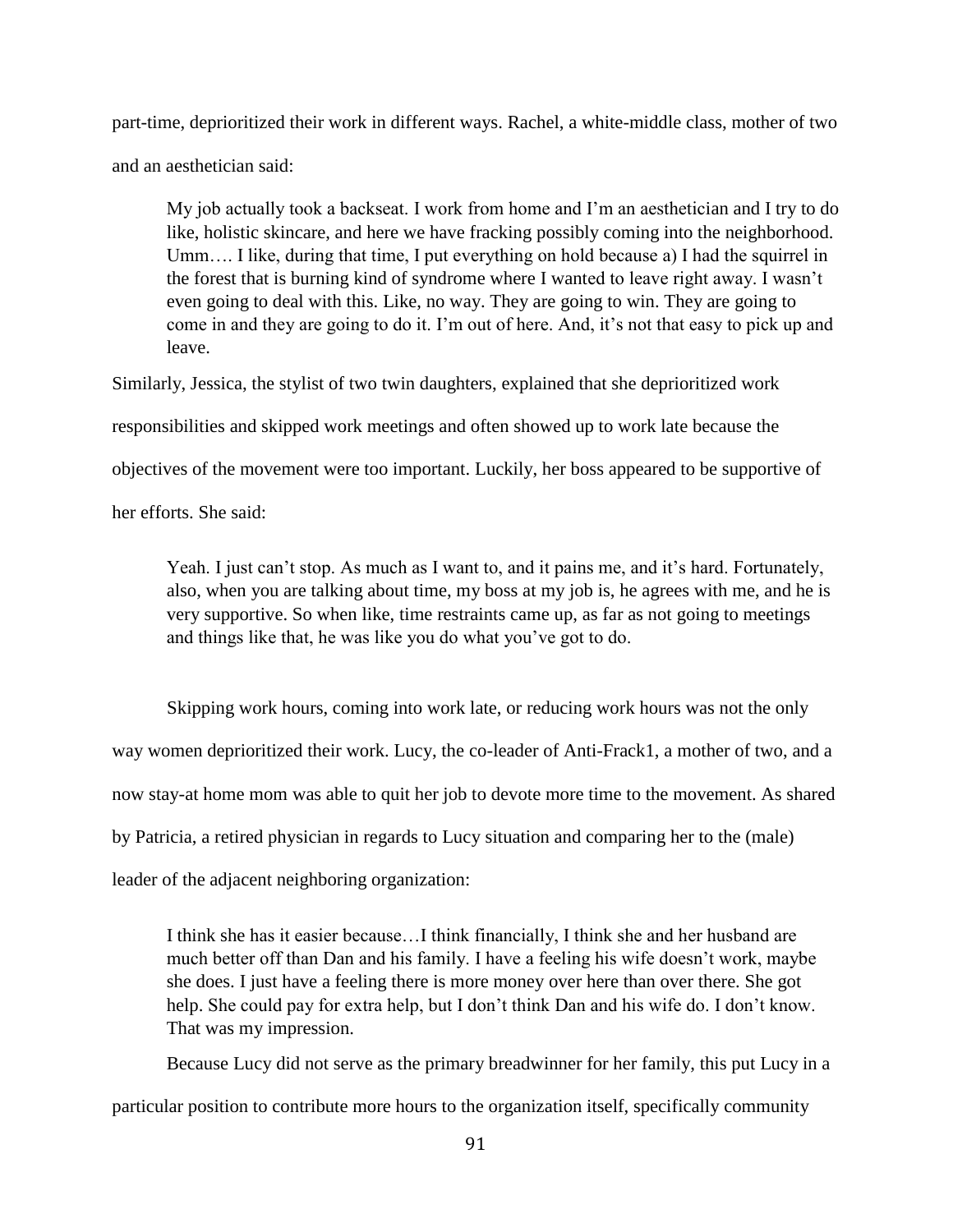part-time, deprioritized their work in different ways. Rachel, a white-middle class, mother of two and an aesthetician said:

> My job actually took a backseat. I work from home and I'm an aesthetician and I try to do like, holistic skincare, and here we have fracking possibly coming into the neighborhood. Umm…. I like, during that time, I put everything on hold because a) I had the squirrel in the forest that is burning kind of syndrome where I wanted to leave right away. I wasn't even going to deal with this. Like, no way. They are going to win. They are going to come in and they are going to do it. I'm out of here. And, it's not that easy to pick up and leave.

Similarly, Jessica, the stylist of two twin daughters, explained that she deprioritized work responsibilities and skipped work meetings and often showed up to work late because the objectives of the movement were too important. Luckily, her boss appeared to be supportive of her efforts. She said:

> Yeah. I just can't stop. As much as I want to, and it pains me, and it's hard. Fortunately, also, when you are talking about time, my boss at my job is, he agrees with me, and he is very supportive. So when like, time restraints came up, as far as not going to meetings and things like that, he was like you do what you've got to do.

Skipping work hours, coming into work late, or reducing work hours was not the only way women deprioritized their work. Lucy, the co-leader of Anti-Frack1, a mother of two, and a now stay-at home mom was able to quit her job to devote more time to the movement. As shared by Patricia, a retired physician in regards to Lucy situation and comparing her to the (male) leader of the adjacent neighboring organization:

> I think she has it easier because…I think financially, I think she and her husband are much better off than Dan and his family. I have a feeling his wife doesn't work, maybe she does. I just have a feeling there is more money over here than over there. She got help. She could pay for extra help, but I don't think Dan and his wife do. I don't know. That was my impression.

Because Lucy did not serve as the primary breadwinner for her family, this put Lucy in a particular position to contribute more hours to the organization itself, specifically community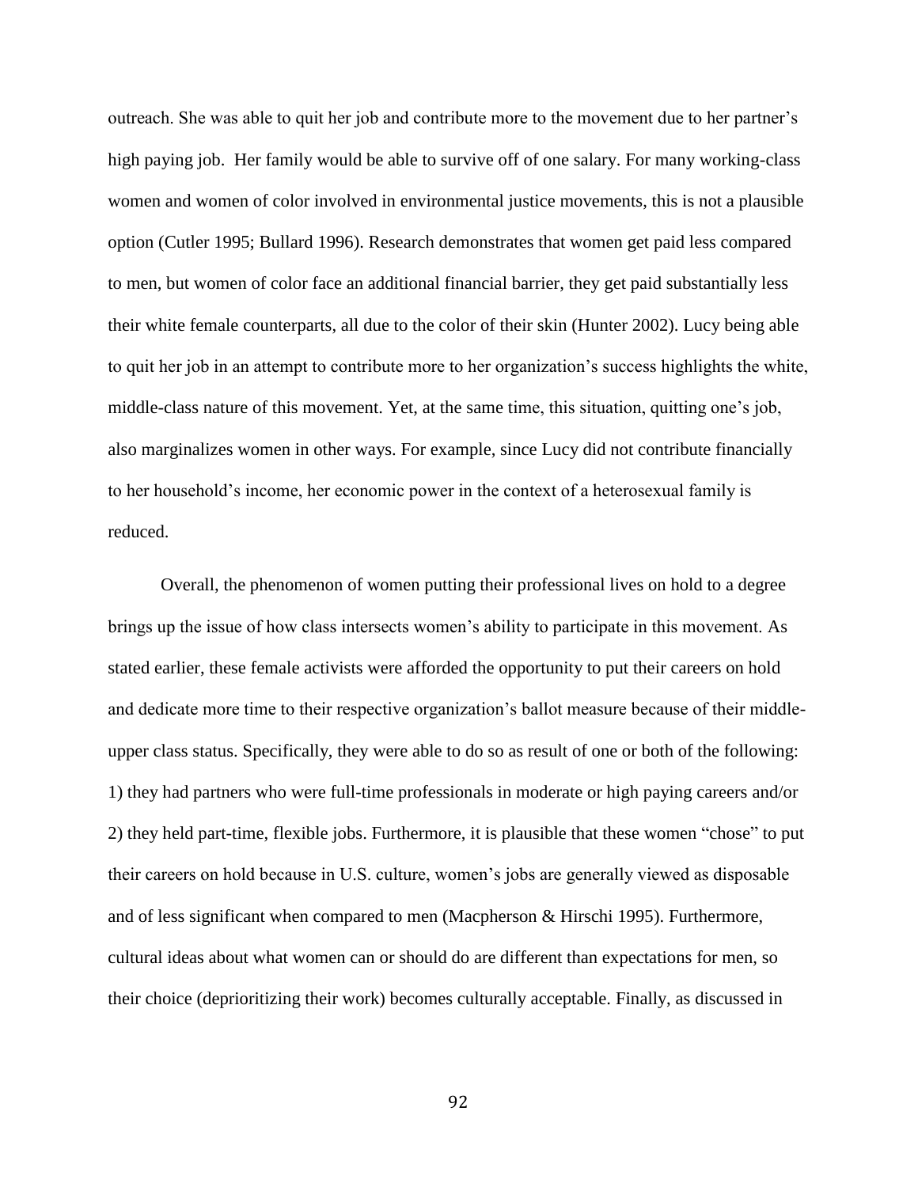outreach. She was able to quit her job and contribute more to the movement due to her partner's high paying job. Her family would be able to survive off of one salary. For many working-class women and women of color involved in environmental justice movements, this is not a plausible option (Cutler 1995; Bullard 1996). Research demonstrates that women get paid less compared to men, but women of color face an additional financial barrier, they get paid substantially less their white female counterparts, all due to the color of their skin (Hunter 2002). Lucy being able to quit her job in an attempt to contribute more to her organization's success highlights the white, middle-class nature of this movement. Yet, at the same time, this situation, quitting one's job, also marginalizes women in other ways. For example, since Lucy did not contribute financially to her household's income, her economic power in the context of a heterosexual family is reduced.

Overall, the phenomenon of women putting their professional lives on hold to a degree brings up the issue of how class intersects women's ability to participate in this movement. As stated earlier, these female activists were afforded the opportunity to put their careers on hold and dedicate more time to their respective organization's ballot measure because of their middle-upper class status. Specifically, they were able to do so as result of one or both of the following: 1) they had partners who were full-time professionals in moderate or high paying careers and/or 2) they held part-time, flexible jobs. Furthermore, it is plausible that these women "chose" to put their careers on hold because in U.S. culture, women's jobs are generally viewed as disposable and of less significant when compared to men (Macpherson & Hirschi 1995). Furthermore, cultural ideas about what women can or should do are different than expectations for men, so their choice (deprioritizing their work) becomes culturally acceptable. Finally, as discussed in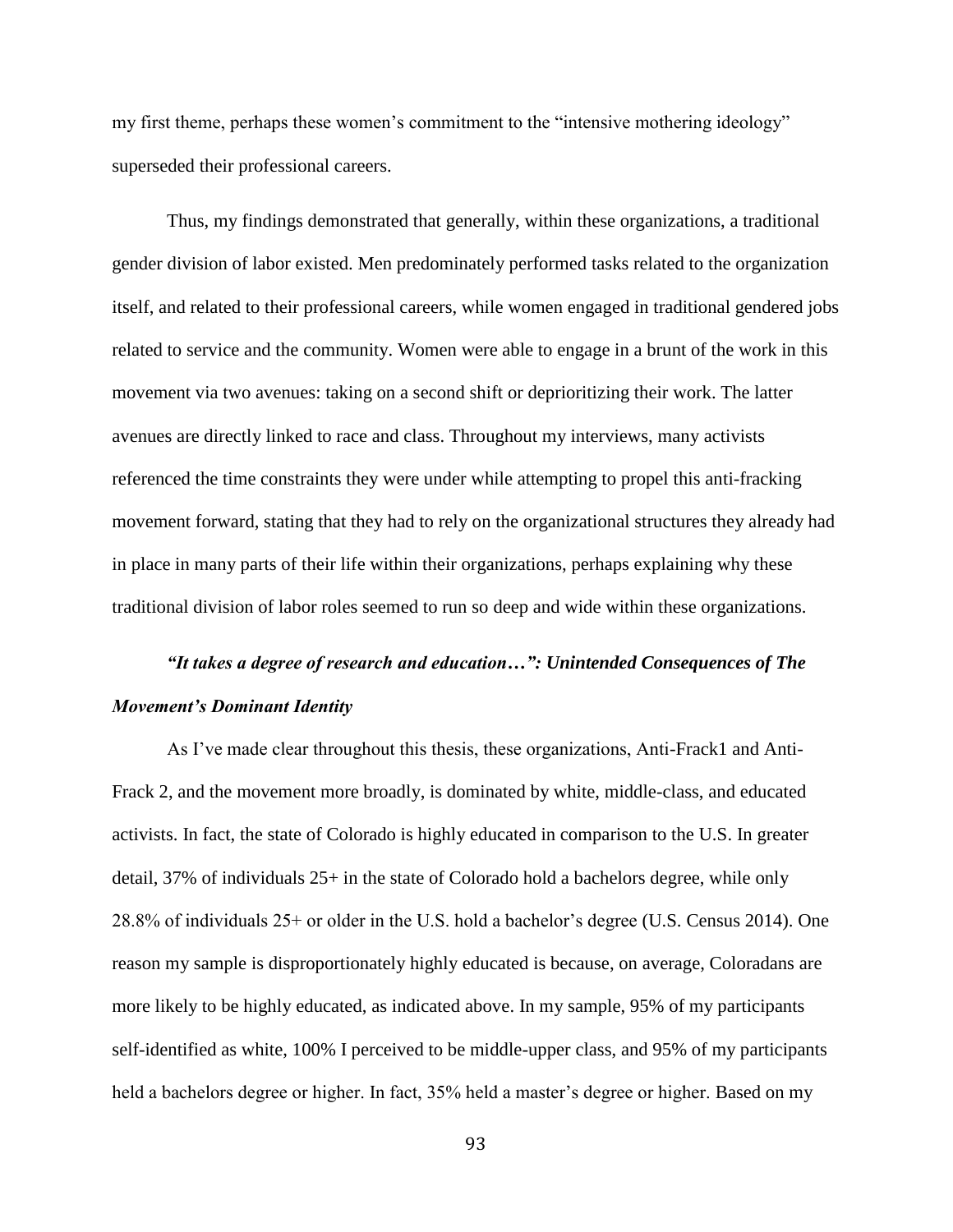my first theme, perhaps these women's commitment to the "intensive mothering ideology" superseded their professional careers.

Thus, my findings demonstrated that generally, within these organizations, a traditional gender division of labor existed. Men predominately performed tasks related to the organization itself, and related to their professional careers, while women engaged in traditional gendered jobs related to service and the community. Women were able to engage in a brunt of the work in this movement via two avenues: taking on a second shift or deprioritizing their work. The latter avenues are directly linked to race and class. Throughout my interviews, many activists referenced the time constraints they were under while attempting to propel this anti-fracking movement forward, stating that they had to rely on the organizational structures they already had in place in many parts of their life within their organizations, perhaps explaining why these traditional division of labor roles seemed to run so deep and wide within these organizations.

### *"It takes a degree of research and education…": Unintended Consequences of The Movement's Dominant Identity*

As I've made clear throughout this thesis, these organizations, Anti-Frack1 and Anti-Frack 2, and the movement more broadly, is dominated by white, middle-class, and educated activists. In fact, the state of Colorado is highly educated in comparison to the U.S. In greater detail, 37% of individuals 25+ in the state of Colorado hold a bachelors degree, while only 28.8% of individuals 25+ or older in the U.S. hold a bachelor's degree (U.S. Census 2014). One reason my sample is disproportionately highly educated is because, on average, Coloradans are more likely to be highly educated, as indicated above. In my sample, 95% of my participants self-identified as white, 100% I perceived to be middle-upper class, and 95% of my participants held a bachelors degree or higher. In fact, 35% held a master's degree or higher. Based on my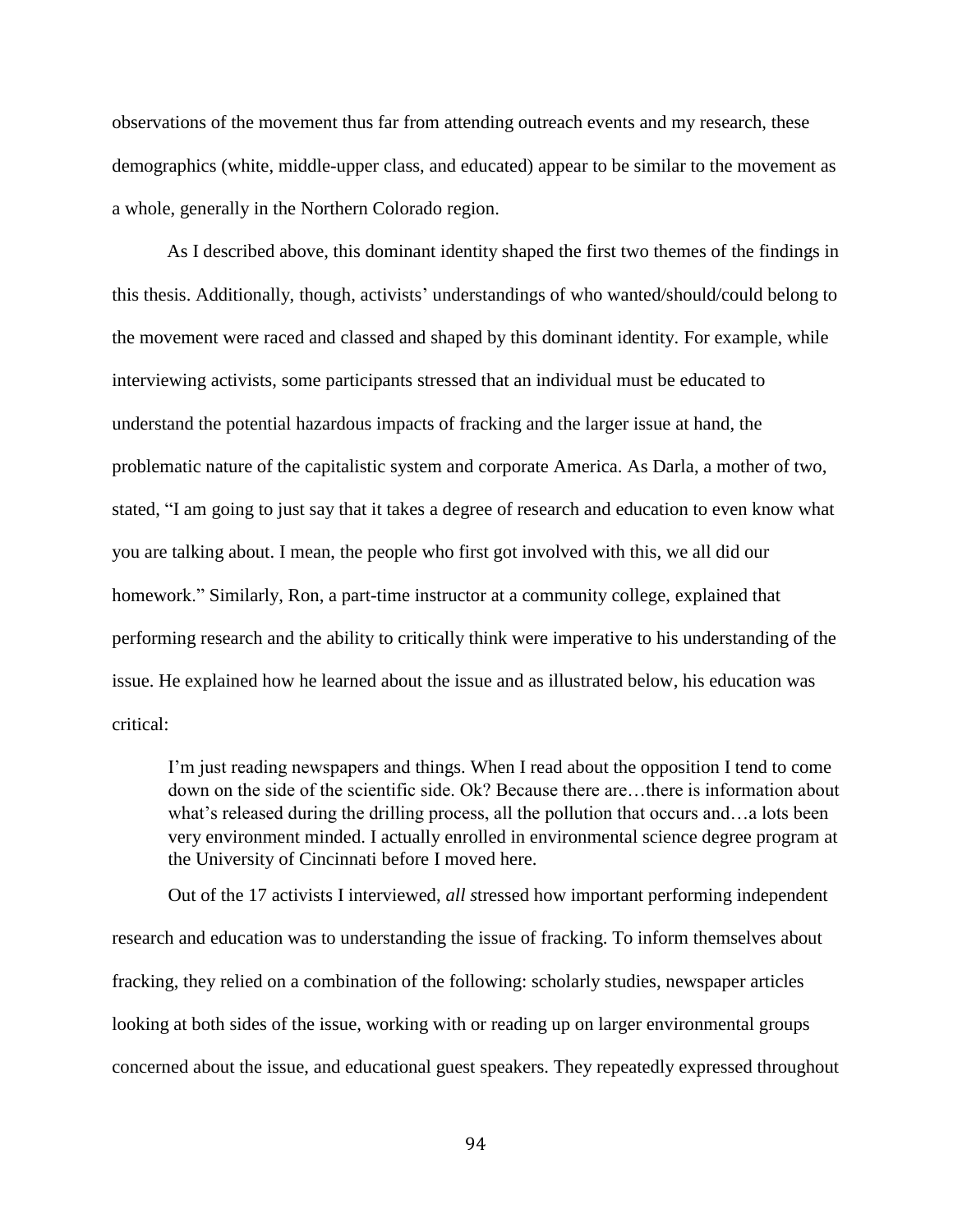observations of the movement thus far from attending outreach events and my research, these demographics (white, middle-upper class, and educated) appear to be similar to the movement as a whole, generally in the Northern Colorado region.

As I described above, this dominant identity shaped the first two themes of the findings in this thesis. Additionally, though, activists' understandings of who wanted/should/could belong to the movement were raced and classed and shaped by this dominant identity. For example, while interviewing activists, some participants stressed that an individual must be educated to understand the potential hazardous impacts of fracking and the larger issue at hand, the problematic nature of the capitalistic system and corporate America. As Darla, a mother of two, stated, "I am going to just say that it takes a degree of research and education to even know what you are talking about. I mean, the people who first got involved with this, we all did our homework." Similarly, Ron, a part-time instructor at a community college, explained that performing research and the ability to critically think were imperative to his understanding of the issue. He explained how he learned about the issue and as illustrated below, his education was critical:

> I'm just reading newspapers and things. When I read about the opposition I tend to come down on the side of the scientific side. Ok? Because there are…there is information about what's released during the drilling process, all the pollution that occurs and…a lots been very environment minded. I actually enrolled in environmental science degree program at the University of Cincinnati before I moved here.

Out of the 17 activists I interviewed, *all s*tressed how important performing independent research and education was to understanding the issue of fracking. To inform themselves about fracking, they relied on a combination of the following: scholarly studies, newspaper articles looking at both sides of the issue, working with or reading up on larger environmental groups concerned about the issue, and educational guest speakers. They repeatedly expressed throughout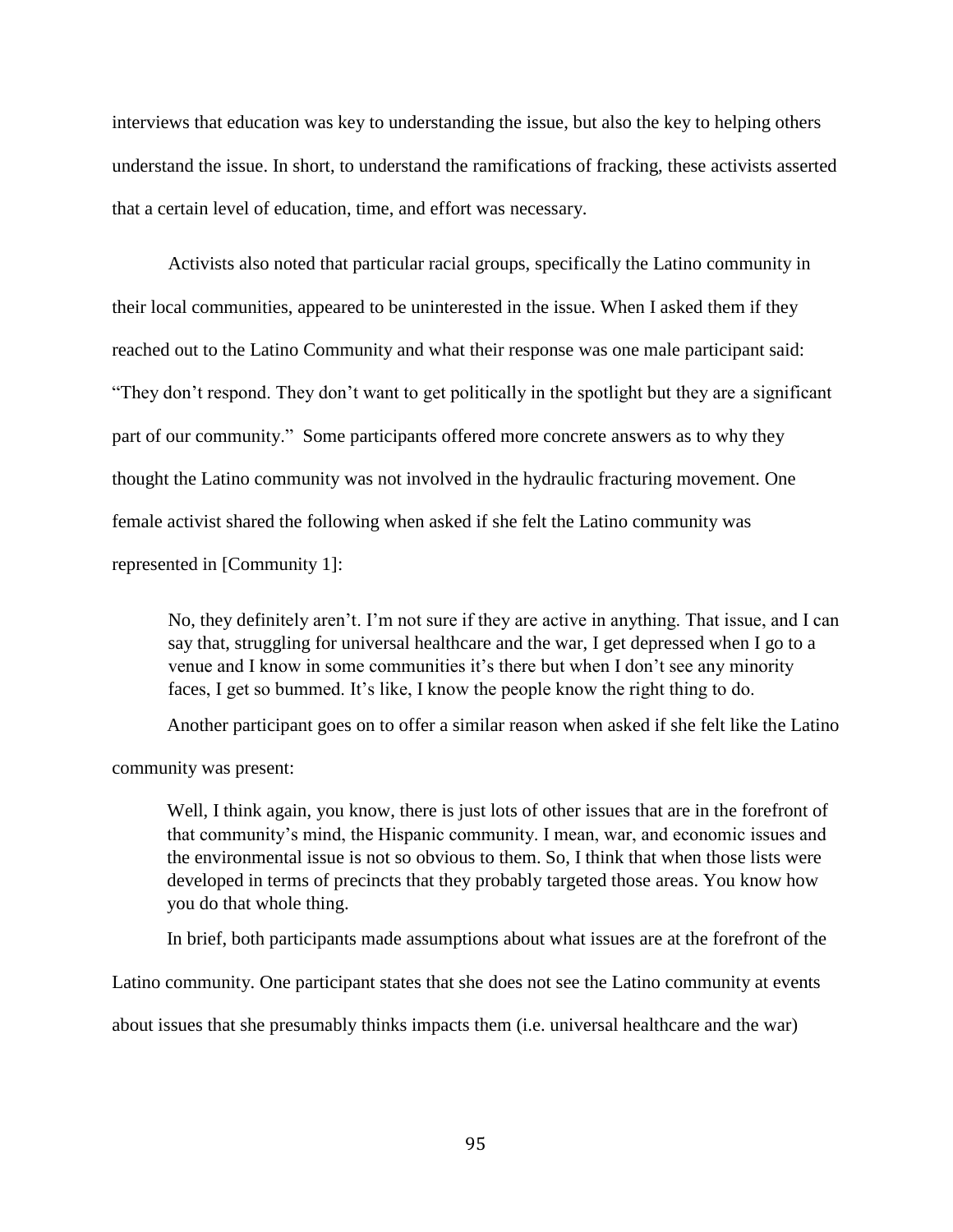interviews that education was key to understanding the issue, but also the key to helping others understand the issue. In short, to understand the ramifications of fracking, these activists asserted that a certain level of education, time, and effort was necessary.

Activists also noted that particular racial groups, specifically the Latino community in their local communities, appeared to be uninterested in the issue. When I asked them if they reached out to the Latino Community and what their response was one male participant said: "They don't respond. They don't want to get politically in the spotlight but they are a significant part of our community." Some participants offered more concrete answers as to why they thought the Latino community was not involved in the hydraulic fracturing movement. One female activist shared the following when asked if she felt the Latino community was represented in [Community 1]:

> No, they definitely aren't. I'm not sure if they are active in anything. That issue, and I can say that, struggling for universal healthcare and the war, I get depressed when I go to a venue and I know in some communities it's there but when I don't see any minority faces, I get so bummed. It's like, I know the people know the right thing to do.

Another participant goes on to offer a similar reason when asked if she felt like the Latino community was present:

> Well, I think again, you know, there is just lots of other issues that are in the forefront of that community's mind, the Hispanic community. I mean, war, and economic issues and the environmental issue is not so obvious to them. So, I think that when those lists were developed in terms of precincts that they probably targeted those areas. You know how you do that whole thing.

In brief, both participants made assumptions about what issues are at the forefront of the Latino community. One participant states that she does not see the Latino community at events about issues that she presumably thinks impacts them (i.e. universal healthcare and the war)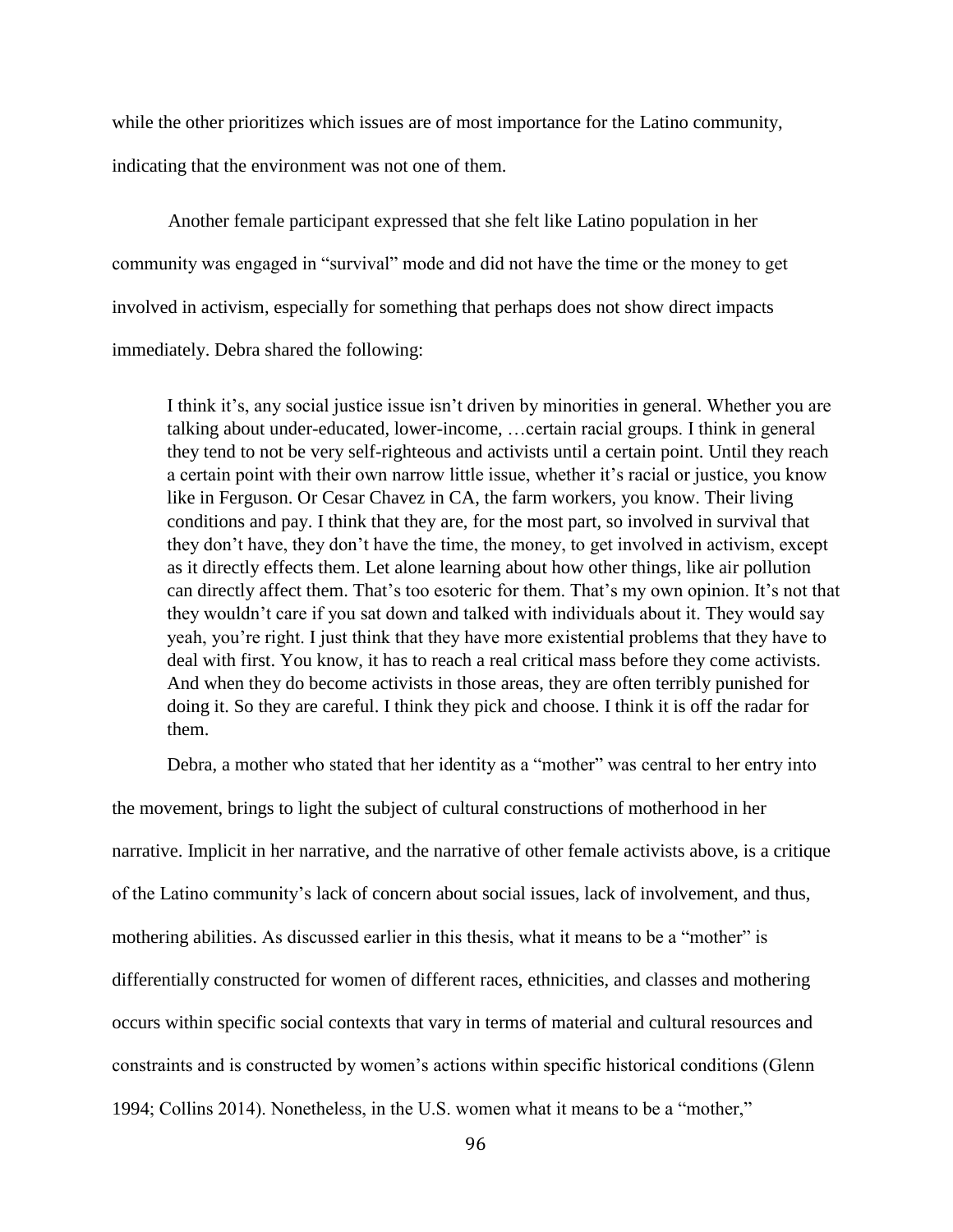while the other prioritizes which issues are of most importance for the Latino community, indicating that the environment was not one of them.

Another female participant expressed that she felt like Latino population in her community was engaged in "survival" mode and did not have the time or the money to get involved in activism, especially for something that perhaps does not show direct impacts immediately. Debra shared the following:

> I think it's, any social justice issue isn't driven by minorities in general. Whether you are talking about under-educated, lower-income, …certain racial groups. I think in general they tend to not be very self-righteous and activists until a certain point. Until they reach a certain point with their own narrow little issue, whether it's racial or justice, you know like in Ferguson. Or Cesar Chavez in CA, the farm workers, you know. Their living conditions and pay. I think that they are, for the most part, so involved in survival that they don't have, they don't have the time, the money, to get involved in activism, except as it directly effects them. Let alone learning about how other things, like air pollution can directly affect them. That's too esoteric for them. That's my own opinion. It's not that they wouldn't care if you sat down and talked with individuals about it. They would say yeah, you're right. I just think that they have more existential problems that they have to deal with first. You know, it has to reach a real critical mass before they come activists. And when they do become activists in those areas, they are often terribly punished for doing it. So they are careful. I think they pick and choose. I think it is off the radar for them.

Debra, a mother who stated that her identity as a "mother" was central to her entry into the movement, brings to light the subject of cultural constructions of motherhood in her narrative. Implicit in her narrative, and the narrative of other female activists above, is a critique of the Latino community's lack of concern about social issues, lack of involvement, and thus, mothering abilities. As discussed earlier in this thesis, what it means to be a "mother" is differentially constructed for women of different races, ethnicities, and classes and mothering occurs within specific social contexts that vary in terms of material and cultural resources and constraints and is constructed by women's actions within specific historical conditions (Glenn 1994; Collins 2014). Nonetheless, in the U.S. women what it means to be a "mother,"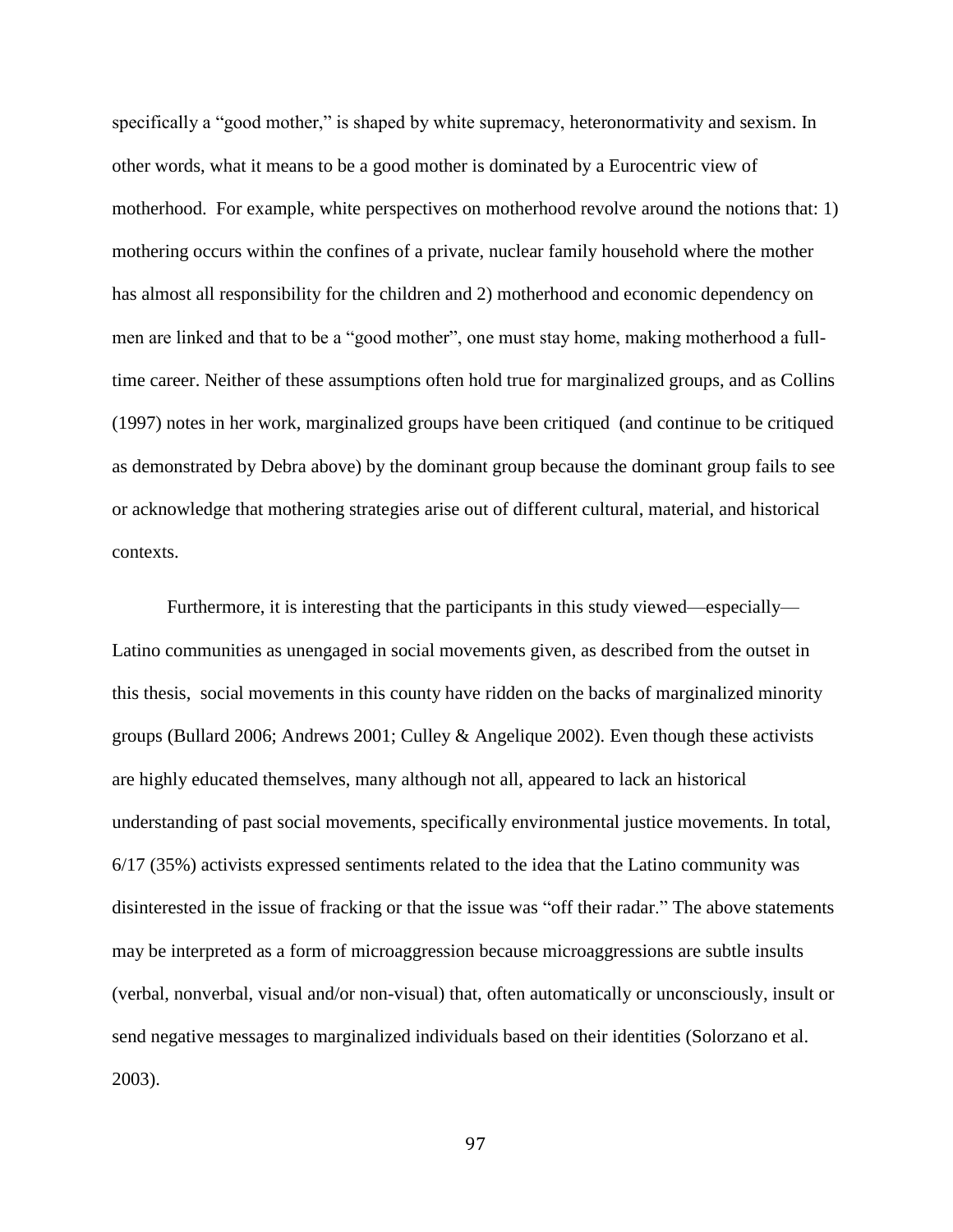specifically a "good mother," is shaped by white supremacy, heteronormativity and sexism. In other words, what it means to be a good mother is dominated by a Eurocentric view of motherhood. For example, white perspectives on motherhood revolve around the notions that: 1) mothering occurs within the confines of a private, nuclear family household where the mother has almost all responsibility for the children and 2) motherhood and economic dependency on men are linked and that to be a "good mother", one must stay home, making motherhood a full-time career. Neither of these assumptions often hold true for marginalized groups, and as Collins (1997) notes in her work, marginalized groups have been critiqued (and continue to be critiqued as demonstrated by Debra above) by the dominant group because the dominant group fails to see or acknowledge that mothering strategies arise out of different cultural, material, and historical contexts.

Furthermore, it is interesting that the participants in this study viewed—especially—Latino communities as unengaged in social movements given, as described from the outset in this thesis, social movements in this county have ridden on the backs of marginalized minority groups (Bullard 2006; Andrews 2001; Culley & Angelique 2002). Even though these activists are highly educated themselves, many although not all, appeared to lack an historical understanding of past social movements, specifically environmental justice movements. In total, 6/17 (35%) activists expressed sentiments related to the idea that the Latino community was disinterested in the issue of fracking or that the issue was "off their radar." The above statements may be interpreted as a form of microaggression because microaggressions are subtle insults (verbal, nonverbal, visual and/or non-visual) that, often automatically or unconsciously, insult or send negative messages to marginalized individuals based on their identities (Solorzano et al. 2003).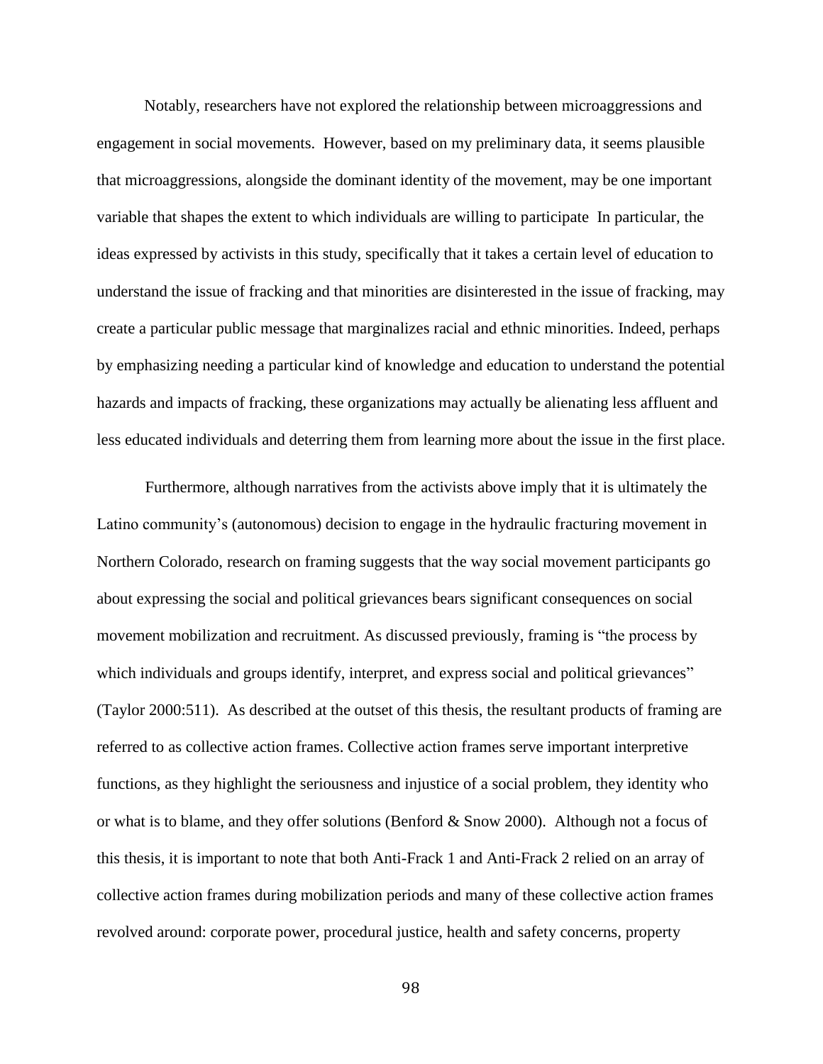Notably, researchers have not explored the relationship between microaggressions and engagement in social movements. However, based on my preliminary data, it seems plausible that microaggressions, alongside the dominant identity of the movement, may be one important variable that shapes the extent to which individuals are willing to participate In particular, the ideas expressed by activists in this study, specifically that it takes a certain level of education to understand the issue of fracking and that minorities are disinterested in the issue of fracking, may create a particular public message that marginalizes racial and ethnic minorities. Indeed, perhaps by emphasizing needing a particular kind of knowledge and education to understand the potential hazards and impacts of fracking, these organizations may actually be alienating less affluent and less educated individuals and deterring them from learning more about the issue in the first place.

Furthermore, although narratives from the activists above imply that it is ultimately the Latino community's (autonomous) decision to engage in the hydraulic fracturing movement in Northern Colorado, research on framing suggests that the way social movement participants go about expressing the social and political grievances bears significant consequences on social movement mobilization and recruitment. As discussed previously, framing is "the process by which individuals and groups identify, interpret, and express social and political grievances" (Taylor 2000:511). As described at the outset of this thesis, the resultant products of framing are referred to as collective action frames. Collective action frames serve important interpretive functions, as they highlight the seriousness and injustice of a social problem, they identity who or what is to blame, and they offer solutions (Benford & Snow 2000). Although not a focus of this thesis, it is important to note that both Anti-Frack 1 and Anti-Frack 2 relied on an array of collective action frames during mobilization periods and many of these collective action frames revolved around: corporate power, procedural justice, health and safety concerns, property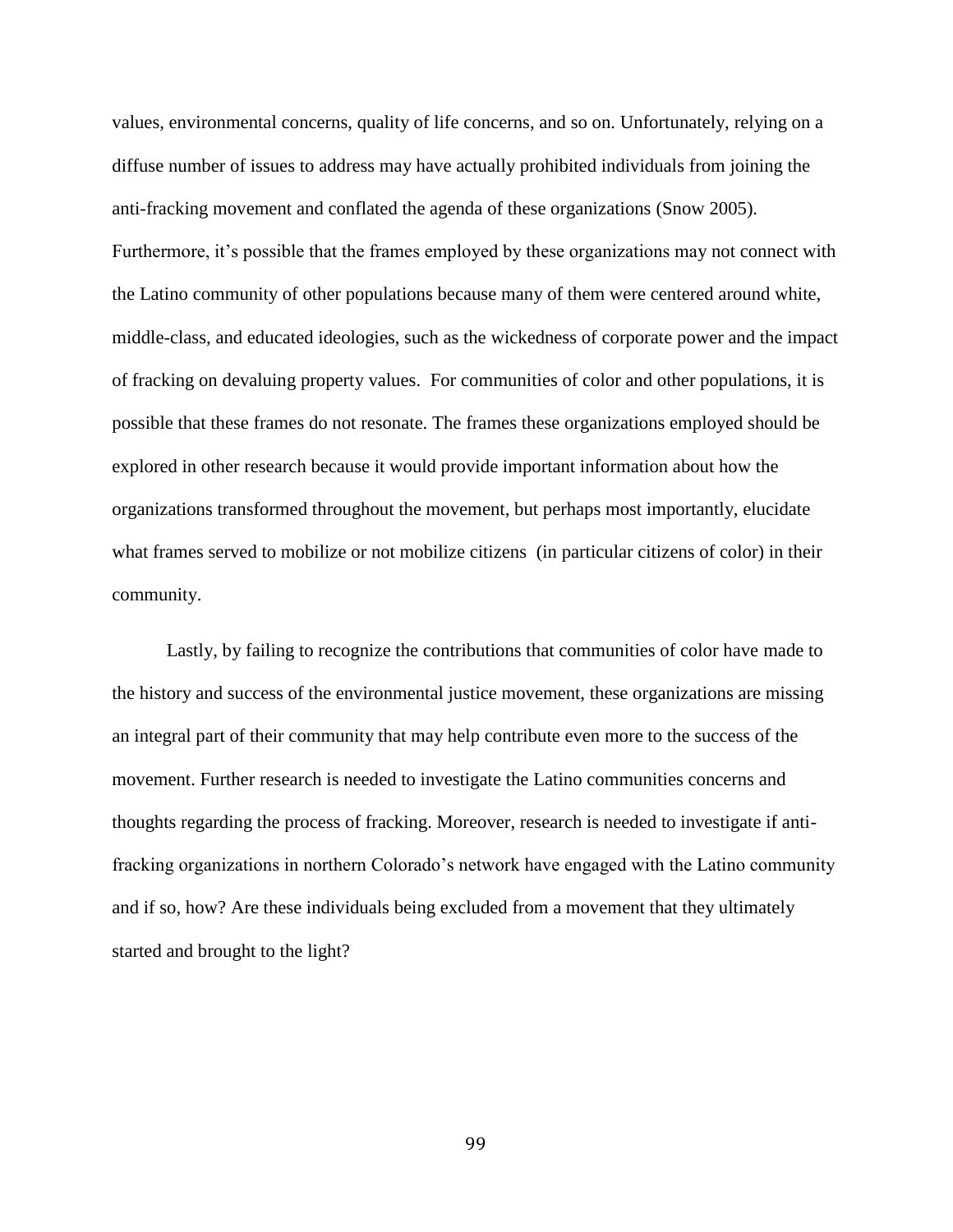values, environmental concerns, quality of life concerns, and so on. Unfortunately, relying on a diffuse number of issues to address may have actually prohibited individuals from joining the anti-fracking movement and conflated the agenda of these organizations (Snow 2005). Furthermore, it's possible that the frames employed by these organizations may not connect with the Latino community of other populations because many of them were centered around white, middle-class, and educated ideologies, such as the wickedness of corporate power and the impact of fracking on devaluing property values. For communities of color and other populations, it is possible that these frames do not resonate. The frames these organizations employed should be explored in other research because it would provide important information about how the organizations transformed throughout the movement, but perhaps most importantly, elucidate what frames served to mobilize or not mobilize citizens (in particular citizens of color) in their community.

Lastly, by failing to recognize the contributions that communities of color have made to the history and success of the environmental justice movement, these organizations are missing an integral part of their community that may help contribute even more to the success of the movement. Further research is needed to investigate the Latino communities concerns and thoughts regarding the process of fracking. Moreover, research is needed to investigate if anti-fracking organizations in northern Colorado's network have engaged with the Latino community and if so, how? Are these individuals being excluded from a movement that they ultimately started and brought to the light?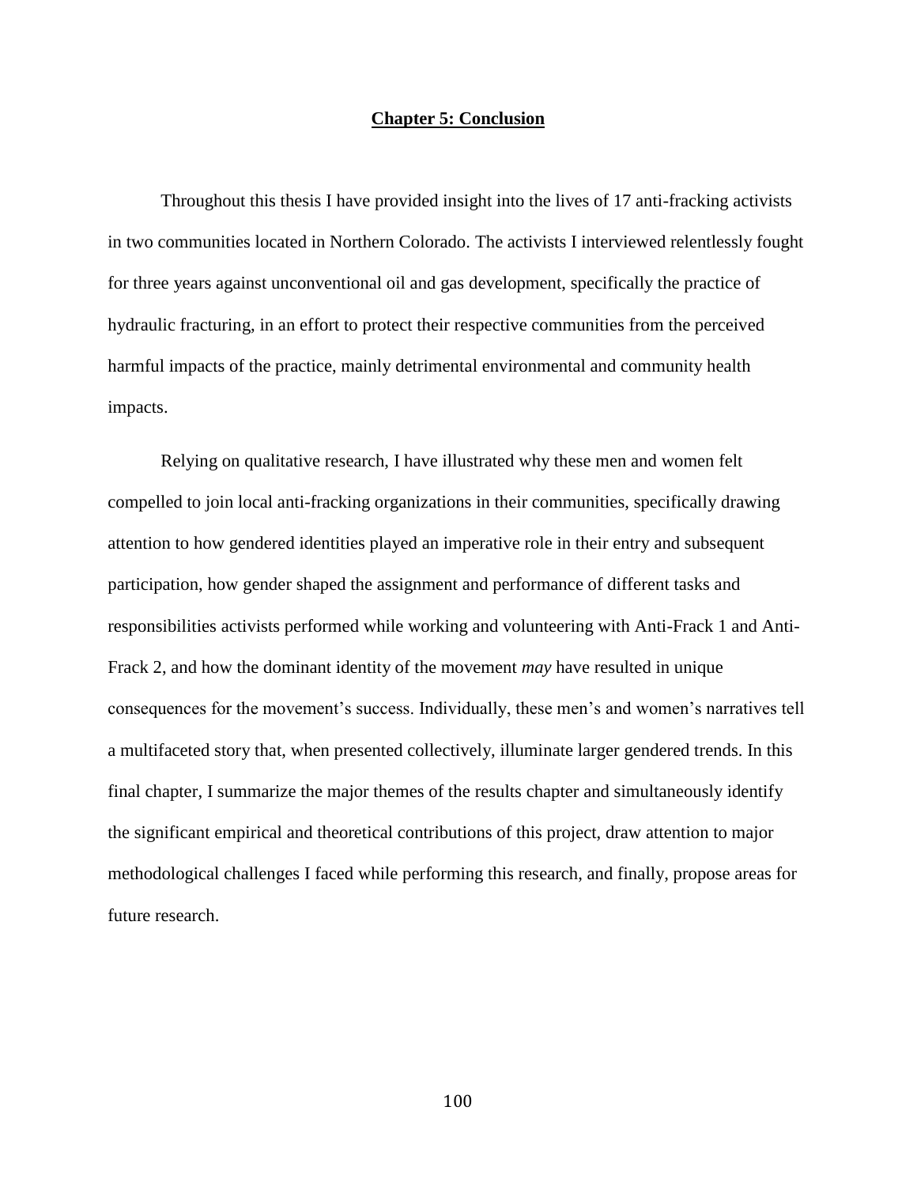# Chapter 5: Conclusion

Throughout this thesis I have provided insight into the lives of 17 anti-fracking activists in two communities located in Northern Colorado. The activists I interviewed relentlessly fought for three years against unconventional oil and gas development, specifically the practice of hydraulic fracturing, in an effort to protect their respective communities from the perceived harmful impacts of the practice, mainly detrimental environmental and community health impacts.

Relying on qualitative research, I have illustrated why these men and women felt compelled to join local anti-fracking organizations in their communities, specifically drawing attention to how gendered identities played an imperative role in their entry and subsequent participation, how gender shaped the assignment and performance of different tasks and responsibilities activists performed while working and volunteering with Anti-Frack 1 and Anti-Frack 2, and how the dominant identity of the movement *may* have resulted in unique consequences for the movement's success. Individually, these men's and women's narratives tell a multifaceted story that, when presented collectively, illuminate larger gendered trends. In this final chapter, I summarize the major themes of the results chapter and simultaneously identify the significant empirical and theoretical contributions of this project, draw attention to major methodological challenges I faced while performing this research, and finally, propose areas for future research.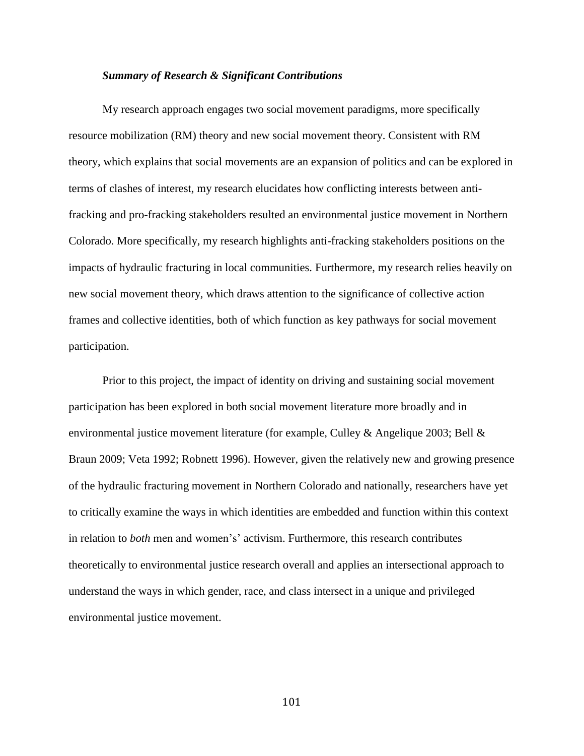### *Summary of Research & Significant Contributions*

My research approach engages two social movement paradigms, more specifically resource mobilization (RM) theory and new social movement theory. Consistent with RM theory, which explains that social movements are an expansion of politics and can be explored in terms of clashes of interest, my research elucidates how conflicting interests between anti-fracking and pro-fracking stakeholders resulted an environmental justice movement in Northern Colorado. More specifically, my research highlights anti-fracking stakeholders positions on the impacts of hydraulic fracturing in local communities. Furthermore, my research relies heavily on new social movement theory, which draws attention to the significance of collective action frames and collective identities, both of which function as key pathways for social movement participation.

Prior to this project, the impact of identity on driving and sustaining social movement participation has been explored in both social movement literature more broadly and in environmental justice movement literature (for example, Culley & Angelique 2003; Bell & Braun 2009; Veta 1992; Robnett 1996). However, given the relatively new and growing presence of the hydraulic fracturing movement in Northern Colorado and nationally, researchers have yet to critically examine the ways in which identities are embedded and function within this context in relation to *both* men and women's' activism. Furthermore, this research contributes theoretically to environmental justice research overall and applies an intersectional approach to understand the ways in which gender, race, and class intersect in a unique and privileged environmental justice movement.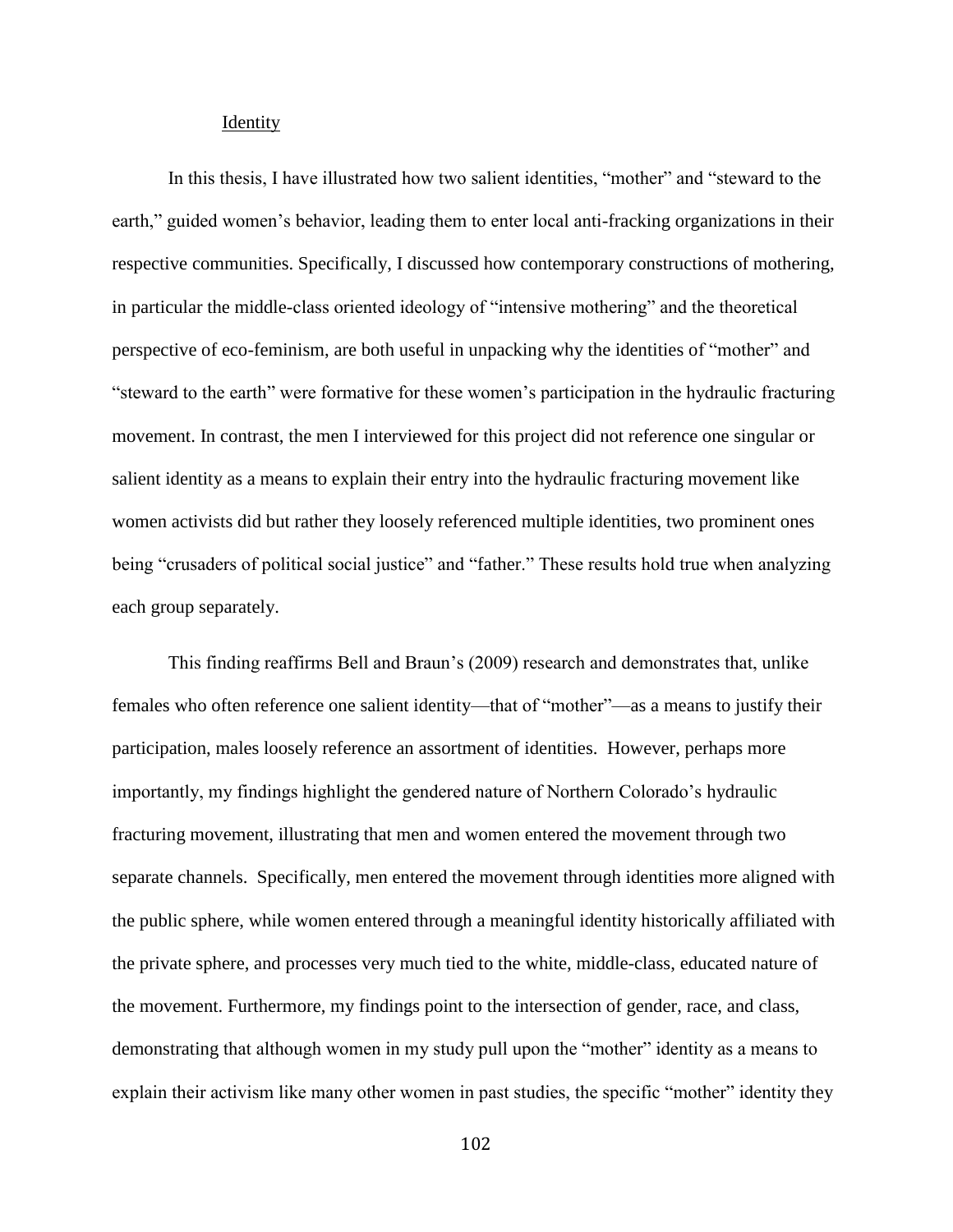## Identity

In this thesis, I have illustrated how two salient identities, "mother" and "steward to the earth," guided women's behavior, leading them to enter local anti-fracking organizations in their respective communities. Specifically, I discussed how contemporary constructions of mothering, in particular the middle-class oriented ideology of "intensive mothering" and the theoretical perspective of eco-feminism, are both useful in unpacking why the identities of "mother" and "steward to the earth" were formative for these women's participation in the hydraulic fracturing movement. In contrast, the men I interviewed for this project did not reference one singular or salient identity as a means to explain their entry into the hydraulic fracturing movement like women activists did but rather they loosely referenced multiple identities, two prominent ones being "crusaders of political social justice" and "father." These results hold true when analyzing each group separately.

This finding reaffirms Bell and Braun's (2009) research and demonstrates that, unlike females who often reference one salient identity—that of "mother"—as a means to justify their participation, males loosely reference an assortment of identities. However, perhaps more importantly, my findings highlight the gendered nature of Northern Colorado's hydraulic fracturing movement, illustrating that men and women entered the movement through two separate channels. Specifically, men entered the movement through identities more aligned with the public sphere, while women entered through a meaningful identity historically affiliated with the private sphere, and processes very much tied to the white, middle-class, educated nature of the movement. Furthermore, my findings point to the intersection of gender, race, and class, demonstrating that although women in my study pull upon the "mother" identity as a means to explain their activism like many other women in past studies, the specific "mother" identity they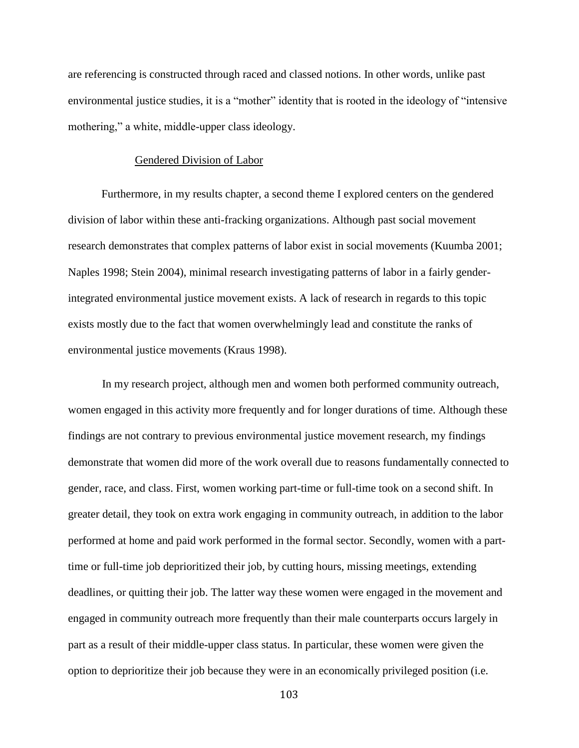are referencing is constructed through raced and classed notions. In other words, unlike past environmental justice studies, it is a "mother" identity that is rooted in the ideology of "intensive mothering," a white, middle-upper class ideology.

### Gendered Division of Labor

Furthermore, in my results chapter, a second theme I explored centers on the gendered division of labor within these anti-fracking organizations. Although past social movement research demonstrates that complex patterns of labor exist in social movements (Kuumba 2001; Naples 1998; Stein 2004), minimal research investigating patterns of labor in a fairly gender-integrated environmental justice movement exists. A lack of research in regards to this topic exists mostly due to the fact that women overwhelmingly lead and constitute the ranks of environmental justice movements (Kraus 1998).

In my research project, although men and women both performed community outreach, women engaged in this activity more frequently and for longer durations of time. Although these findings are not contrary to previous environmental justice movement research, my findings demonstrate that women did more of the work overall due to reasons fundamentally connected to gender, race, and class. First, women working part-time or full-time took on a second shift. In greater detail, they took on extra work engaging in community outreach, in addition to the labor performed at home and paid work performed in the formal sector. Secondly, women with a part-time or full-time job deprioritized their job, by cutting hours, missing meetings, extending deadlines, or quitting their job. The latter way these women were engaged in the movement and engaged in community outreach more frequently than their male counterparts occurs largely in part as a result of their middle-upper class status. In particular, these women were given the option to deprioritize their job because they were in an economically privileged position (i.e.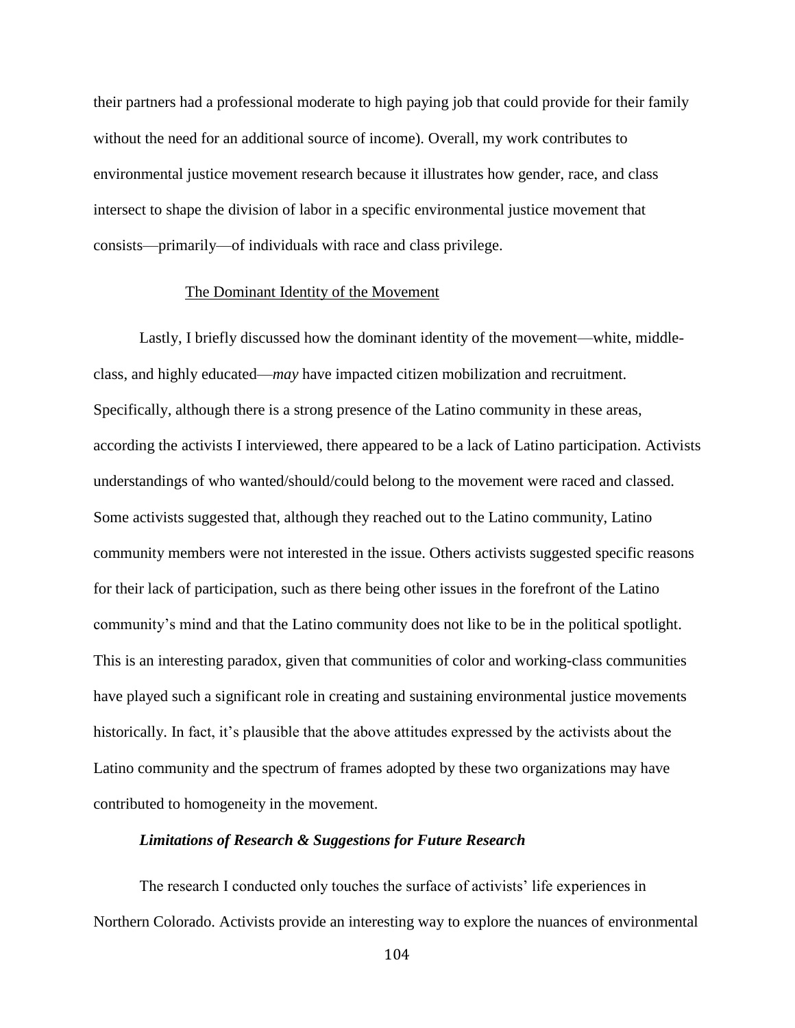their partners had a professional moderate to high paying job that could provide for their family without the need for an additional source of income). Overall, my work contributes to environmental justice movement research because it illustrates how gender, race, and class intersect to shape the division of labor in a specific environmental justice movement that consists—primarily—of individuals with race and class privilege.

### The Dominant Identity of the Movement

Lastly, I briefly discussed how the dominant identity of the movement—white, middle-class, and highly educated—*may* have impacted citizen mobilization and recruitment. Specifically, although there is a strong presence of the Latino community in these areas, according the activists I interviewed, there appeared to be a lack of Latino participation. Activists understandings of who wanted/should/could belong to the movement were raced and classed. Some activists suggested that, although they reached out to the Latino community, Latino community members were not interested in the issue. Others activists suggested specific reasons for their lack of participation, such as there being other issues in the forefront of the Latino community's mind and that the Latino community does not like to be in the political spotlight. This is an interesting paradox, given that communities of color and working-class communities have played such a significant role in creating and sustaining environmental justice movements historically. In fact, it's plausible that the above attitudes expressed by the activists about the Latino community and the spectrum of frames adopted by these two organizations may have contributed to homogeneity in the movement.

## *Limitations of Research & Suggestions for Future Research*

The research I conducted only touches the surface of activists' life experiences in Northern Colorado. Activists provide an interesting way to explore the nuances of environmental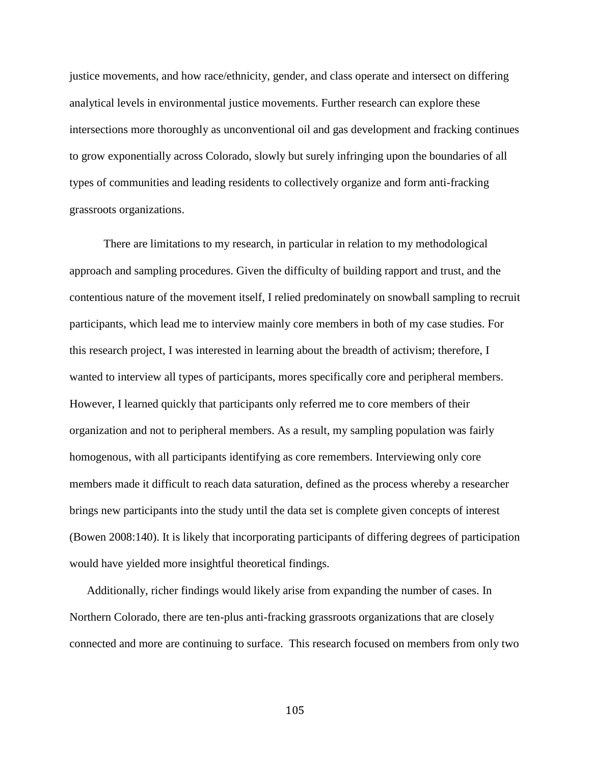justice movements, and how race/ethnicity, gender, and class operate and intersect on differing analytical levels in environmental justice movements. Further research can explore these intersections more thoroughly as unconventional oil and gas development and fracking continues to grow exponentially across Colorado, slowly but surely infringing upon the boundaries of all types of communities and leading residents to collectively organize and form anti-fracking grassroots organizations.

There are limitations to my research, in particular in relation to my methodological approach and sampling procedures. Given the difficulty of building rapport and trust, and the contentious nature of the movement itself, I relied predominately on snowball sampling to recruit participants, which lead me to interview mainly core members in both of my case studies. For this research project, I was interested in learning about the breadth of activism; therefore, I wanted to interview all types of participants, mores specifically core and peripheral members. However, I learned quickly that participants only referred me to core members of their organization and not to peripheral members. As a result, my sampling population was fairly homogenous, with all participants identifying as core remembers. Interviewing only core members made it difficult to reach data saturation, defined as the process whereby a researcher brings new participants into the study until the data set is complete given concepts of interest (Bowen 2008:140). It is likely that incorporating participants of differing degrees of participation would have yielded more insightful theoretical findings.

Additionally, richer findings would likely arise from expanding the number of cases. In Northern Colorado, there are ten-plus anti-fracking grassroots organizations that are closely connected and more are continuing to surface. This research focused on members from only two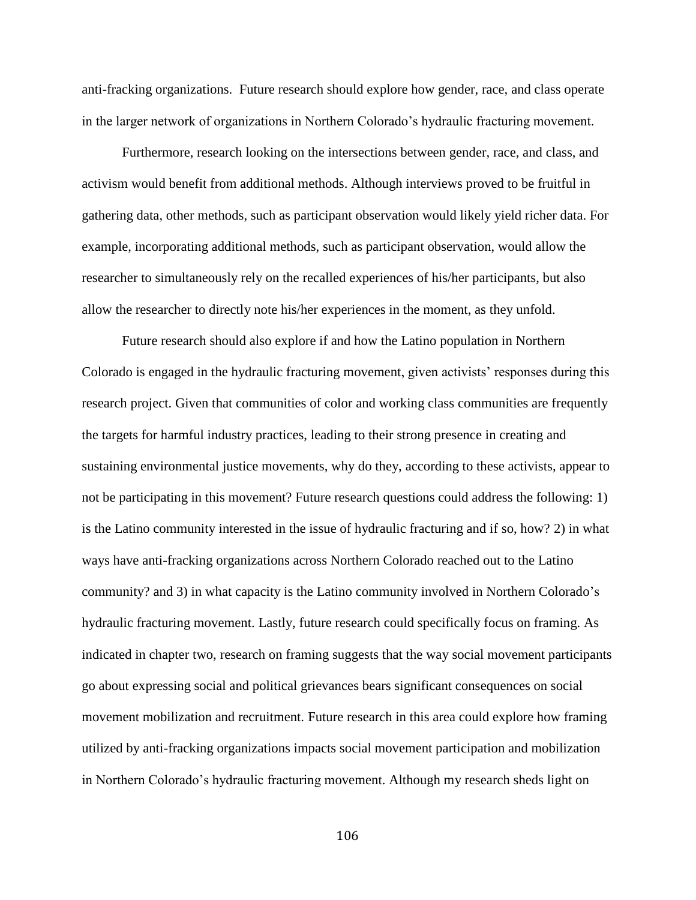anti-fracking organizations. Future research should explore how gender, race, and class operate in the larger network of organizations in Northern Colorado's hydraulic fracturing movement.

Furthermore, research looking on the intersections between gender, race, and class, and activism would benefit from additional methods. Although interviews proved to be fruitful in gathering data, other methods, such as participant observation would likely yield richer data. For example, incorporating additional methods, such as participant observation, would allow the researcher to simultaneously rely on the recalled experiences of his/her participants, but also allow the researcher to directly note his/her experiences in the moment, as they unfold.

Future research should also explore if and how the Latino population in Northern Colorado is engaged in the hydraulic fracturing movement, given activists' responses during this research project. Given that communities of color and working class communities are frequently the targets for harmful industry practices, leading to their strong presence in creating and sustaining environmental justice movements, why do they, according to these activists, appear to not be participating in this movement? Future research questions could address the following: 1) is the Latino community interested in the issue of hydraulic fracturing and if so, how? 2) in what ways have anti-fracking organizations across Northern Colorado reached out to the Latino community? and 3) in what capacity is the Latino community involved in Northern Colorado's hydraulic fracturing movement. Lastly, future research could specifically focus on framing. As indicated in chapter two, research on framing suggests that the way social movement participants go about expressing social and political grievances bears significant consequences on social movement mobilization and recruitment. Future research in this area could explore how framing utilized by anti-fracking organizations impacts social movement participation and mobilization in Northern Colorado's hydraulic fracturing movement. Although my research sheds light on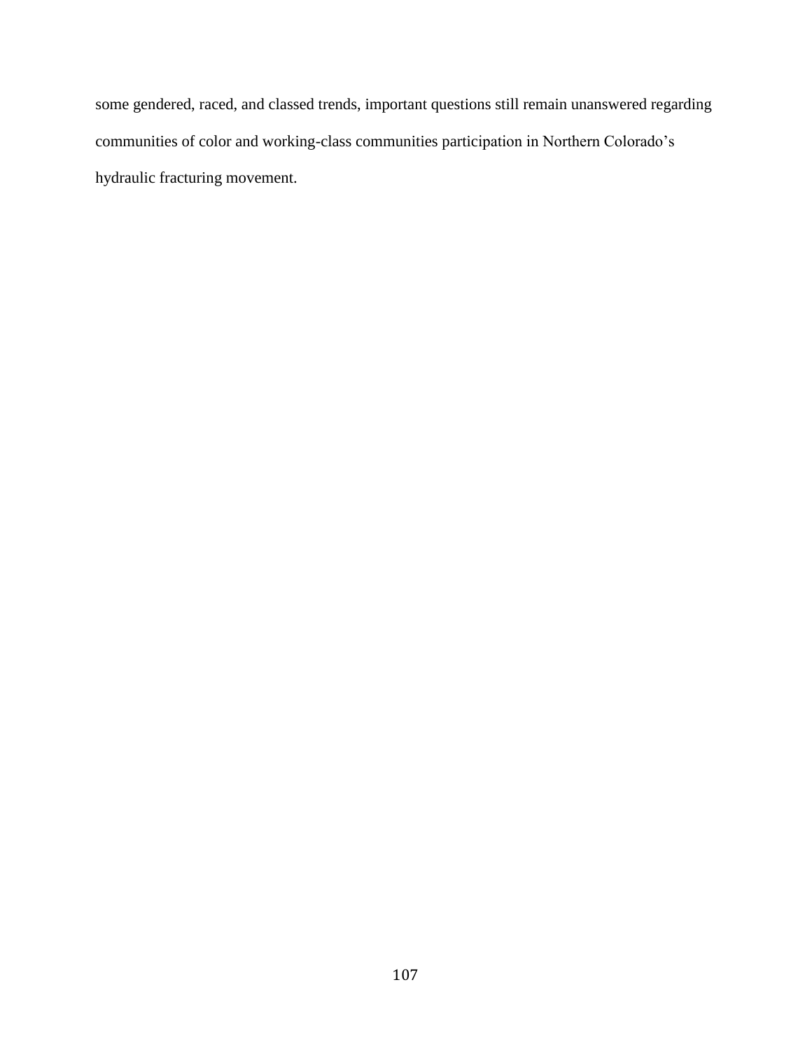some gendered, raced, and classed trends, important questions still remain unanswered regarding communities of color and working-class communities participation in Northern Colorado's hydraulic fracturing movement.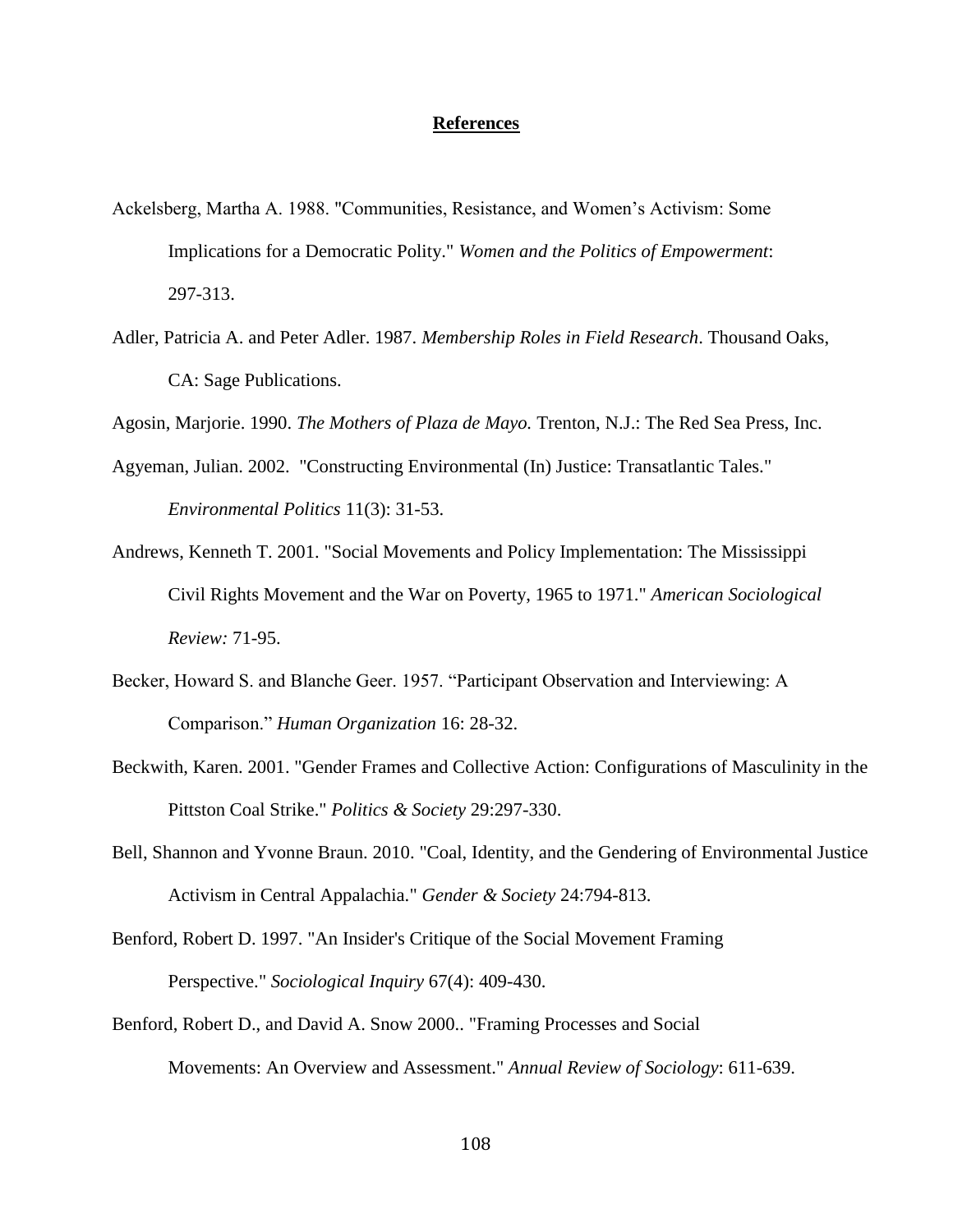# References

Ackelsberg, Martha A. 1988. "Communities, Resistance, and Women's Activism: Some Implications for a Democratic Polity." *Women and the Politics of Empowerment*: 297-313.

Adler, Patricia A. and Peter Adler. 1987. *Membership Roles in Field Research*. Thousand Oaks, CA: Sage Publications.

Agosin, Marjorie. 1990. *The Mothers of Plaza de Mayo.* Trenton, N.J.: The Red Sea Press, Inc.

Agyeman, Julian. 2002. "Constructing Environmental (In) Justice: Transatlantic Tales." *Environmental Politics* 11(3): 31-53.

Andrews, Kenneth T. 2001. "Social Movements and Policy Implementation: The Mississippi Civil Rights Movement and the War on Poverty, 1965 to 1971." *American Sociological Review:* 71-95.

Becker, Howard S. and Blanche Geer. 1957. "Participant Observation and Interviewing: A Comparison." *Human Organization* 16: 28-32.

Beckwith, Karen. 2001. "Gender Frames and Collective Action: Configurations of Masculinity in the Pittston Coal Strike." *Politics & Society* 29:297-330.

Bell, Shannon and Yvonne Braun. 2010. "Coal, Identity, and the Gendering of Environmental Justice Activism in Central Appalachia." *Gender & Society* 24:794-813.

Benford, Robert D. 1997. "An Insider's Critique of the Social Movement Framing Perspective." *Sociological Inquiry* 67(4): 409-430.

Benford, Robert D., and David A. Snow 2000.. "Framing Processes and Social Movements: An Overview and Assessment." *Annual Review of Sociology*: 611-639.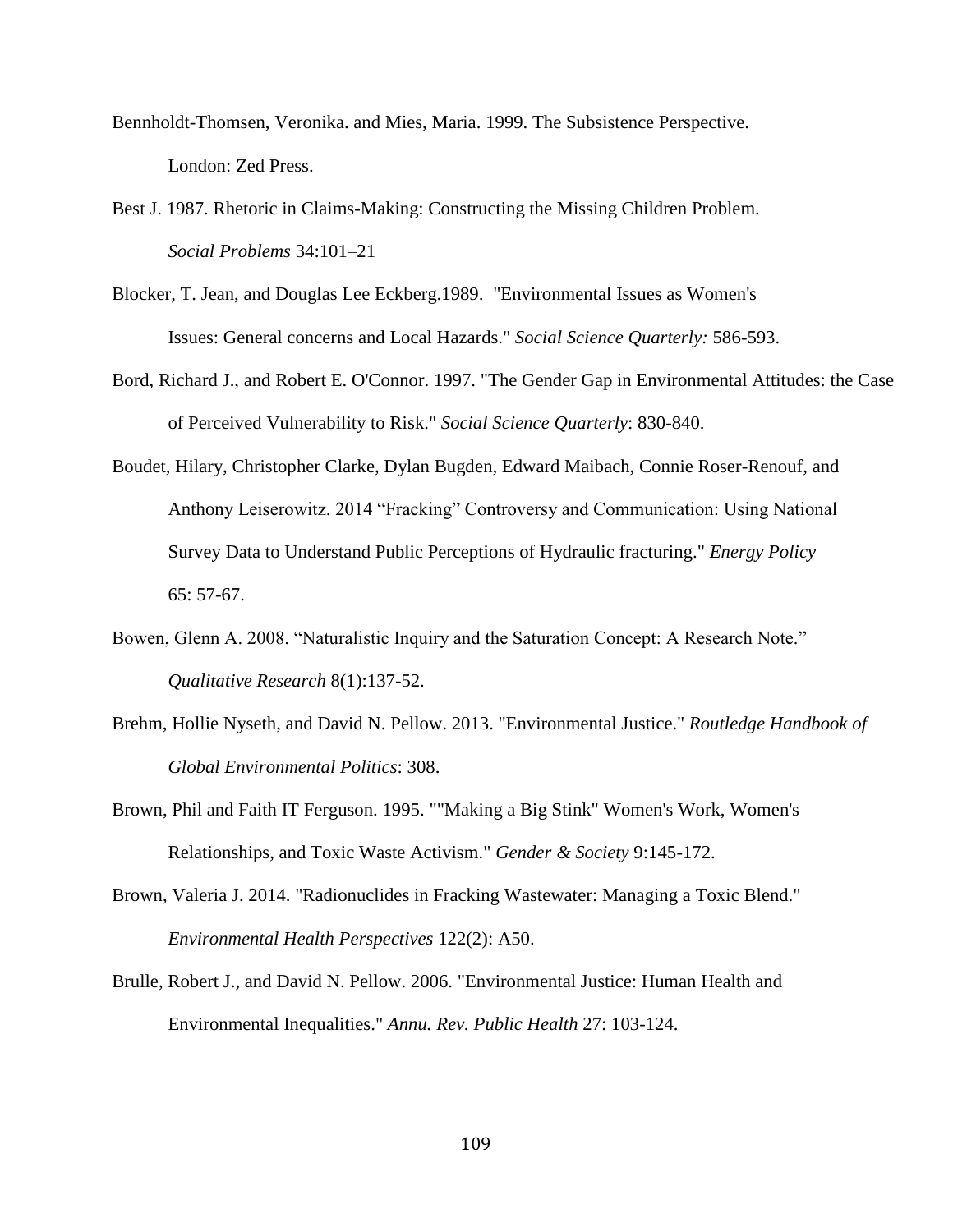Bennholdt-Thomsen, Veronika. and Mies, Maria. 1999. The Subsistence Perspective. London: Zed Press.

Best J. 1987. Rhetoric in Claims-Making: Constructing the Missing Children Problem. *Social Problems* 34:101–21

Blocker, T. Jean, and Douglas Lee Eckberg.1989. "Environmental Issues as Women's Issues: General concerns and Local Hazards." *Social Science Quarterly:* 586-593.

Bord, Richard J., and Robert E. O'Connor. 1997. "The Gender Gap in Environmental Attitudes: the Case of Perceived Vulnerability to Risk." *Social Science Quarterly*: 830-840.

Boudet, Hilary, Christopher Clarke, Dylan Bugden, Edward Maibach, Connie Roser-Renouf, and Anthony Leiserowitz. 2014 "Fracking" Controversy and Communication: Using National Survey Data to Understand Public Perceptions of Hydraulic fracturing." *Energy Policy* 65: 57-67.

Bowen, Glenn A. 2008. "Naturalistic Inquiry and the Saturation Concept: A Research Note." *Qualitative Research* 8(1):137-52.

Brehm, Hollie Nyseth, and David N. Pellow. 2013. "Environmental Justice." *Routledge Handbook of Global Environmental Politics*: 308.

Brown, Phil and Faith IT Ferguson. 1995. ""Making a Big Stink" Women's Work, Women's Relationships, and Toxic Waste Activism." *Gender & Society* 9:145-172.

Brown, Valeria J. 2014. "Radionuclides in Fracking Wastewater: Managing a Toxic Blend." *Environmental Health Perspectives* 122(2): A50.

Brulle, Robert J., and David N. Pellow. 2006. "Environmental Justice: Human Health and Environmental Inequalities." *Annu. Rev. Public Health* 27: 103-124.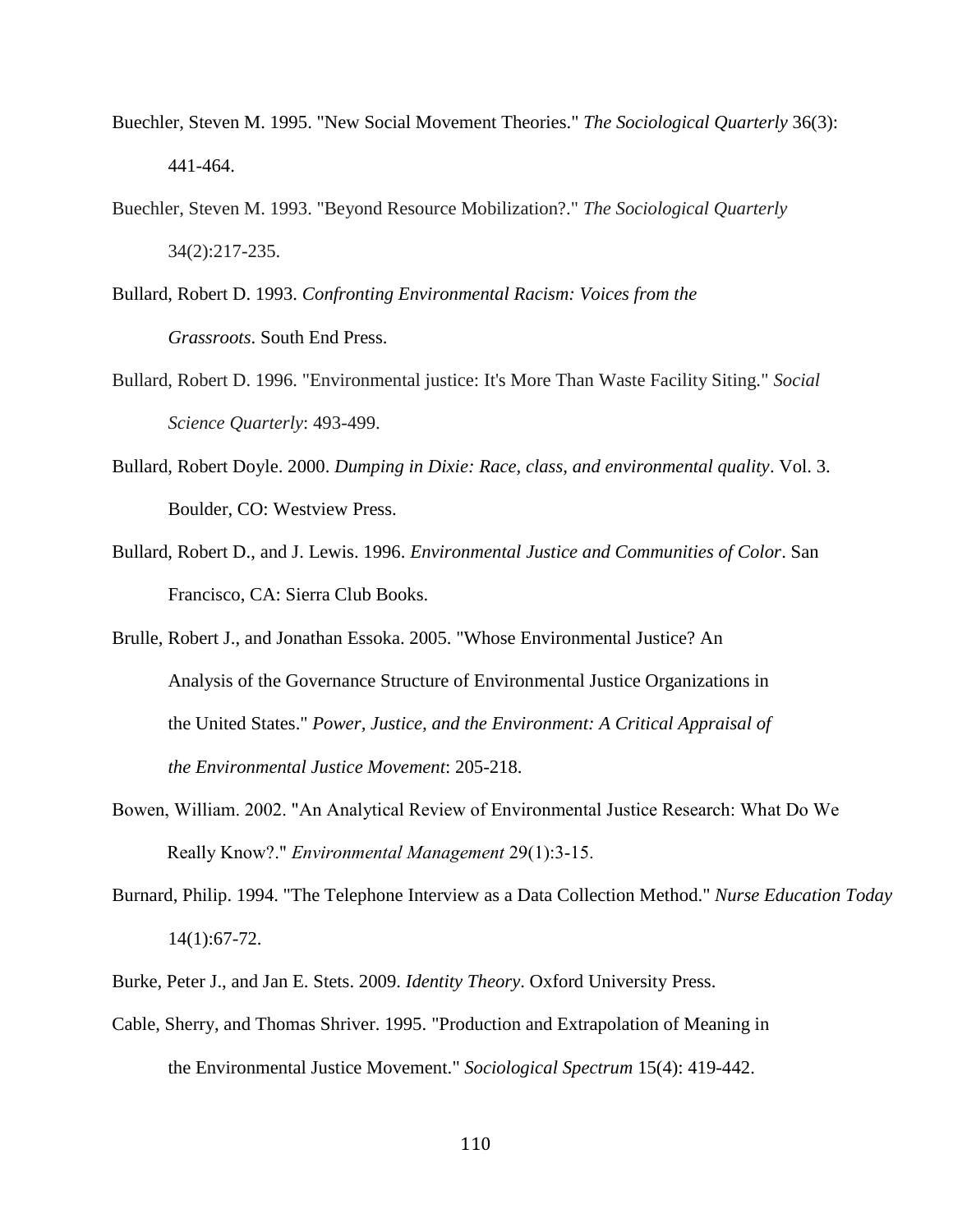Buechler, Steven M. 1995. "New Social Movement Theories." *The Sociological Quarterly* 36(3): 441-464.

Buechler, Steven M. 1993. "Beyond Resource Mobilization?." *The Sociological Quarterly* 34(2):217-235.

Bullard, Robert D. 1993. *Confronting Environmental Racism: Voices from the Grassroots*. South End Press.

Bullard, Robert D. 1996. "Environmental justice: It's More Than Waste Facility Siting." *Social Science Quarterly*: 493-499.

Bullard, Robert Doyle. 2000. *Dumping in Dixie: Race, class, and environmental quality*. Vol. 3. Boulder, CO: Westview Press.

Bullard, Robert D., and J. Lewis. 1996. *Environmental Justice and Communities of Color*. San Francisco, CA: Sierra Club Books.

Brulle, Robert J., and Jonathan Essoka. 2005. "Whose Environmental Justice? An Analysis of the Governance Structure of Environmental Justice Organizations in the United States." *Power, Justice, and the Environment: A Critical Appraisal of the Environmental Justice Movement*: 205-218.

Bowen, William. 2002. "An Analytical Review of Environmental Justice Research: What Do We Really Know?." *Environmental Management* 29(1):3-15.

Burnard, Philip. 1994. "The Telephone Interview as a Data Collection Method." *Nurse Education Today* 14(1):67-72.

Burke, Peter J., and Jan E. Stets. 2009. *Identity Theory*. Oxford University Press.

Cable, Sherry, and Thomas Shriver. 1995. "Production and Extrapolation of Meaning in the Environmental Justice Movement." *Sociological Spectrum* 15(4): 419-442.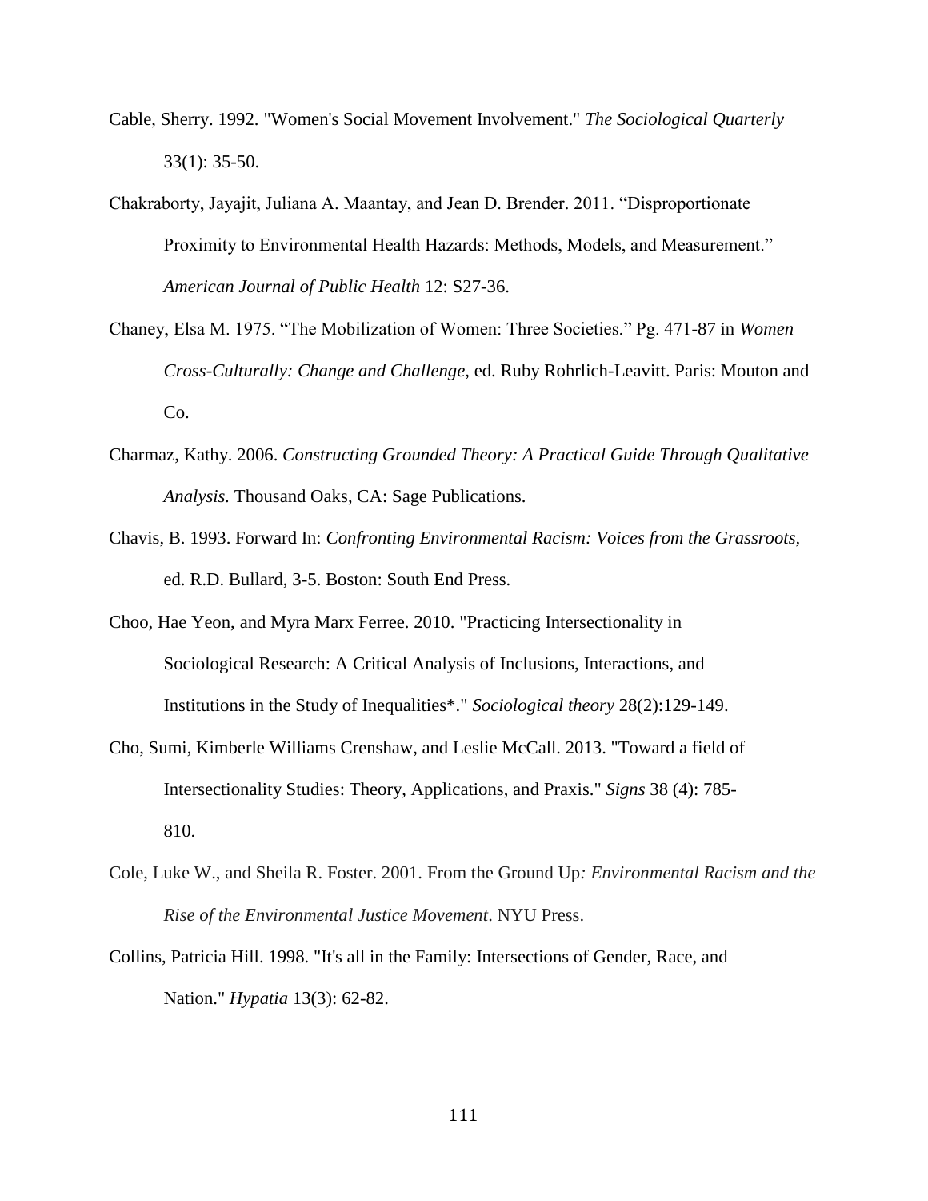Cable, Sherry. 1992. "Women's Social Movement Involvement." *The Sociological Quarterly* 33(1): 35-50.

Chakraborty, Jayajit, Juliana A. Maantay, and Jean D. Brender. 2011. "Disproportionate Proximity to Environmental Health Hazards: Methods, Models, and Measurement." *American Journal of Public Health* 12: S27-36.

Chaney, Elsa M. 1975. "The Mobilization of Women: Three Societies." Pg. 471-87 in *Women Cross-Culturally: Change and Challenge,* ed. Ruby Rohrlich-Leavitt. Paris: Mouton and Co.

Charmaz, Kathy. 2006. *Constructing Grounded Theory: A Practical Guide Through Qualitative Analysis.* Thousand Oaks, CA: Sage Publications.

Chavis, B. 1993. Forward In: *Confronting Environmental Racism: Voices from the Grassroots,* ed. R.D. Bullard, 3-5. Boston: South End Press.

Choo, Hae Yeon, and Myra Marx Ferree. 2010. "Practicing Intersectionality in Sociological Research: A Critical Analysis of Inclusions, Interactions, and Institutions in the Study of Inequalities*." *Sociological theory* 28(2):129-149.

Cho, Sumi, Kimberle Williams Crenshaw, and Leslie McCall. 2013. "Toward a field of Intersectionality Studies: Theory, Applications, and Praxis." *Signs* 38 (4): 785-810.

Cole, Luke W., and Sheila R. Foster. 2001. From the Ground Up*: Environmental Racism and the Rise of the Environmental Justice Movement*. NYU Press.

Collins, Patricia Hill. 1998. "It's all in the Family: Intersections of Gender, Race, and Nation." *Hypatia* 13(3): 62-82.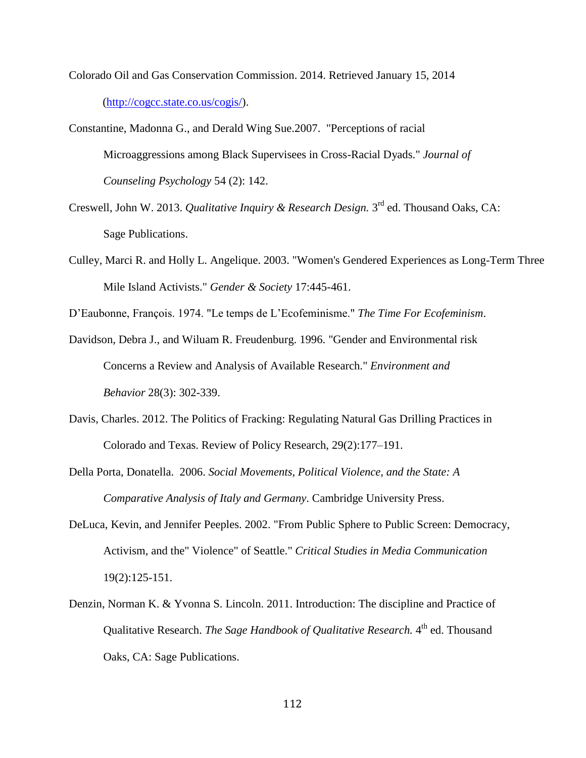Colorado Oil and Gas Conservation Commission. 2014. Retrieved January 15, 2014 (http://cogcc.state.co.us/cogis/).

Constantine, Madonna G., and Derald Wing Sue.2007. "Perceptions of racial Microaggressions among Black Supervisees in Cross-Racial Dyads." *Journal of Counseling Psychology* 54 (2): 142.

Creswell, John W. 2013. *Qualitative Inquiry & Research Design.* 3rd ed. Thousand Oaks, CA: Sage Publications.

Culley, Marci R. and Holly L. Angelique. 2003. "Women's Gendered Experiences as Long-Term Three Mile Island Activists." *Gender & Society* 17:445-461.

D'Eaubonne, François. 1974. "Le temps de L'Ecofeminisme." *The Time For Ecofeminism*.

Davidson, Debra J., and Wiluam R. Freudenburg. 1996. "Gender and Environmental risk Concerns a Review and Analysis of Available Research." *Environment and Behavior* 28(3): 302-339.

Davis, Charles. 2012. The Politics of Fracking: Regulating Natural Gas Drilling Practices in Colorado and Texas. Review of Policy Research, 29(2):177–191.

Della Porta, Donatella. 2006. *Social Movements, Political Violence, and the State: A Comparative Analysis of Italy and Germany*. Cambridge University Press.

DeLuca, Kevin, and Jennifer Peeples. 2002. "From Public Sphere to Public Screen: Democracy, Activism, and the" Violence" of Seattle." *Critical Studies in Media Communication* 19(2):125-151.

Denzin, Norman K. & Yvonna S. Lincoln. 2011. Introduction: The discipline and Practice of Qualitative Research. *The Sage Handbook of Qualitative Research.* 4th ed. Thousand Oaks, CA: Sage Publications.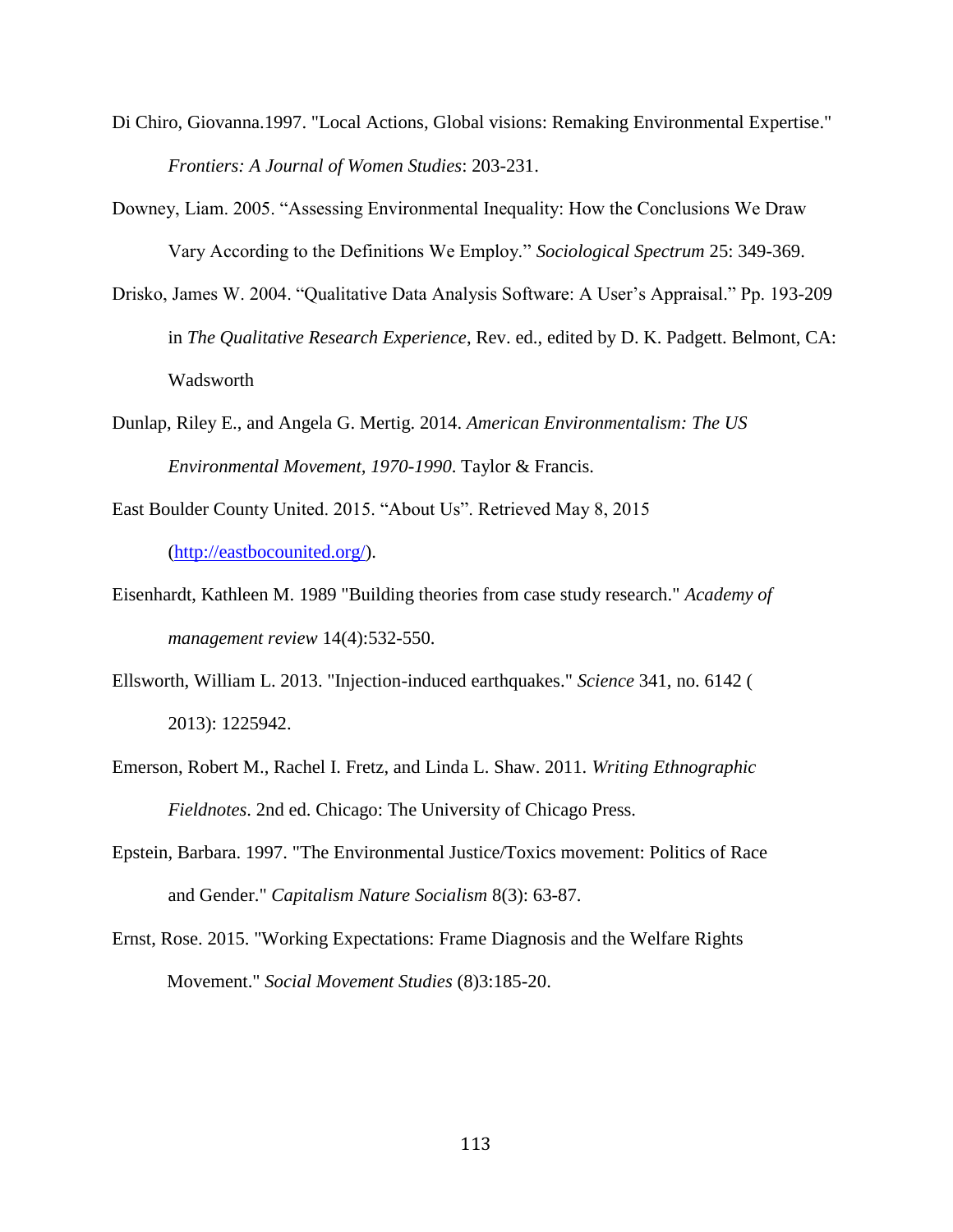Di Chiro, Giovanna.1997. "Local Actions, Global visions: Remaking Environmental Expertise." *Frontiers: A Journal of Women Studies*: 203-231.

Downey, Liam. 2005. "Assessing Environmental Inequality: How the Conclusions We Draw Vary According to the Definitions We Employ." *Sociological Spectrum* 25: 349-369.

Drisko, James W. 2004. "Qualitative Data Analysis Software: A User's Appraisal." Pp. 193-209 in *The Qualitative Research Experience*, Rev. ed., edited by D. K. Padgett. Belmont, CA: Wadsworth

Dunlap, Riley E., and Angela G. Mertig. 2014. *American Environmentalism: The US Environmental Movement, 1970-1990*. Taylor & Francis.

East Boulder County United. 2015. "About Us". Retrieved May 8, 2015 (http://eastbocounited.org/).

Eisenhardt, Kathleen M. 1989 "Building theories from case study research." *Academy of management review* 14(4):532-550.

Ellsworth, William L. 2013. "Injection-induced earthquakes." *Science* 341, no. 6142 ( 2013): 1225942.

Emerson, Robert M., Rachel I. Fretz, and Linda L. Shaw. 2011. *Writing Ethnographic Fieldnotes*. 2nd ed. Chicago: The University of Chicago Press.

Epstein, Barbara. 1997. "The Environmental Justice/Toxics movement: Politics of Race and Gender." *Capitalism Nature Socialism* 8(3): 63-87.

Ernst, Rose. 2015. "Working Expectations: Frame Diagnosis and the Welfare Rights Movement." *Social Movement Studies* (8)3:185-20.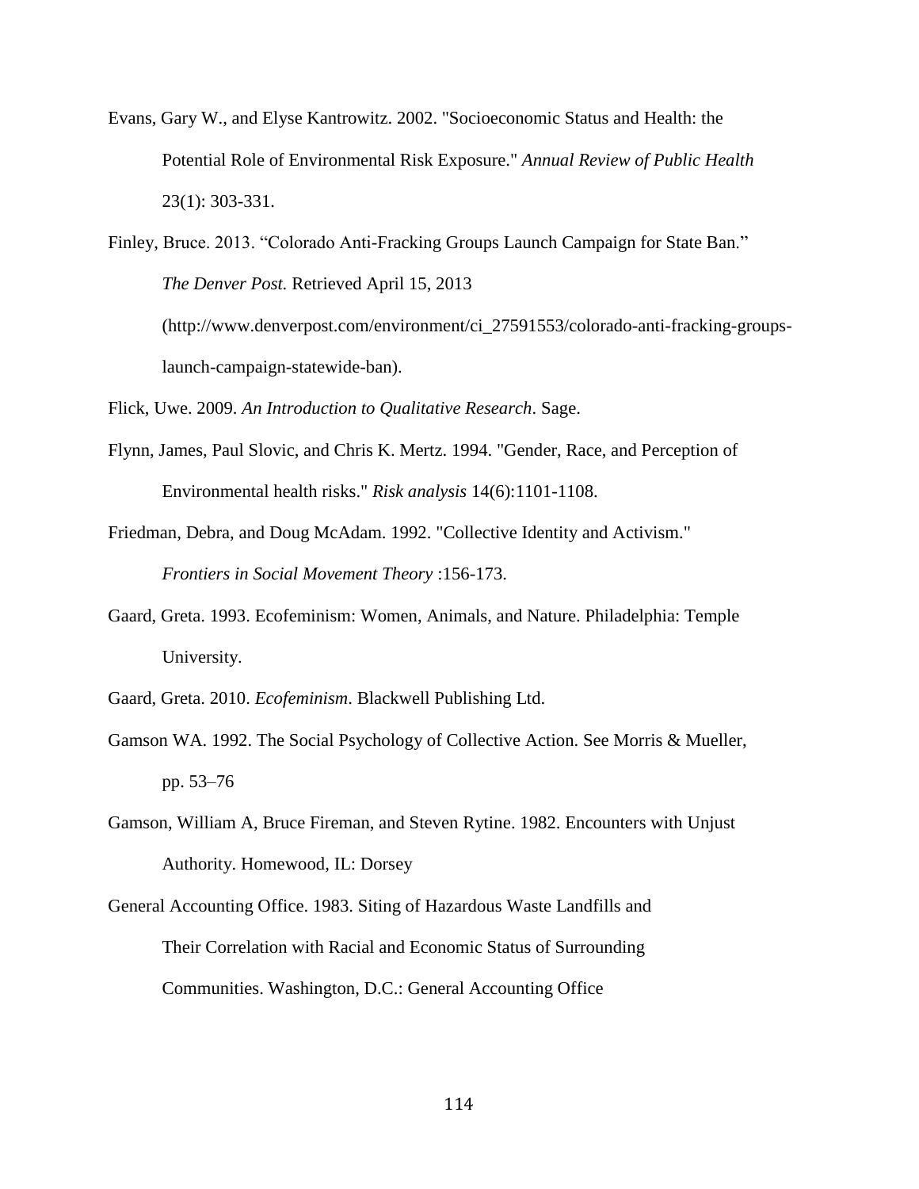Evans, Gary W., and Elyse Kantrowitz. 2002. "Socioeconomic Status and Health: the Potential Role of Environmental Risk Exposure." *Annual Review of Public Health* 23(1): 303-331.

Finley, Bruce. 2013. "Colorado Anti-Fracking Groups Launch Campaign for State Ban." *The Denver Post.* Retrieved April 15, 2013 (http://www.denverpost.com/environment/ci_27591553/colorado-anti-fracking-groups-launch-campaign-statewide-ban).

Flick, Uwe. 2009. *An Introduction to Qualitative Research*. Sage.

Flynn, James, Paul Slovic, and Chris K. Mertz. 1994. "Gender, Race, and Perception of Environmental health risks." *Risk analysis* 14(6):1101-1108.

Friedman, Debra, and Doug McAdam. 1992. "Collective Identity and Activism." *Frontiers in Social Movement Theory* :156-173.

Gaard, Greta. 1993. Ecofeminism: Women, Animals, and Nature. Philadelphia: Temple University.

Gaard, Greta. 2010. *Ecofeminism*. Blackwell Publishing Ltd.

Gamson WA. 1992. The Social Psychology of Collective Action. See Morris & Mueller, pp. 53–76

Gamson, William A, Bruce Fireman, and Steven Rytine. 1982. Encounters with Unjust Authority. Homewood, IL: Dorsey

General Accounting Office. 1983. Siting of Hazardous Waste Landfills and Their Correlation with Racial and Economic Status of Surrounding Communities. Washington, D.C.: General Accounting Office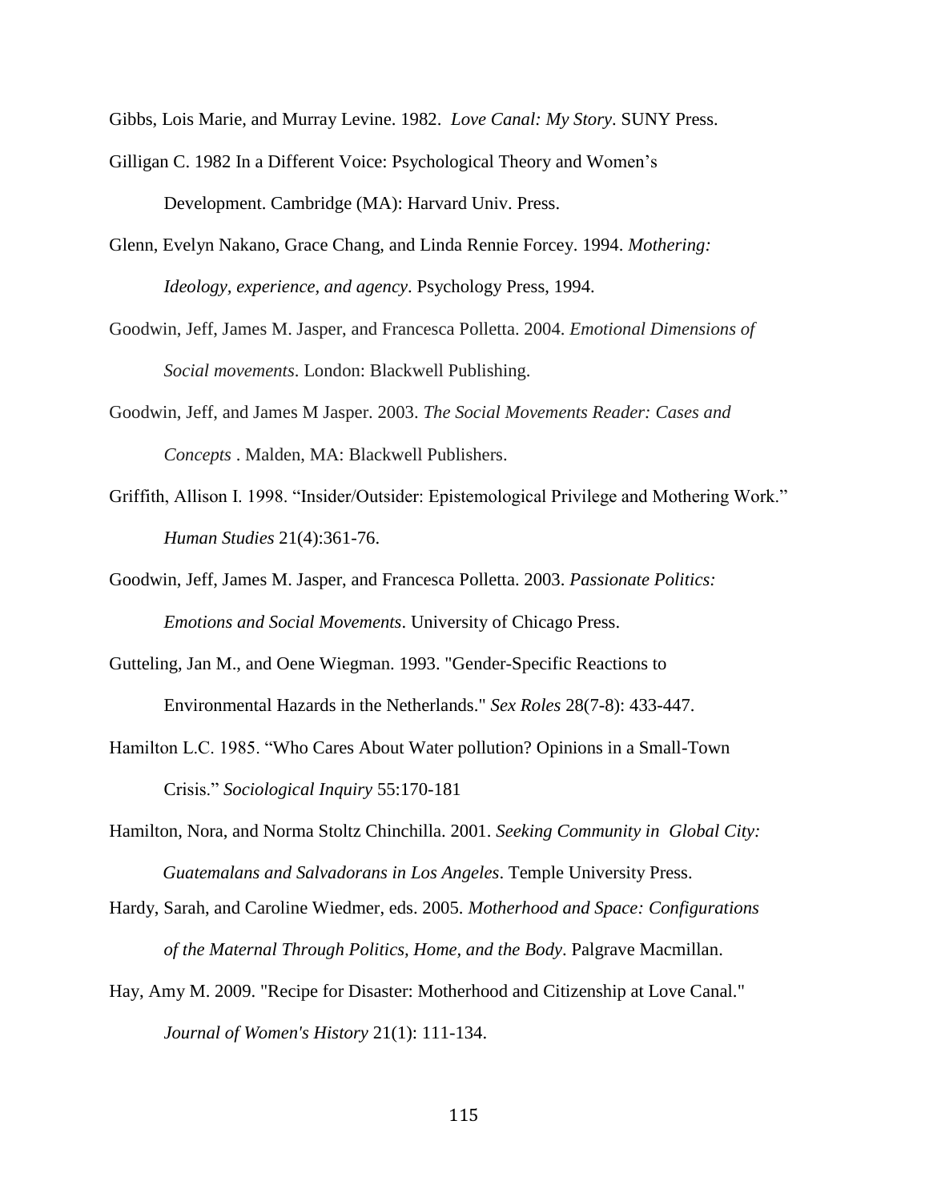Gibbs, Lois Marie, and Murray Levine. 1982. *Love Canal: My Story*. SUNY Press.

Gilligan C. 1982 In a Different Voice: Psychological Theory and Women's Development. Cambridge (MA): Harvard Univ. Press.

Glenn, Evelyn Nakano, Grace Chang, and Linda Rennie Forcey. 1994. *Mothering: Ideology, experience, and agency*. Psychology Press, 1994.

Goodwin, Jeff, James M. Jasper, and Francesca Polletta. 2004. *Emotional Dimensions of Social movements*. London: Blackwell Publishing.

Goodwin, Jeff, and James M Jasper. 2003. *The Social Movements Reader: Cases and Concepts* . Malden, MA: Blackwell Publishers.

Griffith, Allison I. 1998. "Insider/Outsider: Epistemological Privilege and Mothering Work." *Human Studies* 21(4):361-76.

Goodwin, Jeff, James M. Jasper, and Francesca Polletta. 2003. *Passionate Politics: Emotions and Social Movements*. University of Chicago Press.

Gutteling, Jan M., and Oene Wiegman. 1993. "Gender-Specific Reactions to Environmental Hazards in the Netherlands." *Sex Roles* 28(7-8): 433-447.

Hamilton L.C. 1985. "Who Cares About Water pollution? Opinions in a Small-Town Crisis." *Sociological Inquiry* 55:170-181

Hamilton, Nora, and Norma Stoltz Chinchilla. 2001. *Seeking Community in Global City: Guatemalans and Salvadorans in Los Angeles*. Temple University Press.

Hardy, Sarah, and Caroline Wiedmer, eds. 2005. *Motherhood and Space: Configurations of the Maternal Through Politics, Home, and the Body*. Palgrave Macmillan.

Hay, Amy M. 2009. "Recipe for Disaster: Motherhood and Citizenship at Love Canal." *Journal of Women's History* 21(1): 111-134.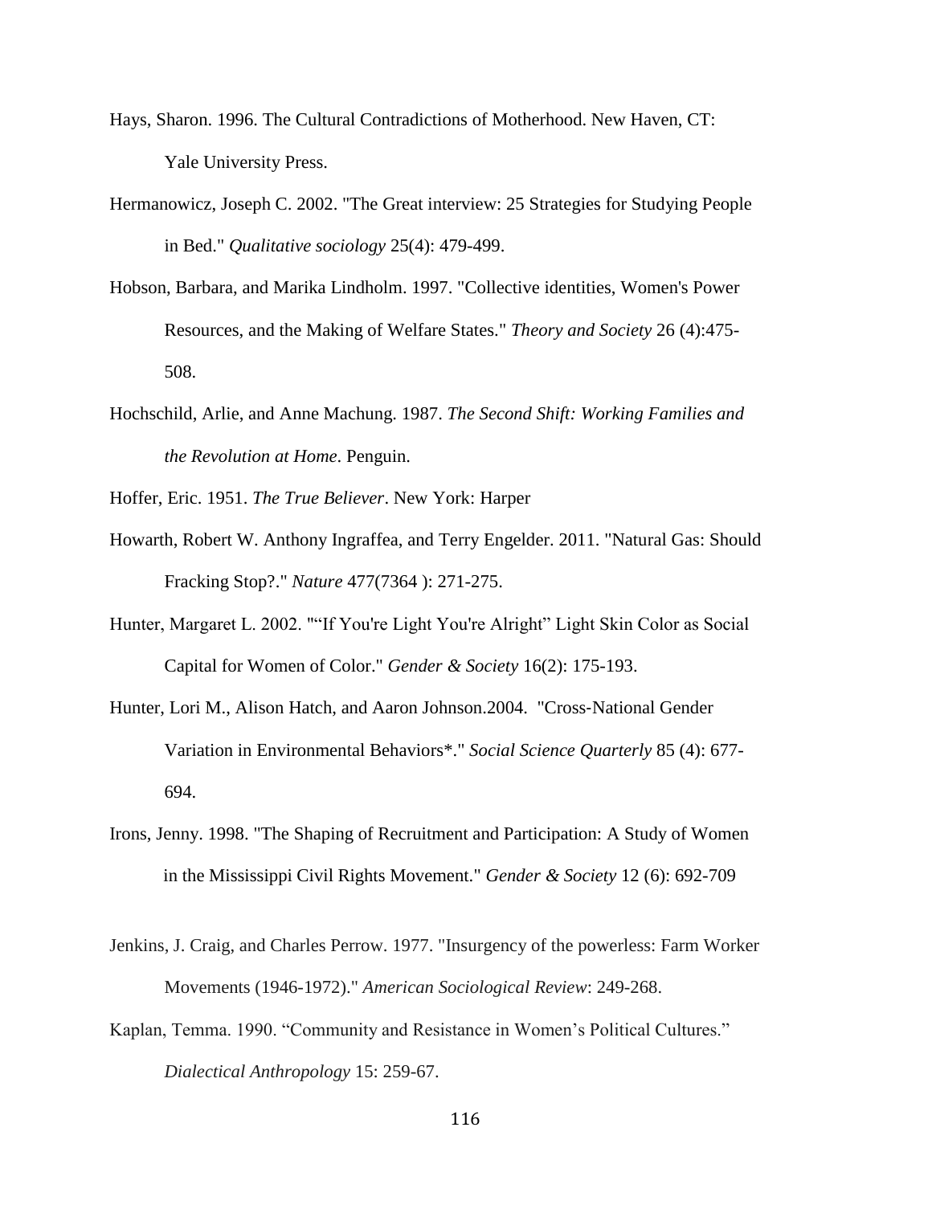Hays, Sharon. 1996. The Cultural Contradictions of Motherhood. New Haven, CT: Yale University Press.

Hermanowicz, Joseph C. 2002. "The Great interview: 25 Strategies for Studying People in Bed." *Qualitative sociology* 25(4): 479-499.

Hobson, Barbara, and Marika Lindholm. 1997. "Collective identities, Women's Power Resources, and the Making of Welfare States." *Theory and Society* 26 (4):475-508.

Hochschild, Arlie, and Anne Machung. 1987. *The Second Shift: Working Families and the Revolution at Home*. Penguin.

Hoffer, Eric. 1951. *The True Believer*. New York: Harper

Howarth, Robert W. Anthony Ingraffea, and Terry Engelder. 2011. "Natural Gas: Should Fracking Stop?." *Nature* 477(7364 ): 271-275.

Hunter, Margaret L. 2002. ""If You're Light You're Alright" Light Skin Color as Social Capital for Women of Color." *Gender & Society* 16(2): 175-193.

Hunter, Lori M., Alison Hatch, and Aaron Johnson.2004. "Cross-National Gender Variation in Environmental Behaviors*." *Social Science Quarterly* 85 (4): 677-694.

Irons, Jenny. 1998. "The Shaping of Recruitment and Participation: A Study of Women in the Mississippi Civil Rights Movement." *Gender & Society* 12 (6): 692-709

Jenkins, J. Craig, and Charles Perrow. 1977. "Insurgency of the powerless: Farm Worker Movements (1946-1972)." *American Sociological Review*: 249-268.

Kaplan, Temma. 1990. "Community and Resistance in Women's Political Cultures." *Dialectical Anthropology* 15: 259-67.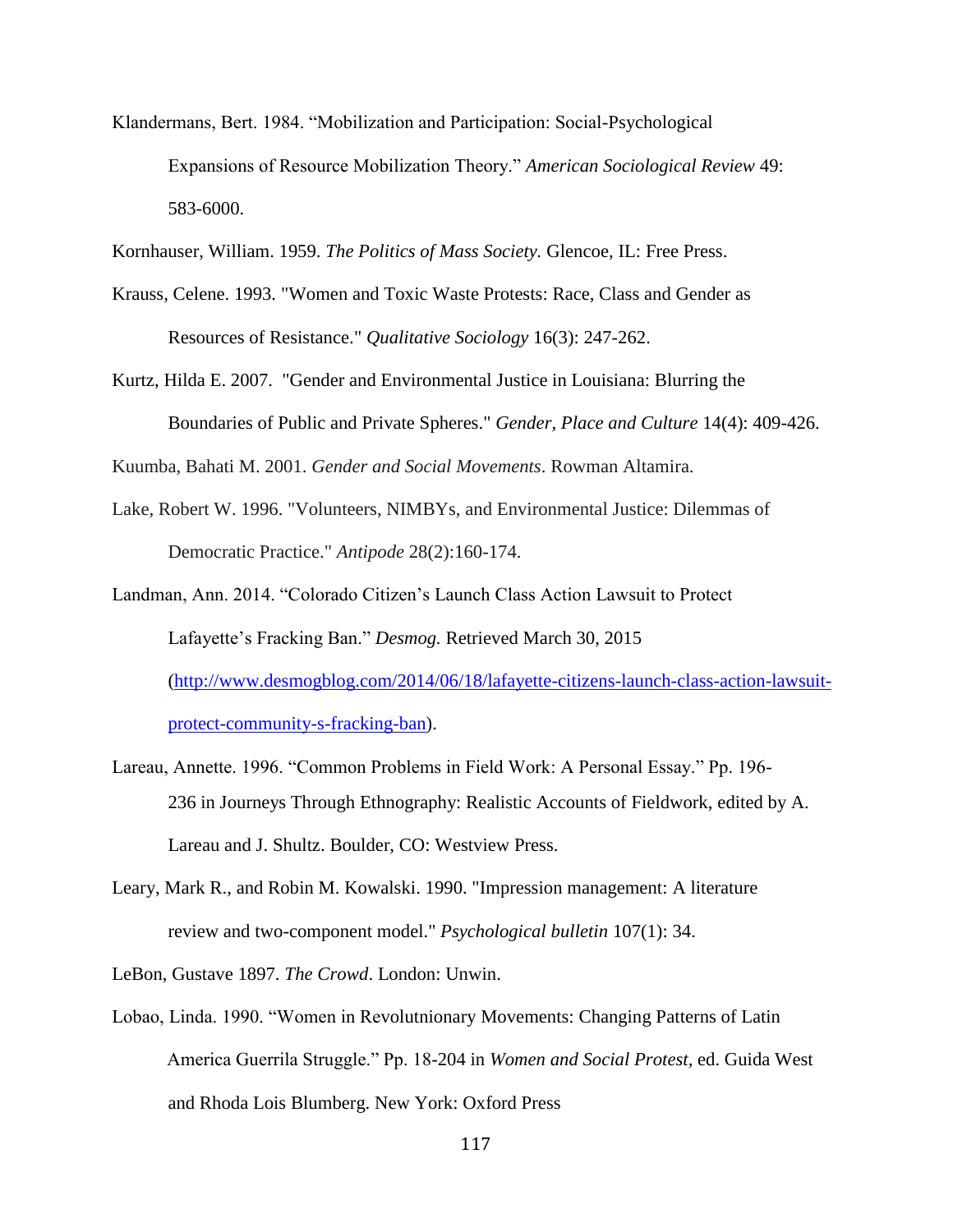Klandermans, Bert. 1984. "Mobilization and Participation: Social-Psychological Expansions of Resource Mobilization Theory." *American Sociological Review* 49: 583-6000.

Kornhauser, William. 1959. *The Politics of Mass Society.* Glencoe, IL: Free Press.

Krauss, Celene. 1993. "Women and Toxic Waste Protests: Race, Class and Gender as Resources of Resistance." *Qualitative Sociology* 16(3): 247-262.

Kurtz, Hilda E. 2007. "Gender and Environmental Justice in Louisiana: Blurring the Boundaries of Public and Private Spheres." *Gender, Place and Culture* 14(4): 409-426.

Kuumba, Bahati M. 2001. *Gender and Social Movements*. Rowman Altamira.

Lake, Robert W. 1996. "Volunteers, NIMBYs, and Environmental Justice: Dilemmas of Democratic Practice." *Antipode* 28(2):160-174.

Landman, Ann. 2014. "Colorado Citizen's Launch Class Action Lawsuit to Protect Lafayette's Fracking Ban." *Desmog.* Retrieved March 30, 2015 (http://www.desmogblog.com/2014/06/18/lafayette-citizens-launch-class-action-lawsuit-protect-community-s-fracking-ban).

Lareau, Annette. 1996. "Common Problems in Field Work: A Personal Essay." Pp. 196-236 in Journeys Through Ethnography: Realistic Accounts of Fieldwork, edited by A. Lareau and J. Shultz. Boulder, CO: Westview Press.

Leary, Mark R., and Robin M. Kowalski. 1990. "Impression management: A literature review and two-component model." *Psychological bulletin* 107(1): 34.

LeBon, Gustave 1897. *The Crowd*. London: Unwin.

Lobao, Linda. 1990. "Women in Revolutnionary Movements: Changing Patterns of Latin America Guerrila Struggle." Pp. 18-204 in *Women and Social Protest,* ed. Guida West and Rhoda Lois Blumberg. New York: Oxford Press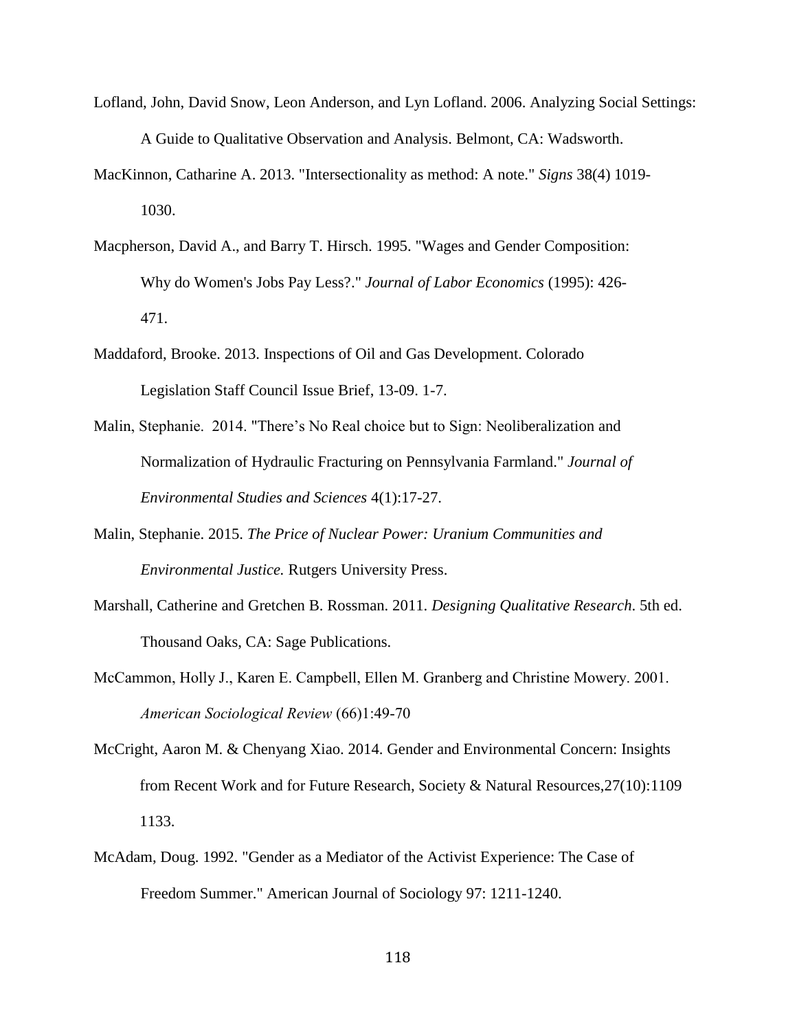Lofland, John, David Snow, Leon Anderson, and Lyn Lofland. 2006. Analyzing Social Settings: A Guide to Qualitative Observation and Analysis. Belmont, CA: Wadsworth.

MacKinnon, Catharine A. 2013. "Intersectionality as method: A note." *Signs* 38(4) 1019-1030.

Macpherson, David A., and Barry T. Hirsch. 1995. "Wages and Gender Composition: Why do Women's Jobs Pay Less?." *Journal of Labor Economics* (1995): 426-471.

Maddaford, Brooke. 2013. Inspections of Oil and Gas Development. Colorado Legislation Staff Council Issue Brief, 13-09. 1-7.

Malin, Stephanie. 2014. "There's No Real choice but to Sign: Neoliberalization and Normalization of Hydraulic Fracturing on Pennsylvania Farmland." *Journal of Environmental Studies and Sciences* 4(1):17-27.

Malin, Stephanie. 2015. *The Price of Nuclear Power: Uranium Communities and Environmental Justice.* Rutgers University Press.

Marshall, Catherine and Gretchen B. Rossman. 2011. *Designing Qualitative Research*. 5th ed. Thousand Oaks, CA: Sage Publications.

McCammon, Holly J., Karen E. Campbell, Ellen M. Granberg and Christine Mowery. 2001. *American Sociological Review* (66)1:49-70

McCright, Aaron M. & Chenyang Xiao. 2014. Gender and Environmental Concern: Insights from Recent Work and for Future Research, Society & Natural Resources,27(10):1109 1133.

McAdam, Doug. 1992. "Gender as a Mediator of the Activist Experience: The Case of Freedom Summer." American Journal of Sociology 97: 1211-1240.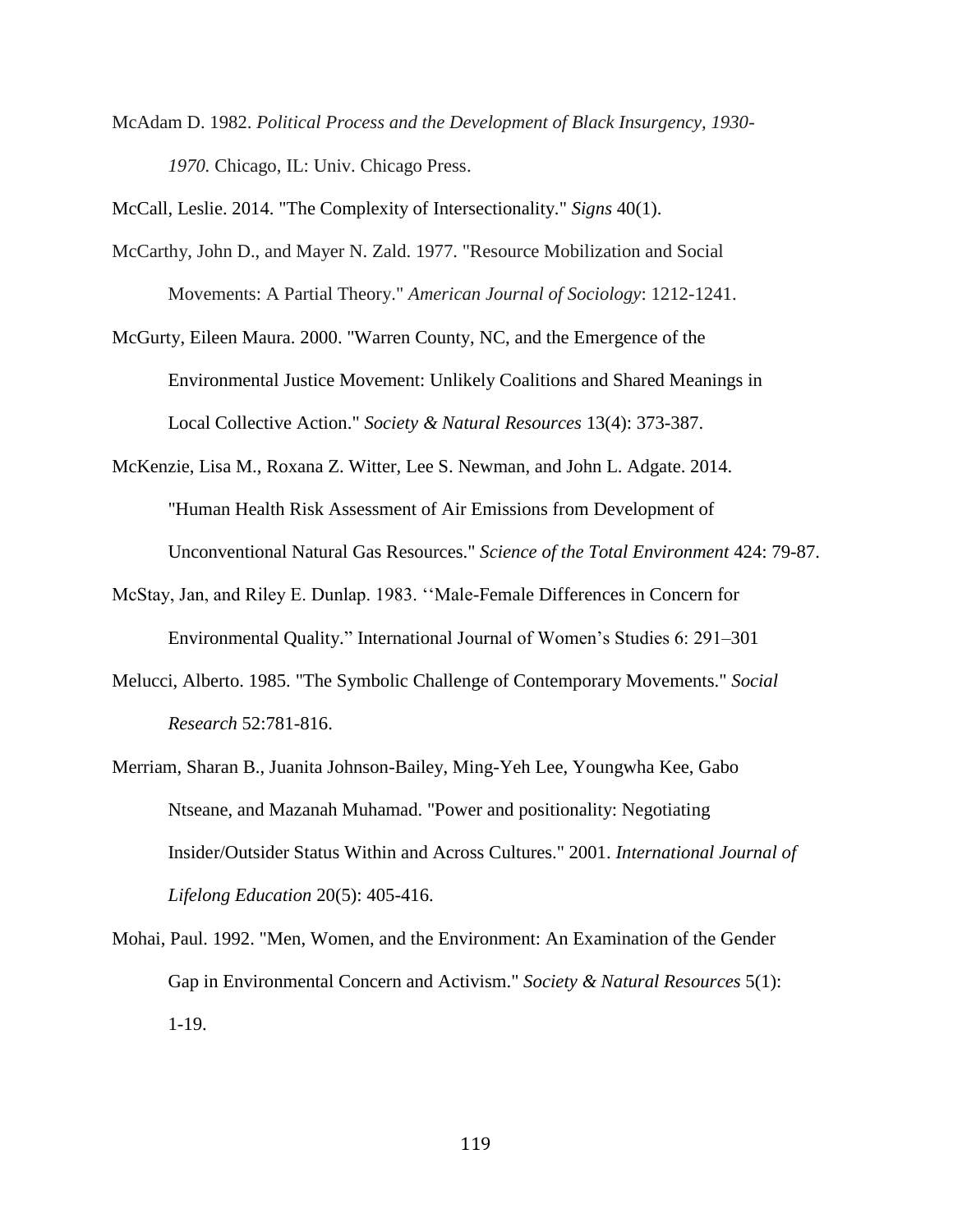McAdam D. 1982. *Political Process and the Development of Black Insurgency, 1930-1970.* Chicago, IL: Univ. Chicago Press.

McCall, Leslie. 2014. "The Complexity of Intersectionality." *Signs* 40(1).

McCarthy, John D., and Mayer N. Zald. 1977. "Resource Mobilization and Social Movements: A Partial Theory." *American Journal of Sociology*: 1212-1241.

McGurty, Eileen Maura. 2000. "Warren County, NC, and the Emergence of the Environmental Justice Movement: Unlikely Coalitions and Shared Meanings in Local Collective Action." *Society & Natural Resources* 13(4): 373-387.

McKenzie, Lisa M., Roxana Z. Witter, Lee S. Newman, and John L. Adgate. 2014. "Human Health Risk Assessment of Air Emissions from Development of Unconventional Natural Gas Resources." *Science of the Total Environment* 424: 79-87.

McStay, Jan, and Riley E. Dunlap. 1983. ''Male-Female Differences in Concern for Environmental Quality." International Journal of Women's Studies 6: 291–301

Melucci, Alberto. 1985. "The Symbolic Challenge of Contemporary Movements." *Social Research* 52:781-816.

Merriam, Sharan B., Juanita Johnson-Bailey, Ming-Yeh Lee, Youngwha Kee, Gabo Ntseane, and Mazanah Muhamad. "Power and positionality: Negotiating Insider/Outsider Status Within and Across Cultures." 2001. *International Journal of Lifelong Education* 20(5): 405-416.

Mohai, Paul. 1992. "Men, Women, and the Environment: An Examination of the Gender Gap in Environmental Concern and Activism." *Society & Natural Resources* 5(1): 1-19.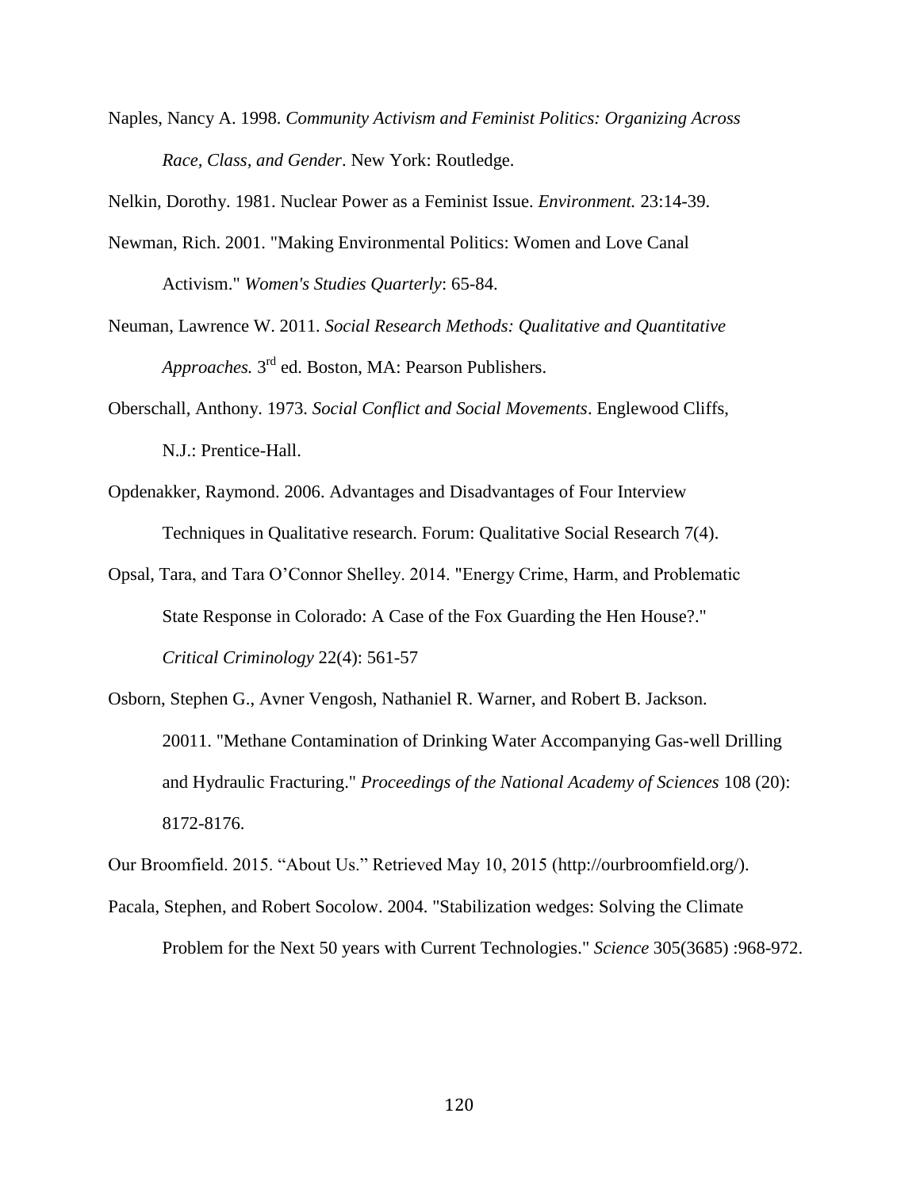Naples, Nancy A. 1998. *Community Activism and Feminist Politics: Organizing Across Race, Class, and Gender*. New York: Routledge.

Nelkin, Dorothy. 1981. Nuclear Power as a Feminist Issue. *Environment.* 23:14-39.

Newman, Rich. 2001. "Making Environmental Politics: Women and Love Canal Activism." *Women's Studies Quarterly*: 65-84.

Neuman, Lawrence W. 2011. *Social Research Methods: Qualitative and Quantitative Approaches.* 3rd ed. Boston, MA: Pearson Publishers.

Oberschall, Anthony. 1973. *Social Conflict and Social Movements*. Englewood Cliffs, N.J.: Prentice-Hall.

Opdenakker, Raymond. 2006. Advantages and Disadvantages of Four Interview Techniques in Qualitative research. Forum: Qualitative Social Research 7(4).

Opsal, Tara, and Tara O'Connor Shelley. 2014. "Energy Crime, Harm, and Problematic State Response in Colorado: A Case of the Fox Guarding the Hen House?." *Critical Criminology* 22(4): 561-57

Osborn, Stephen G., Avner Vengosh, Nathaniel R. Warner, and Robert B. Jackson. 20011. "Methane Contamination of Drinking Water Accompanying Gas-well Drilling and Hydraulic Fracturing." *Proceedings of the National Academy of Sciences* 108 (20): 8172-8176.

Our Broomfield. 2015. "About Us." Retrieved May 10, 2015 (http://ourbroomfield.org/).

Pacala, Stephen, and Robert Socolow. 2004. "Stabilization wedges: Solving the Climate Problem for the Next 50 years with Current Technologies." *Science* 305(3685) :968-972.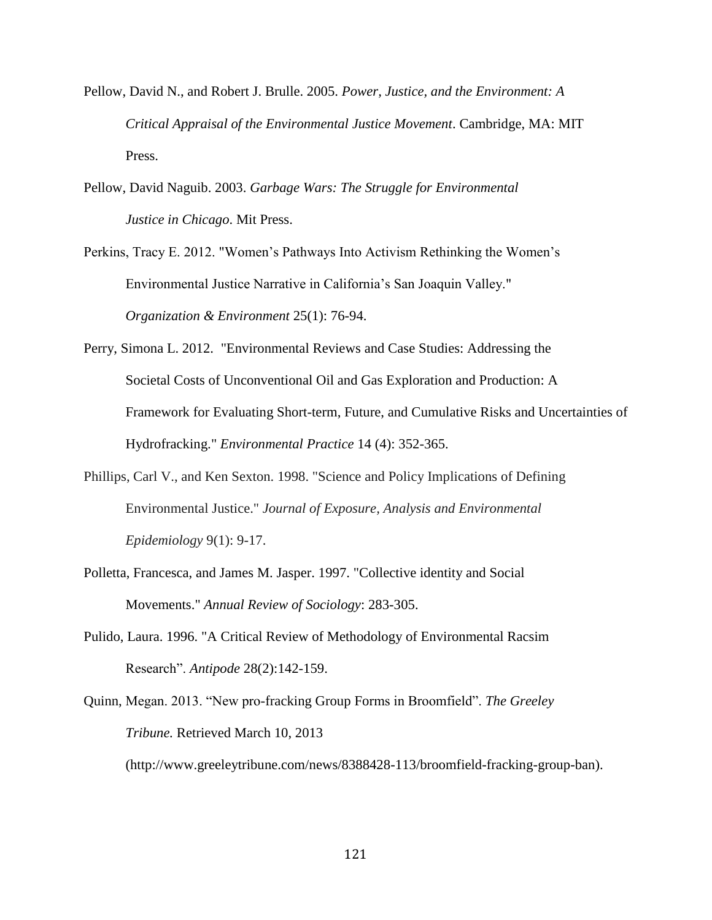Pellow, David N., and Robert J. Brulle. 2005. *Power, Justice, and the Environment: A Critical Appraisal of the Environmental Justice Movement*. Cambridge, MA: MIT Press.

Pellow, David Naguib. 2003. *Garbage Wars: The Struggle for Environmental Justice in Chicago*. Mit Press.

Perkins, Tracy E. 2012. "Women's Pathways Into Activism Rethinking the Women's Environmental Justice Narrative in California's San Joaquin Valley." *Organization & Environment* 25(1): 76-94.

Perry, Simona L. 2012. "Environmental Reviews and Case Studies: Addressing the Societal Costs of Unconventional Oil and Gas Exploration and Production: A Framework for Evaluating Short-term, Future, and Cumulative Risks and Uncertainties of Hydrofracking." *Environmental Practice* 14 (4): 352-365.

Phillips, Carl V., and Ken Sexton. 1998. "Science and Policy Implications of Defining Environmental Justice." *Journal of Exposure, Analysis and Environmental Epidemiology* 9(1): 9-17.

Polletta, Francesca, and James M. Jasper. 1997. "Collective identity and Social Movements." *Annual Review of Sociology*: 283-305.

Pulido, Laura. 1996. "A Critical Review of Methodology of Environmental Racsim Research". *Antipode* 28(2):142-159.

Quinn, Megan. 2013. "New pro-fracking Group Forms in Broomfield". *The Greeley Tribune.* Retrieved March 10, 2013 (http://www.greeleytribune.com/news/8388428-113/broomfield-fracking-group-ban).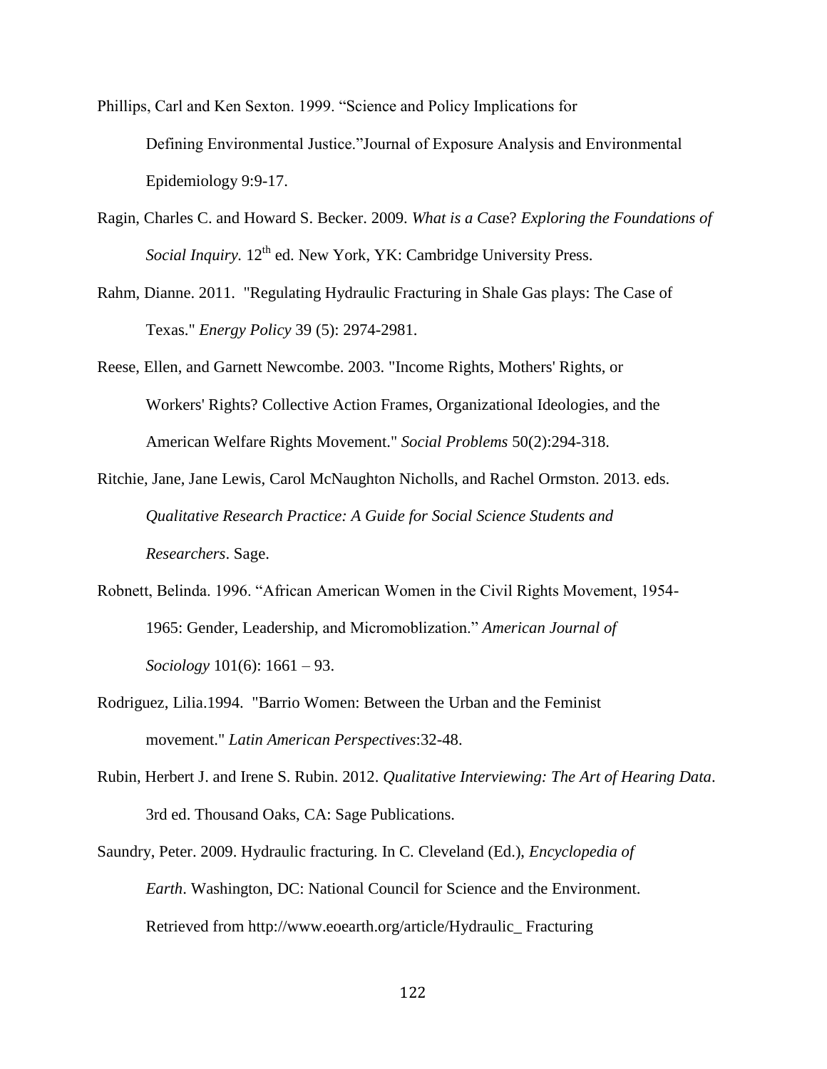Phillips, Carl and Ken Sexton. 1999. "Science and Policy Implications for Defining Environmental Justice."Journal of Exposure Analysis and Environmental Epidemiology 9:9-17.

Ragin, Charles C. and Howard S. Becker. 2009. *What is a Case? Exploring the Foundations of Social Inquiry.* 12th ed. New York, YK: Cambridge University Press.

Rahm, Dianne. 2011. "Regulating Hydraulic Fracturing in Shale Gas plays: The Case of Texas." *Energy Policy* 39 (5): 2974-2981.

Reese, Ellen, and Garnett Newcombe. 2003. "Income Rights, Mothers' Rights, or Workers' Rights? Collective Action Frames, Organizational Ideologies, and the American Welfare Rights Movement." *Social Problems* 50(2):294-318.

Ritchie, Jane, Jane Lewis, Carol McNaughton Nicholls, and Rachel Ormston. 2013. eds. *Qualitative Research Practice: A Guide for Social Science Students and Researchers*. Sage.

Robnett, Belinda. 1996. "African American Women in the Civil Rights Movement, 1954-1965: Gender, Leadership, and Micromoblization." *American Journal of Sociology* 101(6): 1661 – 93.

Rodriguez, Lilia.1994. "Barrio Women: Between the Urban and the Feminist movement." *Latin American Perspectives*:32-48.

Rubin, Herbert J. and Irene S. Rubin. 2012. *Qualitative Interviewing: The Art of Hearing Data*. 3rd ed. Thousand Oaks, CA: Sage Publications.

Saundry, Peter. 2009. Hydraulic fracturing. In C. Cleveland (Ed.), *Encyclopedia of Earth*. Washington, DC: National Council for Science and the Environment. Retrieved from http://www.eoearth.org/article/Hydraulic_ Fracturing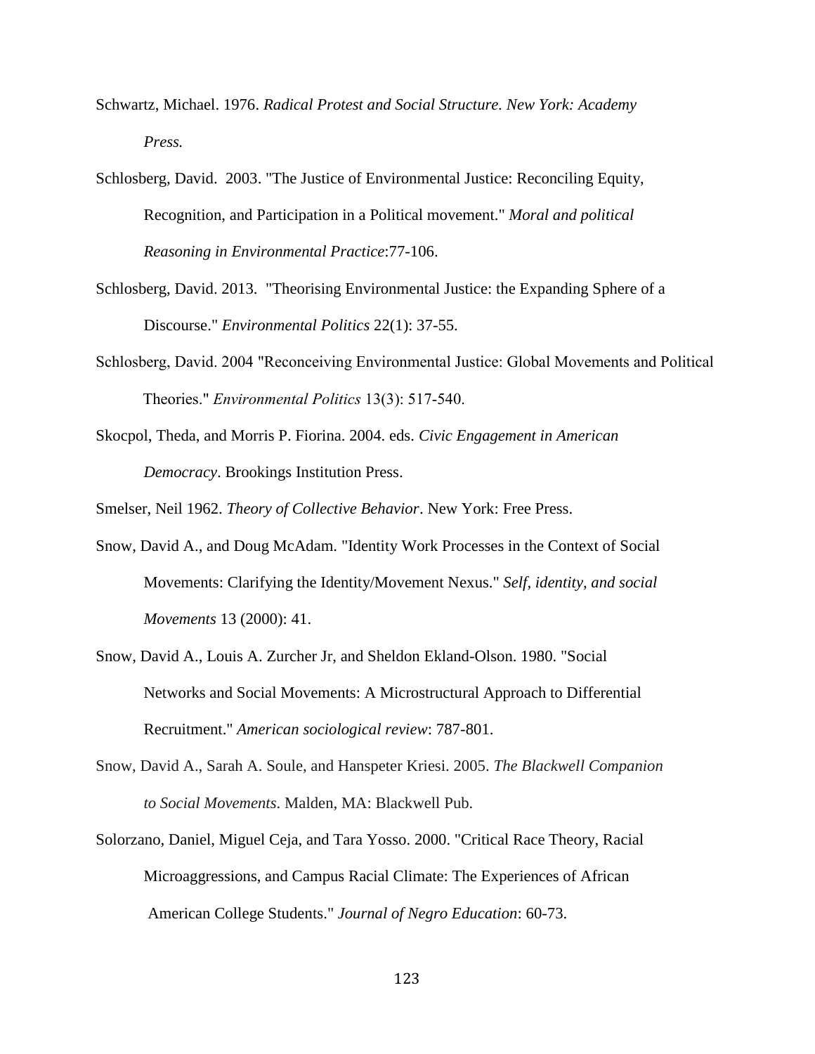Schwartz, Michael. 1976. *Radical Protest and Social Structure. New York: Academy Press.*

Schlosberg, David. 2003. "The Justice of Environmental Justice: Reconciling Equity, Recognition, and Participation in a Political movement." *Moral and political Reasoning in Environmental Practice*:77-106.

Schlosberg, David. 2013. "Theorising Environmental Justice: the Expanding Sphere of a Discourse." *Environmental Politics* 22(1): 37-55.

Schlosberg, David. 2004 "Reconceiving Environmental Justice: Global Movements and Political Theories." *Environmental Politics* 13(3): 517-540.

Skocpol, Theda, and Morris P. Fiorina. 2004. eds. *Civic Engagement in American Democracy*. Brookings Institution Press.

Smelser, Neil 1962. *Theory of Collective Behavior*. New York: Free Press.

Snow, David A., and Doug McAdam. "Identity Work Processes in the Context of Social Movements: Clarifying the Identity/Movement Nexus." *Self, identity, and social Movements* 13 (2000): 41.

Snow, David A., Louis A. Zurcher Jr, and Sheldon Ekland-Olson. 1980. "Social Networks and Social Movements: A Microstructural Approach to Differential Recruitment." *American sociological review*: 787-801.

Snow, David A., Sarah A. Soule, and Hanspeter Kriesi. 2005. *The Blackwell Companion to Social Movements*. Malden, MA: Blackwell Pub.

Solorzano, Daniel, Miguel Ceja, and Tara Yosso. 2000. "Critical Race Theory, Racial Microaggressions, and Campus Racial Climate: The Experiences of African American College Students." *Journal of Negro Education*: 60-73.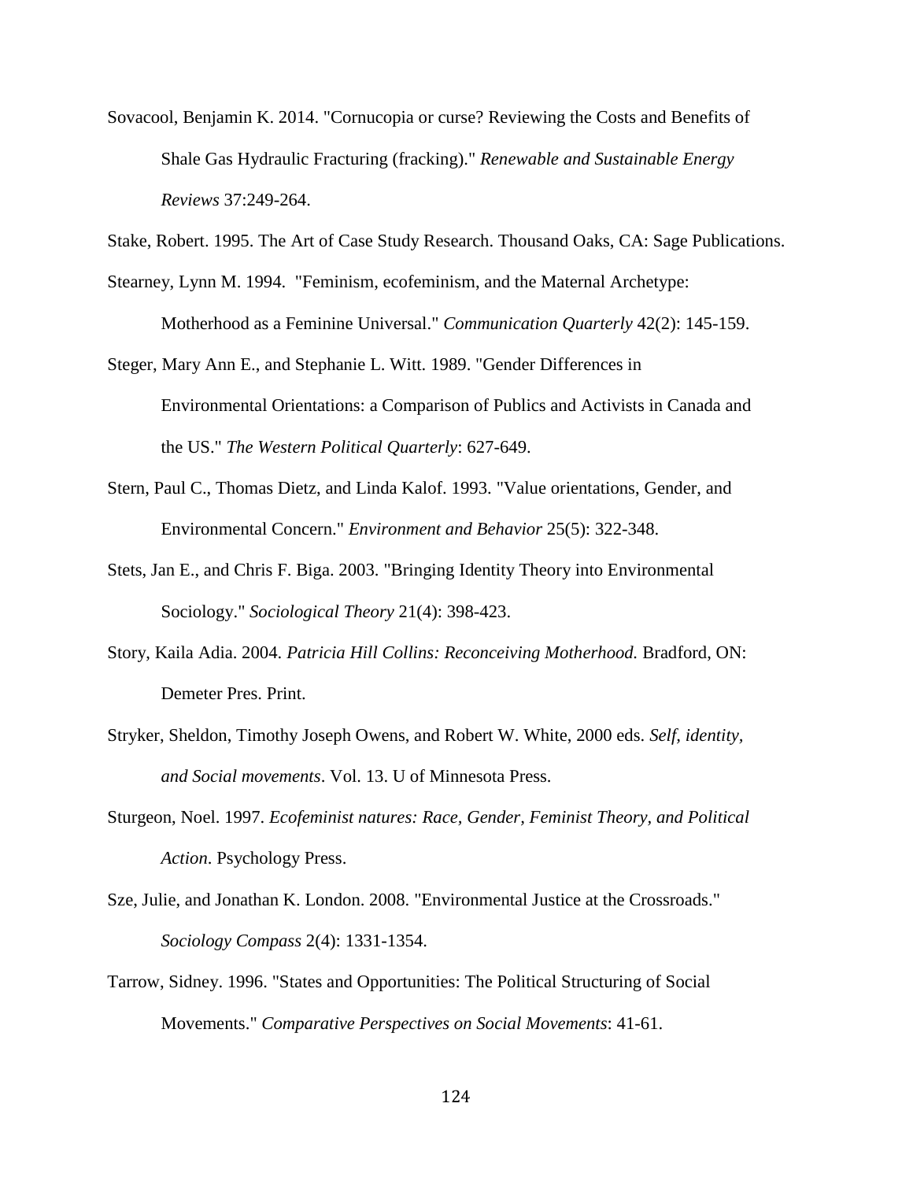Sovacool, Benjamin K. 2014. "Cornucopia or curse? Reviewing the Costs and Benefits of Shale Gas Hydraulic Fracturing (fracking)." *Renewable and Sustainable Energy Reviews* 37:249-264.

Stake, Robert. 1995. The Art of Case Study Research. Thousand Oaks, CA: Sage Publications.

Stearney, Lynn M. 1994. "Feminism, ecofeminism, and the Maternal Archetype: Motherhood as a Feminine Universal." *Communication Quarterly* 42(2): 145-159.

Steger, Mary Ann E., and Stephanie L. Witt. 1989. "Gender Differences in Environmental Orientations: a Comparison of Publics and Activists in Canada and the US." *The Western Political Quarterly*: 627-649.

Stern, Paul C., Thomas Dietz, and Linda Kalof. 1993. "Value orientations, Gender, and Environmental Concern." *Environment and Behavior* 25(5): 322-348.

Stets, Jan E., and Chris F. Biga. 2003. "Bringing Identity Theory into Environmental Sociology." *Sociological Theory* 21(4): 398-423.

Story, Kaila Adia. 2004. *Patricia Hill Collins: Reconceiving Motherhood.* Bradford, ON: Demeter Pres. Print.

Stryker, Sheldon, Timothy Joseph Owens, and Robert W. White, 2000 eds. *Self, identity, and Social movements*. Vol. 13. U of Minnesota Press.

Sturgeon, Noel. 1997. *Ecofeminist natures: Race, Gender, Feminist Theory, and Political Action*. Psychology Press.

Sze, Julie, and Jonathan K. London. 2008. "Environmental Justice at the Crossroads." *Sociology Compass* 2(4): 1331-1354.

Tarrow, Sidney. 1996. "States and Opportunities: The Political Structuring of Social Movements." *Comparative Perspectives on Social Movements*: 41-61.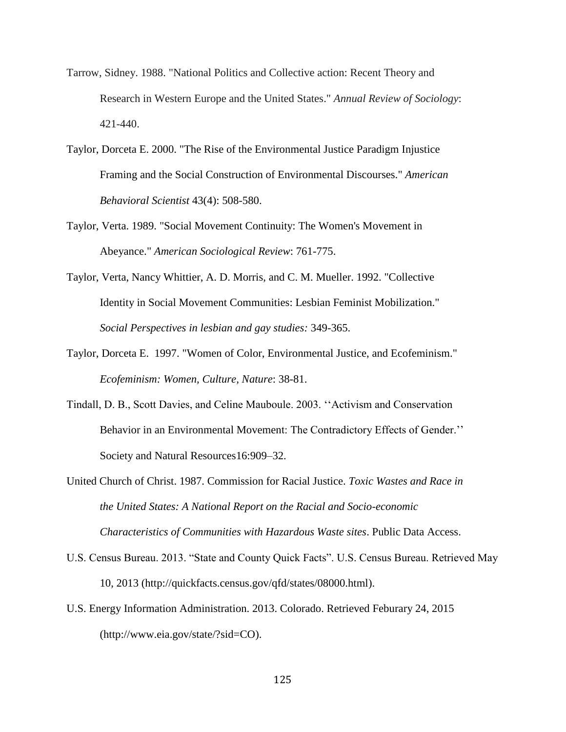Tarrow, Sidney. 1988. "National Politics and Collective action: Recent Theory and Research in Western Europe and the United States." *Annual Review of Sociology*: 421-440.

Taylor, Dorceta E. 2000. "The Rise of the Environmental Justice Paradigm Injustice Framing and the Social Construction of Environmental Discourses." *American Behavioral Scientist* 43(4): 508-580.

Taylor, Verta. 1989. "Social Movement Continuity: The Women's Movement in Abeyance." *American Sociological Review*: 761-775.

Taylor, Verta, Nancy Whittier, A. D. Morris, and C. M. Mueller. 1992. "Collective Identity in Social Movement Communities: Lesbian Feminist Mobilization." *Social Perspectives in lesbian and gay studies:* 349-365.

Taylor, Dorceta E. 1997. "Women of Color, Environmental Justice, and Ecofeminism." *Ecofeminism: Women, Culture, Nature*: 38-81.

Tindall, D. B., Scott Davies, and Celine Mauboule. 2003. ''Activism and Conservation Behavior in an Environmental Movement: The Contradictory Effects of Gender.'' Society and Natural Resources16:909–32.

United Church of Christ. 1987. Commission for Racial Justice. *Toxic Wastes and Race in the United States: A National Report on the Racial and Socio-economic Characteristics of Communities with Hazardous Waste sites*. Public Data Access.

U.S. Census Bureau. 2013. "State and County Quick Facts". U.S. Census Bureau. Retrieved May 10, 2013 (http://quickfacts.census.gov/qfd/states/08000.html).

U.S. Energy Information Administration. 2013. Colorado. Retrieved Feburary 24, 2015 (http://www.eia.gov/state/?sid=CO).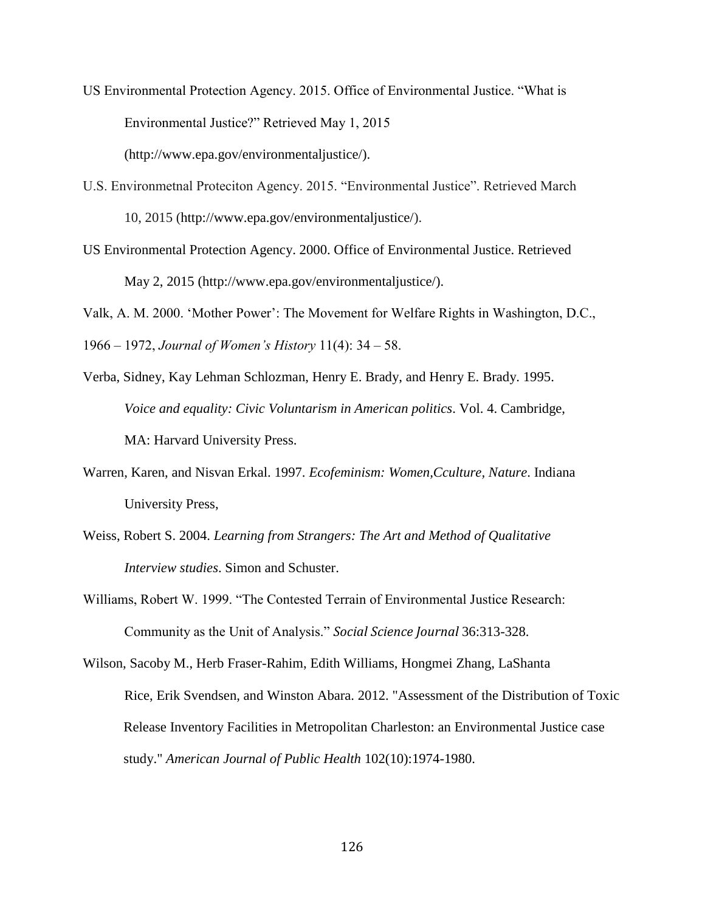US Environmental Protection Agency. 2015. Office of Environmental Justice. "What is Environmental Justice?" Retrieved May 1, 2015 (http://www.epa.gov/environmentaljustice/).

U.S. Environmetnal Proteciton Agency. 2015. "Environmental Justice". Retrieved March 10, 2015 (http://www.epa.gov/environmentaljustice/).

US Environmental Protection Agency. 2000. Office of Environmental Justice. Retrieved May 2, 2015 (http://www.epa.gov/environmentaljustice/).

Valk, A. M. 2000. 'Mother Power': The Movement for Welfare Rights in Washington, D.C., 1966 – 1972, *Journal of Women's History* 11(4): 34 – 58.

Verba, Sidney, Kay Lehman Schlozman, Henry E. Brady, and Henry E. Brady. 1995. *Voice and equality: Civic Voluntarism in American politics*. Vol. 4. Cambridge, MA: Harvard University Press.

Warren, Karen, and Nisvan Erkal. 1997. *Ecofeminism: Women,Cculture, Nature*. Indiana University Press,

Weiss, Robert S. 2004. *Learning from Strangers: The Art and Method of Qualitative Interview studies*. Simon and Schuster.

Williams, Robert W. 1999. "The Contested Terrain of Environmental Justice Research: Community as the Unit of Analysis." *Social Science Journal* 36:313-328.

Wilson, Sacoby M., Herb Fraser-Rahim, Edith Williams, Hongmei Zhang, LaShanta Rice, Erik Svendsen, and Winston Abara. 2012. "Assessment of the Distribution of Toxic Release Inventory Facilities in Metropolitan Charleston: an Environmental Justice case study." *American Journal of Public Health* 102(10):1974-1980.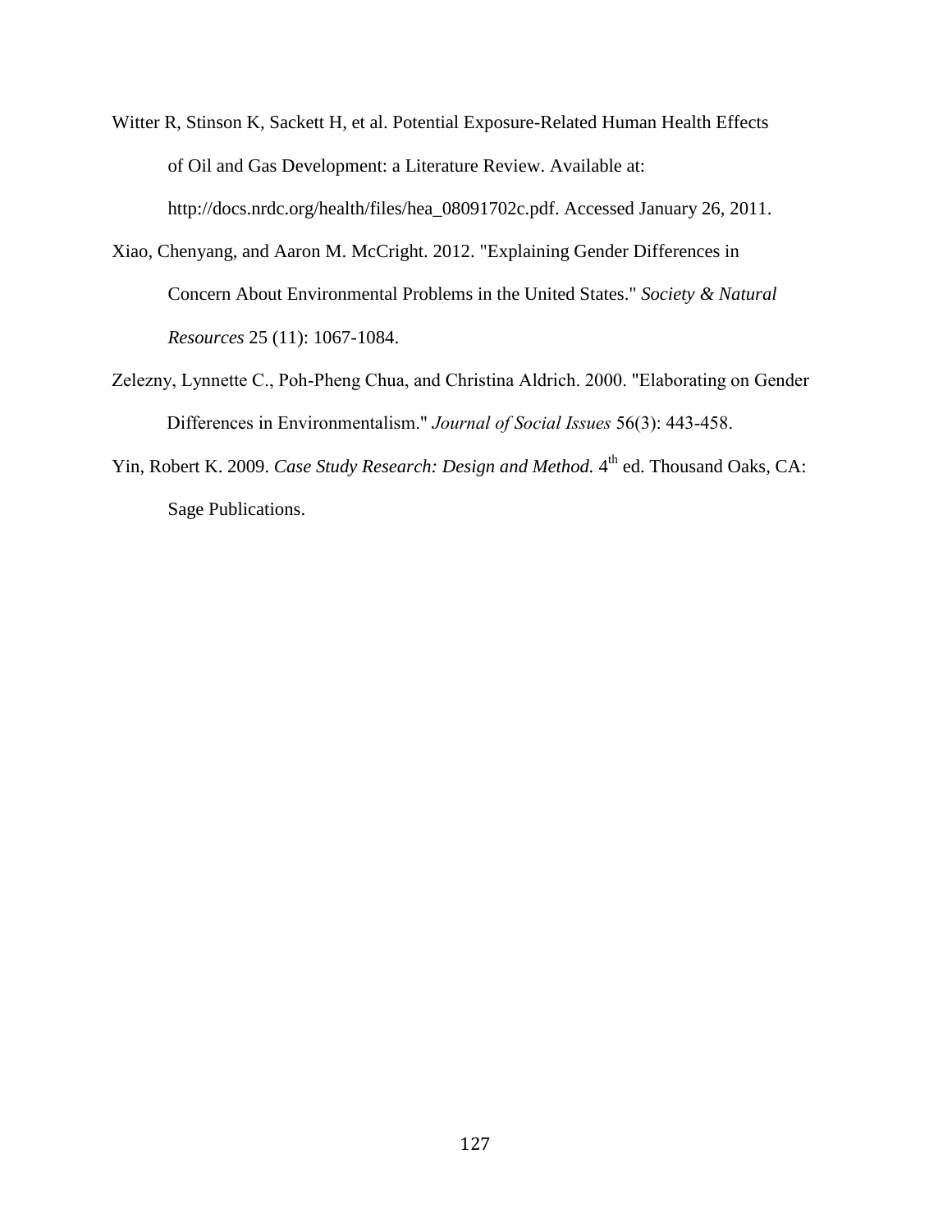Witter R, Stinson K, Sackett H, et al. Potential Exposure-Related Human Health Effects of Oil and Gas Development: a Literature Review. Available at: http://docs.nrdc.org/health/files/hea_08091702c.pdf. Accessed January 26, 2011.

Xiao, Chenyang, and Aaron M. McCright. 2012. "Explaining Gender Differences in Concern About Environmental Problems in the United States." *Society & Natural Resources* 25 (11): 1067-1084.

Zelezny, Lynnette C., Poh-Pheng Chua, and Christina Aldrich. 2000. "Elaborating on Gender Differences in Environmentalism." *Journal of Social Issues* 56(3): 443-458.

Yin, Robert K. 2009. *Case Study Research: Design and Method.* 4th ed. Thousand Oaks, CA: Sage Publications.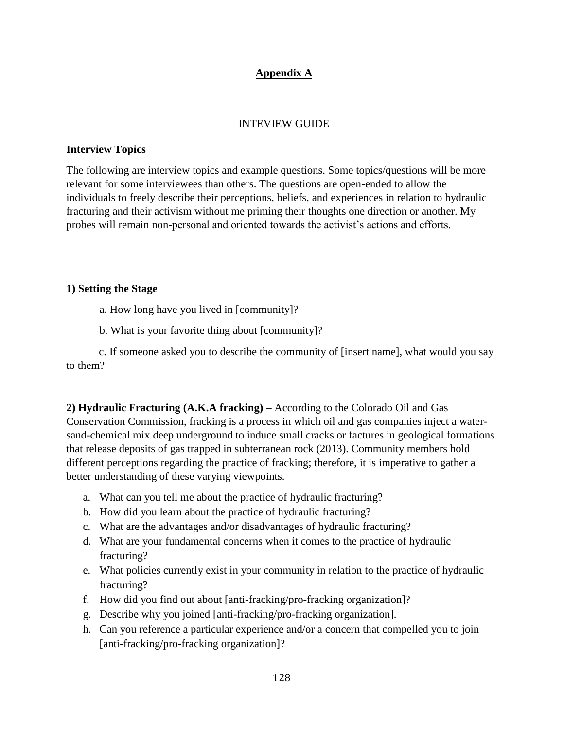## Appendix A

INTEVIEW GUIDE

**Interview Topics**

The following are interview topics and example questions. Some topics/questions will be more relevant for some interviewees than others. The questions are open-ended to allow the individuals to freely describe their perceptions, beliefs, and experiences in relation to hydraulic fracturing and their activism without me priming their thoughts one direction or another. My probes will remain non-personal and oriented towards the activist's actions and efforts.

**1) Setting the Stage**

a. How long have you lived in [community]?

b. What is your favorite thing about [community]?

c. If someone asked you to describe the community of [insert name], what would you say to them?

**2) Hydraulic Fracturing (A.K.A fracking) –** According to the Colorado Oil and Gas Conservation Commission, fracking is a process in which oil and gas companies inject a water-sand-chemical mix deep underground to induce small cracks or factures in geological formations that release deposits of gas trapped in subterranean rock (2013). Community members hold different perceptions regarding the practice of fracking; therefore, it is imperative to gather a better understanding of these varying viewpoints.

a. What can you tell me about the practice of hydraulic fracturing?
b. How did you learn about the practice of hydraulic fracturing?
c. What are the advantages and/or disadvantages of hydraulic fracturing?
d. What are your fundamental concerns when it comes to the practice of hydraulic fracturing?
e. What policies currently exist in your community in relation to the practice of hydraulic fracturing?
f. How did you find out about [anti-fracking/pro-fracking organization]?
g. Describe why you joined [anti-fracking/pro-fracking organization].
h. Can you reference a particular experience and/or a concern that compelled you to join [anti-fracking/pro-fracking organization]?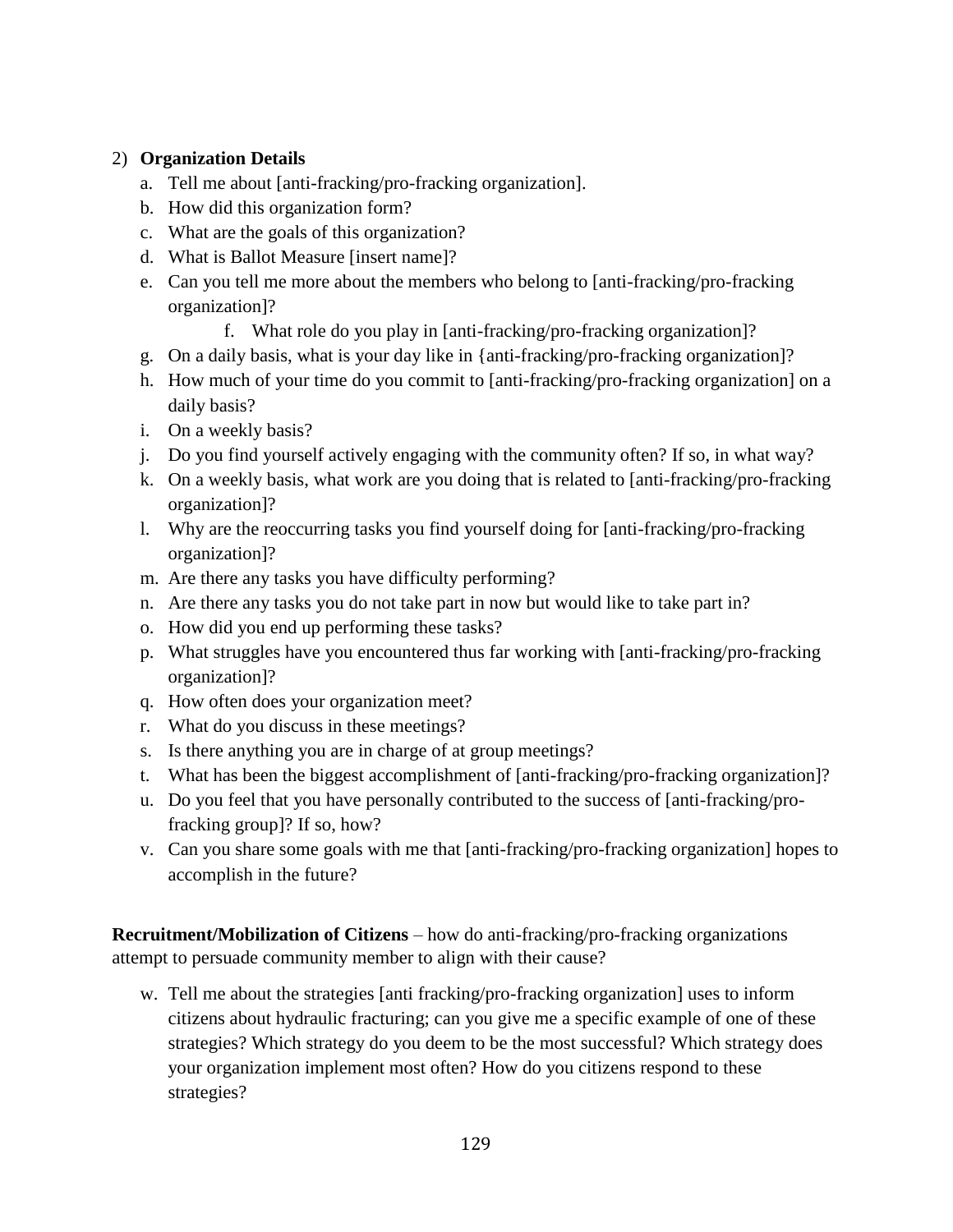2) **Organization Details**

   a. Tell me about [anti-fracking/pro-fracking organization].
   b. How did this organization form?
   c. What are the goals of this organization?
   d. What is Ballot Measure [insert name]?
   e. Can you tell me more about the members who belong to [anti-fracking/pro-fracking organization]?
   f. What role do you play in [anti-fracking/pro-fracking organization]?
   g. On a daily basis, what is your day like in {anti-fracking/pro-fracking organization]?
   h. How much of your time do you commit to [anti-fracking/pro-fracking organization] on a daily basis?
   i. On a weekly basis?
   j. Do you find yourself actively engaging with the community often? If so, in what way?
   k. On a weekly basis, what work are you doing that is related to [anti-fracking/pro-fracking organization]?
   l. Why are the reoccurring tasks you find yourself doing for [anti-fracking/pro-fracking organization]?
   m. Are there any tasks you have difficulty performing?
   n. Are there any tasks you do not take part in now but would like to take part in?
   o. How did you end up performing these tasks?
   p. What struggles have you encountered thus far working with [anti-fracking/pro-fracking organization]?
   q. How often does your organization meet?
   r. What do you discuss in these meetings?
   s. Is there anything you are in charge of at group meetings?
   t. What has been the biggest accomplishment of [anti-fracking/pro-fracking organization]?
   u. Do you feel that you have personally contributed to the success of [anti-fracking/pro-fracking group]? If so, how?
   v. Can you share some goals with me that [anti-fracking/pro-fracking organization] hopes to accomplish in the future?

**Recruitment/Mobilization of Citizens** – how do anti-fracking/pro-fracking organizations attempt to persuade community member to align with their cause?

   w. Tell me about the strategies [anti fracking/pro-fracking organization] uses to inform citizens about hydraulic fracturing; can you give me a specific example of one of these strategies? Which strategy do you deem to be the most successful? Which strategy does your organization implement most often? How do you citizens respond to these strategies?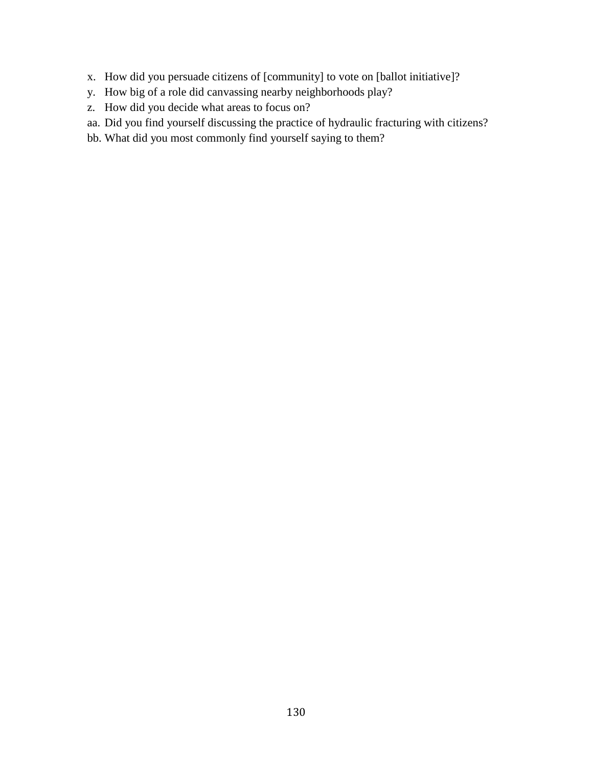x. How did you persuade citizens of [community] to vote on [ballot initiative]?
y. How big of a role did canvassing nearby neighborhoods play?
z. How did you decide what areas to focus on?
aa. Did you find yourself discussing the practice of hydraulic fracturing with citizens?
bb. What did you most commonly find yourself saying to them?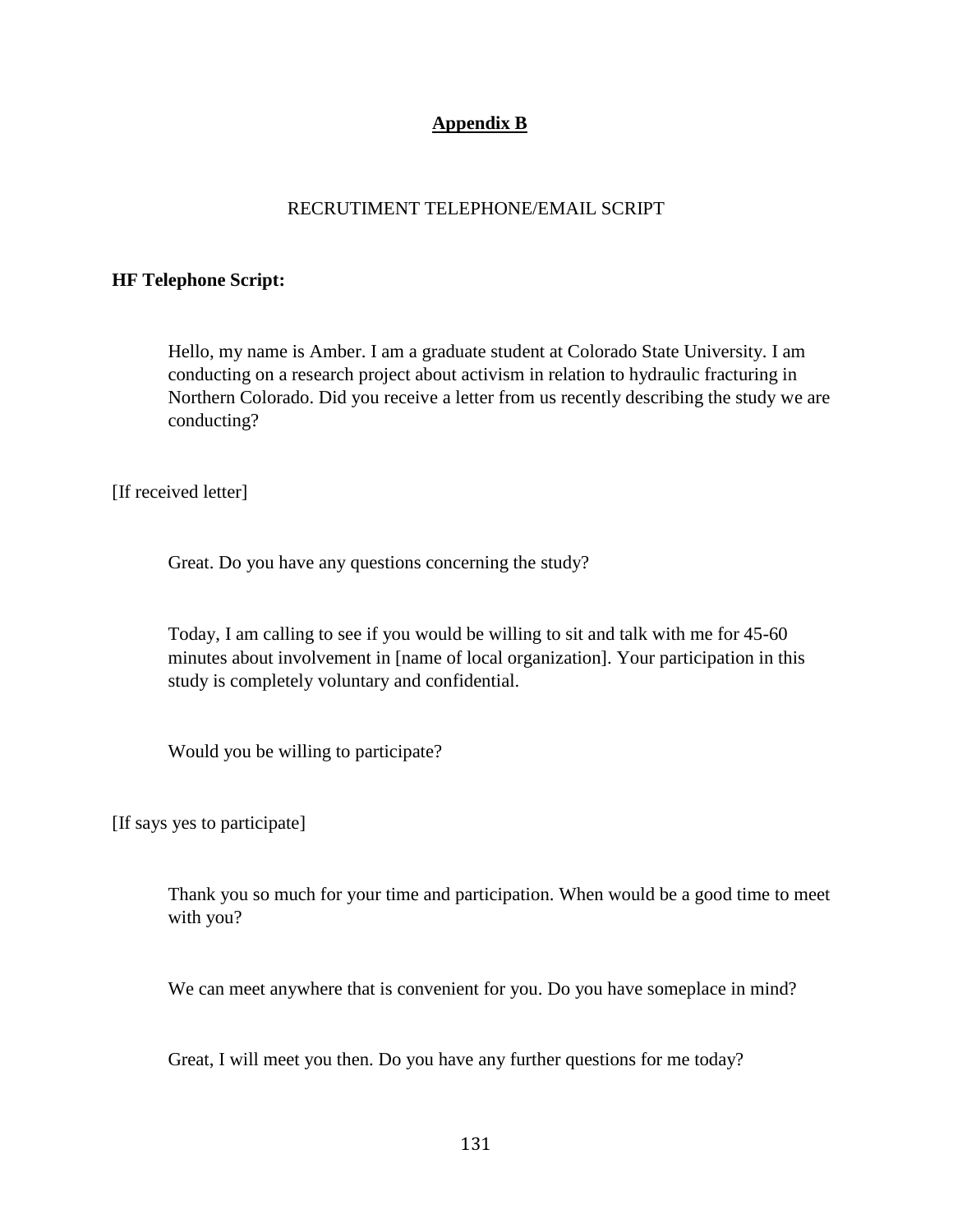## Appendix B

RECRUTIMENT TELEPHONE/EMAIL SCRIPT

**HF Telephone Script:**

Hello, my name is Amber. I am a graduate student at Colorado State University. I am conducting on a research project about activism in relation to hydraulic fracturing in Northern Colorado. Did you receive a letter from us recently describing the study we are conducting?

[If received letter]

Great. Do you have any questions concerning the study?

Today, I am calling to see if you would be willing to sit and talk with me for 45-60 minutes about involvement in [name of local organization]. Your participation in this study is completely voluntary and confidential.

Would you be willing to participate?

[If says yes to participate]

Thank you so much for your time and participation. When would be a good time to meet with you?

We can meet anywhere that is convenient for you. Do you have someplace in mind?

Great, I will meet you then. Do you have any further questions for me today?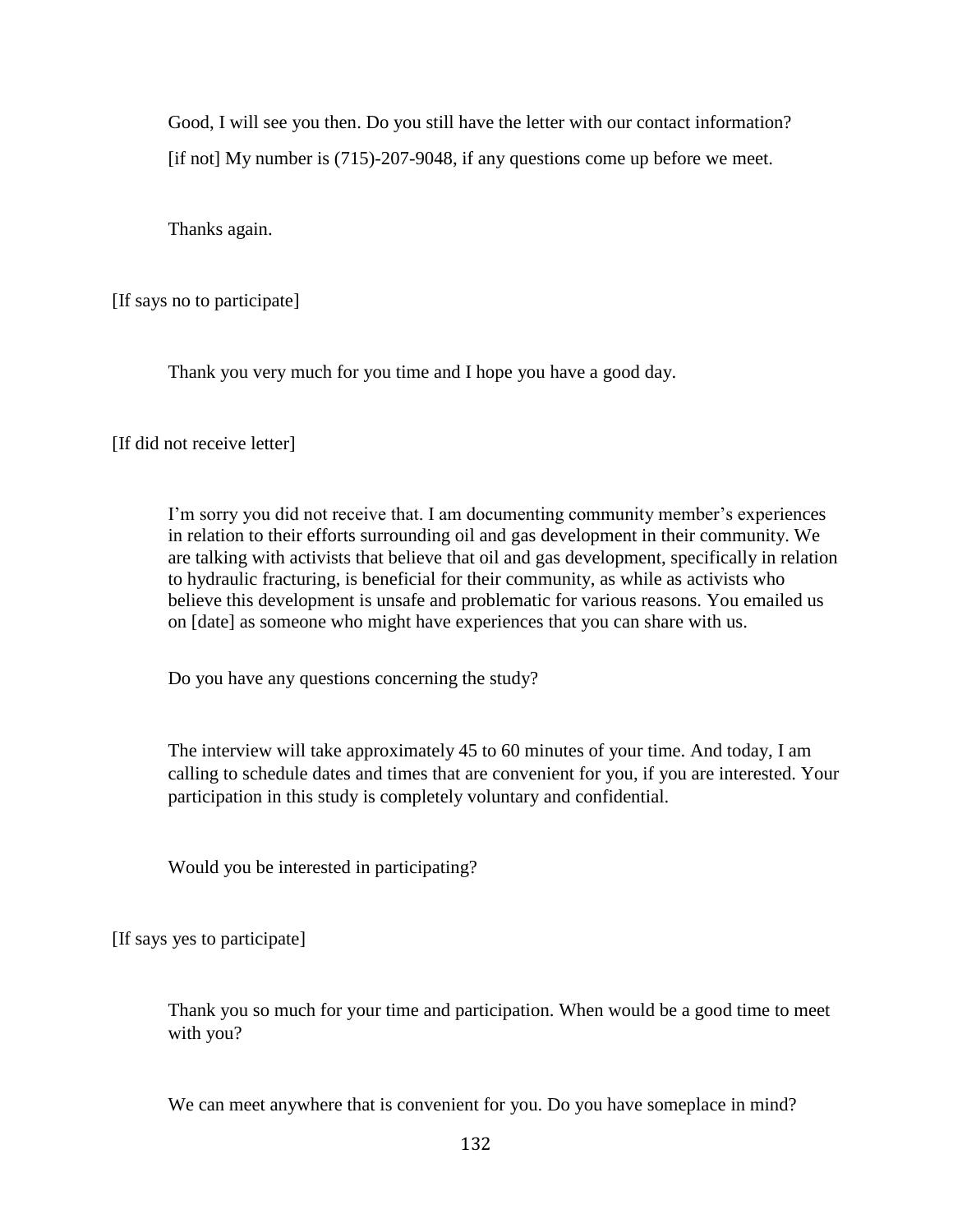Good, I will see you then. Do you still have the letter with our contact information?

[if not] My number is (715)-207-9048, if any questions come up before we meet.

Thanks again.

[If says no to participate]

Thank you very much for you time and I hope you have a good day.

[If did not receive letter]

I'm sorry you did not receive that. I am documenting community member's experiences in relation to their efforts surrounding oil and gas development in their community. We are talking with activists that believe that oil and gas development, specifically in relation to hydraulic fracturing, is beneficial for their community, as while as activists who believe this development is unsafe and problematic for various reasons. You emailed us on [date] as someone who might have experiences that you can share with us.

Do you have any questions concerning the study?

The interview will take approximately 45 to 60 minutes of your time. And today, I am calling to schedule dates and times that are convenient for you, if you are interested. Your participation in this study is completely voluntary and confidential.

Would you be interested in participating?

[If says yes to participate]

Thank you so much for your time and participation. When would be a good time to meet with you?

We can meet anywhere that is convenient for you. Do you have someplace in mind?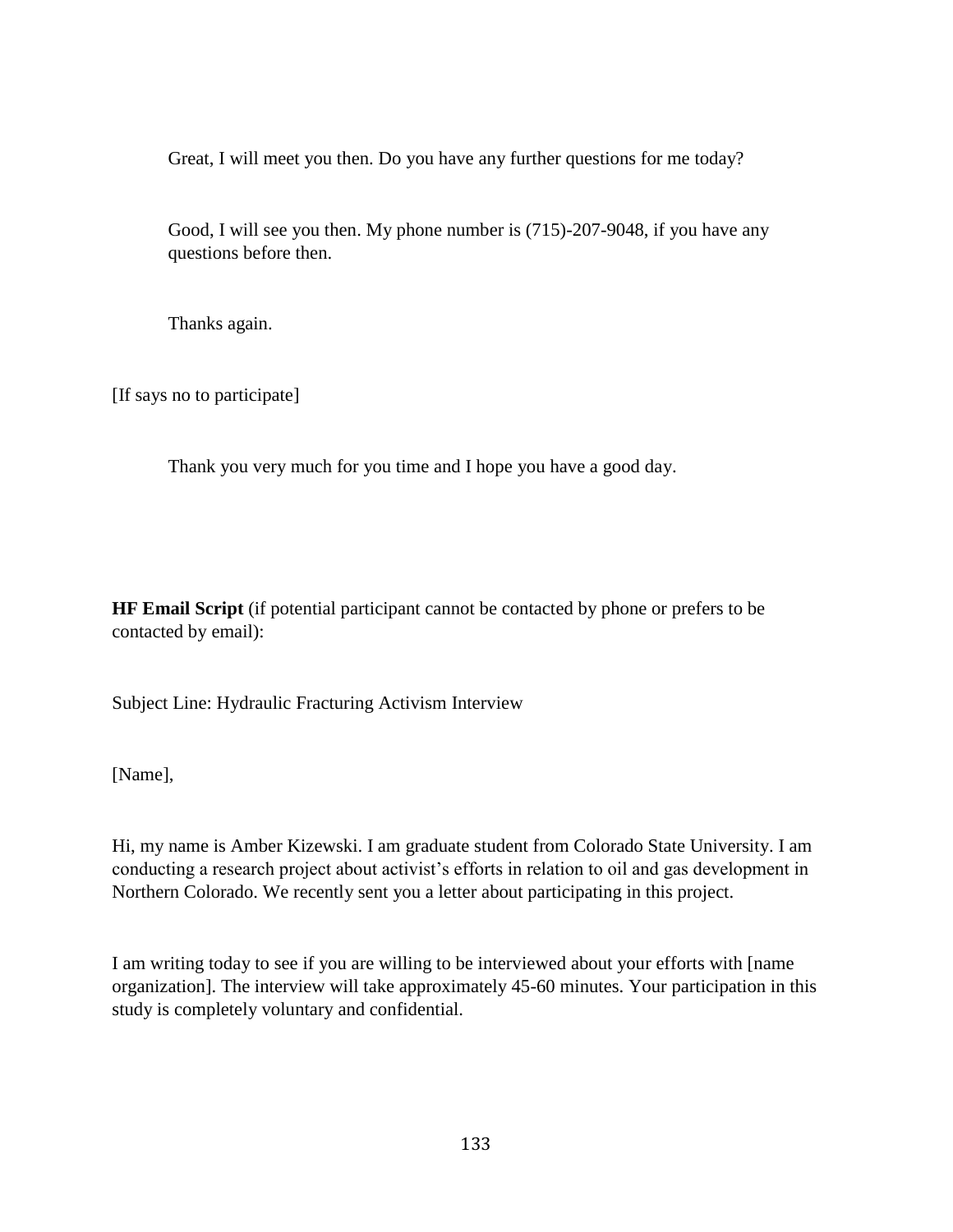Great, I will meet you then. Do you have any further questions for me today?

Good, I will see you then. My phone number is (715)-207-9048, if you have any questions before then.

Thanks again.

[If says no to participate]

Thank you very much for you time and I hope you have a good day.

**HF Email Script** (if potential participant cannot be contacted by phone or prefers to be contacted by email):

Subject Line: Hydraulic Fracturing Activism Interview

[Name],

Hi, my name is Amber Kizewski. I am graduate student from Colorado State University. I am conducting a research project about activist's efforts in relation to oil and gas development in Northern Colorado. We recently sent you a letter about participating in this project.

I am writing today to see if you are willing to be interviewed about your efforts with [name organization]. The interview will take approximately 45-60 minutes. Your participation in this study is completely voluntary and confidential.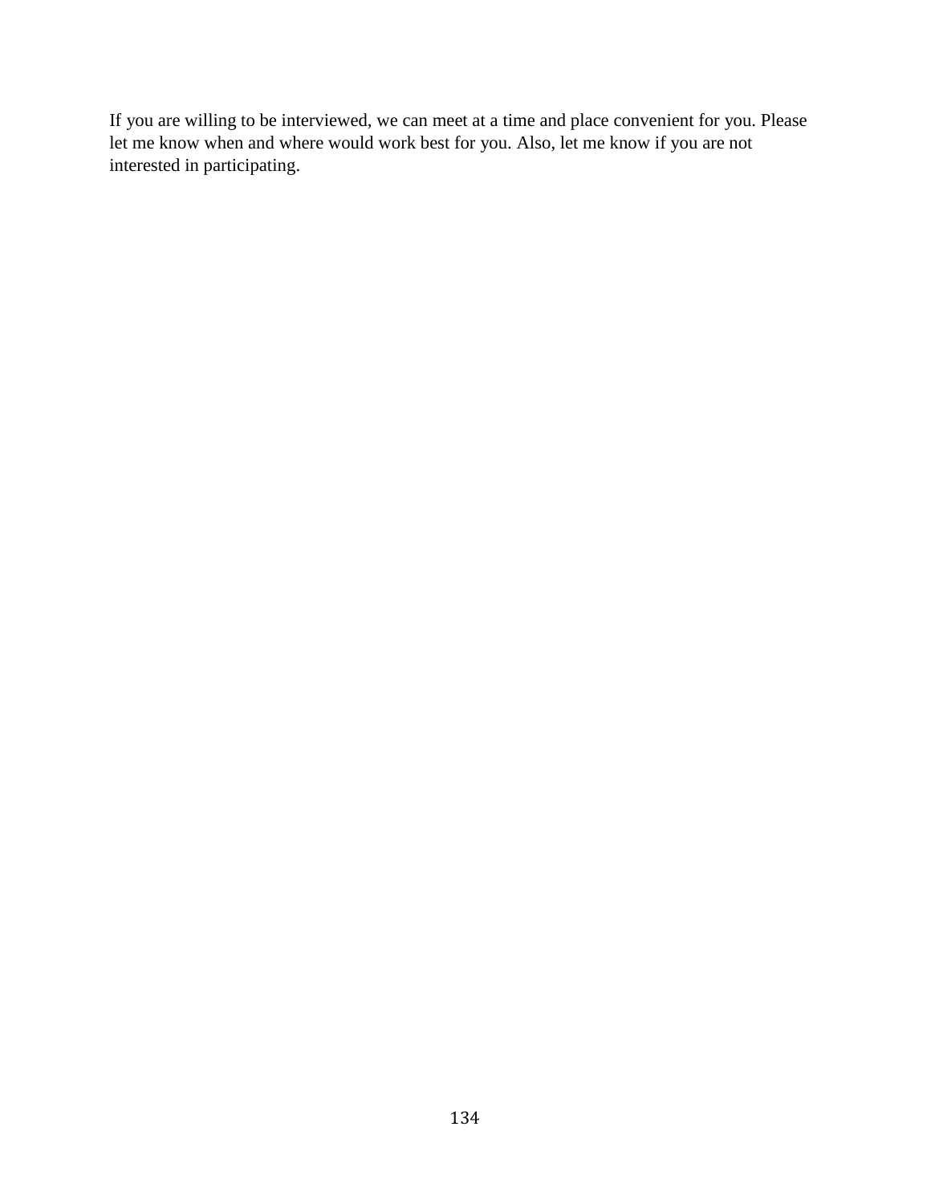If you are willing to be interviewed, we can meet at a time and place convenient for you. Please let me know when and where would work best for you. Also, let me know if you are not interested in participating.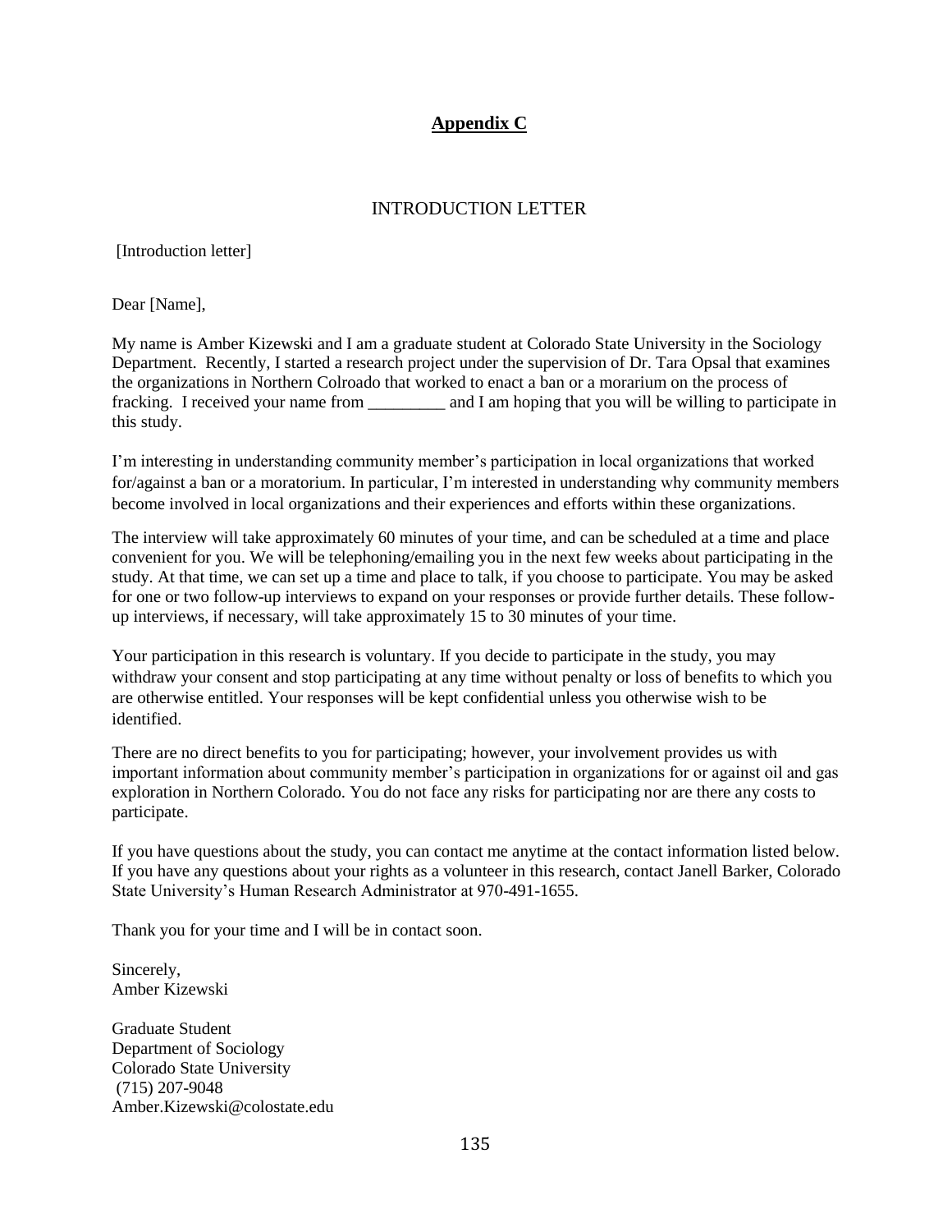# Appendix C

## INTRODUCTION LETTER

[Introduction letter]

Dear [Name],

My name is Amber Kizewski and I am a graduate student at Colorado State University in the Sociology Department. Recently, I started a research project under the supervision of Dr. Tara Opsal that examines the organizations in Northern Colroado that worked to enact a ban or a morarium on the process of fracking. I received your name from _________ and I am hoping that you will be willing to participate in this study.

I'm interesting in understanding community member's participation in local organizations that worked for/against a ban or a moratorium. In particular, I'm interested in understanding why community members become involved in local organizations and their experiences and efforts within these organizations.

The interview will take approximately 60 minutes of your time, and can be scheduled at a time and place convenient for you. We will be telephoning/emailing you in the next few weeks about participating in the study. At that time, we can set up a time and place to talk, if you choose to participate. You may be asked for one or two follow-up interviews to expand on your responses or provide further details. These follow-up interviews, if necessary, will take approximately 15 to 30 minutes of your time.

Your participation in this research is voluntary. If you decide to participate in the study, you may withdraw your consent and stop participating at any time without penalty or loss of benefits to which you are otherwise entitled. Your responses will be kept confidential unless you otherwise wish to be identified.

There are no direct benefits to you for participating; however, your involvement provides us with important information about community member's participation in organizations for or against oil and gas exploration in Northern Colorado. You do not face any risks for participating nor are there any costs to participate.

If you have questions about the study, you can contact me anytime at the contact information listed below. If you have any questions about your rights as a volunteer in this research, contact Janell Barker, Colorado State University's Human Research Administrator at 970-491-1655.

Thank you for your time and I will be in contact soon.

Sincerely,
Amber Kizewski

Graduate Student
Department of Sociology
Colorado State University
(715) 207-9048
Amber.Kizewski@colostate.edu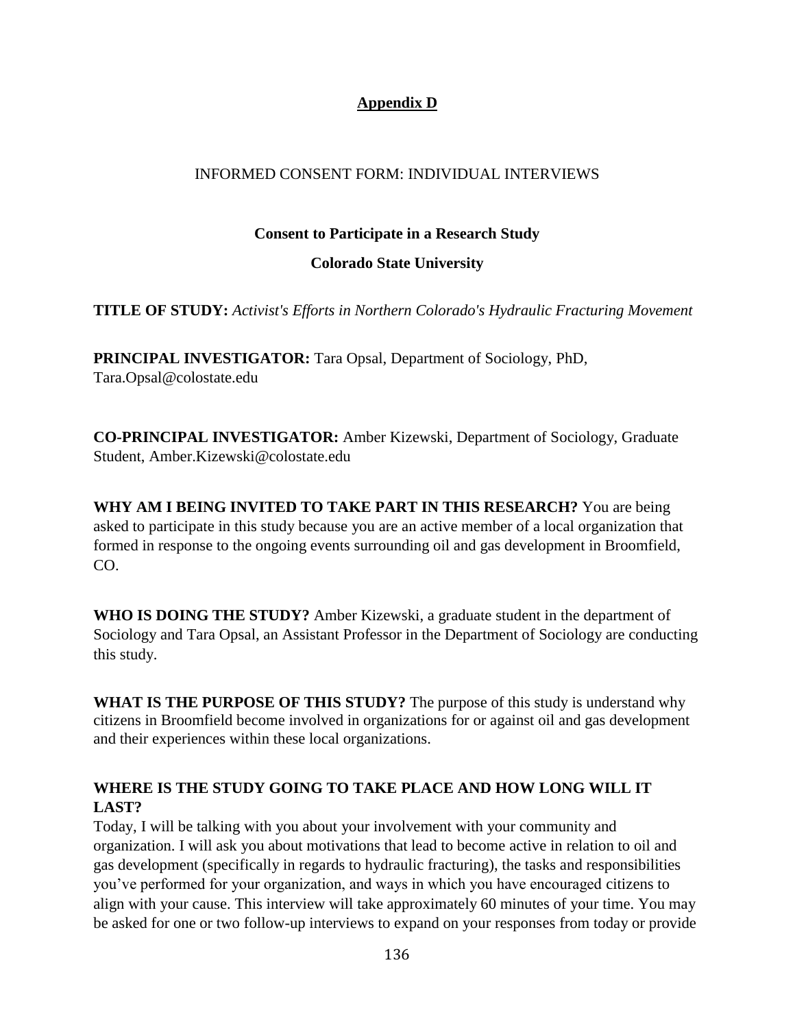## Appendix D

INFORMED CONSENT FORM: INDIVIDUAL INTERVIEWS

**Consent to Participate in a Research Study**

**Colorado State University**

**TITLE OF STUDY:** *Activist's Efforts in Northern Colorado's Hydraulic Fracturing Movement*

**PRINCIPAL INVESTIGATOR:** Tara Opsal, Department of Sociology, PhD, Tara.Opsal@colostate.edu

**CO-PRINCIPAL INVESTIGATOR:** Amber Kizewski, Department of Sociology, Graduate Student, Amber.Kizewski@colostate.edu

**WHY AM I BEING INVITED TO TAKE PART IN THIS RESEARCH?** You are being asked to participate in this study because you are an active member of a local organization that formed in response to the ongoing events surrounding oil and gas development in Broomfield, CO.

**WHO IS DOING THE STUDY?** Amber Kizewski, a graduate student in the department of Sociology and Tara Opsal, an Assistant Professor in the Department of Sociology are conducting this study.

**WHAT IS THE PURPOSE OF THIS STUDY?** The purpose of this study is understand why citizens in Broomfield become involved in organizations for or against oil and gas development and their experiences within these local organizations.

**WHERE IS THE STUDY GOING TO TAKE PLACE AND HOW LONG WILL IT LAST?**

Today, I will be talking with you about your involvement with your community and organization. I will ask you about motivations that lead to become active in relation to oil and gas development (specifically in regards to hydraulic fracturing), the tasks and responsibilities you've performed for your organization, and ways in which you have encouraged citizens to align with your cause. This interview will take approximately 60 minutes of your time. You may be asked for one or two follow-up interviews to expand on your responses from today or provide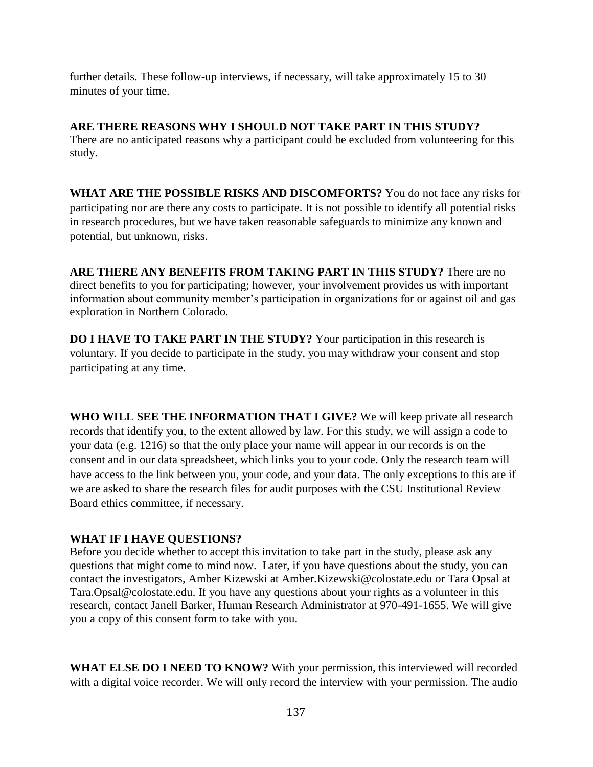further details. These follow-up interviews, if necessary, will take approximately 15 to 30 minutes of your time.

**ARE THERE REASONS WHY I SHOULD NOT TAKE PART IN THIS STUDY?**
There are no anticipated reasons why a participant could be excluded from volunteering for this study.

**WHAT ARE THE POSSIBLE RISKS AND DISCOMFORTS?** You do not face any risks for participating nor are there any costs to participate. It is not possible to identify all potential risks in research procedures, but we have taken reasonable safeguards to minimize any known and potential, but unknown, risks.

**ARE THERE ANY BENEFITS FROM TAKING PART IN THIS STUDY?** There are no direct benefits to you for participating; however, your involvement provides us with important information about community member's participation in organizations for or against oil and gas exploration in Northern Colorado.

**DO I HAVE TO TAKE PART IN THE STUDY?** Your participation in this research is voluntary. If you decide to participate in the study, you may withdraw your consent and stop participating at any time.

**WHO WILL SEE THE INFORMATION THAT I GIVE?** We will keep private all research records that identify you, to the extent allowed by law. For this study, we will assign a code to your data (e.g. 1216) so that the only place your name will appear in our records is on the consent and in our data spreadsheet, which links you to your code. Only the research team will have access to the link between you, your code, and your data. The only exceptions to this are if we are asked to share the research files for audit purposes with the CSU Institutional Review Board ethics committee, if necessary.

**WHAT IF I HAVE QUESTIONS?**
Before you decide whether to accept this invitation to take part in the study, please ask any questions that might come to mind now. Later, if you have questions about the study, you can contact the investigators, Amber Kizewski at Amber.Kizewski@colostate.edu or Tara Opsal at Tara.Opsal@colostate.edu. If you have any questions about your rights as a volunteer in this research, contact Janell Barker, Human Research Administrator at 970-491-1655. We will give you a copy of this consent form to take with you.

**WHAT ELSE DO I NEED TO KNOW?** With your permission, this interviewed will recorded with a digital voice recorder. We will only record the interview with your permission. The audio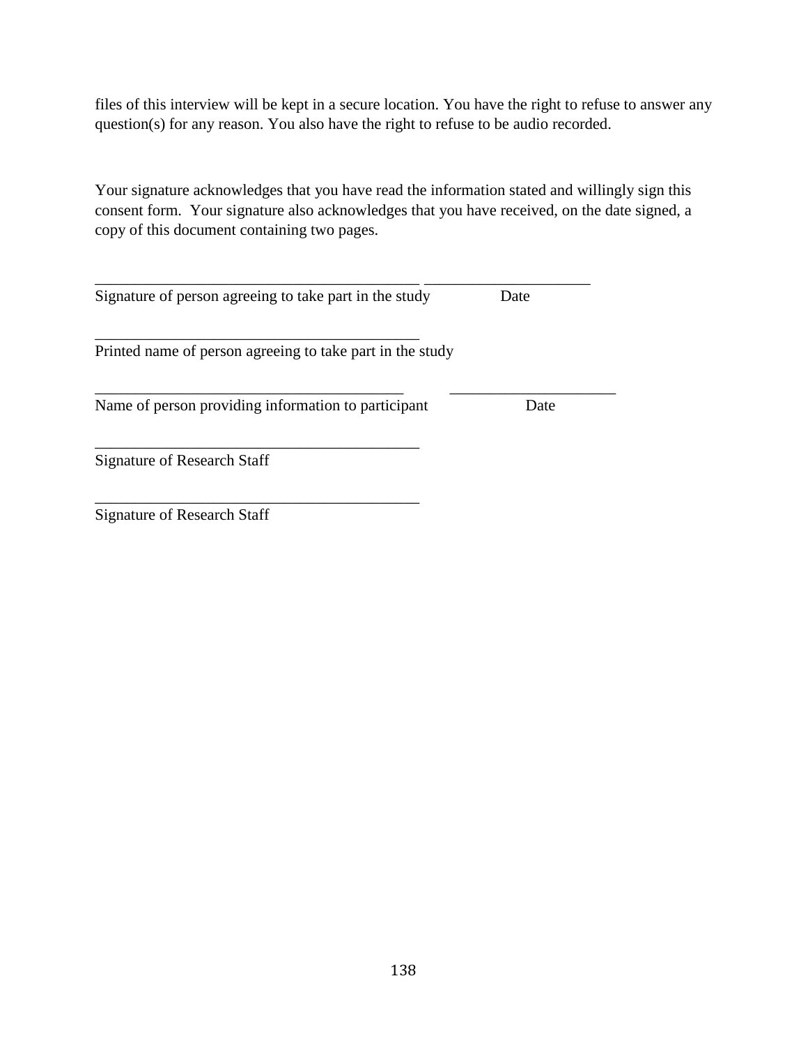files of this interview will be kept in a secure location. You have the right to refuse to answer any question(s) for any reason. You also have the right to refuse to be audio recorded.

Your signature acknowledges that you have read the information stated and willingly sign this consent form. Your signature also acknowledges that you have received, on the date signed, a copy of this document containing two pages.

\_\_\_\_\_\_\_\_\_\_\_\_\_\_\_\_\_\_\_\_\_\_\_\_\_\_\_\_\_\_\_\_\_\_\_\_\_\_\_\_\_\_ \_\_\_\_\_\_\_\_\_\_\_\_\_\_\_\_\_\_\_\_\_\_
Signature of person agreeing to take part in the study          Date

\_\_\_\_\_\_\_\_\_\_\_\_\_\_\_\_\_\_\_\_\_\_\_\_\_\_\_\_\_\_\_\_\_\_\_\_\_\_\_\_\_\_
Printed name of person agreeing to take part in the study

\_\_\_\_\_\_\_\_\_\_\_\_\_\_\_\_\_\_\_\_\_\_\_\_\_\_\_\_\_\_\_\_\_\_\_\_\_\_\_\_ \_\_\_\_\_\_\_\_\_\_\_\_\_\_\_\_\_\_\_\_\_\_
Name of person providing information to participant          Date

\_\_\_\_\_\_\_\_\_\_\_\_\_\_\_\_\_\_\_\_\_\_\_\_\_\_\_\_\_\_\_\_\_\_\_\_\_\_\_\_\_\_
Signature of Research Staff

\_\_\_\_\_\_\_\_\_\_\_\_\_\_\_\_\_\_\_\_\_\_\_\_\_\_\_\_\_\_\_\_\_\_\_\_\_\_\_\_\_\_
Signature of Research Staff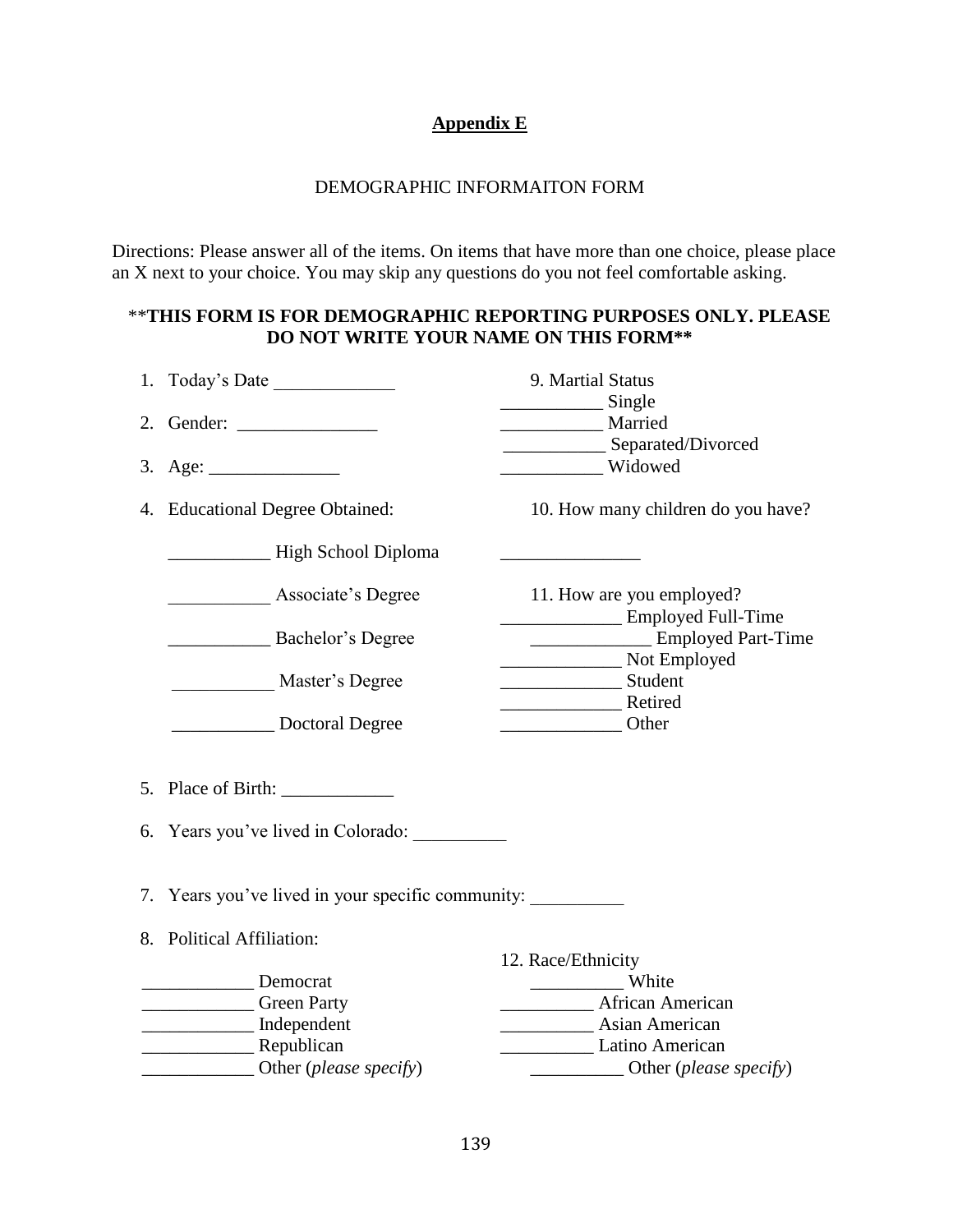## Appendix E

DEMOGRAPHIC INFORMAITON FORM

Directions: Please answer all of the items. On items that have more than one choice, please place an X next to your choice. You may skip any questions do you not feel comfortable asking.

**\*\*THIS FORM IS FOR DEMOGRAPHIC REPORTING PURPOSES ONLY. PLEASE DO NOT WRITE YOUR NAME ON THIS FORM\*\***

1. Today's Date _____________
2. Gender: _______________
3. Age: ______________
4. Educational Degree Obtained:

   ___________ High School Diploma

   ___________ Associate's Degree

   ___________ Bachelor's Degree

   ___________ Master's Degree

   ___________ Doctoral Degree

5. Place of Birth: ____________
6. Years you've lived in Colorado: __________
7. Years you've lived in your specific community: __________
8. Political Affiliation:

   ____________ Democrat
   ____________ Green Party
   ____________ Independent
   ____________ Republican
   ____________ Other (*please specify*)

9. Martial Status

   ___________ Single
   ___________ Married
   ___________ Separated/Divorced
   ___________ Widowed

10. How many children do you have?

    _______________

11. How are you employed?

    _____________ Employed Full-Time
    _____________ Employed Part-Time
    _____________ Not Employed
    _____________ Student
    _____________ Retired
    _____________ Other

12. Race/Ethnicity

    __________ White
    __________ African American
    __________ Asian American
    __________ Latino American
    __________ Other (*please specify*)